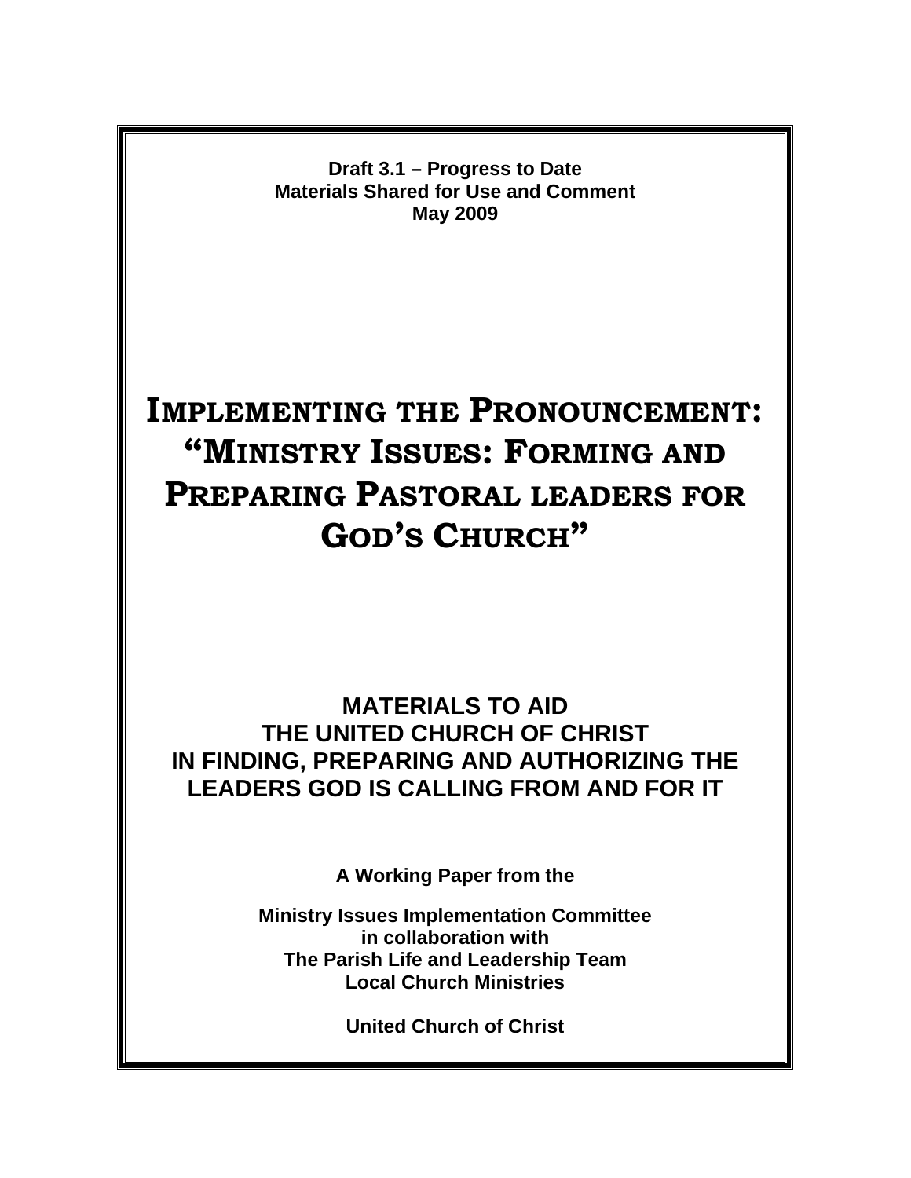**Draft 3.1 – Progress to Date**
**Materials Shared for Use and Comment**
**May 2009**

# IMPLEMENTING THE PRONOUNCEMENT: "MINISTRY ISSUES: FORMING AND PREPARING PASTORAL LEADERS FOR GOD'S CHURCH"

## MATERIALS TO AID THE UNITED CHURCH OF CHRIST IN FINDING, PREPARING AND AUTHORIZING THE LEADERS GOD IS CALLING FROM AND FOR IT

**A Working Paper from the**

**Ministry Issues Implementation Committee**
**in collaboration with**
**The Parish Life and Leadership Team**
**Local Church Ministries**

**United Church of Christ**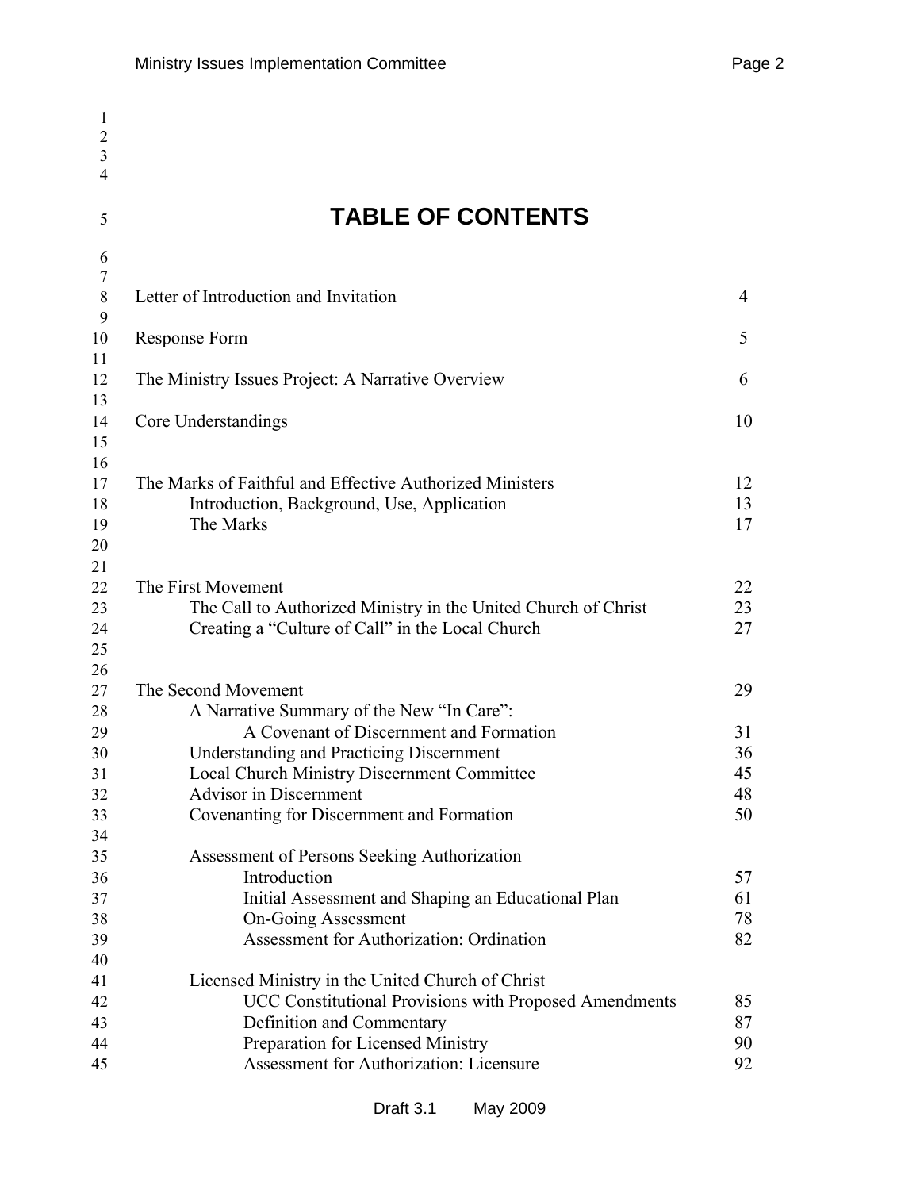# TABLE OF CONTENTS

| | |
|---|---|
| Letter of Introduction and Invitation | 4 |
| Response Form | 5 |
| The Ministry Issues Project: A Narrative Overview | 6 |
| Core Understandings | 10 |
| The Marks of Faithful and Effective Authorized Ministers | 12 |
| Introduction, Background, Use, Application | 13 |
| The Marks | 17 |
| The First Movement | 22 |
| The Call to Authorized Ministry in the United Church of Christ | 23 |
| Creating a "Culture of Call" in the Local Church | 27 |
| The Second Movement | 29 |
| A Narrative Summary of the New "In Care": A Covenant of Discernment and Formation | 31 |
| Understanding and Practicing Discernment | 36 |
| Local Church Ministry Discernment Committee | 45 |
| Advisor in Discernment | 48 |
| Covenanting for Discernment and Formation | 50 |
| Assessment of Persons Seeking Authorization | |
| Introduction | 57 |
| Initial Assessment and Shaping an Educational Plan | 61 |
| On-Going Assessment | 78 |
| Assessment for Authorization: Ordination | 82 |
| Licensed Ministry in the United Church of Christ | |
| UCC Constitutional Provisions with Proposed Amendments | 85 |
| Definition and Commentary | 87 |
| Preparation for Licensed Ministry | 90 |
| Assessment for Authorization: Licensure | 92 |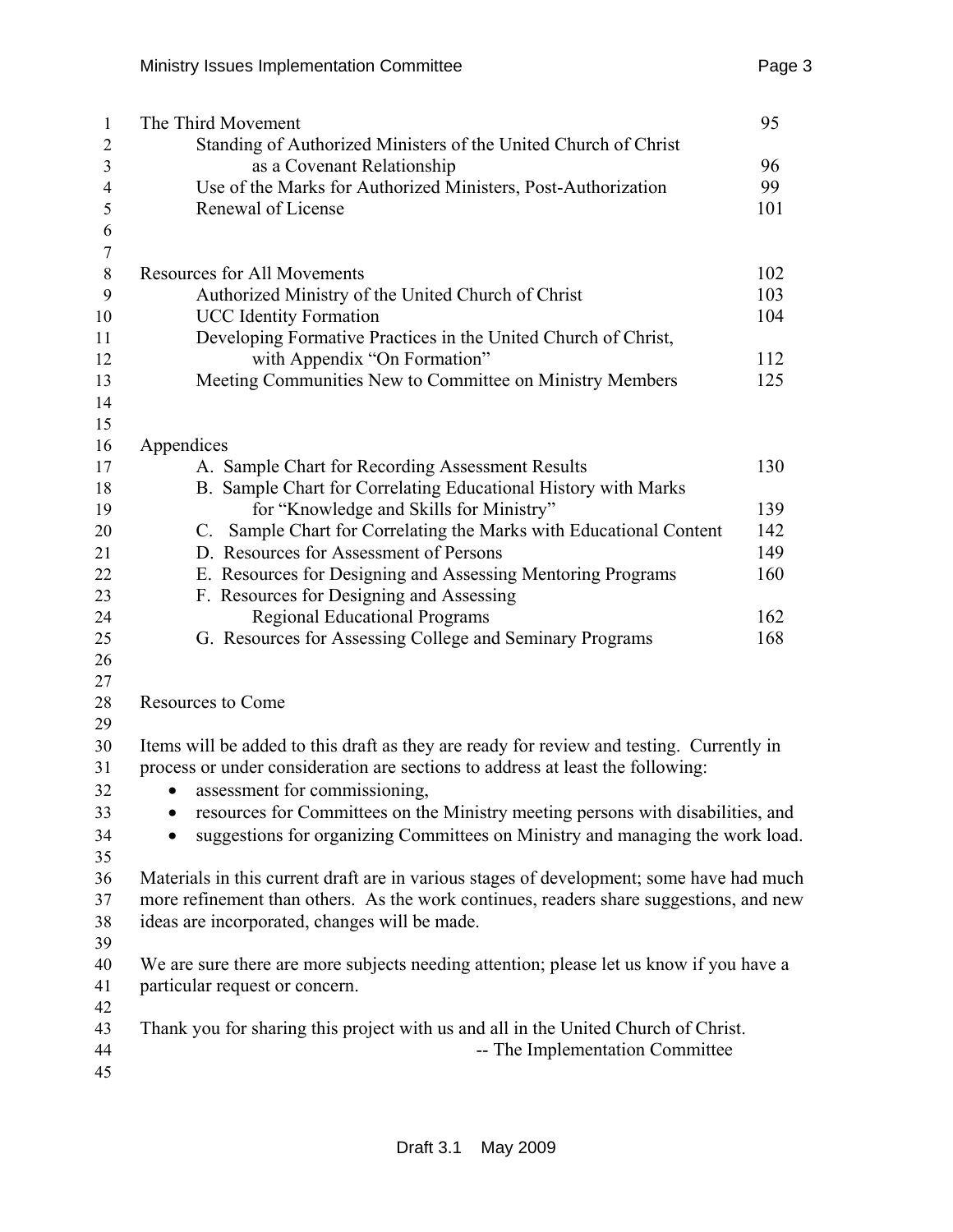| | |
|---|---|
| The Third Movement | 95 |
| Standing of Authorized Ministers of the United Church of Christ as a Covenant Relationship | 96 |
| Use of the Marks for Authorized Ministers, Post-Authorization | 99 |
| Renewal of License | 101 |
| | |
| Resources for All Movements | 102 |
| Authorized Ministry of the United Church of Christ | 103 |
| UCC Identity Formation | 104 |
| Developing Formative Practices in the United Church of Christ, with Appendix "On Formation" | 112 |
| Meeting Communities New to Committee on Ministry Members | 125 |
| | |
| Appendices | |
| A. Sample Chart for Recording Assessment Results | 130 |
| B. Sample Chart for Correlating Educational History with Marks for "Knowledge and Skills for Ministry" | 139 |
| C. Sample Chart for Correlating the Marks with Educational Content | 142 |
| D. Resources for Assessment of Persons | 149 |
| E. Resources for Designing and Assessing Mentoring Programs | 160 |
| F. Resources for Designing and Assessing Regional Educational Programs | 162 |
| G. Resources for Assessing College and Seminary Programs | 168 |

Resources to Come

Items will be added to this draft as they are ready for review and testing. Currently in process or under consideration are sections to address at least the following:

- assessment for commissioning,
- resources for Committees on the Ministry meeting persons with disabilities, and
- suggestions for organizing Committees on Ministry and managing the work load.

Materials in this current draft are in various stages of development; some have had much more refinement than others. As the work continues, readers share suggestions, and new ideas are incorporated, changes will be made.

We are sure there are more subjects needing attention; please let us know if you have a particular request or concern.

Thank you for sharing this project with us and all in the United Church of Christ.

-- The Implementation Committee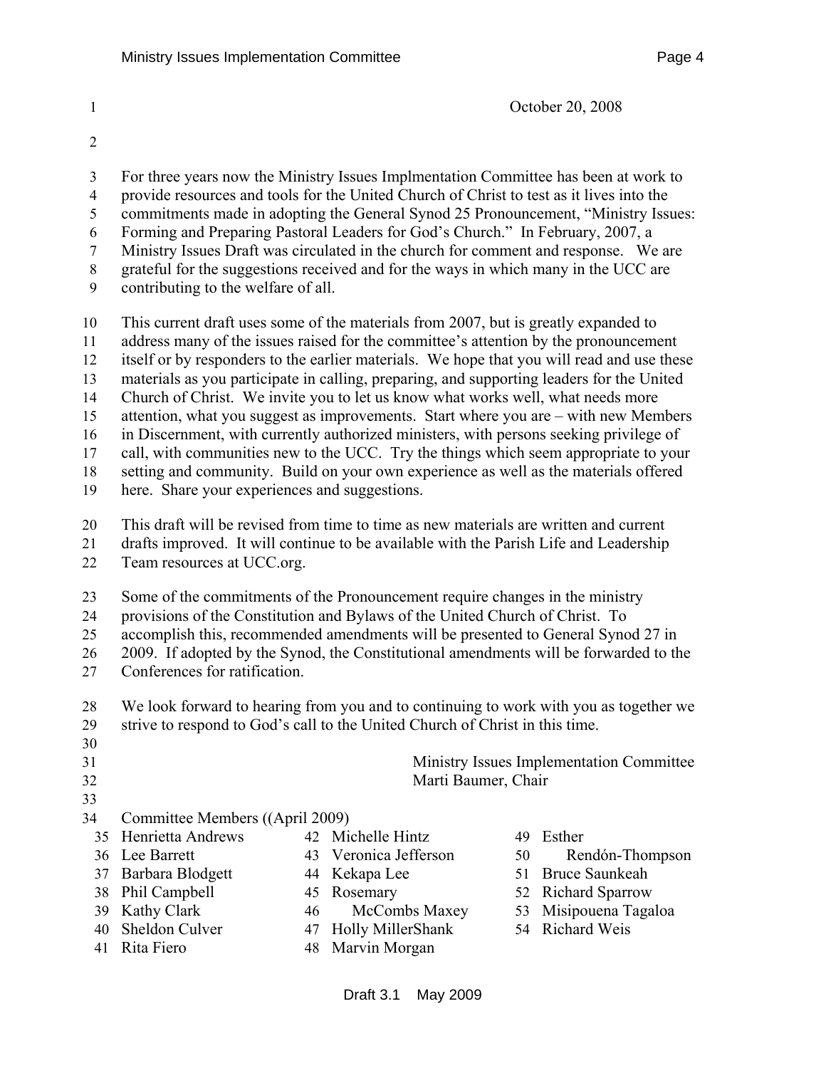October 20, 2008

For three years now the Ministry Issues Implmentation Committee has been at work to provide resources and tools for the United Church of Christ to test as it lives into the commitments made in adopting the General Synod 25 Pronouncement, "Ministry Issues: Forming and Preparing Pastoral Leaders for God's Church." In February, 2007, a Ministry Issues Draft was circulated in the church for comment and response. We are grateful for the suggestions received and for the ways in which many in the UCC are contributing to the welfare of all.

This current draft uses some of the materials from 2007, but is greatly expanded to address many of the issues raised for the committee's attention by the pronouncement itself or by responders to the earlier materials. We hope that you will read and use these materials as you participate in calling, preparing, and supporting leaders for the United Church of Christ. We invite you to let us know what works well, what needs more attention, what you suggest as improvements. Start where you are – with new Members in Discernment, with currently authorized ministers, with persons seeking privilege of call, with communities new to the UCC. Try the things which seem appropriate to your setting and community. Build on your own experience as well as the materials offered here. Share your experiences and suggestions.

This draft will be revised from time to time as new materials are written and current drafts improved. It will continue to be available with the Parish Life and Leadership Team resources at UCC.org.

Some of the commitments of the Pronouncement require changes in the ministry provisions of the Constitution and Bylaws of the United Church of Christ. To accomplish this, recommended amendments will be presented to General Synod 27 in 2009. If adopted by the Synod, the Constitutional amendments will be forwarded to the Conferences for ratification.

We look forward to hearing from you and to continuing to work with you as together we strive to respond to God's call to the United Church of Christ in this time.

Ministry Issues Implementation Committee
Marti Baumer, Chair

Committee Members ((April 2009)

- Henrietta Andrews
- Lee Barrett
- Barbara Blodgett
- Phil Campbell
- Kathy Clark
- Sheldon Culver
- Rita Fiero
- Michelle Hintz
- Veronica Jefferson
- Kekapa Lee
- Rosemary McCombs Maxey
- Holly MillerShank
- Marvin Morgan
- Esther Rendón-Thompson
- Bruce Saunkeah
- Richard Sparrow
- Misipouena Tagaloa
- Richard Weis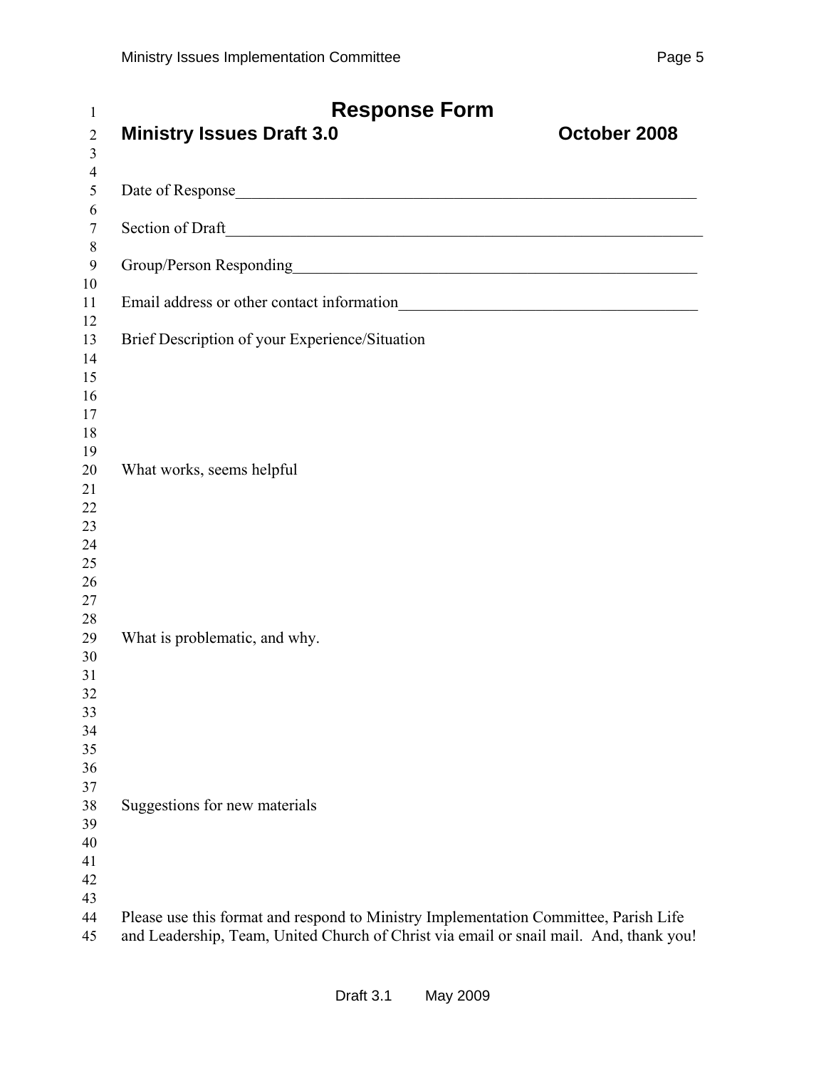# Response Form

## Ministry Issues Draft 3.0 October 2008

Date of Response________________________________________________________

Section of Draft__________________________________________________________

Group/Person Responding__________________________________________________

Email address or other contact information__________________________________

Brief Description of your Experience/Situation

What works, seems helpful

What is problematic, and why.

Suggestions for new materials

Please use this format and respond to Ministry Implementation Committee, Parish Life and Leadership, Team, United Church of Christ via email or snail mail. And, thank you!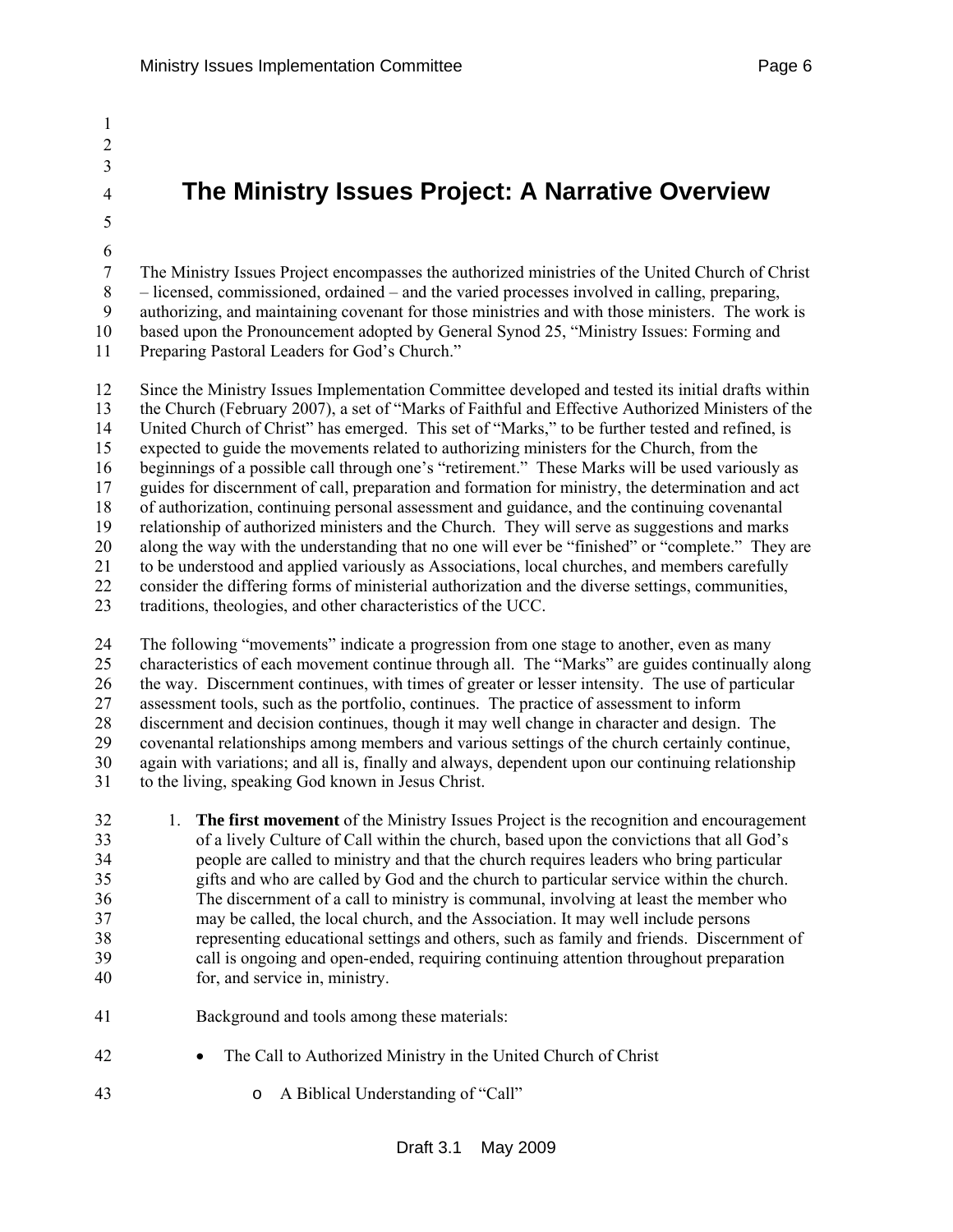# The Ministry Issues Project: A Narrative Overview

The Ministry Issues Project encompasses the authorized ministries of the United Church of Christ – licensed, commissioned, ordained – and the varied processes involved in calling, preparing, authorizing, and maintaining covenant for those ministries and with those ministers. The work is based upon the Pronouncement adopted by General Synod 25, "Ministry Issues: Forming and Preparing Pastoral Leaders for God's Church."

Since the Ministry Issues Implementation Committee developed and tested its initial drafts within the Church (February 2007), a set of "Marks of Faithful and Effective Authorized Ministers of the United Church of Christ" has emerged. This set of "Marks," to be further tested and refined, is expected to guide the movements related to authorizing ministers for the Church, from the beginnings of a possible call through one's "retirement." These Marks will be used variously as guides for discernment of call, preparation and formation for ministry, the determination and act of authorization, continuing personal assessment and guidance, and the continuing covenantal relationship of authorized ministers and the Church. They will serve as suggestions and marks along the way with the understanding that no one will ever be "finished" or "complete." They are to be understood and applied variously as Associations, local churches, and members carefully consider the differing forms of ministerial authorization and the diverse settings, communities, traditions, theologies, and other characteristics of the UCC.

The following "movements" indicate a progression from one stage to another, even as many characteristics of each movement continue through all. The "Marks" are guides continually along the way. Discernment continues, with times of greater or lesser intensity. The use of particular assessment tools, such as the portfolio, continues. The practice of assessment to inform discernment and decision continues, though it may well change in character and design. The covenantal relationships among members and various settings of the church certainly continue, again with variations; and all is, finally and always, dependent upon our continuing relationship to the living, speaking God known in Jesus Christ.

1. **The first movement** of the Ministry Issues Project is the recognition and encouragement of a lively Culture of Call within the church, based upon the convictions that all God's people are called to ministry and that the church requires leaders who bring particular gifts and who are called by God and the church to particular service within the church. The discernment of a call to ministry is communal, involving at least the member who may be called, the local church, and the Association. It may well include persons representing educational settings and others, such as family and friends. Discernment of call is ongoing and open-ended, requiring continuing attention throughout preparation for, and service in, ministry.

   Background and tools among these materials:

   - The Call to Authorized Ministry in the United Church of Christ
     - A Biblical Understanding of "Call"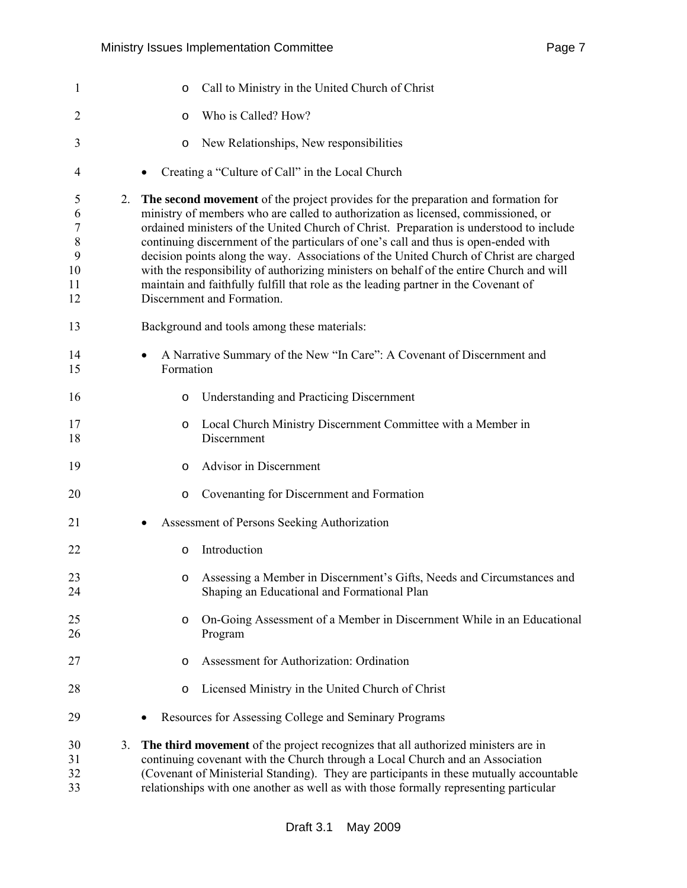- Call to Ministry in the United Church of Christ
  - Who is Called? How?
  - New Relationships, New responsibilities
- Creating a "Culture of Call" in the Local Church

2. **The second movement** of the project provides for the preparation and formation for ministry of members who are called to authorization as licensed, commissioned, or ordained ministers of the United Church of Christ. Preparation is understood to include continuing discernment of the particulars of one's call and thus is open-ended with decision points along the way. Associations of the United Church of Christ are charged with the responsibility of authorizing ministers on behalf of the entire Church and will maintain and faithfully fulfill that role as the leading partner in the Covenant of Discernment and Formation.

   Background and tools among these materials:

   - A Narrative Summary of the New "In Care": A Covenant of Discernment and Formation
     - Understanding and Practicing Discernment
     - Local Church Ministry Discernment Committee with a Member in Discernment
     - Advisor in Discernment
     - Covenanting for Discernment and Formation
   - Assessment of Persons Seeking Authorization
     - Introduction
     - Assessing a Member in Discernment's Gifts, Needs and Circumstances and Shaping an Educational and Formational Plan
     - On-Going Assessment of a Member in Discernment While in an Educational Program
     - Assessment for Authorization: Ordination
     - Licensed Ministry in the United Church of Christ
   - Resources for Assessing College and Seminary Programs

3. **The third movement** of the project recognizes that all authorized ministers are in continuing covenant with the Church through a Local Church and an Association (Covenant of Ministerial Standing). They are participants in these mutually accountable relationships with one another as well as with those formally representing particular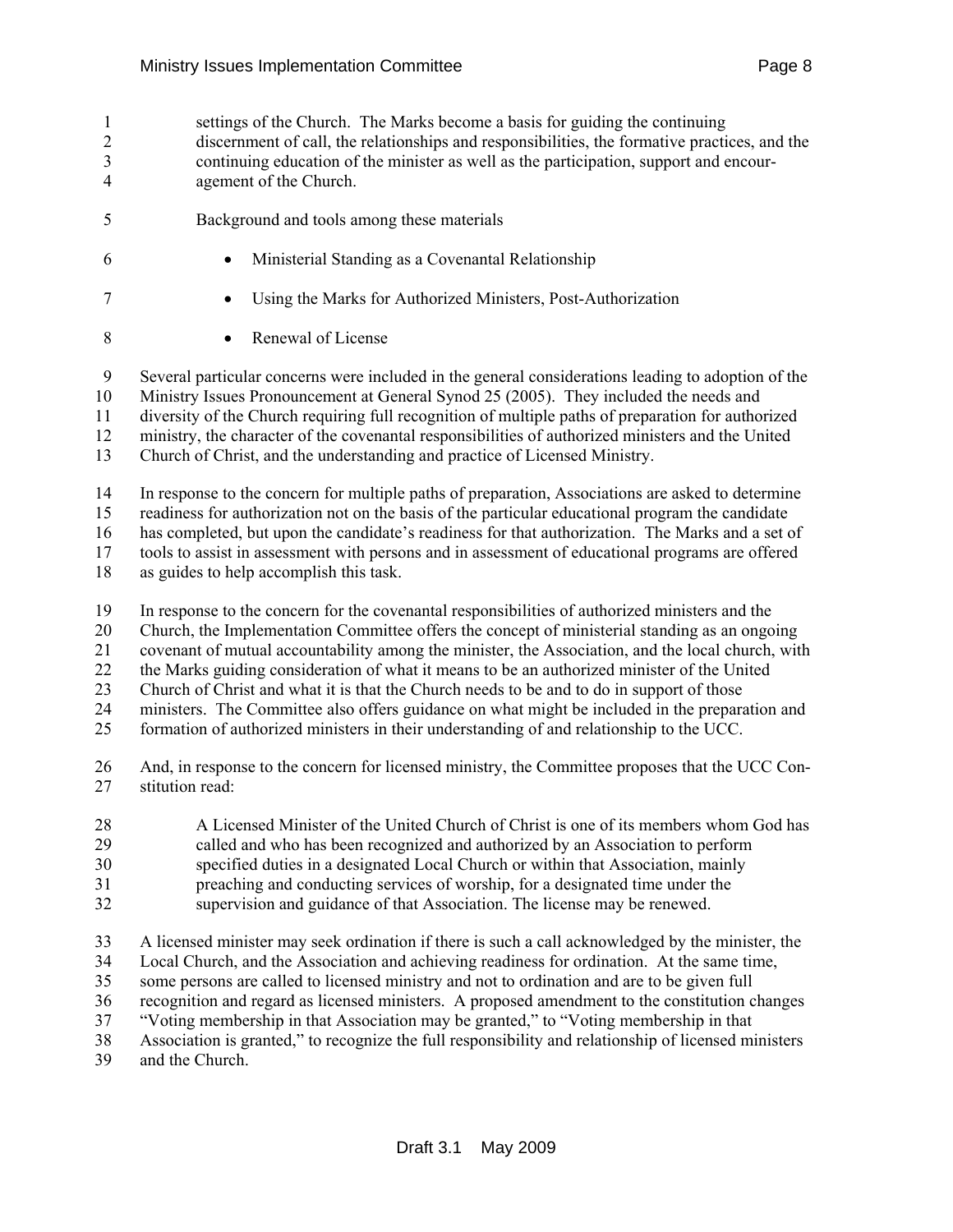settings of the Church. The Marks become a basis for guiding the continuing discernment of call, the relationships and responsibilities, the formative practices, and the continuing education of the minister as well as the participation, support and encouragement of the Church.

Background and tools among these materials

- Ministerial Standing as a Covenantal Relationship
- Using the Marks for Authorized Ministers, Post-Authorization
- Renewal of License

Several particular concerns were included in the general considerations leading to adoption of the Ministry Issues Pronouncement at General Synod 25 (2005). They included the needs and diversity of the Church requiring full recognition of multiple paths of preparation for authorized ministry, the character of the covenantal responsibilities of authorized ministers and the United Church of Christ, and the understanding and practice of Licensed Ministry.

In response to the concern for multiple paths of preparation, Associations are asked to determine readiness for authorization not on the basis of the particular educational program the candidate has completed, but upon the candidate's readiness for that authorization. The Marks and a set of tools to assist in assessment with persons and in assessment of educational programs are offered as guides to help accomplish this task.

In response to the concern for the covenantal responsibilities of authorized ministers and the Church, the Implementation Committee offers the concept of ministerial standing as an ongoing covenant of mutual accountability among the minister, the Association, and the local church, with the Marks guiding consideration of what it means to be an authorized minister of the United Church of Christ and what it is that the Church needs to be and to do in support of those ministers. The Committee also offers guidance on what might be included in the preparation and formation of authorized ministers in their understanding of and relationship to the UCC.

And, in response to the concern for licensed ministry, the Committee proposes that the UCC Constitution read:

> A Licensed Minister of the United Church of Christ is one of its members whom God has called and who has been recognized and authorized by an Association to perform specified duties in a designated Local Church or within that Association, mainly preaching and conducting services of worship, for a designated time under the supervision and guidance of that Association. The license may be renewed.

A licensed minister may seek ordination if there is such a call acknowledged by the minister, the Local Church, and the Association and achieving readiness for ordination. At the same time, some persons are called to licensed ministry and not to ordination and are to be given full recognition and regard as licensed ministers. A proposed amendment to the constitution changes "Voting membership in that Association may be granted," to "Voting membership in that Association is granted," to recognize the full responsibility and relationship of licensed ministers and the Church.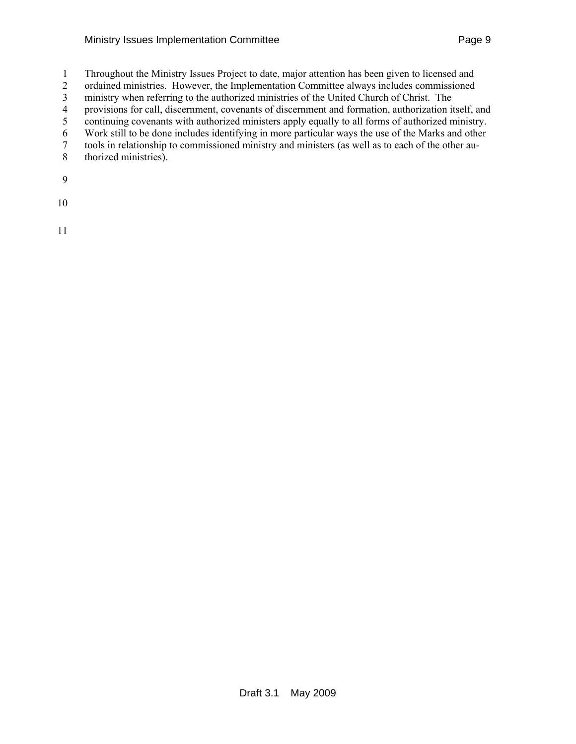Throughout the Ministry Issues Project to date, major attention has been given to licensed and ordained ministries. However, the Implementation Committee always includes commissioned ministry when referring to the authorized ministries of the United Church of Christ. The provisions for call, discernment, covenants of discernment and formation, authorization itself, and continuing covenants with authorized ministers apply equally to all forms of authorized ministry. Work still to be done includes identifying in more particular ways the use of the Marks and other tools in relationship to commissioned ministry and ministers (as well as to each of the other authorized ministries).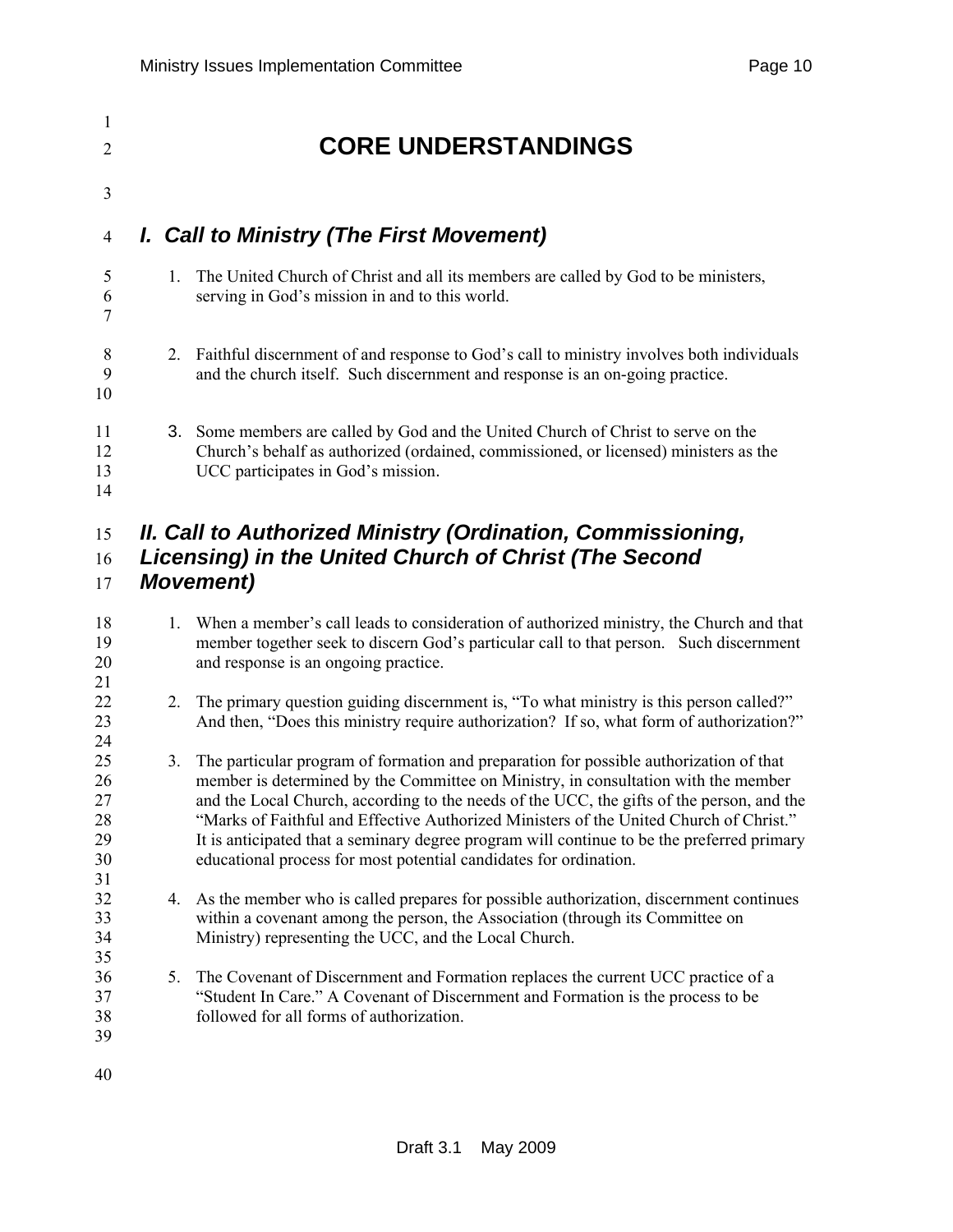# CORE UNDERSTANDINGS

## *I. Call to Ministry (The First Movement)*

1. The United Church of Christ and all its members are called by God to be ministers, serving in God's mission in and to this world.

2. Faithful discernment of and response to God's call to ministry involves both individuals and the church itself. Such discernment and response is an on-going practice.

3. Some members are called by God and the United Church of Christ to serve on the Church's behalf as authorized (ordained, commissioned, or licensed) ministers as the UCC participates in God's mission.

## *II. Call to Authorized Ministry (Ordination, Commissioning, Licensing) in the United Church of Christ (The Second Movement)*

1. When a member's call leads to consideration of authorized ministry, the Church and that member together seek to discern God's particular call to that person. Such discernment and response is an ongoing practice.

2. The primary question guiding discernment is, "To what ministry is this person called?" And then, "Does this ministry require authorization? If so, what form of authorization?"

3. The particular program of formation and preparation for possible authorization of that member is determined by the Committee on Ministry, in consultation with the member and the Local Church, according to the needs of the UCC, the gifts of the person, and the "Marks of Faithful and Effective Authorized Ministers of the United Church of Christ." It is anticipated that a seminary degree program will continue to be the preferred primary educational process for most potential candidates for ordination.

4. As the member who is called prepares for possible authorization, discernment continues within a covenant among the person, the Association (through its Committee on Ministry) representing the UCC, and the Local Church.

5. The Covenant of Discernment and Formation replaces the current UCC practice of a "Student In Care." A Covenant of Discernment and Formation is the process to be followed for all forms of authorization.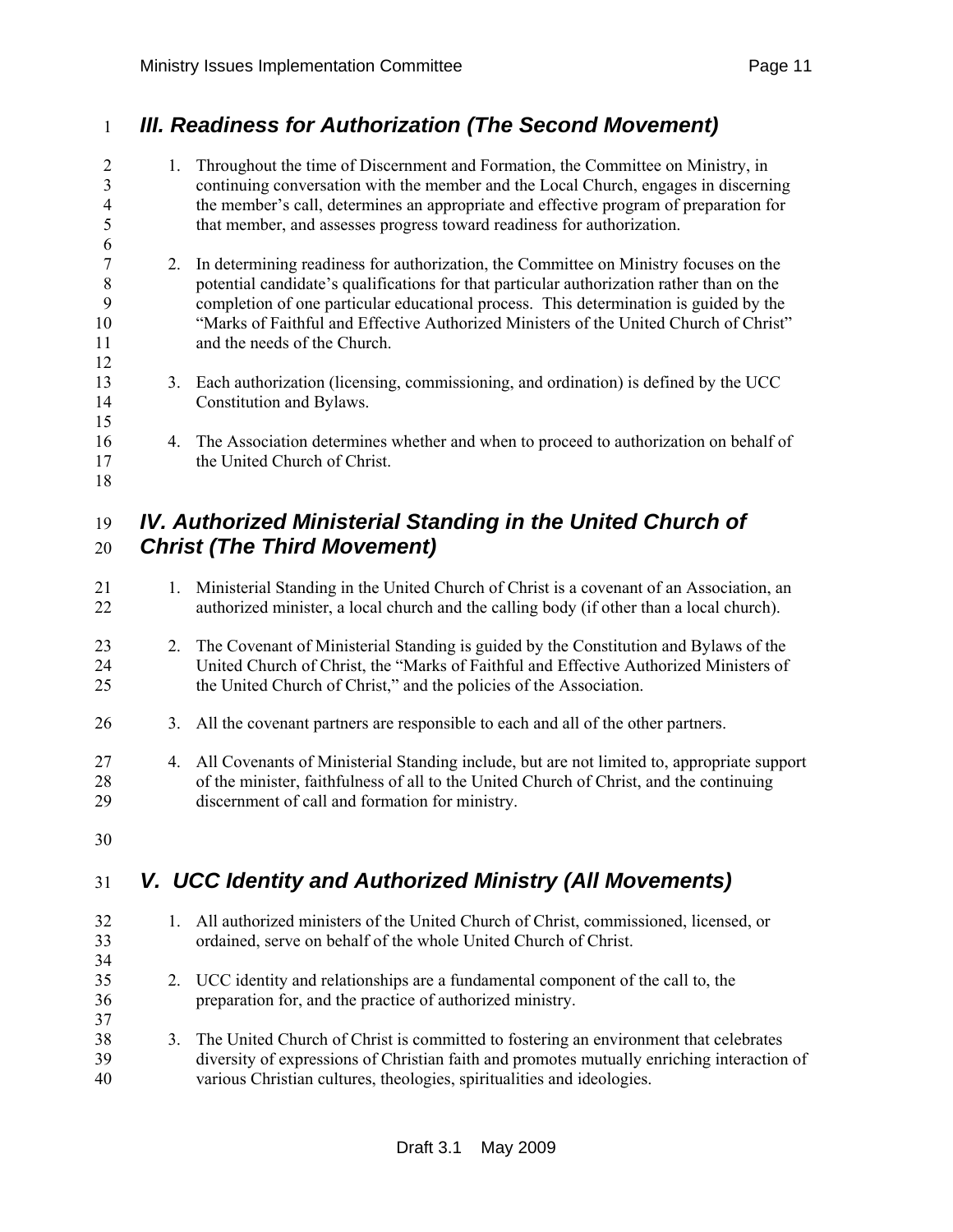## *III. Readiness for Authorization (The Second Movement)*

1. Throughout the time of Discernment and Formation, the Committee on Ministry, in continuing conversation with the member and the Local Church, engages in discerning the member's call, determines an appropriate and effective program of preparation for that member, and assesses progress toward readiness for authorization.

2. In determining readiness for authorization, the Committee on Ministry focuses on the potential candidate's qualifications for that particular authorization rather than on the completion of one particular educational process. This determination is guided by the "Marks of Faithful and Effective Authorized Ministers of the United Church of Christ" and the needs of the Church.

3. Each authorization (licensing, commissioning, and ordination) is defined by the UCC Constitution and Bylaws.

4. The Association determines whether and when to proceed to authorization on behalf of the United Church of Christ.

## *IV. Authorized Ministerial Standing in the United Church of Christ (The Third Movement)*

1. Ministerial Standing in the United Church of Christ is a covenant of an Association, an authorized minister, a local church and the calling body (if other than a local church).
2. The Covenant of Ministerial Standing is guided by the Constitution and Bylaws of the United Church of Christ, the "Marks of Faithful and Effective Authorized Ministers of the United Church of Christ," and the policies of the Association.
3. All the covenant partners are responsible to each and all of the other partners.
4. All Covenants of Ministerial Standing include, but are not limited to, appropriate support of the minister, faithfulness of all to the United Church of Christ, and the continuing discernment of call and formation for ministry.

## *V. UCC Identity and Authorized Ministry (All Movements)*

1. All authorized ministers of the United Church of Christ, commissioned, licensed, or ordained, serve on behalf of the whole United Church of Christ.

2. UCC identity and relationships are a fundamental component of the call to, the preparation for, and the practice of authorized ministry.

3. The United Church of Christ is committed to fostering an environment that celebrates diversity of expressions of Christian faith and promotes mutually enriching interaction of various Christian cultures, theologies, spiritualities and ideologies.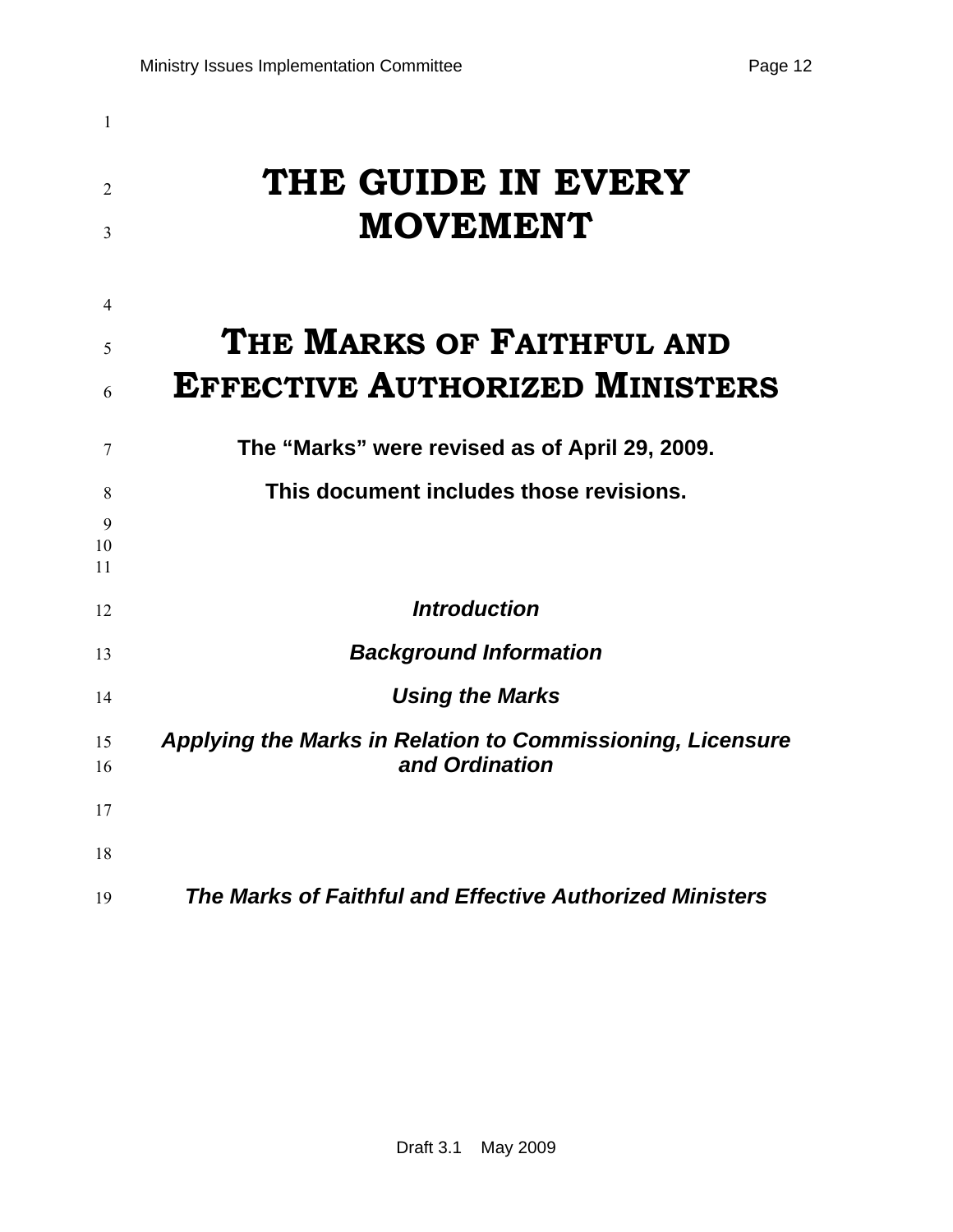# THE GUIDE IN EVERY MOVEMENT

# THE MARKS OF FAITHFUL AND EFFECTIVE AUTHORIZED MINISTERS

**The “Marks” were revised as of April 29, 2009.**

**This document includes those revisions.**

***Introduction***

***Background Information***

***Using the Marks***

***Applying the Marks in Relation to Commissioning, Licensure and Ordination***

***The Marks of Faithful and Effective Authorized Ministers***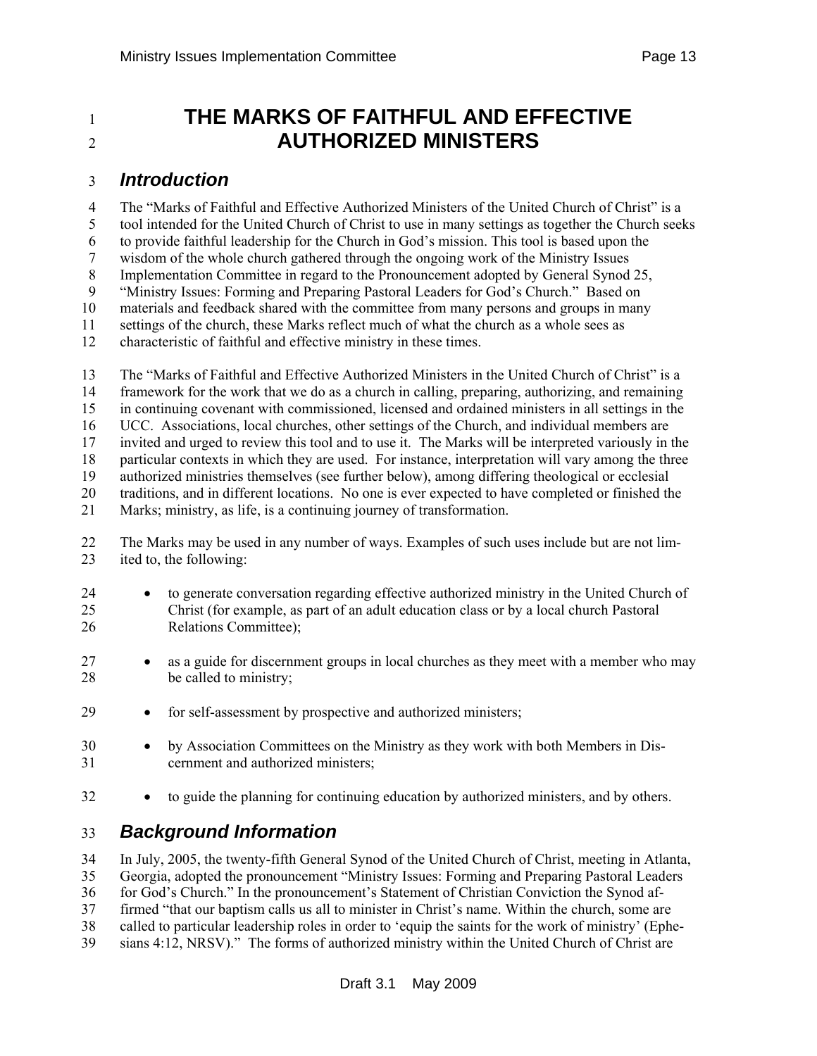# THE MARKS OF FAITHFUL AND EFFECTIVE AUTHORIZED MINISTERS

## *Introduction*

The "Marks of Faithful and Effective Authorized Ministers of the United Church of Christ" is a tool intended for the United Church of Christ to use in many settings as together the Church seeks to provide faithful leadership for the Church in God's mission. This tool is based upon the wisdom of the whole church gathered through the ongoing work of the Ministry Issues Implementation Committee in regard to the Pronouncement adopted by General Synod 25, "Ministry Issues: Forming and Preparing Pastoral Leaders for God's Church." Based on materials and feedback shared with the committee from many persons and groups in many settings of the church, these Marks reflect much of what the church as a whole sees as characteristic of faithful and effective ministry in these times.

The "Marks of Faithful and Effective Authorized Ministers in the United Church of Christ" is a framework for the work that we do as a church in calling, preparing, authorizing, and remaining in continuing covenant with commissioned, licensed and ordained ministers in all settings in the UCC. Associations, local churches, other settings of the Church, and individual members are invited and urged to review this tool and to use it. The Marks will be interpreted variously in the particular contexts in which they are used. For instance, interpretation will vary among the three authorized ministries themselves (see further below), among differing theological or ecclesial traditions, and in different locations. No one is ever expected to have completed or finished the Marks; ministry, as life, is a continuing journey of transformation.

The Marks may be used in any number of ways. Examples of such uses include but are not limited to, the following:

- to generate conversation regarding effective authorized ministry in the United Church of Christ (for example, as part of an adult education class or by a local church Pastoral Relations Committee);
- as a guide for discernment groups in local churches as they meet with a member who may be called to ministry;
- for self-assessment by prospective and authorized ministers;
- by Association Committees on the Ministry as they work with both Members in Discernment and authorized ministers;
- to guide the planning for continuing education by authorized ministers, and by others.

## *Background Information*

In July, 2005, the twenty-fifth General Synod of the United Church of Christ, meeting in Atlanta, Georgia, adopted the pronouncement "Ministry Issues: Forming and Preparing Pastoral Leaders for God's Church." In the pronouncement's Statement of Christian Conviction the Synod affirmed "that our baptism calls us all to minister in Christ's name. Within the church, some are called to particular leadership roles in order to 'equip the saints for the work of ministry' (Ephesians 4:12, NRSV)." The forms of authorized ministry within the United Church of Christ are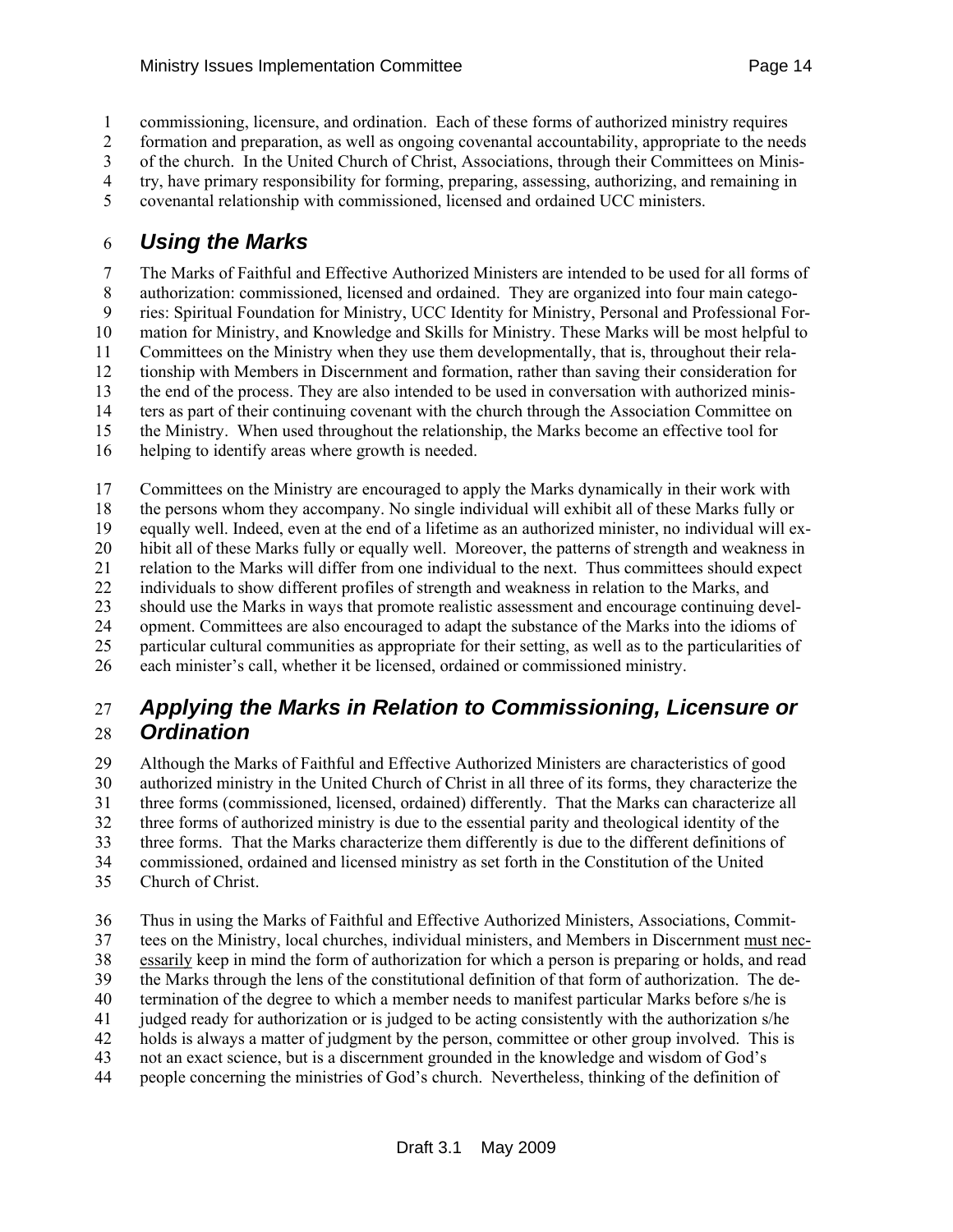commissioning, licensure, and ordination. Each of these forms of authorized ministry requires formation and preparation, as well as ongoing covenantal accountability, appropriate to the needs of the church. In the United Church of Christ, Associations, through their Committees on Ministry, have primary responsibility for forming, preparing, assessing, authorizing, and remaining in covenantal relationship with commissioned, licensed and ordained UCC ministers.

## *Using the Marks*

The Marks of Faithful and Effective Authorized Ministers are intended to be used for all forms of authorization: commissioned, licensed and ordained. They are organized into four main categories: Spiritual Foundation for Ministry, UCC Identity for Ministry, Personal and Professional Formation for Ministry, and Knowledge and Skills for Ministry. These Marks will be most helpful to Committees on the Ministry when they use them developmentally, that is, throughout their relationship with Members in Discernment and formation, rather than saving their consideration for the end of the process. They are also intended to be used in conversation with authorized ministers as part of their continuing covenant with the church through the Association Committee on the Ministry. When used throughout the relationship, the Marks become an effective tool for helping to identify areas where growth is needed.

Committees on the Ministry are encouraged to apply the Marks dynamically in their work with the persons whom they accompany. No single individual will exhibit all of these Marks fully or equally well. Indeed, even at the end of a lifetime as an authorized minister, no individual will exhibit all of these Marks fully or equally well. Moreover, the patterns of strength and weakness in relation to the Marks will differ from one individual to the next. Thus committees should expect individuals to show different profiles of strength and weakness in relation to the Marks, and should use the Marks in ways that promote realistic assessment and encourage continuing development. Committees are also encouraged to adapt the substance of the Marks into the idioms of particular cultural communities as appropriate for their setting, as well as to the particularities of each minister's call, whether it be licensed, ordained or commissioned ministry.

## *Applying the Marks in Relation to Commissioning, Licensure or Ordination*

Although the Marks of Faithful and Effective Authorized Ministers are characteristics of good authorized ministry in the United Church of Christ in all three of its forms, they characterize the three forms (commissioned, licensed, ordained) differently. That the Marks can characterize all three forms of authorized ministry is due to the essential parity and theological identity of the three forms. That the Marks characterize them differently is due to the different definitions of commissioned, ordained and licensed ministry as set forth in the Constitution of the United Church of Christ.

Thus in using the Marks of Faithful and Effective Authorized Ministers, Associations, Committees on the Ministry, local churches, individual ministers, and Members in Discernment <u>must necessarily</u> keep in mind the form of authorization for which a person is preparing or holds, and read the Marks through the lens of the constitutional definition of that form of authorization. The determination of the degree to which a member needs to manifest particular Marks before s/he is judged ready for authorization or is judged to be acting consistently with the authorization s/he holds is always a matter of judgment by the person, committee or other group involved. This is not an exact science, but is a discernment grounded in the knowledge and wisdom of God's people concerning the ministries of God's church. Nevertheless, thinking of the definition of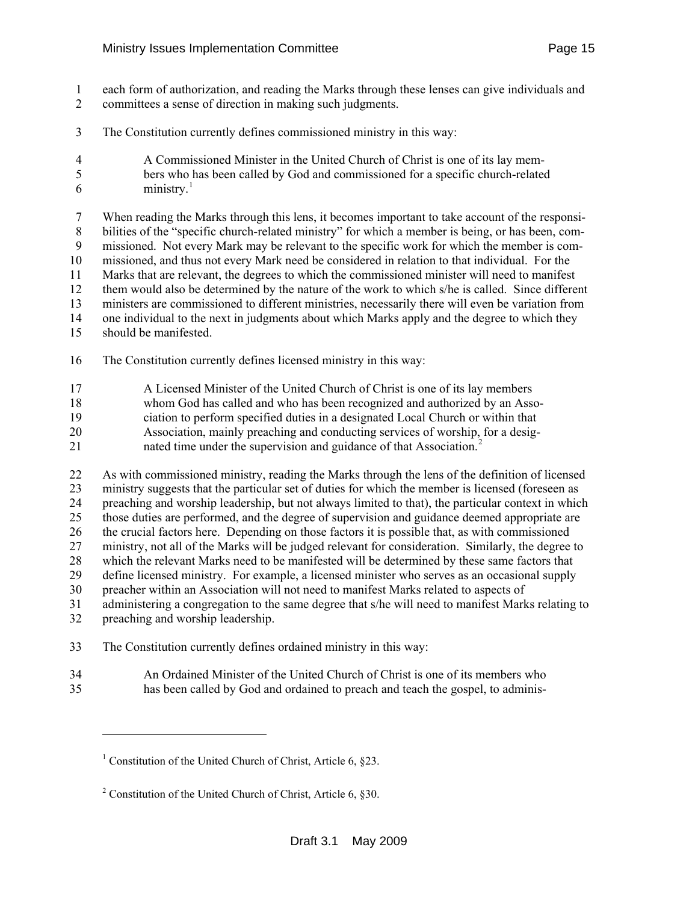each form of authorization, and reading the Marks through these lenses can give individuals and committees a sense of direction in making such judgments.

The Constitution currently defines commissioned ministry in this way:

> A Commissioned Minister in the United Church of Christ is one of its lay members who has been called by God and commissioned for a specific church-related ministry.[1]

When reading the Marks through this lens, it becomes important to take account of the responsibilities of the "specific church-related ministry" for which a member is being, or has been, commissioned. Not every Mark may be relevant to the specific work for which the member is commissioned, and thus not every Mark need be considered in relation to that individual. For the Marks that are relevant, the degrees to which the commissioned minister will need to manifest them would also be determined by the nature of the work to which s/he is called. Since different ministers are commissioned to different ministries, necessarily there will even be variation from one individual to the next in judgments about which Marks apply and the degree to which they should be manifested.

The Constitution currently defines licensed ministry in this way:

> A Licensed Minister of the United Church of Christ is one of its lay members whom God has called and who has been recognized and authorized by an Association to perform specified duties in a designated Local Church or within that Association, mainly preaching and conducting services of worship, for a designated time under the supervision and guidance of that Association.[2]

As with commissioned ministry, reading the Marks through the lens of the definition of licensed ministry suggests that the particular set of duties for which the member is licensed (foreseen as preaching and worship leadership, but not always limited to that), the particular context in which those duties are performed, and the degree of supervision and guidance deemed appropriate are the crucial factors here. Depending on those factors it is possible that, as with commissioned ministry, not all of the Marks will be judged relevant for consideration. Similarly, the degree to which the relevant Marks need to be manifested will be determined by these same factors that define licensed ministry. For example, a licensed minister who serves as an occasional supply preacher within an Association will not need to manifest Marks related to aspects of administering a congregation to the same degree that s/he will need to manifest Marks relating to preaching and worship leadership.

The Constitution currently defines ordained ministry in this way:

> An Ordained Minister of the United Church of Christ is one of its members who has been called by God and ordained to preach and teach the gospel, to adminis-

---

[1] Constitution of the United Church of Christ, Article 6, §23.

[2] Constitution of the United Church of Christ, Article 6, §30.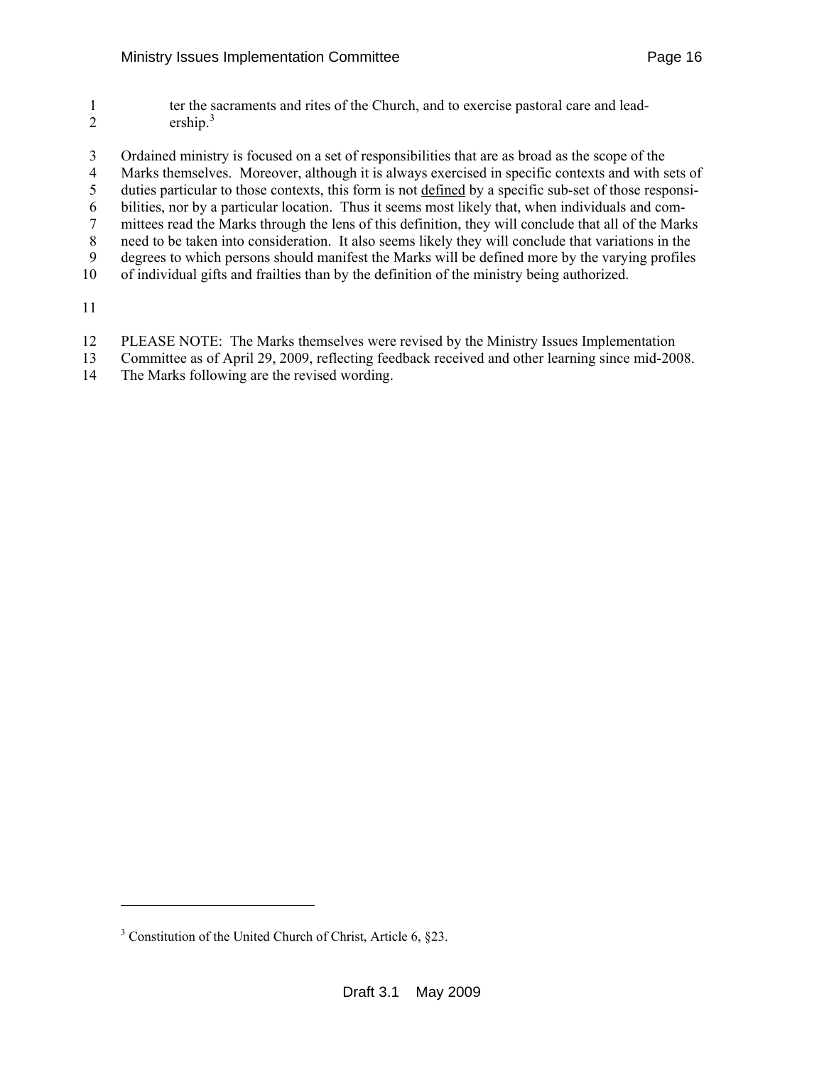ter the sacraments and rites of the Church, and to exercise pastoral care and leadership.[3]

Ordained ministry is focused on a set of responsibilities that are as broad as the scope of the Marks themselves. Moreover, although it is always exercised in specific contexts and with sets of duties particular to those contexts, this form is not defined by a specific sub-set of those responsibilities, nor by a particular location. Thus it seems most likely that, when individuals and committees read the Marks through the lens of this definition, they will conclude that all of the Marks need to be taken into consideration. It also seems likely they will conclude that variations in the degrees to which persons should manifest the Marks will be defined more by the varying profiles of individual gifts and frailties than by the definition of the ministry being authorized.

PLEASE NOTE: The Marks themselves were revised by the Ministry Issues Implementation Committee as of April 29, 2009, reflecting feedback received and other learning since mid-2008. The Marks following are the revised wording.

---

[3] Constitution of the United Church of Christ, Article 6, §23.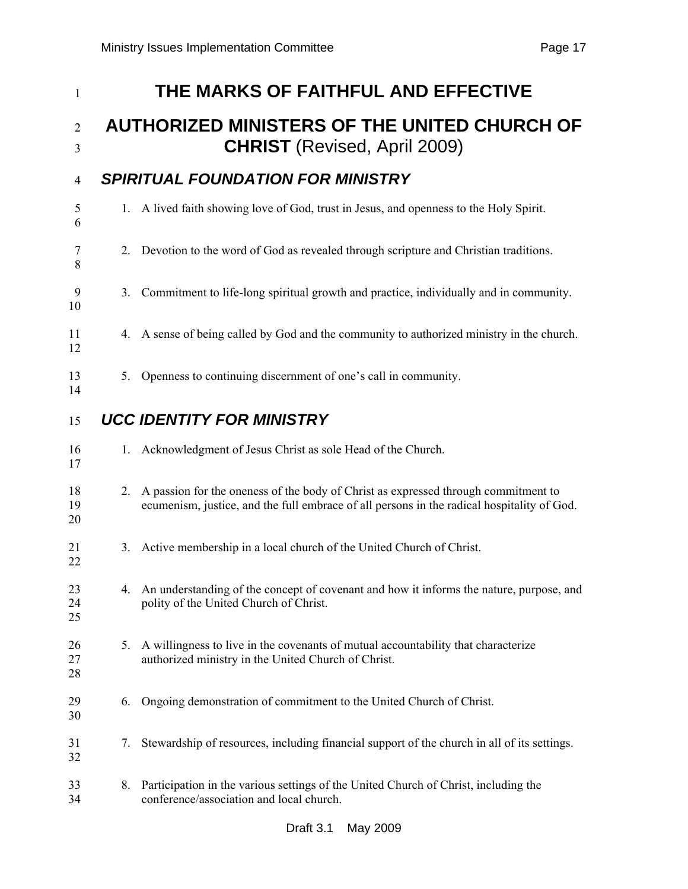# THE MARKS OF FAITHFUL AND EFFECTIVE AUTHORIZED MINISTERS OF THE UNITED CHURCH OF CHRIST (Revised, April 2009)

## *SPIRITUAL FOUNDATION FOR MINISTRY*

1. A lived faith showing love of God, trust in Jesus, and openness to the Holy Spirit.

2. Devotion to the word of God as revealed through scripture and Christian traditions.

3. Commitment to life-long spiritual growth and practice, individually and in community.

4. A sense of being called by God and the community to authorized ministry in the church.

5. Openness to continuing discernment of one's call in community.

## *UCC IDENTITY FOR MINISTRY*

1. Acknowledgment of Jesus Christ as sole Head of the Church.

2. A passion for the oneness of the body of Christ as expressed through commitment to ecumenism, justice, and the full embrace of all persons in the radical hospitality of God.

3. Active membership in a local church of the United Church of Christ.

4. An understanding of the concept of covenant and how it informs the nature, purpose, and polity of the United Church of Christ.

5. A willingness to live in the covenants of mutual accountability that characterize authorized ministry in the United Church of Christ.

6. Ongoing demonstration of commitment to the United Church of Christ.

7. Stewardship of resources, including financial support of the church in all of its settings.

8. Participation in the various settings of the United Church of Christ, including the conference/association and local church.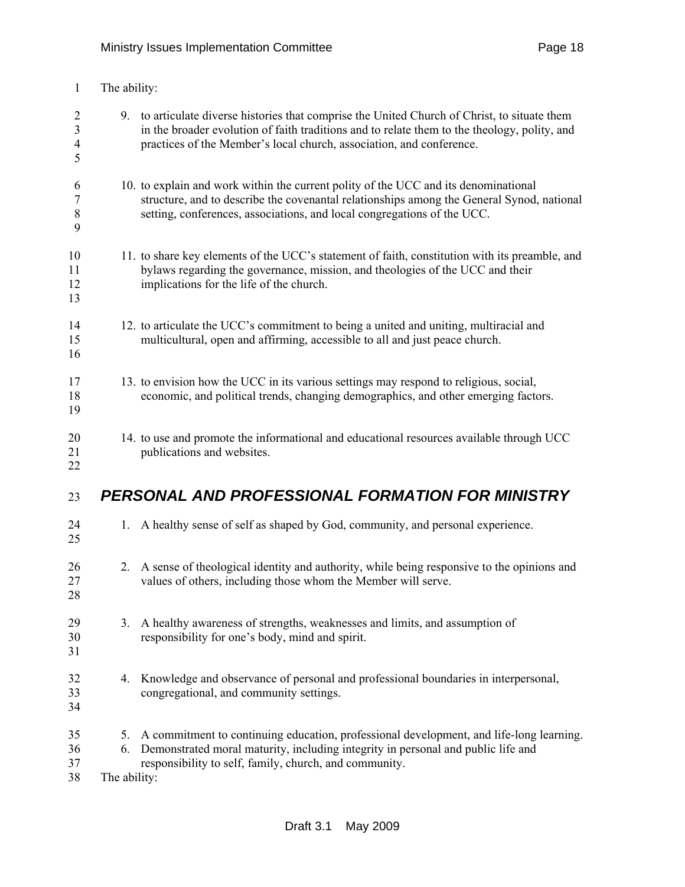The ability:

9. to articulate diverse histories that comprise the United Church of Christ, to situate them in the broader evolution of faith traditions and to relate them to the theology, polity, and practices of the Member's local church, association, and conference.

10. to explain and work within the current polity of the UCC and its denominational structure, and to describe the covenantal relationships among the General Synod, national setting, conferences, associations, and local congregations of the UCC.

11. to share key elements of the UCC's statement of faith, constitution with its preamble, and bylaws regarding the governance, mission, and theologies of the UCC and their implications for the life of the church.

12. to articulate the UCC's commitment to being a united and uniting, multiracial and multicultural, open and affirming, accessible to all and just peace church.

13. to envision how the UCC in its various settings may respond to religious, social, economic, and political trends, changing demographics, and other emerging factors.

14. to use and promote the informational and educational resources available through UCC publications and websites.

## *PERSONAL AND PROFESSIONAL FORMATION FOR MINISTRY*

1. A healthy sense of self as shaped by God, community, and personal experience.

2. A sense of theological identity and authority, while being responsive to the opinions and values of others, including those whom the Member will serve.

3. A healthy awareness of strengths, weaknesses and limits, and assumption of responsibility for one's body, mind and spirit.

4. Knowledge and observance of personal and professional boundaries in interpersonal, congregational, and community settings.

5. A commitment to continuing education, professional development, and life-long learning.
6. Demonstrated moral maturity, including integrity in personal and public life and responsibility to self, family, church, and community.

The ability: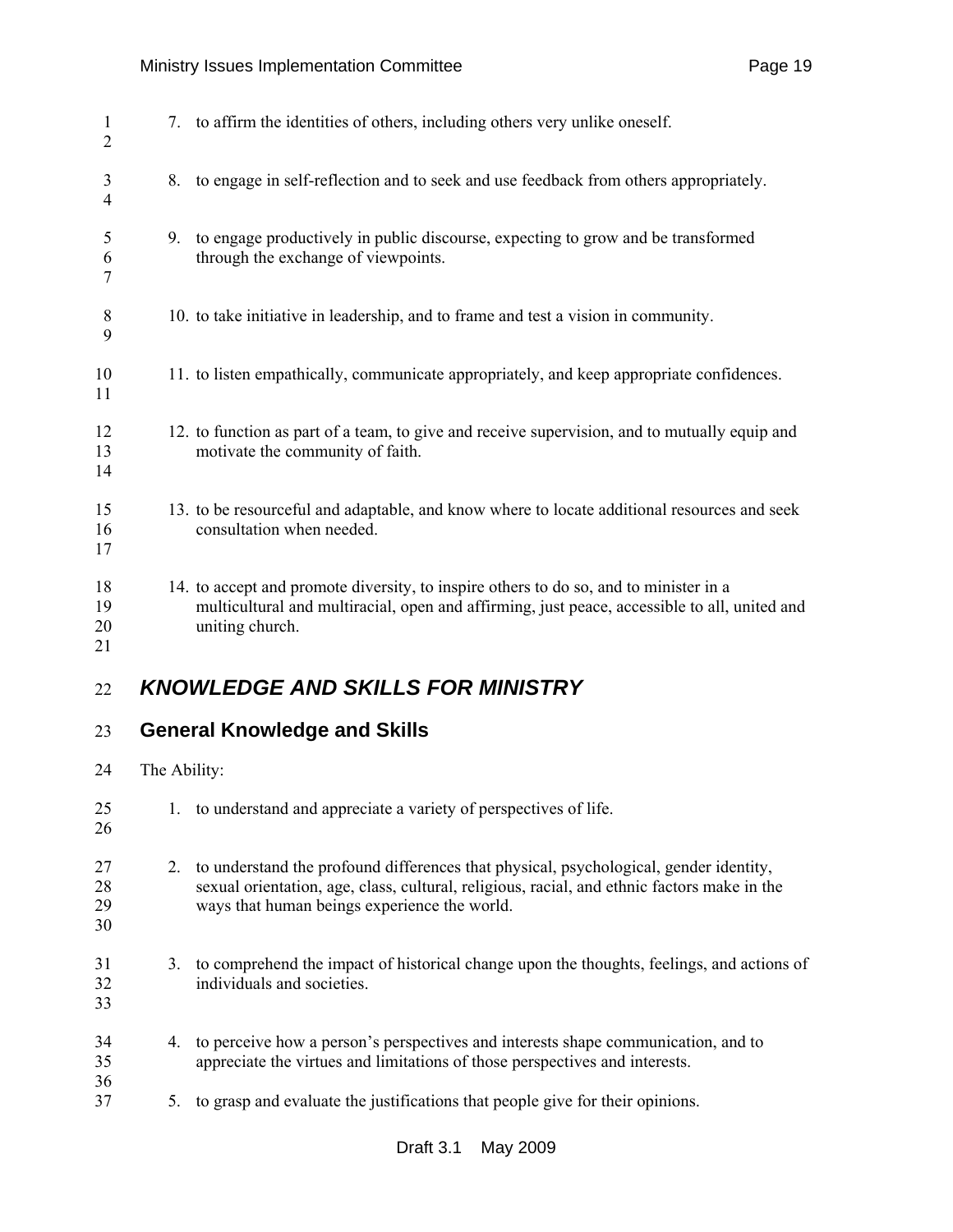7. to affirm the identities of others, including others very unlike oneself.

8. to engage in self-reflection and to seek and use feedback from others appropriately.

9. to engage productively in public discourse, expecting to grow and be transformed through the exchange of viewpoints.

10. to take initiative in leadership, and to frame and test a vision in community.

11. to listen empathically, communicate appropriately, and keep appropriate confidences.

12. to function as part of a team, to give and receive supervision, and to mutually equip and motivate the community of faith.

13. to be resourceful and adaptable, and know where to locate additional resources and seek consultation when needed.

14. to accept and promote diversity, to inspire others to do so, and to minister in a multicultural and multiracial, open and affirming, just peace, accessible to all, united and uniting church.

## *KNOWLEDGE AND SKILLS FOR MINISTRY*

### General Knowledge and Skills

The Ability:

1. to understand and appreciate a variety of perspectives of life.

2. to understand the profound differences that physical, psychological, gender identity, sexual orientation, age, class, cultural, religious, racial, and ethnic factors make in the ways that human beings experience the world.

3. to comprehend the impact of historical change upon the thoughts, feelings, and actions of individuals and societies.

4. to perceive how a person's perspectives and interests shape communication, and to appreciate the virtues and limitations of those perspectives and interests.

5. to grasp and evaluate the justifications that people give for their opinions.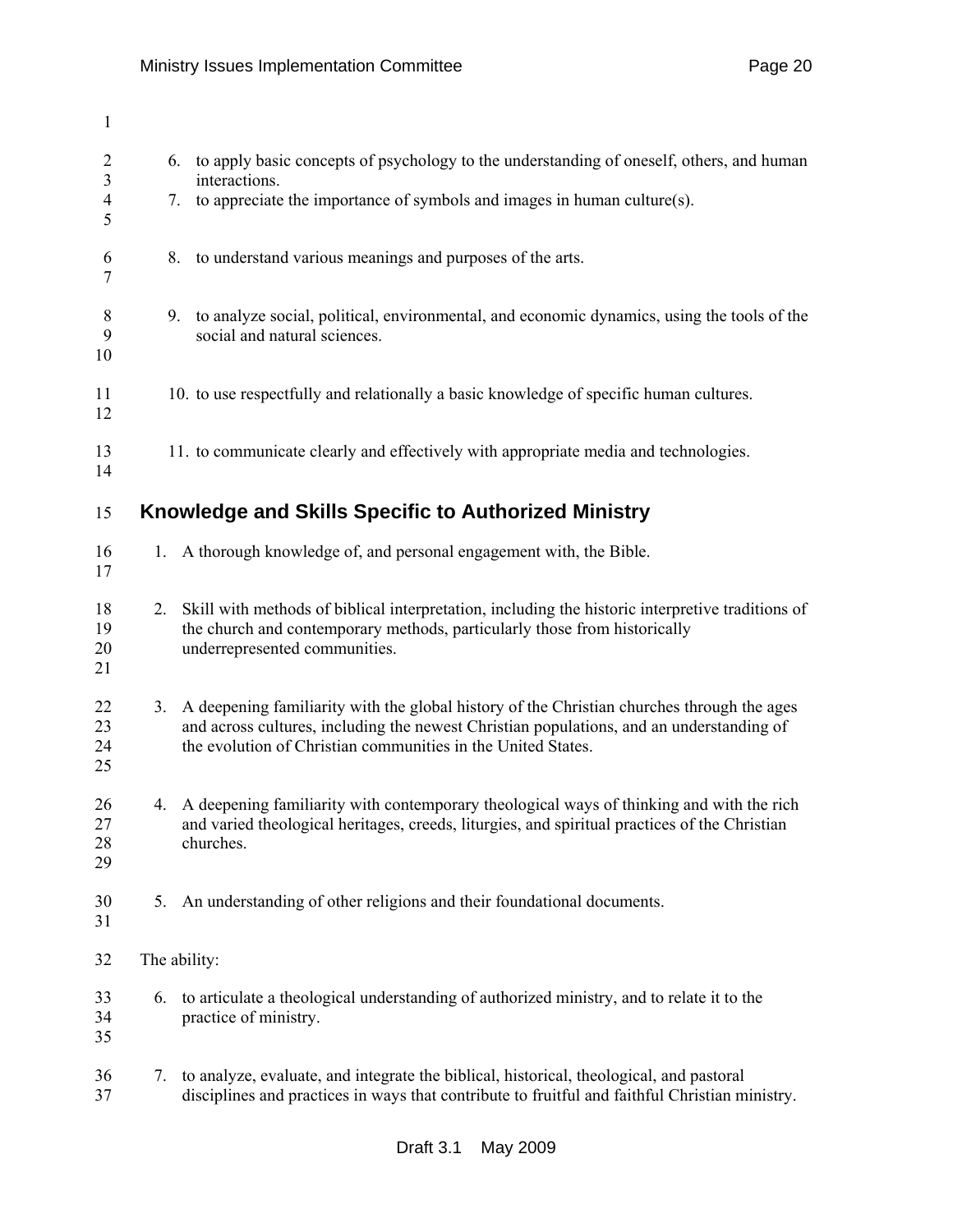6. to apply basic concepts of psychology to the understanding of oneself, others, and human interactions.
7. to appreciate the importance of symbols and images in human culture(s).

8. to understand various meanings and purposes of the arts.

9. to analyze social, political, environmental, and economic dynamics, using the tools of the social and natural sciences.

10. to use respectfully and relationally a basic knowledge of specific human cultures.

11. to communicate clearly and effectively with appropriate media and technologies.

## Knowledge and Skills Specific to Authorized Ministry

1. A thorough knowledge of, and personal engagement with, the Bible.

2. Skill with methods of biblical interpretation, including the historic interpretive traditions of the church and contemporary methods, particularly those from historically underrepresented communities.

3. A deepening familiarity with the global history of the Christian churches through the ages and across cultures, including the newest Christian populations, and an understanding of the evolution of Christian communities in the United States.

4. A deepening familiarity with contemporary theological ways of thinking and with the rich and varied theological heritages, creeds, liturgies, and spiritual practices of the Christian churches.

5. An understanding of other religions and their foundational documents.

The ability:

6. to articulate a theological understanding of authorized ministry, and to relate it to the practice of ministry.

7. to analyze, evaluate, and integrate the biblical, historical, theological, and pastoral disciplines and practices in ways that contribute to fruitful and faithful Christian ministry.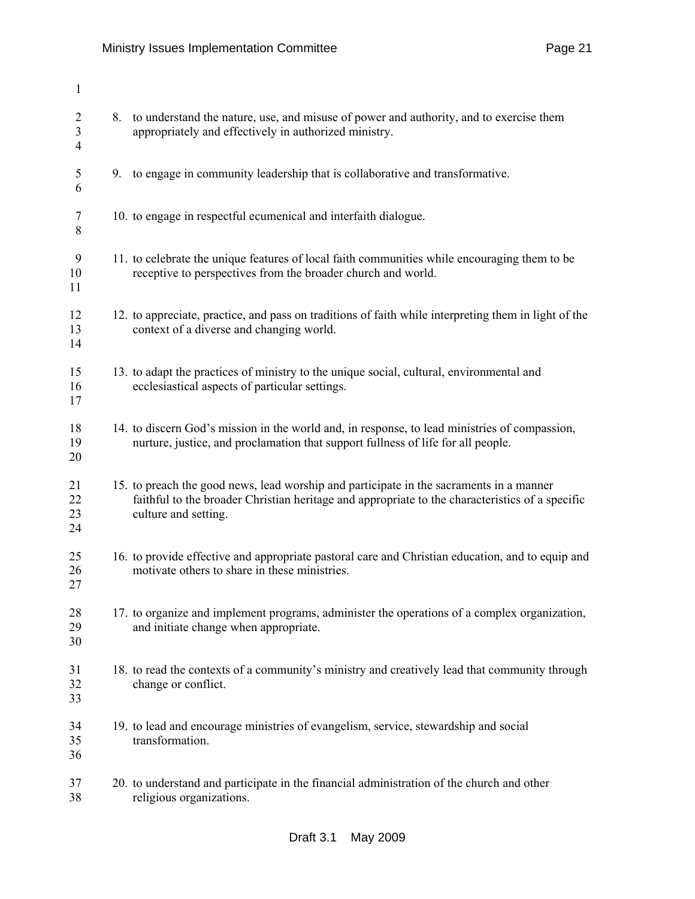8. to understand the nature, use, and misuse of power and authority, and to exercise them appropriately and effectively in authorized ministry.

9. to engage in community leadership that is collaborative and transformative.

10. to engage in respectful ecumenical and interfaith dialogue.

11. to celebrate the unique features of local faith communities while encouraging them to be receptive to perspectives from the broader church and world.

12. to appreciate, practice, and pass on traditions of faith while interpreting them in light of the context of a diverse and changing world.

13. to adapt the practices of ministry to the unique social, cultural, environmental and ecclesiastical aspects of particular settings.

14. to discern God's mission in the world and, in response, to lead ministries of compassion, nurture, justice, and proclamation that support fullness of life for all people.

15. to preach the good news, lead worship and participate in the sacraments in a manner faithful to the broader Christian heritage and appropriate to the characteristics of a specific culture and setting.

16. to provide effective and appropriate pastoral care and Christian education, and to equip and motivate others to share in these ministries.

17. to organize and implement programs, administer the operations of a complex organization, and initiate change when appropriate.

18. to read the contexts of a community's ministry and creatively lead that community through change or conflict.

19. to lead and encourage ministries of evangelism, service, stewardship and social transformation.

20. to understand and participate in the financial administration of the church and other religious organizations.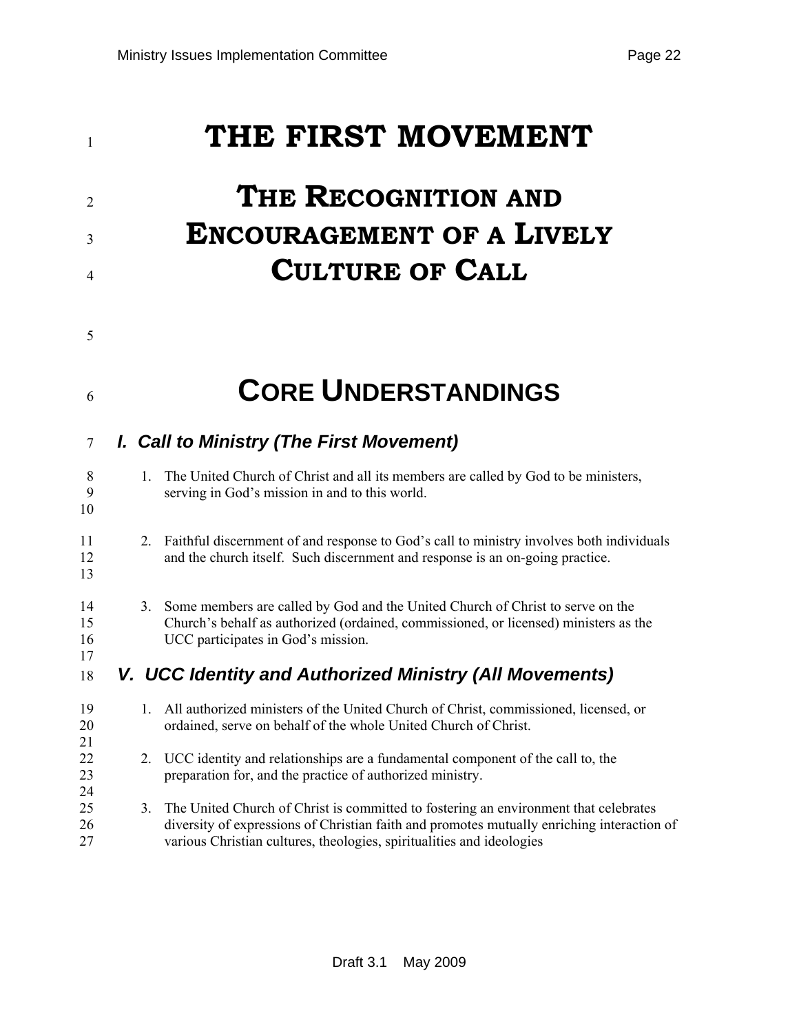# THE FIRST MOVEMENT

# THE RECOGNITION AND ENCOURAGEMENT OF A LIVELY CULTURE OF CALL

## CORE UNDERSTANDINGS

### *I. Call to Ministry (The First Movement)*

1. The United Church of Christ and all its members are called by God to be ministers, serving in God's mission in and to this world.

2. Faithful discernment of and response to God's call to ministry involves both individuals and the church itself. Such discernment and response is an on-going practice.

3. Some members are called by God and the United Church of Christ to serve on the Church's behalf as authorized (ordained, commissioned, or licensed) ministers as the UCC participates in God's mission.

### *V. UCC Identity and Authorized Ministry (All Movements)*

1. All authorized ministers of the United Church of Christ, commissioned, licensed, or ordained, serve on behalf of the whole United Church of Christ.

2. UCC identity and relationships are a fundamental component of the call to, the preparation for, and the practice of authorized ministry.

3. The United Church of Christ is committed to fostering an environment that celebrates diversity of expressions of Christian faith and promotes mutually enriching interaction of various Christian cultures, theologies, spiritualities and ideologies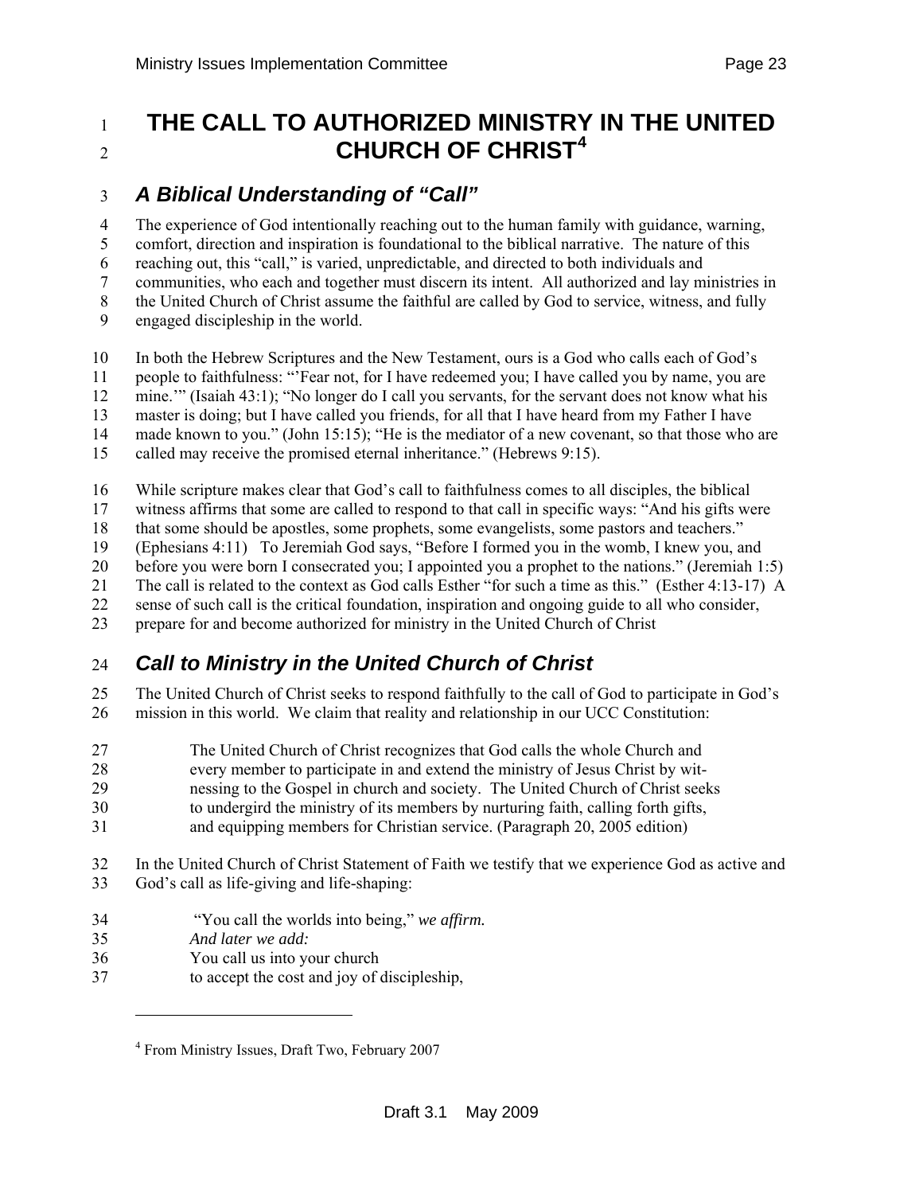# THE CALL TO AUTHORIZED MINISTRY IN THE UNITED CHURCH OF CHRIST[4]

## *A Biblical Understanding of "Call"*

The experience of God intentionally reaching out to the human family with guidance, warning, comfort, direction and inspiration is foundational to the biblical narrative. The nature of this reaching out, this "call," is varied, unpredictable, and directed to both individuals and communities, who each and together must discern its intent. All authorized and lay ministries in the United Church of Christ assume the faithful are called by God to service, witness, and fully engaged discipleship in the world.

In both the Hebrew Scriptures and the New Testament, ours is a God who calls each of God's people to faithfulness: "'Fear not, for I have redeemed you; I have called you by name, you are mine.'" (Isaiah 43:1); "No longer do I call you servants, for the servant does not know what his master is doing; but I have called you friends, for all that I have heard from my Father I have made known to you." (John 15:15); "He is the mediator of a new covenant, so that those who are called may receive the promised eternal inheritance." (Hebrews 9:15).

While scripture makes clear that God's call to faithfulness comes to all disciples, the biblical witness affirms that some are called to respond to that call in specific ways: "And his gifts were that some should be apostles, some prophets, some evangelists, some pastors and teachers." (Ephesians 4:11) To Jeremiah God says, "Before I formed you in the womb, I knew you, and before you were born I consecrated you; I appointed you a prophet to the nations." (Jeremiah 1:5) The call is related to the context as God calls Esther "for such a time as this." (Esther 4:13-17) A sense of such call is the critical foundation, inspiration and ongoing guide to all who consider, prepare for and become authorized for ministry in the United Church of Christ

## *Call to Ministry in the United Church of Christ*

The United Church of Christ seeks to respond faithfully to the call of God to participate in God's mission in this world. We claim that reality and relationship in our UCC Constitution:

> The United Church of Christ recognizes that God calls the whole Church and every member to participate in and extend the ministry of Jesus Christ by witnessing to the Gospel in church and society. The United Church of Christ seeks to undergird the ministry of its members by nurturing faith, calling forth gifts, and equipping members for Christian service. (Paragraph 20, 2005 edition)

In the United Church of Christ Statement of Faith we testify that we experience God as active and God's call as life-giving and life-shaping:

> "You call the worlds into being," *we affirm.*
> *And later we add:*
> You call us into your church
> to accept the cost and joy of discipleship,

[4] From Ministry Issues, Draft Two, February 2007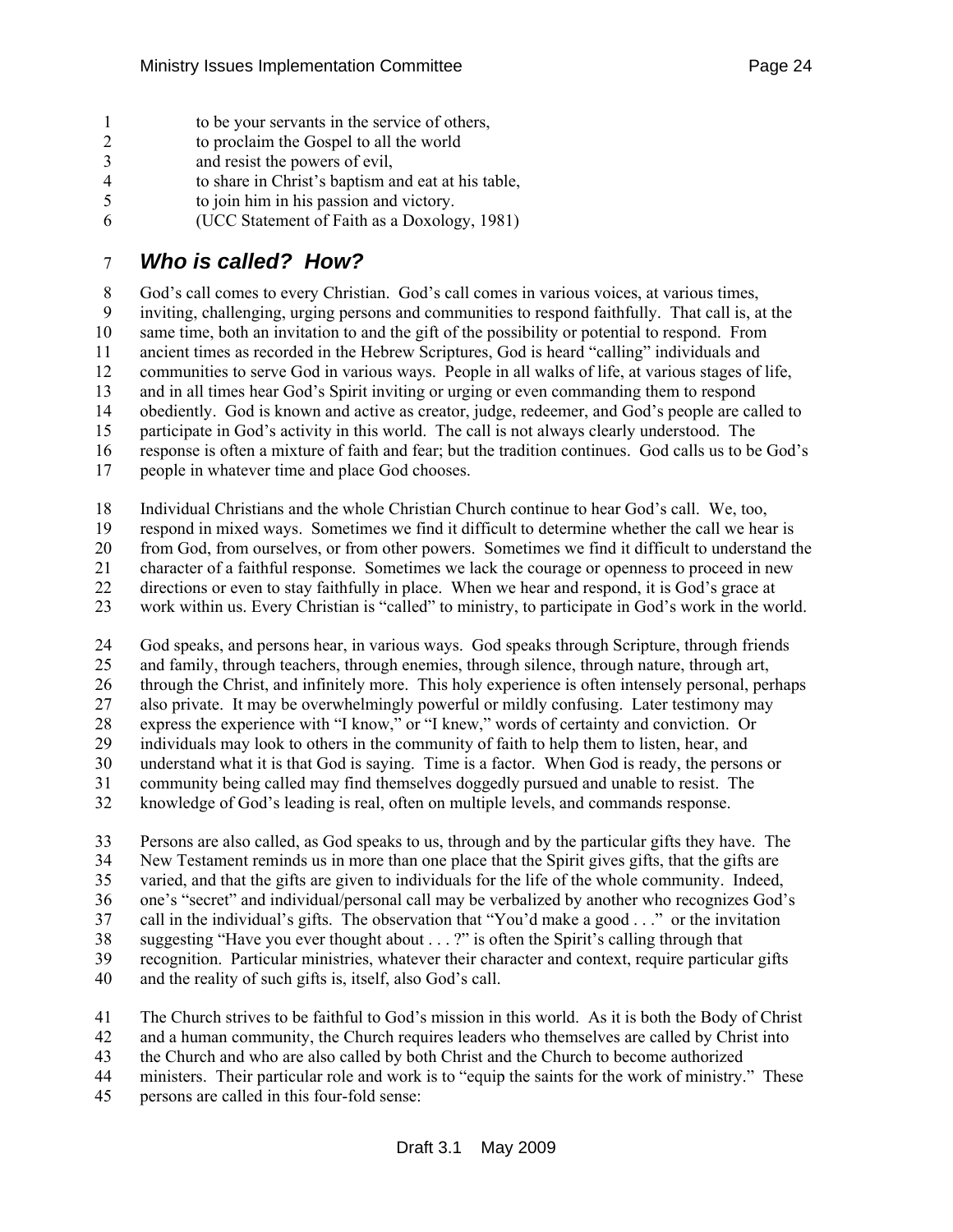to be your servants in the service of others,  
to proclaim the Gospel to all the world  
and resist the powers of evil,  
to share in Christ's baptism and eat at his table,  
to join him in his passion and victory.  
(UCC Statement of Faith as a Doxology, 1981)

## *Who is called? How?*

God's call comes to every Christian. God's call comes in various voices, at various times, inviting, challenging, urging persons and communities to respond faithfully. That call is, at the same time, both an invitation to and the gift of the possibility or potential to respond. From ancient times as recorded in the Hebrew Scriptures, God is heard "calling" individuals and communities to serve God in various ways. People in all walks of life, at various stages of life, and in all times hear God's Spirit inviting or urging or even commanding them to respond obediently. God is known and active as creator, judge, redeemer, and God's people are called to participate in God's activity in this world. The call is not always clearly understood. The response is often a mixture of faith and fear; but the tradition continues. God calls us to be God's people in whatever time and place God chooses.

Individual Christians and the whole Christian Church continue to hear God's call. We, too, respond in mixed ways. Sometimes we find it difficult to determine whether the call we hear is from God, from ourselves, or from other powers. Sometimes we find it difficult to understand the character of a faithful response. Sometimes we lack the courage or openness to proceed in new directions or even to stay faithfully in place. When we hear and respond, it is God's grace at work within us. Every Christian is "called" to ministry, to participate in God's work in the world.

God speaks, and persons hear, in various ways. God speaks through Scripture, through friends and family, through teachers, through enemies, through silence, through nature, through art, through the Christ, and infinitely more. This holy experience is often intensely personal, perhaps also private. It may be overwhelmingly powerful or mildly confusing. Later testimony may express the experience with "I know," or "I knew," words of certainty and conviction. Or individuals may look to others in the community of faith to help them to listen, hear, and understand what it is that God is saying. Time is a factor. When God is ready, the persons or community being called may find themselves doggedly pursued and unable to resist. The knowledge of God's leading is real, often on multiple levels, and commands response.

Persons are also called, as God speaks to us, through and by the particular gifts they have. The New Testament reminds us in more than one place that the Spirit gives gifts, that the gifts are varied, and that the gifts are given to individuals for the life of the whole community. Indeed, one's "secret" and individual/personal call may be verbalized by another who recognizes God's call in the individual's gifts. The observation that "You'd make a good . . ." or the invitation suggesting "Have you ever thought about . . . ?" is often the Spirit's calling through that recognition. Particular ministries, whatever their character and context, require particular gifts and the reality of such gifts is, itself, also God's call.

The Church strives to be faithful to God's mission in this world. As it is both the Body of Christ and a human community, the Church requires leaders who themselves are called by Christ into the Church and who are also called by both Christ and the Church to become authorized ministers. Their particular role and work is to "equip the saints for the work of ministry." These persons are called in this four-fold sense: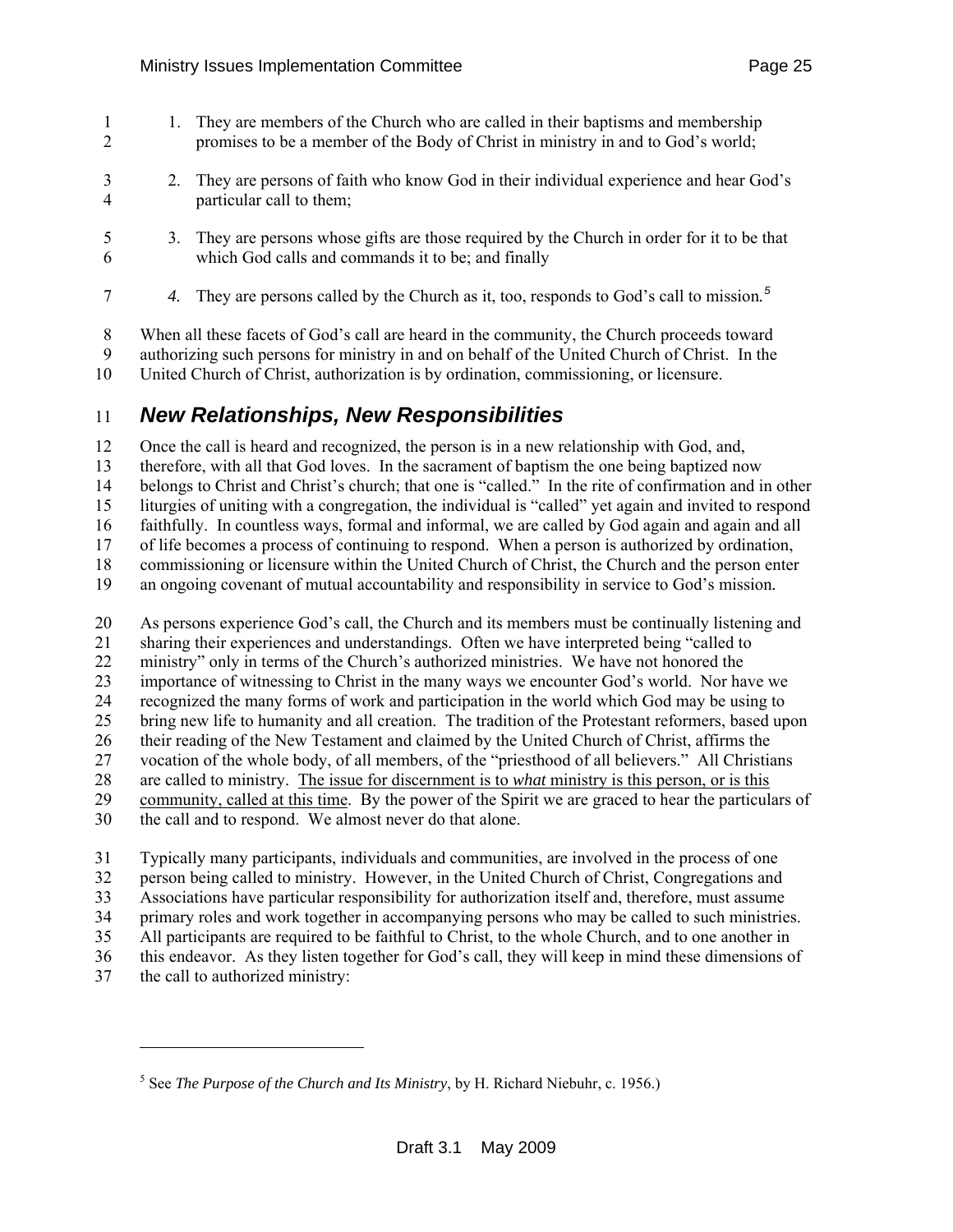1. They are members of the Church who are called in their baptisms and membership promises to be a member of the Body of Christ in ministry in and to God's world;
2. They are persons of faith who know God in their individual experience and hear God's particular call to them;
3. They are persons whose gifts are those required by the Church in order for it to be that which God calls and commands it to be; and finally
4. *They are persons called by the Church as it, too, responds to God's call to mission.*[5]

When all these facets of God's call are heard in the community, the Church proceeds toward authorizing such persons for ministry in and on behalf of the United Church of Christ. In the United Church of Christ, authorization is by ordination, commissioning, or licensure.

## *New Relationships, New Responsibilities*

Once the call is heard and recognized, the person is in a new relationship with God, and, therefore, with all that God loves. In the sacrament of baptism the one being baptized now belongs to Christ and Christ's church; that one is "called." In the rite of confirmation and in other liturgies of uniting with a congregation, the individual is "called" yet again and invited to respond faithfully. In countless ways, formal and informal, we are called by God again and again and all of life becomes a process of continuing to respond. When a person is authorized by ordination, commissioning or licensure within the United Church of Christ, the Church and the person enter an ongoing covenant of mutual accountability and responsibility in service to God's mission.

As persons experience God's call, the Church and its members must be continually listening and sharing their experiences and understandings. Often we have interpreted being "called to ministry" only in terms of the Church's authorized ministries. We have not honored the importance of witnessing to Christ in the many ways we encounter God's world. Nor have we recognized the many forms of work and participation in the world which God may be using to bring new life to humanity and all creation. The tradition of the Protestant reformers, based upon their reading of the New Testament and claimed by the United Church of Christ, affirms the vocation of the whole body, of all members, of the "priesthood of all believers." All Christians are called to ministry. <u>The issue for discernment is to *what* ministry is this person, or is this community, called at this time</u>. By the power of the Spirit we are graced to hear the particulars of the call and to respond. We almost never do that alone.

Typically many participants, individuals and communities, are involved in the process of one person being called to ministry. However, in the United Church of Christ, Congregations and Associations have particular responsibility for authorization itself and, therefore, must assume primary roles and work together in accompanying persons who may be called to such ministries. All participants are required to be faithful to Christ, to the whole Church, and to one another in this endeavor. As they listen together for God's call, they will keep in mind these dimensions of the call to authorized ministry:

---

[5] See *The Purpose of the Church and Its Ministry*, by H. Richard Niebuhr, c. 1956.)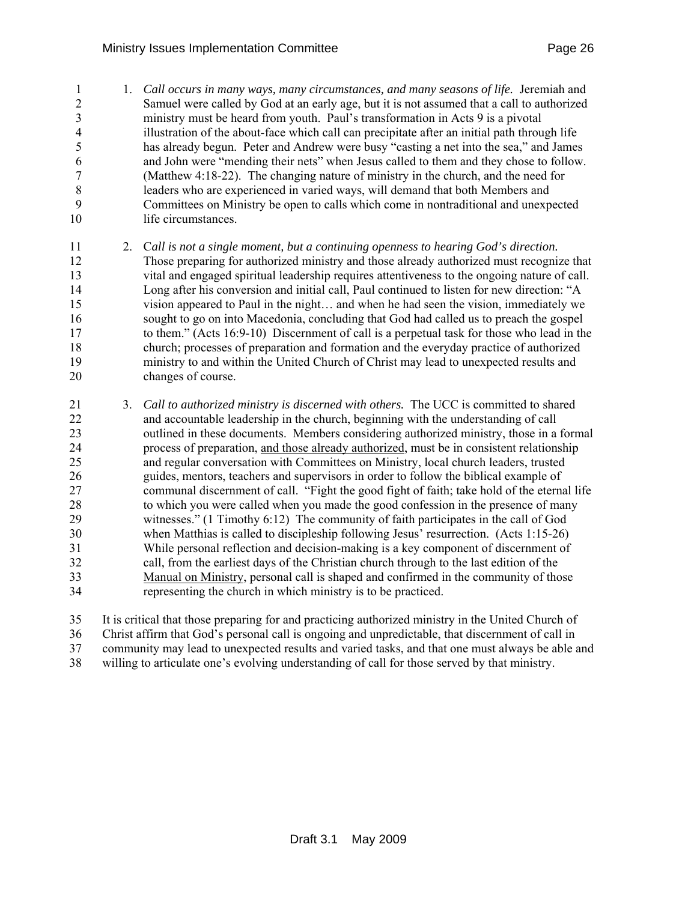1. *Call occurs in many ways, many circumstances, and many seasons of life.* Jeremiah and Samuel were called by God at an early age, but it is not assumed that a call to authorized ministry must be heard from youth. Paul's transformation in Acts 9 is a pivotal illustration of the about-face which call can precipitate after an initial path through life has already begun. Peter and Andrew were busy "casting a net into the sea," and James and John were "mending their nets" when Jesus called to them and they chose to follow. (Matthew 4:18-22). The changing nature of ministry in the church, and the need for leaders who are experienced in varied ways, will demand that both Members and Committees on Ministry be open to calls which come in nontraditional and unexpected life circumstances.

2. *Call is not a single moment, but a continuing openness to hearing God's direction.* Those preparing for authorized ministry and those already authorized must recognize that vital and engaged spiritual leadership requires attentiveness to the ongoing nature of call. Long after his conversion and initial call, Paul continued to listen for new direction: "A vision appeared to Paul in the night… and when he had seen the vision, immediately we sought to go on into Macedonia, concluding that God had called us to preach the gospel to them." (Acts 16:9-10) Discernment of call is a perpetual task for those who lead in the church; processes of preparation and formation and the everyday practice of authorized ministry to and within the United Church of Christ may lead to unexpected results and changes of course.

3. *Call to authorized ministry is discerned with others.* The UCC is committed to shared and accountable leadership in the church, beginning with the understanding of call outlined in these documents. Members considering authorized ministry, those in a formal process of preparation, <u>and those already authorized</u>, must be in consistent relationship and regular conversation with Committees on Ministry, local church leaders, trusted guides, mentors, teachers and supervisors in order to follow the biblical example of communal discernment of call. "Fight the good fight of faith; take hold of the eternal life to which you were called when you made the good confession in the presence of many witnesses." (1 Timothy 6:12) The community of faith participates in the call of God when Matthias is called to discipleship following Jesus' resurrection. (Acts 1:15-26) While personal reflection and decision-making is a key component of discernment of call, from the earliest days of the Christian church through to the last edition of the <u>Manual on Ministry</u>, personal call is shaped and confirmed in the community of those representing the church in which ministry is to be practiced.

It is critical that those preparing for and practicing authorized ministry in the United Church of Christ affirm that God's personal call is ongoing and unpredictable, that discernment of call in community may lead to unexpected results and varied tasks, and that one must always be able and willing to articulate one's evolving understanding of call for those served by that ministry.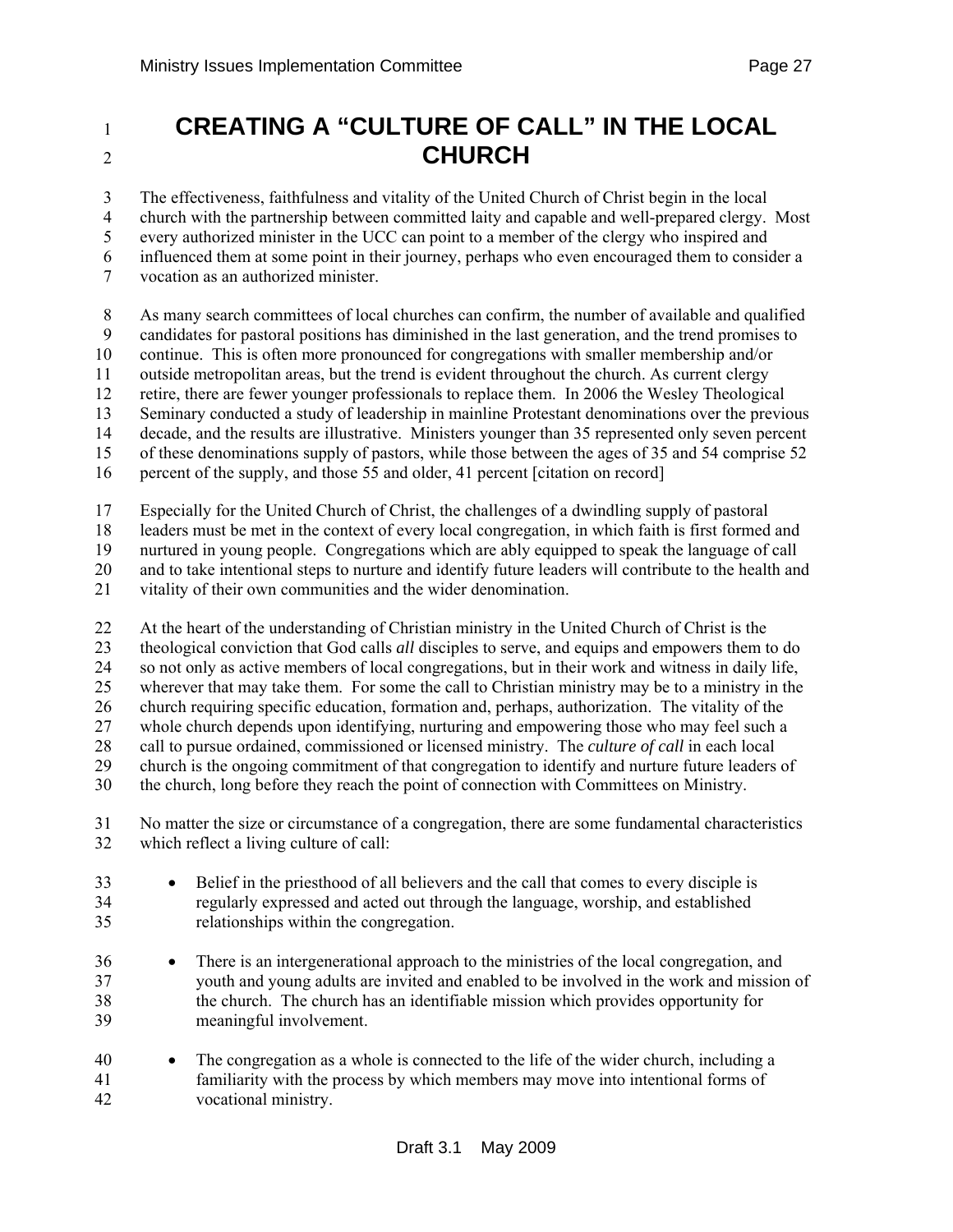# CREATING A "CULTURE OF CALL" IN THE LOCAL CHURCH

The effectiveness, faithfulness and vitality of the United Church of Christ begin in the local church with the partnership between committed laity and capable and well-prepared clergy. Most every authorized minister in the UCC can point to a member of the clergy who inspired and influenced them at some point in their journey, perhaps who even encouraged them to consider a vocation as an authorized minister.

As many search committees of local churches can confirm, the number of available and qualified candidates for pastoral positions has diminished in the last generation, and the trend promises to continue. This is often more pronounced for congregations with smaller membership and/or outside metropolitan areas, but the trend is evident throughout the church. As current clergy retire, there are fewer younger professionals to replace them. In 2006 the Wesley Theological Seminary conducted a study of leadership in mainline Protestant denominations over the previous decade, and the results are illustrative. Ministers younger than 35 represented only seven percent of these denominations supply of pastors, while those between the ages of 35 and 54 comprise 52 percent of the supply, and those 55 and older, 41 percent [citation on record]

Especially for the United Church of Christ, the challenges of a dwindling supply of pastoral leaders must be met in the context of every local congregation, in which faith is first formed and nurtured in young people. Congregations which are ably equipped to speak the language of call and to take intentional steps to nurture and identify future leaders will contribute to the health and vitality of their own communities and the wider denomination.

At the heart of the understanding of Christian ministry in the United Church of Christ is the theological conviction that God calls *all* disciples to serve, and equips and empowers them to do so not only as active members of local congregations, but in their work and witness in daily life, wherever that may take them. For some the call to Christian ministry may be to a ministry in the church requiring specific education, formation and, perhaps, authorization. The vitality of the whole church depends upon identifying, nurturing and empowering those who may feel such a call to pursue ordained, commissioned or licensed ministry. The *culture of call* in each local church is the ongoing commitment of that congregation to identify and nurture future leaders of the church, long before they reach the point of connection with Committees on Ministry.

No matter the size or circumstance of a congregation, there are some fundamental characteristics which reflect a living culture of call:

- Belief in the priesthood of all believers and the call that comes to every disciple is regularly expressed and acted out through the language, worship, and established relationships within the congregation.
- There is an intergenerational approach to the ministries of the local congregation, and youth and young adults are invited and enabled to be involved in the work and mission of the church. The church has an identifiable mission which provides opportunity for meaningful involvement.
- The congregation as a whole is connected to the life of the wider church, including a familiarity with the process by which members may move into intentional forms of vocational ministry.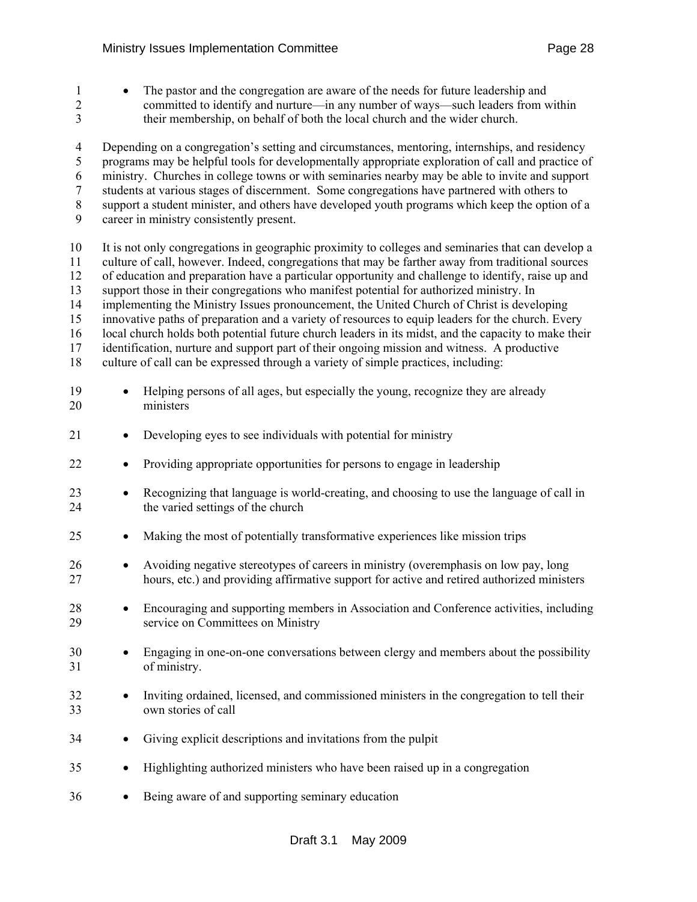- The pastor and the congregation are aware of the needs for future leadership and committed to identify and nurture—in any number of ways—such leaders from within their membership, on behalf of both the local church and the wider church.

Depending on a congregation's setting and circumstances, mentoring, internships, and residency programs may be helpful tools for developmentally appropriate exploration of call and practice of ministry. Churches in college towns or with seminaries nearby may be able to invite and support students at various stages of discernment. Some congregations have partnered with others to support a student minister, and others have developed youth programs which keep the option of a career in ministry consistently present.

It is not only congregations in geographic proximity to colleges and seminaries that can develop a culture of call, however. Indeed, congregations that may be farther away from traditional sources of education and preparation have a particular opportunity and challenge to identify, raise up and support those in their congregations who manifest potential for authorized ministry. In implementing the Ministry Issues pronouncement, the United Church of Christ is developing innovative paths of preparation and a variety of resources to equip leaders for the church. Every local church holds both potential future church leaders in its midst, and the capacity to make their identification, nurture and support part of their ongoing mission and witness. A productive culture of call can be expressed through a variety of simple practices, including:

- Helping persons of all ages, but especially the young, recognize they are already ministers
- Developing eyes to see individuals with potential for ministry
- Providing appropriate opportunities for persons to engage in leadership
- Recognizing that language is world-creating, and choosing to use the language of call in the varied settings of the church
- Making the most of potentially transformative experiences like mission trips
- Avoiding negative stereotypes of careers in ministry (overemphasis on low pay, long hours, etc.) and providing affirmative support for active and retired authorized ministers
- Encouraging and supporting members in Association and Conference activities, including service on Committees on Ministry
- Engaging in one-on-one conversations between clergy and members about the possibility of ministry.
- Inviting ordained, licensed, and commissioned ministers in the congregation to tell their own stories of call
- Giving explicit descriptions and invitations from the pulpit
- Highlighting authorized ministers who have been raised up in a congregation
- Being aware of and supporting seminary education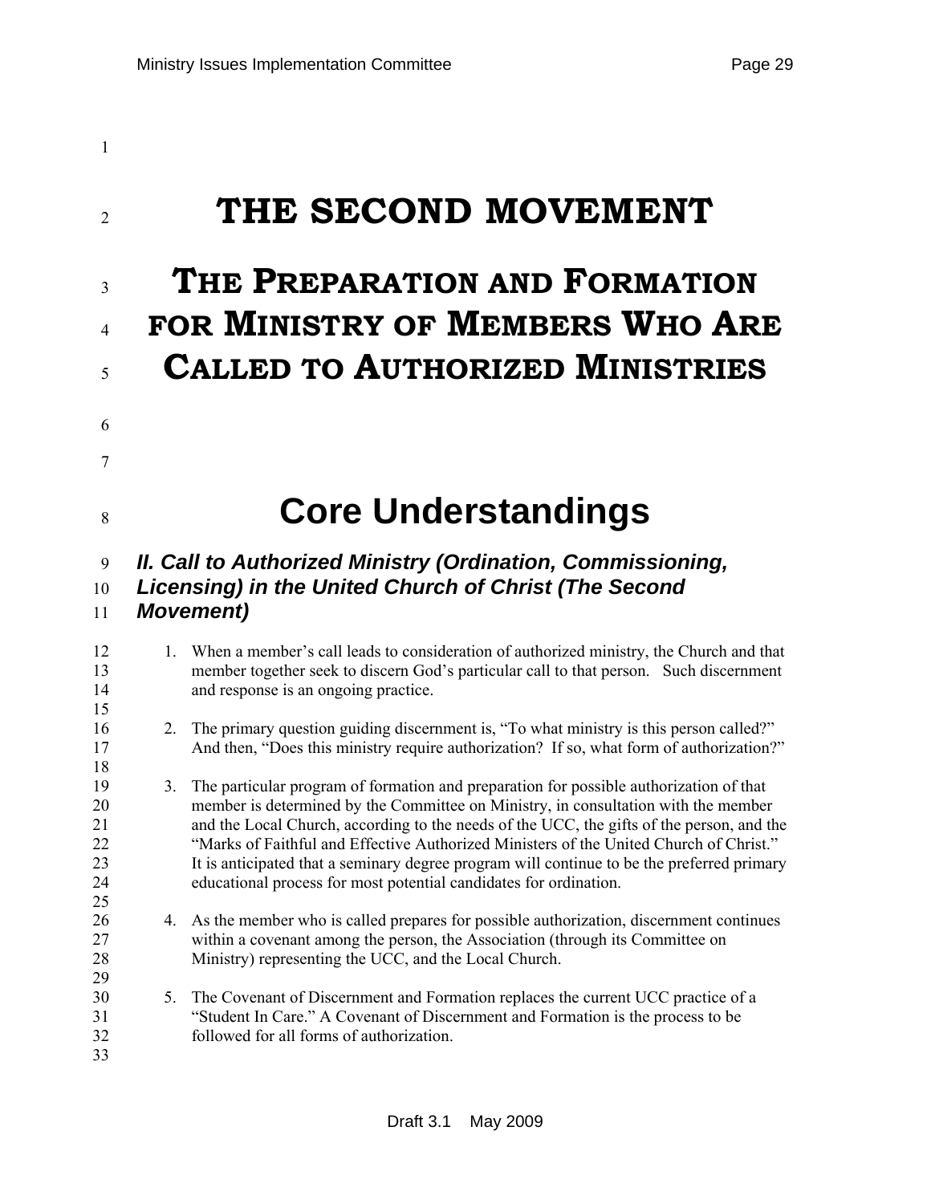# THE SECOND MOVEMENT

# THE PREPARATION AND FORMATION FOR MINISTRY OF MEMBERS WHO ARE CALLED TO AUTHORIZED MINISTRIES

# Core Understandings

### *II. Call to Authorized Ministry (Ordination, Commissioning, Licensing) in the United Church of Christ (The Second Movement)*

1. When a member's call leads to consideration of authorized ministry, the Church and that member together seek to discern God's particular call to that person. Such discernment and response is an ongoing practice.

2. The primary question guiding discernment is, "To what ministry is this person called?" And then, "Does this ministry require authorization? If so, what form of authorization?"

3. The particular program of formation and preparation for possible authorization of that member is determined by the Committee on Ministry, in consultation with the member and the Local Church, according to the needs of the UCC, the gifts of the person, and the "Marks of Faithful and Effective Authorized Ministers of the United Church of Christ." It is anticipated that a seminary degree program will continue to be the preferred primary educational process for most potential candidates for ordination.

4. As the member who is called prepares for possible authorization, discernment continues within a covenant among the person, the Association (through its Committee on Ministry) representing the UCC, and the Local Church.

5. The Covenant of Discernment and Formation replaces the current UCC practice of a "Student In Care." A Covenant of Discernment and Formation is the process to be followed for all forms of authorization.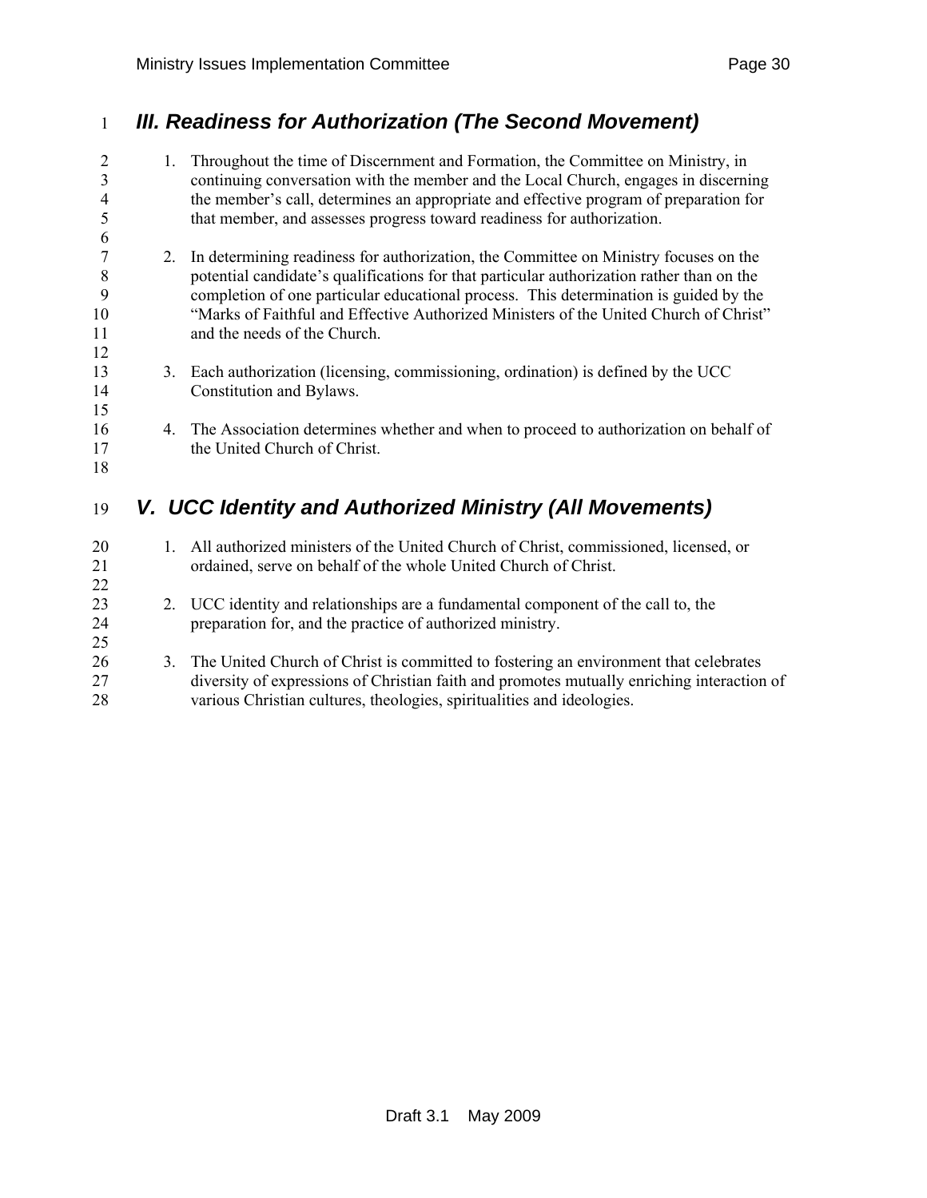## *III. Readiness for Authorization (The Second Movement)*

1. Throughout the time of Discernment and Formation, the Committee on Ministry, in continuing conversation with the member and the Local Church, engages in discerning the member's call, determines an appropriate and effective program of preparation for that member, and assesses progress toward readiness for authorization.

2. In determining readiness for authorization, the Committee on Ministry focuses on the potential candidate's qualifications for that particular authorization rather than on the completion of one particular educational process. This determination is guided by the "Marks of Faithful and Effective Authorized Ministers of the United Church of Christ" and the needs of the Church.

3. Each authorization (licensing, commissioning, ordination) is defined by the UCC Constitution and Bylaws.

4. The Association determines whether and when to proceed to authorization on behalf of the United Church of Christ.

## *V. UCC Identity and Authorized Ministry (All Movements)*

1. All authorized ministers of the United Church of Christ, commissioned, licensed, or ordained, serve on behalf of the whole United Church of Christ.

2. UCC identity and relationships are a fundamental component of the call to, the preparation for, and the practice of authorized ministry.

3. The United Church of Christ is committed to fostering an environment that celebrates diversity of expressions of Christian faith and promotes mutually enriching interaction of various Christian cultures, theologies, spiritualities and ideologies.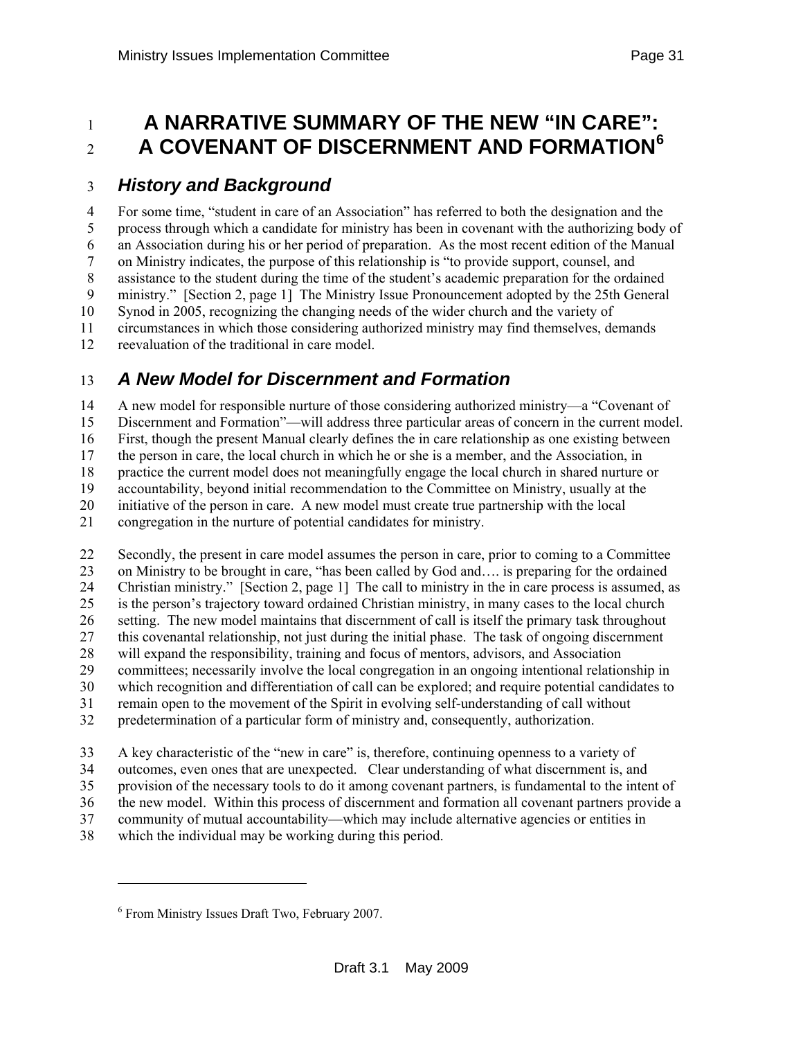# A NARRATIVE SUMMARY OF THE NEW "IN CARE": A COVENANT OF DISCERNMENT AND FORMATION[6]

## *History and Background*

For some time, "student in care of an Association" has referred to both the designation and the process through which a candidate for ministry has been in covenant with the authorizing body of an Association during his or her period of preparation. As the most recent edition of the Manual on Ministry indicates, the purpose of this relationship is "to provide support, counsel, and assistance to the student during the time of the student's academic preparation for the ordained ministry." [Section 2, page 1] The Ministry Issue Pronouncement adopted by the 25th General Synod in 2005, recognizing the changing needs of the wider church and the variety of circumstances in which those considering authorized ministry may find themselves, demands reevaluation of the traditional in care model.

## *A New Model for Discernment and Formation*

A new model for responsible nurture of those considering authorized ministry—a "Covenant of Discernment and Formation"—will address three particular areas of concern in the current model. First, though the present Manual clearly defines the in care relationship as one existing between the person in care, the local church in which he or she is a member, and the Association, in practice the current model does not meaningfully engage the local church in shared nurture or accountability, beyond initial recommendation to the Committee on Ministry, usually at the initiative of the person in care. A new model must create true partnership with the local congregation in the nurture of potential candidates for ministry.

Secondly, the present in care model assumes the person in care, prior to coming to a Committee on Ministry to be brought in care, "has been called by God and…. is preparing for the ordained Christian ministry." [Section 2, page 1] The call to ministry in the in care process is assumed, as is the person's trajectory toward ordained Christian ministry, in many cases to the local church setting. The new model maintains that discernment of call is itself the primary task throughout this covenantal relationship, not just during the initial phase. The task of ongoing discernment will expand the responsibility, training and focus of mentors, advisors, and Association committees; necessarily involve the local congregation in an ongoing intentional relationship in which recognition and differentiation of call can be explored; and require potential candidates to remain open to the movement of the Spirit in evolving self-understanding of call without predetermination of a particular form of ministry and, consequently, authorization.

A key characteristic of the "new in care" is, therefore, continuing openness to a variety of outcomes, even ones that are unexpected. Clear understanding of what discernment is, and provision of the necessary tools to do it among covenant partners, is fundamental to the intent of the new model. Within this process of discernment and formation all covenant partners provide a community of mutual accountability—which may include alternative agencies or entities in which the individual may be working during this period.

---

[6] From Ministry Issues Draft Two, February 2007.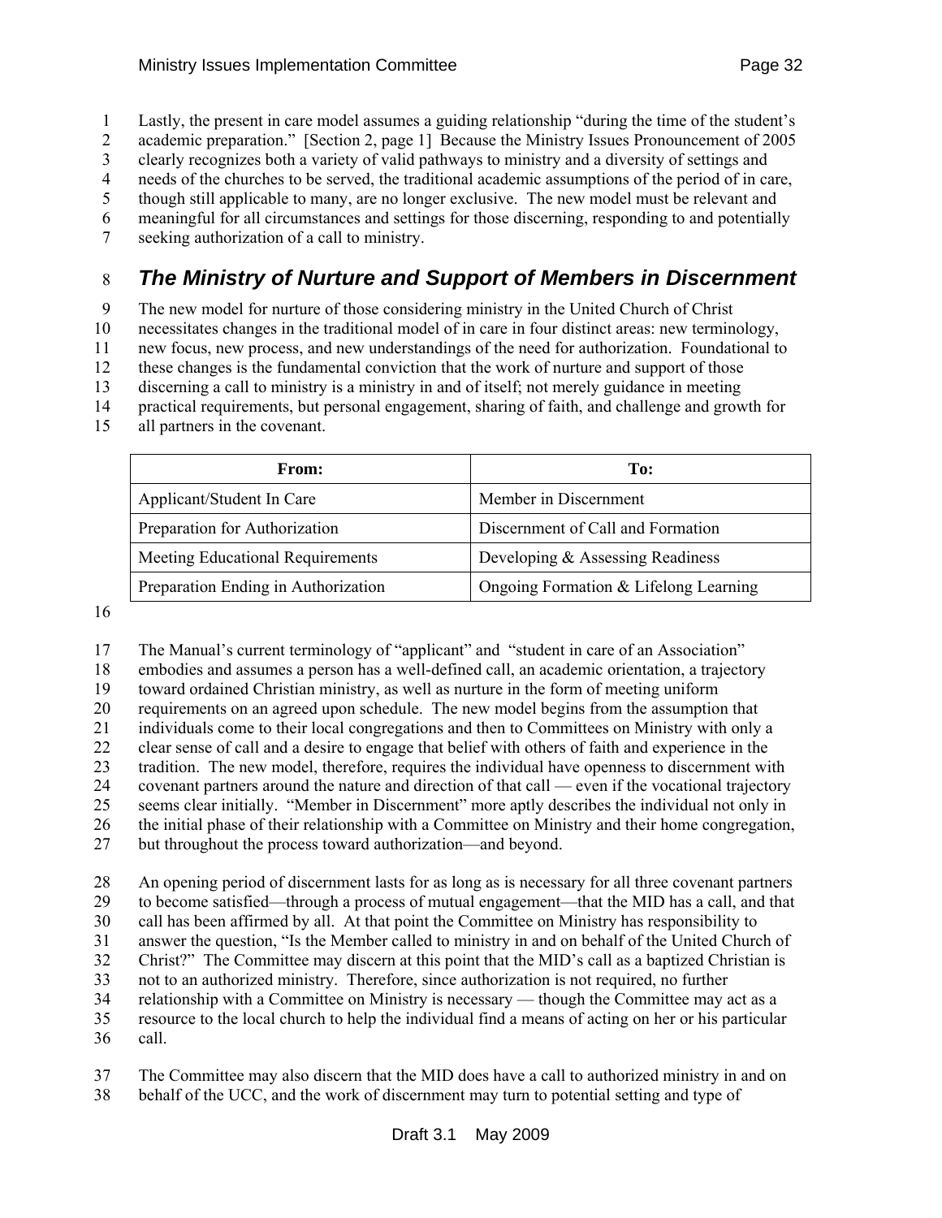Lastly, the present in care model assumes a guiding relationship "during the time of the student's academic preparation." [Section 2, page 1] Because the Ministry Issues Pronouncement of 2005 clearly recognizes both a variety of valid pathways to ministry and a diversity of settings and needs of the churches to be served, the traditional academic assumptions of the period of in care, though still applicable to many, are no longer exclusive. The new model must be relevant and meaningful for all circumstances and settings for those discerning, responding to and potentially seeking authorization of a call to ministry.

## *The Ministry of Nurture and Support of Members in Discernment*

The new model for nurture of those considering ministry in the United Church of Christ necessitates changes in the traditional model of in care in four distinct areas: new terminology, new focus, new process, and new understandings of the need for authorization. Foundational to these changes is the fundamental conviction that the work of nurture and support of those discerning a call to ministry is a ministry in and of itself; not merely guidance in meeting practical requirements, but personal engagement, sharing of faith, and challenge and growth for all partners in the covenant.

| From: | To: |
|---|---|
| Applicant/Student In Care | Member in Discernment |
| Preparation for Authorization | Discernment of Call and Formation |
| Meeting Educational Requirements | Developing & Assessing Readiness |
| Preparation Ending in Authorization | Ongoing Formation & Lifelong Learning |

The Manual's current terminology of "applicant" and "student in care of an Association" embodies and assumes a person has a well-defined call, an academic orientation, a trajectory toward ordained Christian ministry, as well as nurture in the form of meeting uniform requirements on an agreed upon schedule. The new model begins from the assumption that individuals come to their local congregations and then to Committees on Ministry with only a clear sense of call and a desire to engage that belief with others of faith and experience in the tradition. The new model, therefore, requires the individual have openness to discernment with covenant partners around the nature and direction of that call — even if the vocational trajectory seems clear initially. "Member in Discernment" more aptly describes the individual not only in the initial phase of their relationship with a Committee on Ministry and their home congregation, but throughout the process toward authorization—and beyond.

An opening period of discernment lasts for as long as is necessary for all three covenant partners to become satisfied—through a process of mutual engagement—that the MID has a call, and that call has been affirmed by all. At that point the Committee on Ministry has responsibility to answer the question, "Is the Member called to ministry in and on behalf of the United Church of Christ?" The Committee may discern at this point that the MID's call as a baptized Christian is not to an authorized ministry. Therefore, since authorization is not required, no further relationship with a Committee on Ministry is necessary — though the Committee may act as a resource to the local church to help the individual find a means of acting on her or his particular call.

The Committee may also discern that the MID does have a call to authorized ministry in and on behalf of the UCC, and the work of discernment may turn to potential setting and type of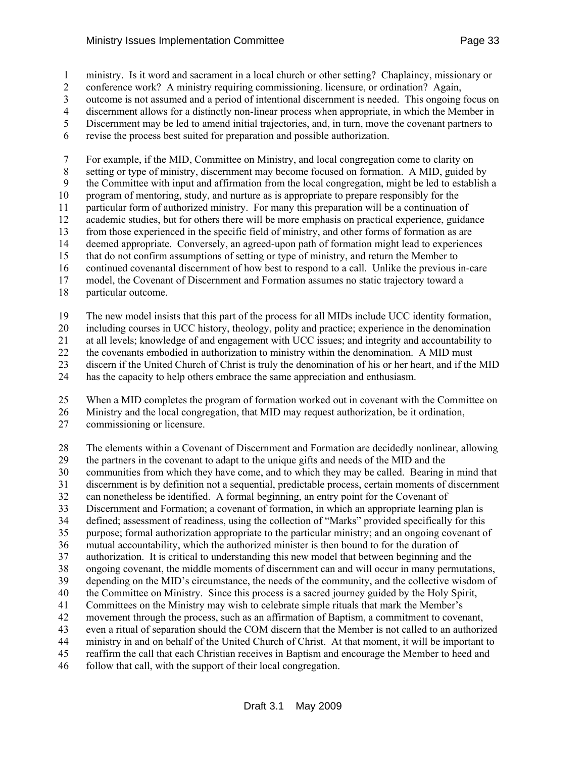ministry. Is it word and sacrament in a local church or other setting? Chaplaincy, missionary or conference work? A ministry requiring commissioning. licensure, or ordination? Again, outcome is not assumed and a period of intentional discernment is needed. This ongoing focus on discernment allows for a distinctly non-linear process when appropriate, in which the Member in Discernment may be led to amend initial trajectories, and, in turn, move the covenant partners to revise the process best suited for preparation and possible authorization.

For example, if the MID, Committee on Ministry, and local congregation come to clarity on setting or type of ministry, discernment may become focused on formation. A MID, guided by the Committee with input and affirmation from the local congregation, might be led to establish a program of mentoring, study, and nurture as is appropriate to prepare responsibly for the particular form of authorized ministry. For many this preparation will be a continuation of academic studies, but for others there will be more emphasis on practical experience, guidance from those experienced in the specific field of ministry, and other forms of formation as are deemed appropriate. Conversely, an agreed-upon path of formation might lead to experiences that do not confirm assumptions of setting or type of ministry, and return the Member to continued covenantal discernment of how best to respond to a call. Unlike the previous in-care model, the Covenant of Discernment and Formation assumes no static trajectory toward a particular outcome.

The new model insists that this part of the process for all MIDs include UCC identity formation, including courses in UCC history, theology, polity and practice; experience in the denomination at all levels; knowledge of and engagement with UCC issues; and integrity and accountability to the covenants embodied in authorization to ministry within the denomination. A MID must discern if the United Church of Christ is truly the denomination of his or her heart, and if the MID has the capacity to help others embrace the same appreciation and enthusiasm.

When a MID completes the program of formation worked out in covenant with the Committee on Ministry and the local congregation, that MID may request authorization, be it ordination, commissioning or licensure.

The elements within a Covenant of Discernment and Formation are decidedly nonlinear, allowing the partners in the covenant to adapt to the unique gifts and needs of the MID and the communities from which they have come, and to which they may be called. Bearing in mind that discernment is by definition not a sequential, predictable process, certain moments of discernment can nonetheless be identified. A formal beginning, an entry point for the Covenant of Discernment and Formation; a covenant of formation, in which an appropriate learning plan is defined; assessment of readiness, using the collection of "Marks" provided specifically for this purpose; formal authorization appropriate to the particular ministry; and an ongoing covenant of mutual accountability, which the authorized minister is then bound to for the duration of authorization. It is critical to understanding this new model that between beginning and the ongoing covenant, the middle moments of discernment can and will occur in many permutations, depending on the MID's circumstance, the needs of the community, and the collective wisdom of the Committee on Ministry. Since this process is a sacred journey guided by the Holy Spirit, Committees on the Ministry may wish to celebrate simple rituals that mark the Member's movement through the process, such as an affirmation of Baptism, a commitment to covenant, even a ritual of separation should the COM discern that the Member is not called to an authorized ministry in and on behalf of the United Church of Christ. At that moment, it will be important to reaffirm the call that each Christian receives in Baptism and encourage the Member to heed and follow that call, with the support of their local congregation.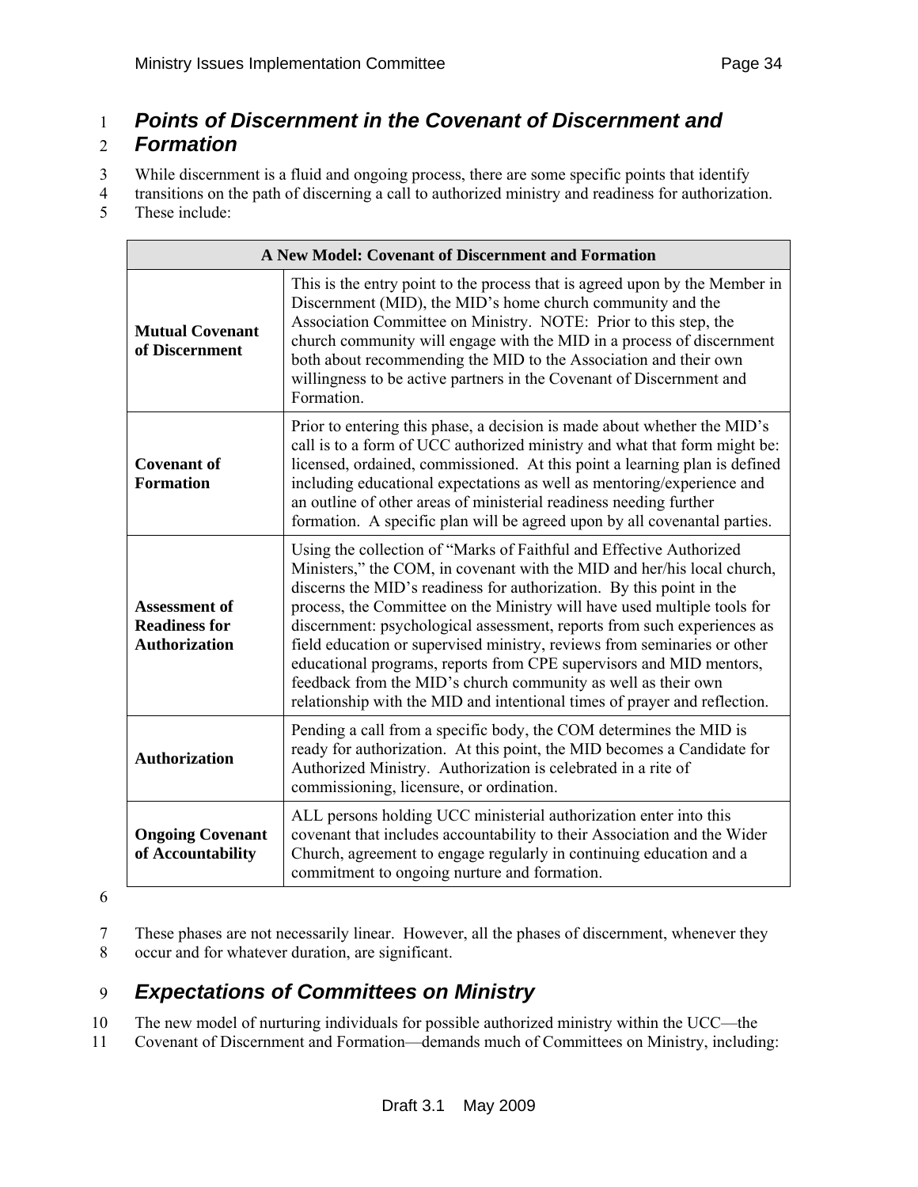## *Points of Discernment in the Covenant of Discernment and Formation*

While discernment is a fluid and ongoing process, there are some specific points that identify transitions on the path of discerning a call to authorized ministry and readiness for authorization. These include:

| A New Model: Covenant of Discernment and Formation | |
|---|---|
| **Mutual Covenant of Discernment** | This is the entry point to the process that is agreed upon by the Member in Discernment (MID), the MID's home church community and the Association Committee on Ministry. NOTE: Prior to this step, the church community will engage with the MID in a process of discernment both about recommending the MID to the Association and their own willingness to be active partners in the Covenant of Discernment and Formation. |
| **Covenant of Formation** | Prior to entering this phase, a decision is made about whether the MID's call is to a form of UCC authorized ministry and what that form might be: licensed, ordained, commissioned. At this point a learning plan is defined including educational expectations as well as mentoring/experience and an outline of other areas of ministerial readiness needing further formation. A specific plan will be agreed upon by all covenantal parties. |
| **Assessment of Readiness for Authorization** | Using the collection of "Marks of Faithful and Effective Authorized Ministers," the COM, in covenant with the MID and her/his local church, discerns the MID's readiness for authorization. By this point in the process, the Committee on the Ministry will have used multiple tools for discernment: psychological assessment, reports from such experiences as field education or supervised ministry, reviews from seminaries or other educational programs, reports from CPE supervisors and MID mentors, feedback from the MID's church community as well as their own relationship with the MID and intentional times of prayer and reflection. |
| **Authorization** | Pending a call from a specific body, the COM determines the MID is ready for authorization. At this point, the MID becomes a Candidate for Authorized Ministry. Authorization is celebrated in a rite of commissioning, licensure, or ordination. |
| **Ongoing Covenant of Accountability** | ALL persons holding UCC ministerial authorization enter into this covenant that includes accountability to their Association and the Wider Church, agreement to engage regularly in continuing education and a commitment to ongoing nurture and formation. |

These phases are not necessarily linear. However, all the phases of discernment, whenever they occur and for whatever duration, are significant.

## *Expectations of Committees on Ministry*

The new model of nurturing individuals for possible authorized ministry within the UCC—the Covenant of Discernment and Formation—demands much of Committees on Ministry, including: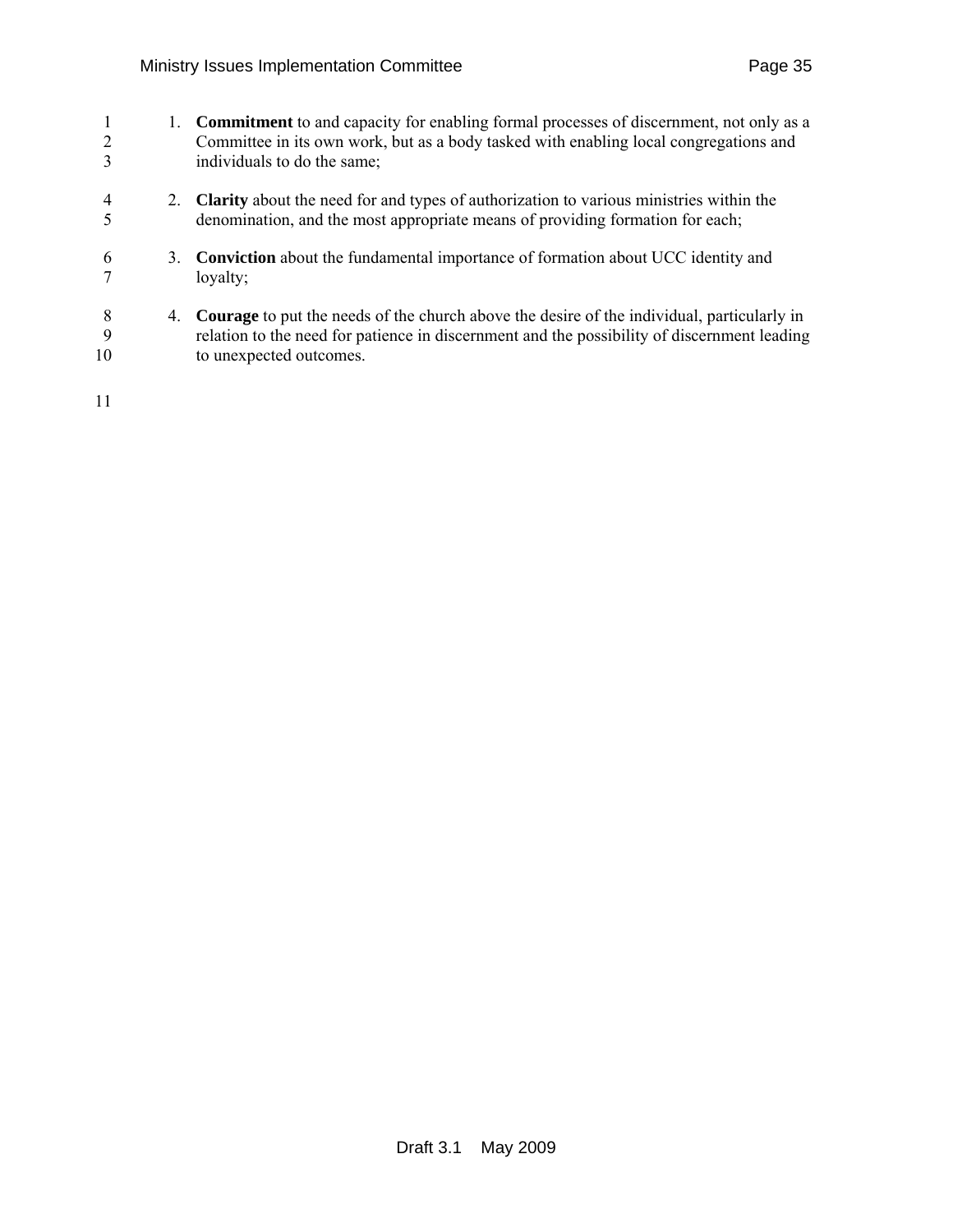1. **Commitment** to and capacity for enabling formal processes of discernment, not only as a Committee in its own work, but as a body tasked with enabling local congregations and individuals to do the same;
2. **Clarity** about the need for and types of authorization to various ministries within the denomination, and the most appropriate means of providing formation for each;
3. **Conviction** about the fundamental importance of formation about UCC identity and loyalty;
4. **Courage** to put the needs of the church above the desire of the individual, particularly in relation to the need for patience in discernment and the possibility of discernment leading to unexpected outcomes.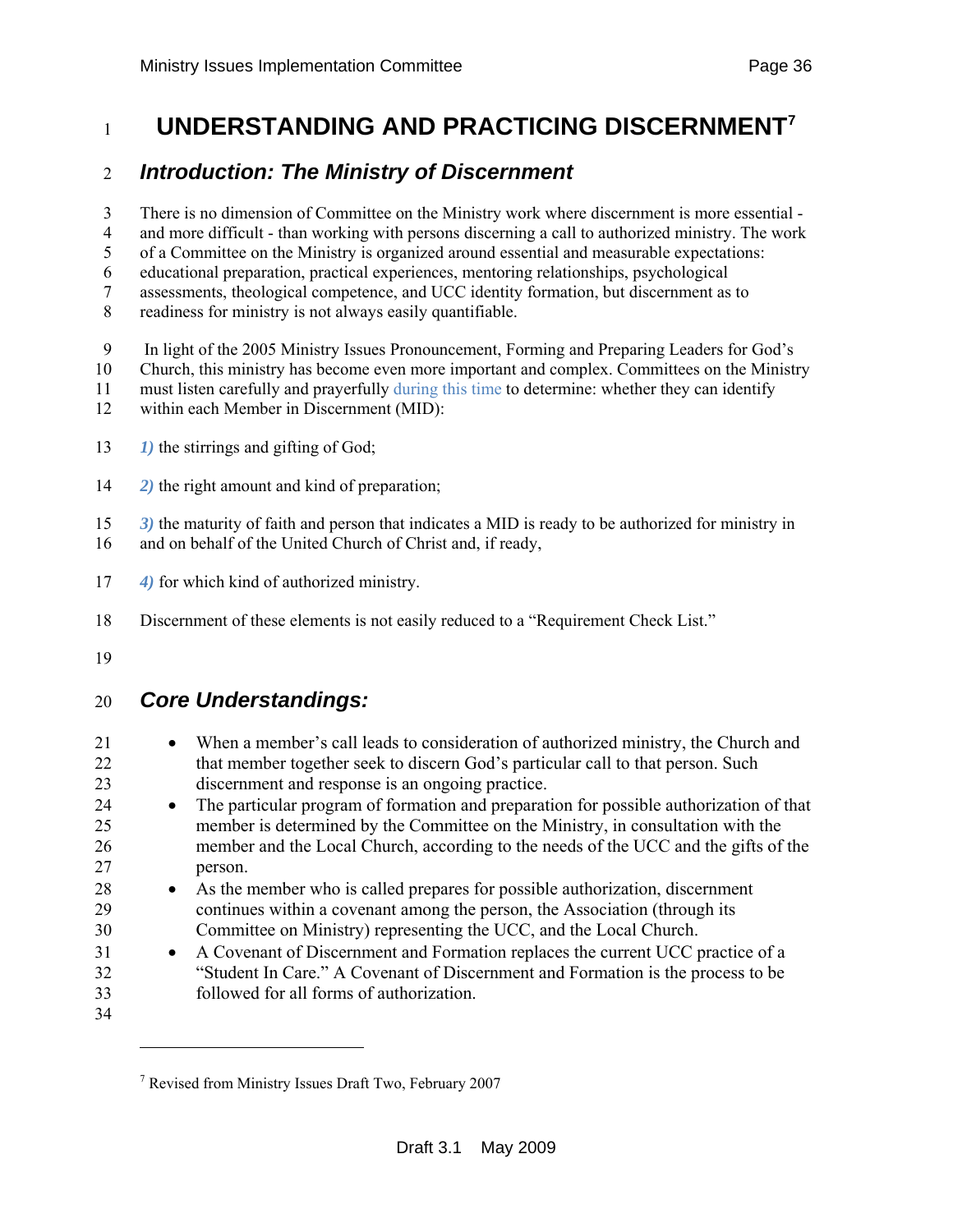# UNDERSTANDING AND PRACTICING DISCERNMENT[7]

## *Introduction: The Ministry of Discernment*

There is no dimension of Committee on the Ministry work where discernment is more essential - and more difficult - than working with persons discerning a call to authorized ministry. The work of a Committee on the Ministry is organized around essential and measurable expectations: educational preparation, practical experiences, mentoring relationships, psychological assessments, theological competence, and UCC identity formation, but discernment as to readiness for ministry is not always easily quantifiable.

In light of the 2005 Ministry Issues Pronouncement, Forming and Preparing Leaders for God's Church, this ministry has become even more important and complex. Committees on the Ministry must listen carefully and prayerfully during this time to determine: whether they can identify within each Member in Discernment (MID):

***1)*** the stirrings and gifting of God;

***2)*** the right amount and kind of preparation;

***3)*** the maturity of faith and person that indicates a MID is ready to be authorized for ministry in and on behalf of the United Church of Christ and, if ready,

***4)*** for which kind of authorized ministry.

Discernment of these elements is not easily reduced to a "Requirement Check List."

## *Core Understandings:*

- When a member's call leads to consideration of authorized ministry, the Church and that member together seek to discern God's particular call to that person. Such discernment and response is an ongoing practice.
- The particular program of formation and preparation for possible authorization of that member is determined by the Committee on the Ministry, in consultation with the member and the Local Church, according to the needs of the UCC and the gifts of the person.
- As the member who is called prepares for possible authorization, discernment continues within a covenant among the person, the Association (through its Committee on Ministry) representing the UCC, and the Local Church.
- A Covenant of Discernment and Formation replaces the current UCC practice of a "Student In Care." A Covenant of Discernment and Formation is the process to be followed for all forms of authorization.

---

[7] Revised from Ministry Issues Draft Two, February 2007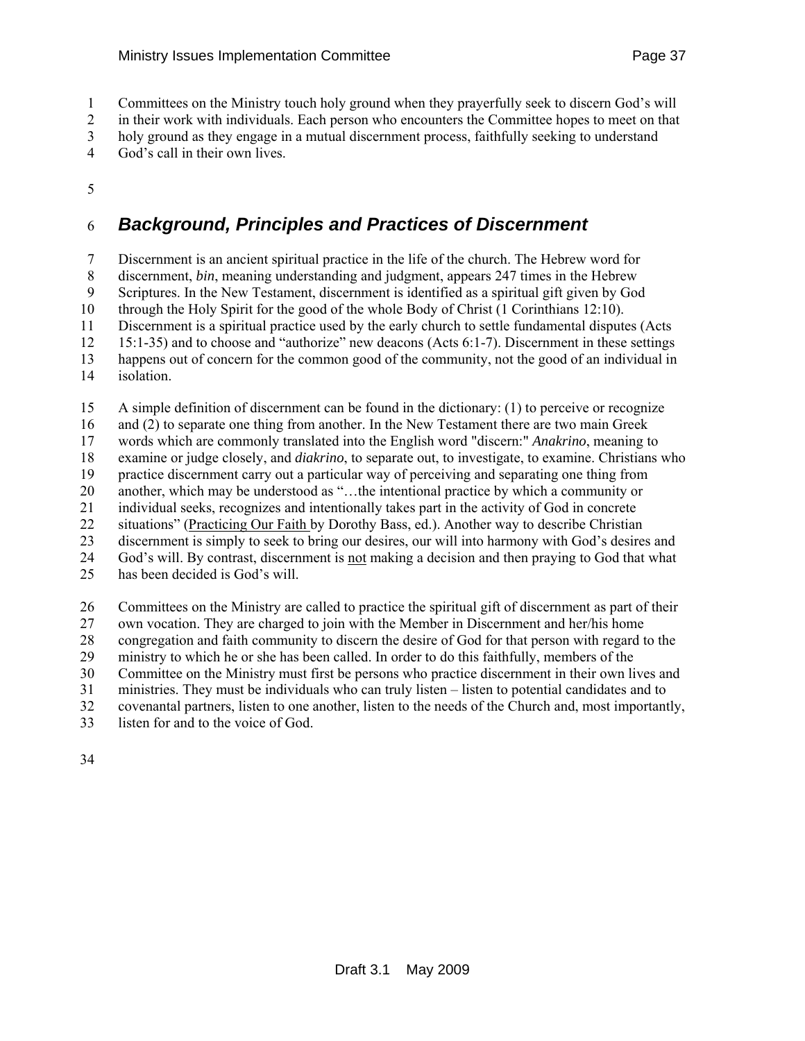Committees on the Ministry touch holy ground when they prayerfully seek to discern God's will in their work with individuals. Each person who encounters the Committee hopes to meet on that holy ground as they engage in a mutual discernment process, faithfully seeking to understand God's call in their own lives.

## *Background, Principles and Practices of Discernment*

Discernment is an ancient spiritual practice in the life of the church. The Hebrew word for discernment, *bin*, meaning understanding and judgment, appears 247 times in the Hebrew Scriptures. In the New Testament, discernment is identified as a spiritual gift given by God through the Holy Spirit for the good of the whole Body of Christ (1 Corinthians 12:10). Discernment is a spiritual practice used by the early church to settle fundamental disputes (Acts 15:1-35) and to choose and "authorize" new deacons (Acts 6:1-7). Discernment in these settings happens out of concern for the common good of the community, not the good of an individual in isolation.

A simple definition of discernment can be found in the dictionary: (1) to perceive or recognize and (2) to separate one thing from another. In the New Testament there are two main Greek words which are commonly translated into the English word "discern:" *Anakrino*, meaning to examine or judge closely, and *diakrino*, to separate out, to investigate, to examine. Christians who practice discernment carry out a particular way of perceiving and separating one thing from another, which may be understood as "…the intentional practice by which a community or individual seeks, recognizes and intentionally takes part in the activity of God in concrete situations" (<u>Practicing Our Faith</u> by Dorothy Bass, ed.). Another way to describe Christian discernment is simply to seek to bring our desires, our will into harmony with God's desires and God's will. By contrast, discernment is <u>not</u> making a decision and then praying to God that what has been decided is God's will.

Committees on the Ministry are called to practice the spiritual gift of discernment as part of their own vocation. They are charged to join with the Member in Discernment and her/his home congregation and faith community to discern the desire of God for that person with regard to the ministry to which he or she has been called. In order to do this faithfully, members of the Committee on the Ministry must first be persons who practice discernment in their own lives and ministries. They must be individuals who can truly listen – listen to potential candidates and to covenantal partners, listen to one another, listen to the needs of the Church and, most importantly, listen for and to the voice of God.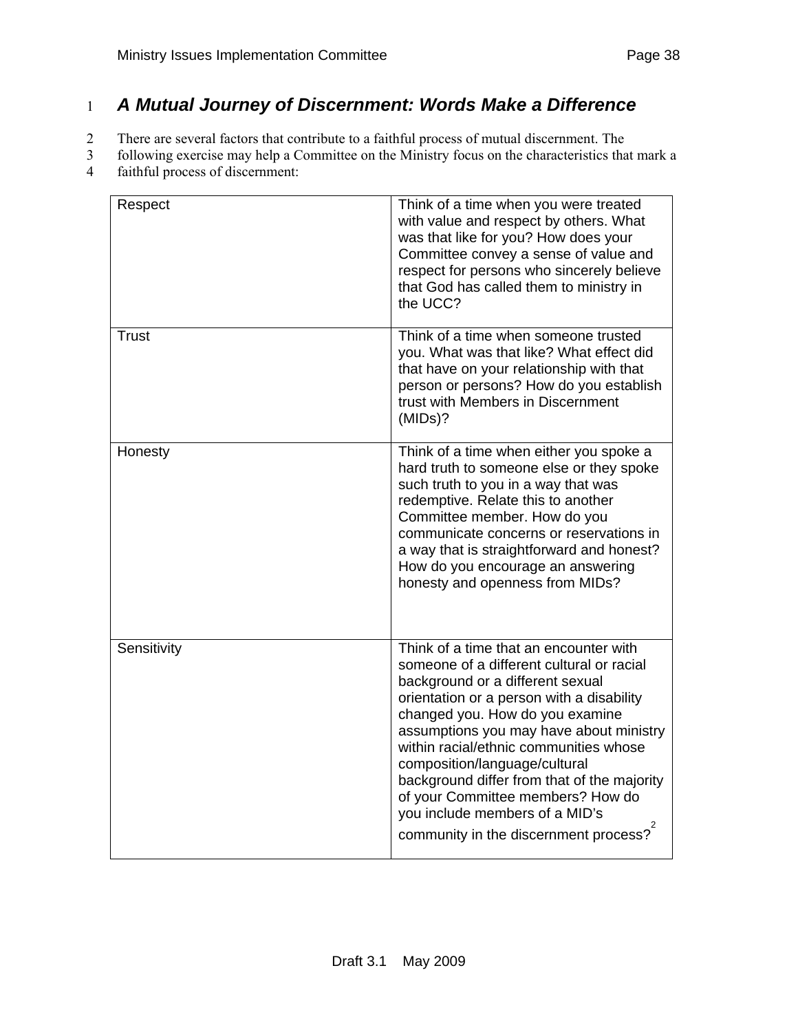### *A Mutual Journey of Discernment: Words Make a Difference*

There are several factors that contribute to a faithful process of mutual discernment. The following exercise may help a Committee on the Ministry focus on the characteristics that mark a faithful process of discernment:

| | |
|---|---|
| Respect | Think of a time when you were treated with value and respect by others. What was that like for you? How does your Committee convey a sense of value and respect for persons who sincerely believe that God has called them to ministry in the UCC? |
| Trust | Think of a time when someone trusted you. What was that like? What effect did that have on your relationship with that person or persons? How do you establish trust with Members in Discernment (MIDs)? |
| Honesty | Think of a time when either you spoke a hard truth to someone else or they spoke such truth to you in a way that was redemptive. Relate this to another Committee member. How do you communicate concerns or reservations in a way that is straightforward and honest? How do you encourage an answering honesty and openness from MIDs? |
| Sensitivity | Think of a time that an encounter with someone of a different cultural or racial background or a different sexual orientation or a person with a disability changed you. How do you examine assumptions you may have about ministry within racial/ethnic communities whose composition/language/cultural background differ from that of the majority of your Committee members? How do you include members of a MID's community in the discernment process?[2] |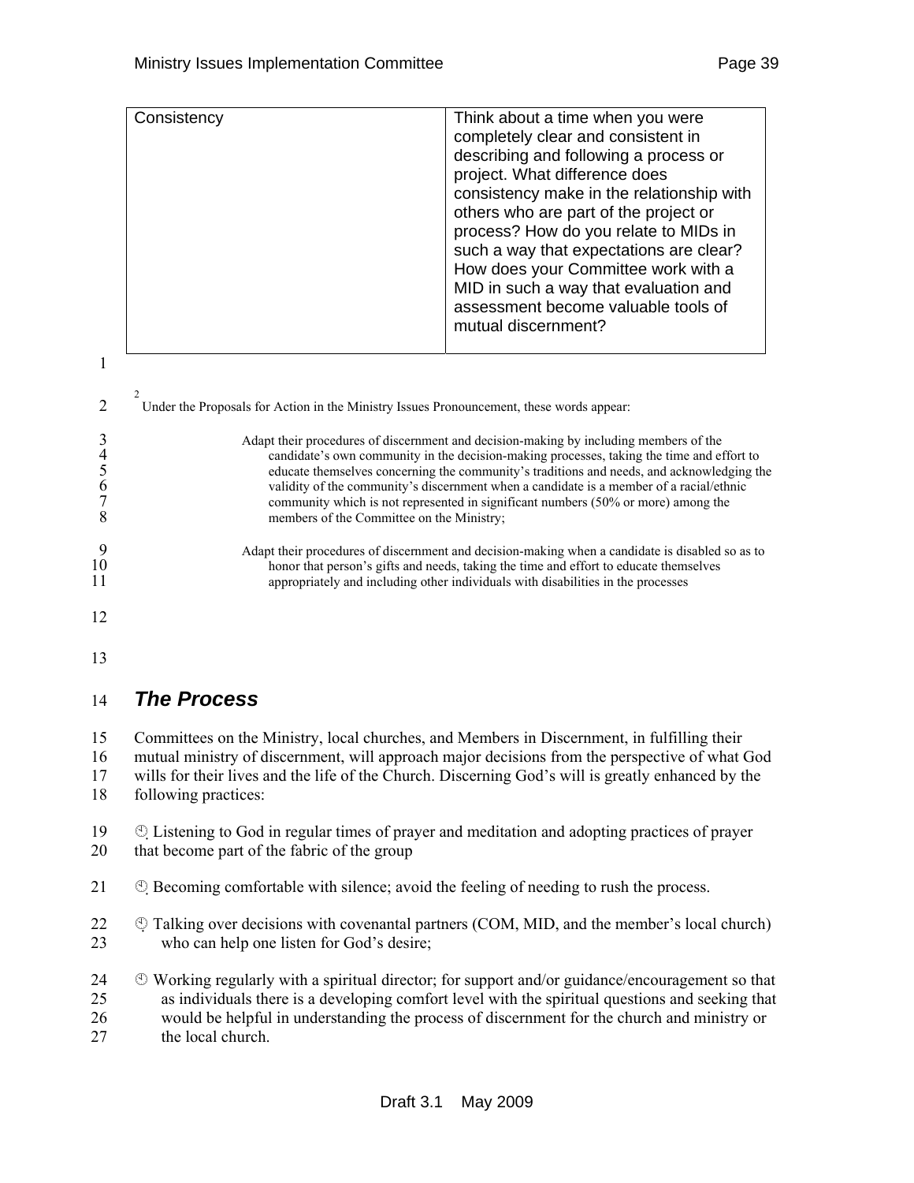| Consistency | Think about a time when you were completely clear and consistent in describing and following a process or project. What difference does consistency make in the relationship with others who are part of the project or process? How do you relate to MIDs in such a way that expectations are clear? How does your Committee work with a MID in such a way that evaluation and assessment become valuable tools of mutual discernment? |
|---|---|

[2] Under the Proposals for Action in the Ministry Issues Pronouncement, these words appear:

> Adapt their procedures of discernment and decision-making by including members of the candidate's own community in the decision-making processes, taking the time and effort to educate themselves concerning the community's traditions and needs, and acknowledging the validity of the community's discernment when a candidate is a member of a racial/ethnic community which is not represented in significant numbers (50% or more) among the members of the Committee on the Ministry;
>
> Adapt their procedures of discernment and decision-making when a candidate is disabled so as to honor that person's gifts and needs, taking the time and effort to educate themselves appropriately and including other individuals with disabilities in the processes

## *The Process*

Committees on the Ministry, local churches, and Members in Discernment, in fulfilling their mutual ministry of discernment, will approach major decisions from the perspective of what God wills for their lives and the life of the Church. Discerning God's will is greatly enhanced by the following practices:

- Listening to God in regular times of prayer and meditation and adopting practices of prayer that become part of the fabric of the group
- Becoming comfortable with silence; avoid the feeling of needing to rush the process.
- Talking over decisions with covenantal partners (COM, MID, and the member's local church) who can help one listen for God's desire;
- Working regularly with a spiritual director; for support and/or guidance/encouragement so that as individuals there is a developing comfort level with the spiritual questions and seeking that would be helpful in understanding the process of discernment for the church and ministry or the local church.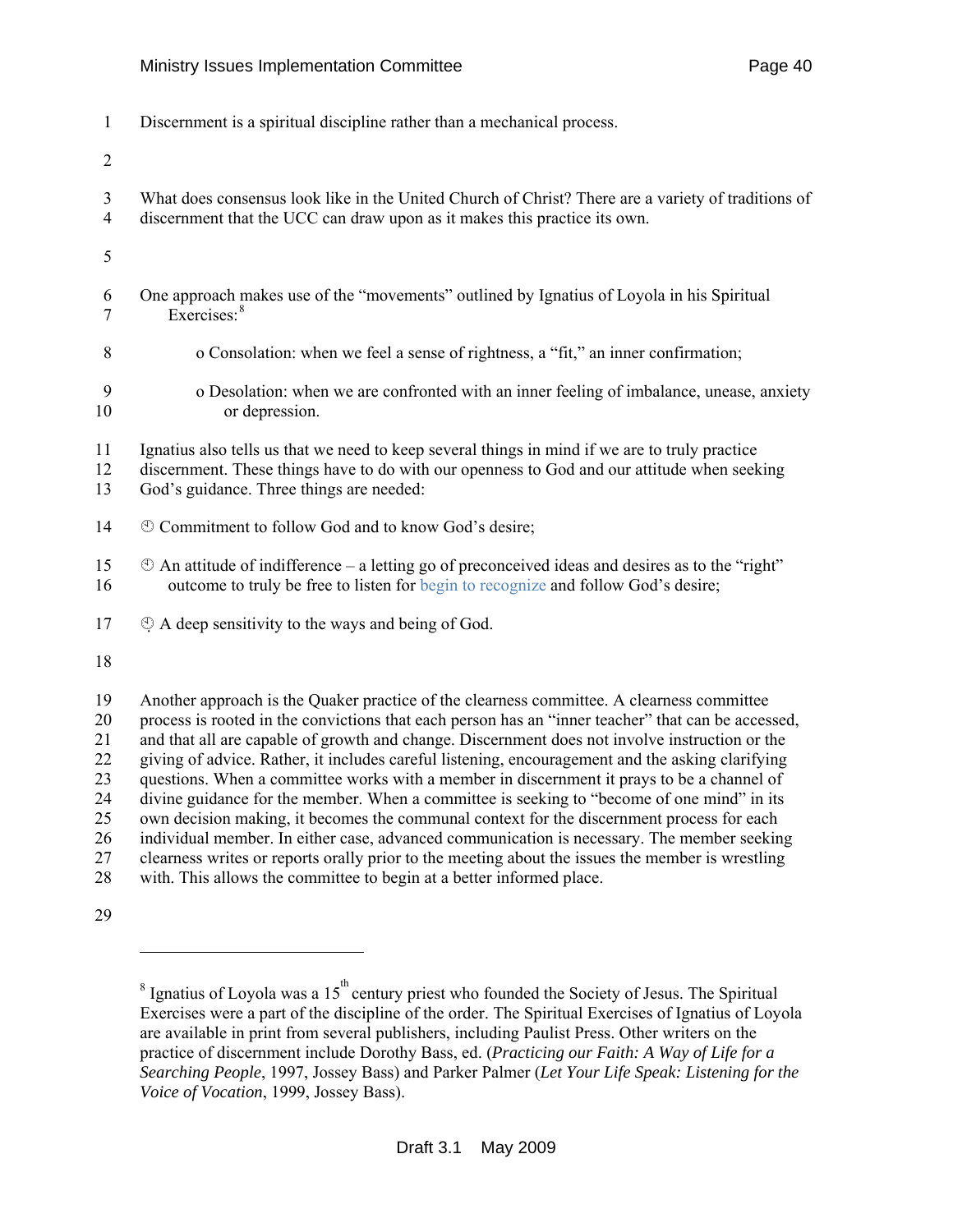Discernment is a spiritual discipline rather than a mechanical process.

What does consensus look like in the United Church of Christ? There are a variety of traditions of discernment that the UCC can draw upon as it makes this practice its own.

One approach makes use of the "movements" outlined by Ignatius of Loyola in his Spiritual Exercises:[8]

- Consolation: when we feel a sense of rightness, a "fit," an inner confirmation;
- Desolation: when we are confronted with an inner feeling of imbalance, unease, anxiety or depression.

Ignatius also tells us that we need to keep several things in mind if we are to truly practice discernment. These things have to do with our openness to God and our attitude when seeking God's guidance. Three things are needed:

- Commitment to follow God and to know God's desire;
- An attitude of indifference – a letting go of preconceived ideas and desires as to the "right" outcome to truly be free to listen for begin to recognize and follow God's desire;
- A deep sensitivity to the ways and being of God.

Another approach is the Quaker practice of the clearness committee. A clearness committee process is rooted in the convictions that each person has an "inner teacher" that can be accessed, and that all are capable of growth and change. Discernment does not involve instruction or the giving of advice. Rather, it includes careful listening, encouragement and the asking clarifying questions. When a committee works with a member in discernment it prays to be a channel of divine guidance for the member. When a committee is seeking to "become of one mind" in its own decision making, it becomes the communal context for the discernment process for each individual member. In either case, advanced communication is necessary. The member seeking clearness writes or reports orally prior to the meeting about the issues the member is wrestling with. This allows the committee to begin at a better informed place.

---

[8] Ignatius of Loyola was a 15th century priest who founded the Society of Jesus. The Spiritual Exercises were a part of the discipline of the order. The Spiritual Exercises of Ignatius of Loyola are available in print from several publishers, including Paulist Press. Other writers on the practice of discernment include Dorothy Bass, ed. (*Practicing our Faith: A Way of Life for a Searching People*, 1997, Jossey Bass) and Parker Palmer (*Let Your Life Speak: Listening for the Voice of Vocation*, 1999, Jossey Bass).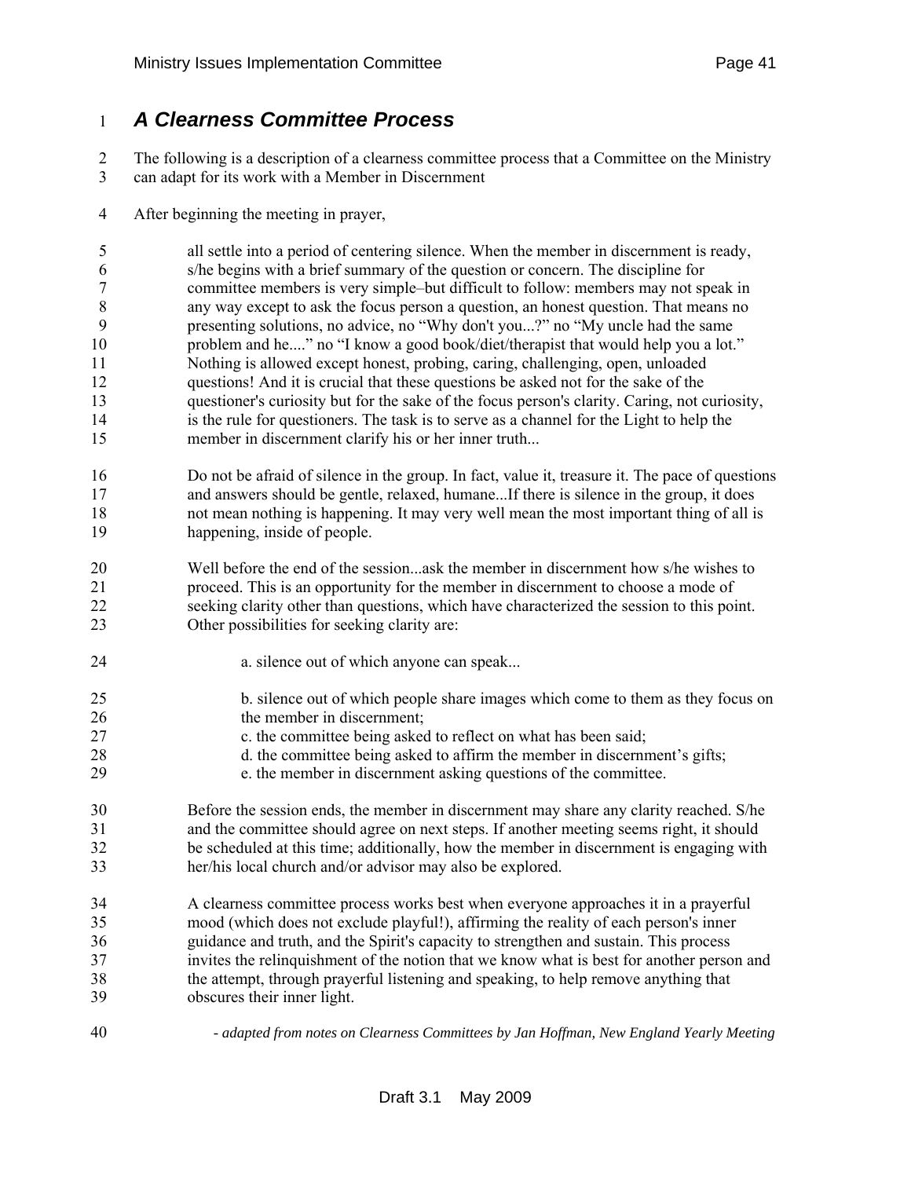## *A Clearness Committee Process*

The following is a description of a clearness committee process that a Committee on the Ministry can adapt for its work with a Member in Discernment

After beginning the meeting in prayer,

> all settle into a period of centering silence. When the member in discernment is ready, s/he begins with a brief summary of the question or concern. The discipline for committee members is very simple–but difficult to follow: members may not speak in any way except to ask the focus person a question, an honest question. That means no presenting solutions, no advice, no "Why don't you...?" no "My uncle had the same problem and he...." no "I know a good book/diet/therapist that would help you a lot." Nothing is allowed except honest, probing, caring, challenging, open, unloaded questions! And it is crucial that these questions be asked not for the sake of the questioner's curiosity but for the sake of the focus person's clarity. Caring, not curiosity, is the rule for questioners. The task is to serve as a channel for the Light to help the member in discernment clarify his or her inner truth...
>
> Do not be afraid of silence in the group. In fact, value it, treasure it. The pace of questions and answers should be gentle, relaxed, humane...If there is silence in the group, it does not mean nothing is happening. It may very well mean the most important thing of all is happening, inside of people.
>
> Well before the end of the session...ask the member in discernment how s/he wishes to proceed. This is an opportunity for the member in discernment to choose a mode of seeking clarity other than questions, which have characterized the session to this point. Other possibilities for seeking clarity are:
>
> a. silence out of which anyone can speak...
>
> b. silence out of which people share images which come to them as they focus on the member in discernment;
> c. the committee being asked to reflect on what has been said;
> d. the committee being asked to affirm the member in discernment's gifts;
> e. the member in discernment asking questions of the committee.
>
> Before the session ends, the member in discernment may share any clarity reached. S/he and the committee should agree on next steps. If another meeting seems right, it should be scheduled at this time; additionally, how the member in discernment is engaging with her/his local church and/or advisor may also be explored.
>
> A clearness committee process works best when everyone approaches it in a prayerful mood (which does not exclude playful!), affirming the reality of each person's inner guidance and truth, and the Spirit's capacity to strengthen and sustain. This process invites the relinquishment of the notion that we know what is best for another person and the attempt, through prayerful listening and speaking, to help remove anything that obscures their inner light.

*- adapted from notes on Clearness Committees by Jan Hoffman, New England Yearly Meeting*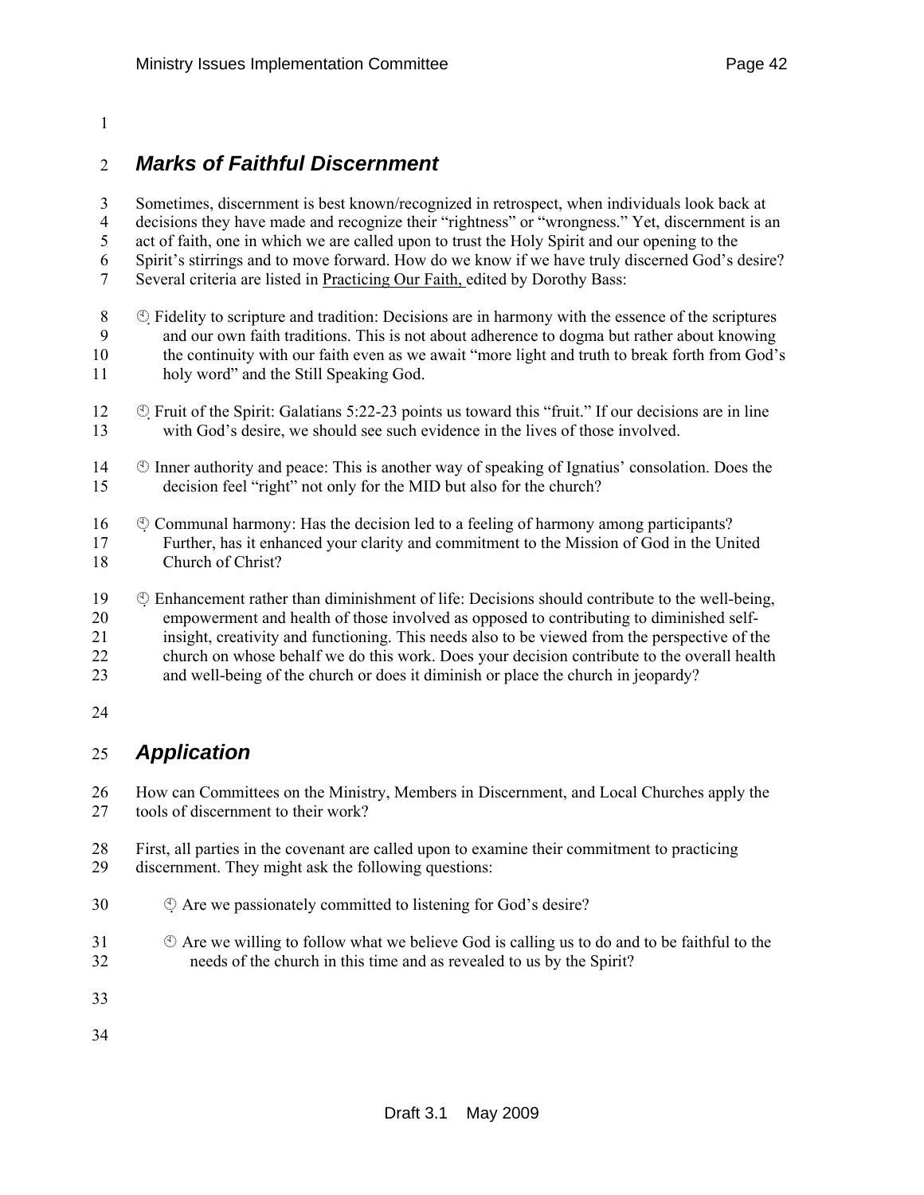## *Marks of Faithful Discernment*

Sometimes, discernment is best known/recognized in retrospect, when individuals look back at decisions they have made and recognize their "rightness" or "wrongness." Yet, discernment is an act of faith, one in which we are called upon to trust the Holy Spirit and our opening to the Spirit's stirrings and to move forward. How do we know if we have truly discerned God's desire? Several criteria are listed in Practicing Our Faith, edited by Dorothy Bass:

- Fidelity to scripture and tradition: Decisions are in harmony with the essence of the scriptures and our own faith traditions. This is not about adherence to dogma but rather about knowing the continuity with our faith even as we await "more light and truth to break forth from God's holy word" and the Still Speaking God.
- Fruit of the Spirit: Galatians 5:22-23 points us toward this "fruit." If our decisions are in line with God's desire, we should see such evidence in the lives of those involved.
- Inner authority and peace: This is another way of speaking of Ignatius' consolation. Does the decision feel "right" not only for the MID but also for the church?
- Communal harmony: Has the decision led to a feeling of harmony among participants? Further, has it enhanced your clarity and commitment to the Mission of God in the United Church of Christ?
- Enhancement rather than diminishment of life: Decisions should contribute to the well-being, empowerment and health of those involved as opposed to contributing to diminished self-insight, creativity and functioning. This needs also to be viewed from the perspective of the church on whose behalf we do this work. Does your decision contribute to the overall health and well-being of the church or does it diminish or place the church in jeopardy?

## *Application*

How can Committees on the Ministry, Members in Discernment, and Local Churches apply the tools of discernment to their work?

First, all parties in the covenant are called upon to examine their commitment to practicing discernment. They might ask the following questions:

- Are we passionately committed to listening for God's desire?
- Are we willing to follow what we believe God is calling us to do and to be faithful to the needs of the church in this time and as revealed to us by the Spirit?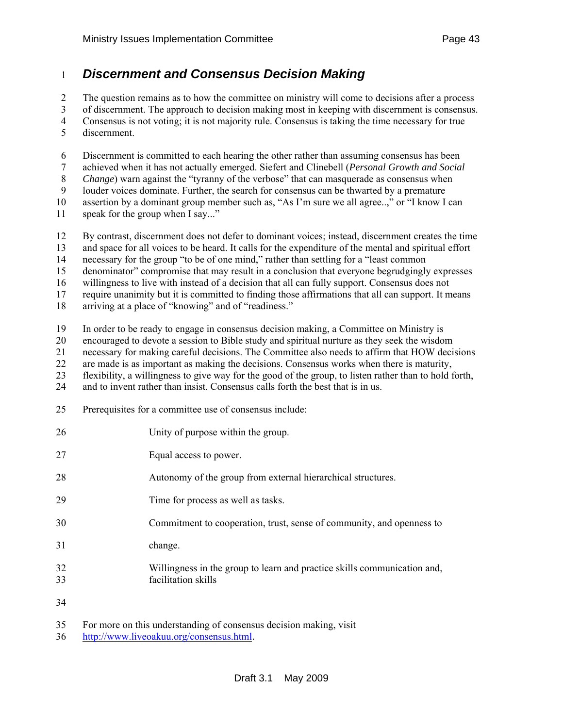## *Discernment and Consensus Decision Making*

The question remains as to how the committee on ministry will come to decisions after a process of discernment. The approach to decision making most in keeping with discernment is consensus. Consensus is not voting; it is not majority rule. Consensus is taking the time necessary for true discernment.

Discernment is committed to each hearing the other rather than assuming consensus has been achieved when it has not actually emerged. Siefert and Clinebell (*Personal Growth and Social Change*) warn against the "tyranny of the verbose" that can masquerade as consensus when louder voices dominate. Further, the search for consensus can be thwarted by a premature assertion by a dominant group member such as, "As I'm sure we all agree..," or "I know I can speak for the group when I say..."

By contrast, discernment does not defer to dominant voices; instead, discernment creates the time and space for all voices to be heard. It calls for the expenditure of the mental and spiritual effort necessary for the group "to be of one mind," rather than settling for a "least common denominator" compromise that may result in a conclusion that everyone begrudgingly expresses willingness to live with instead of a decision that all can fully support. Consensus does not require unanimity but it is committed to finding those affirmations that all can support. It means arriving at a place of "knowing" and of "readiness."

In order to be ready to engage in consensus decision making, a Committee on Ministry is encouraged to devote a session to Bible study and spiritual nurture as they seek the wisdom necessary for making careful decisions. The Committee also needs to affirm that HOW decisions are made is as important as making the decisions. Consensus works when there is maturity, flexibility, a willingness to give way for the good of the group, to listen rather than to hold forth, and to invent rather than insist. Consensus calls forth the best that is in us.

Prerequisites for a committee use of consensus include:

Unity of purpose within the group.

Equal access to power.

Autonomy of the group from external hierarchical structures.

Time for process as well as tasks.

Commitment to cooperation, trust, sense of community, and openness to change.

Willingness in the group to learn and practice skills communication and, facilitation skills

For more on this understanding of consensus decision making, visit http://www.liveoakuu.org/consensus.html.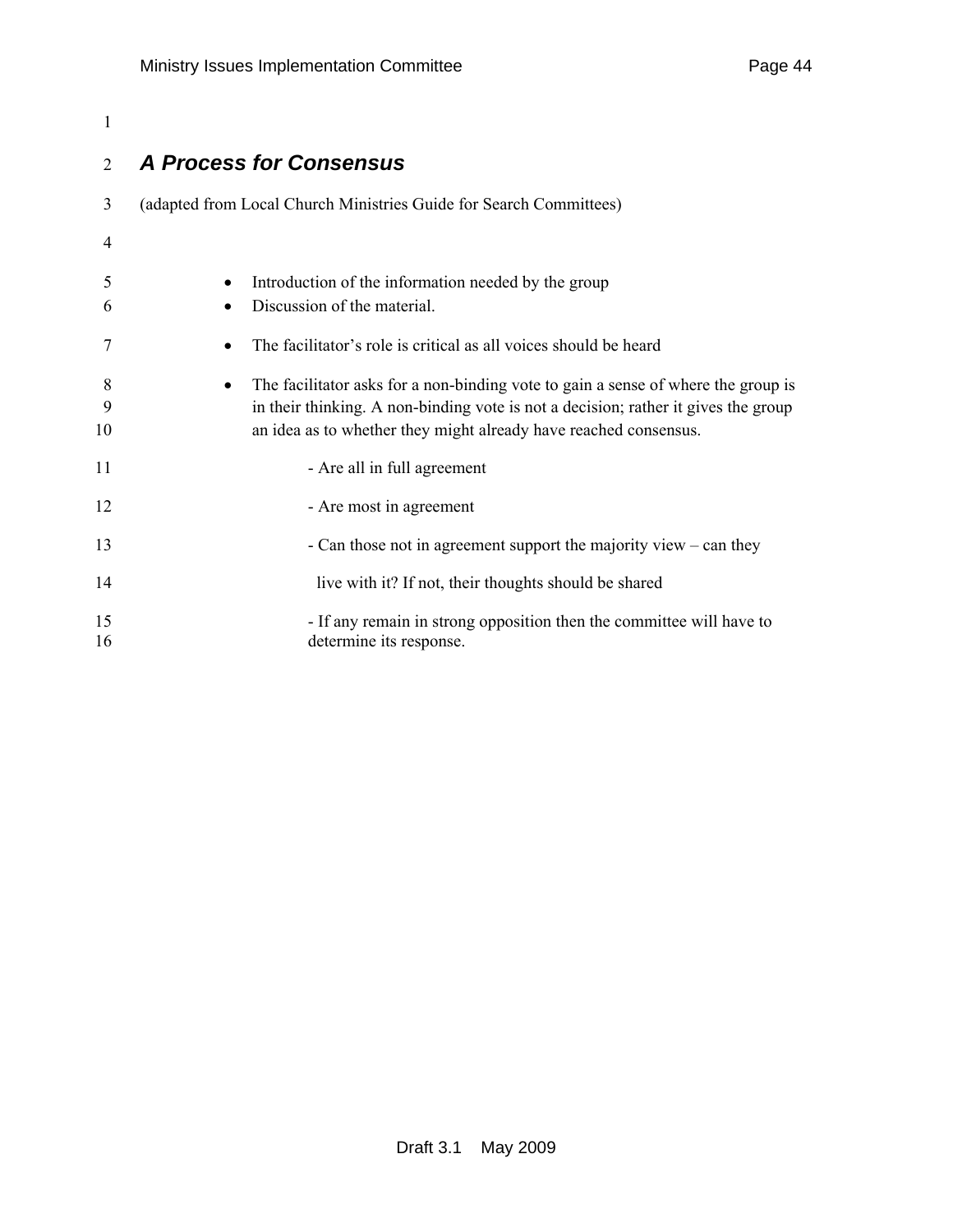## *A Process for Consensus*

(adapted from Local Church Ministries Guide for Search Committees)

- Introduction of the information needed by the group
- Discussion of the material.
- The facilitator's role is critical as all voices should be heard
- The facilitator asks for a non-binding vote to gain a sense of where the group is in their thinking. A non-binding vote is not a decision; rather it gives the group an idea as to whether they might already have reached consensus.
  - Are all in full agreement
  - Are most in agreement
  - Can those not in agreement support the majority view – can they live with it? If not, their thoughts should be shared
  - If any remain in strong opposition then the committee will have to determine its response.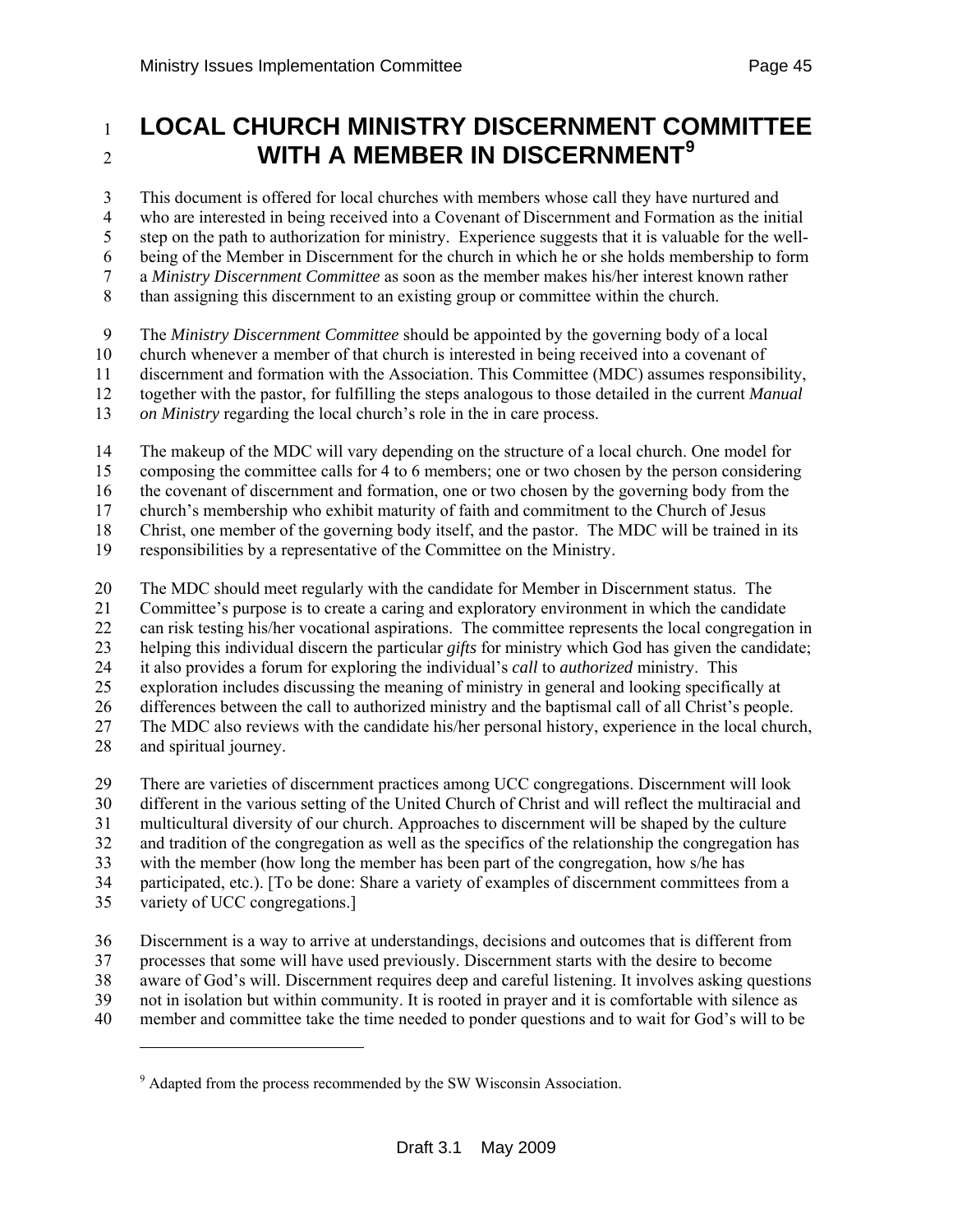# LOCAL CHURCH MINISTRY DISCERNMENT COMMITTEE WITH A MEMBER IN DISCERNMENT[9]

This document is offered for local churches with members whose call they have nurtured and who are interested in being received into a Covenant of Discernment and Formation as the initial step on the path to authorization for ministry. Experience suggests that it is valuable for the well-being of the Member in Discernment for the church in which he or she holds membership to form a *Ministry Discernment Committee* as soon as the member makes his/her interest known rather than assigning this discernment to an existing group or committee within the church.

The *Ministry Discernment Committee* should be appointed by the governing body of a local church whenever a member of that church is interested in being received into a covenant of discernment and formation with the Association. This Committee (MDC) assumes responsibility, together with the pastor, for fulfilling the steps analogous to those detailed in the current *Manual on Ministry* regarding the local church's role in the in care process.

The makeup of the MDC will vary depending on the structure of a local church. One model for composing the committee calls for 4 to 6 members; one or two chosen by the person considering the covenant of discernment and formation, one or two chosen by the governing body from the church's membership who exhibit maturity of faith and commitment to the Church of Jesus Christ, one member of the governing body itself, and the pastor. The MDC will be trained in its responsibilities by a representative of the Committee on the Ministry.

The MDC should meet regularly with the candidate for Member in Discernment status. The Committee's purpose is to create a caring and exploratory environment in which the candidate can risk testing his/her vocational aspirations. The committee represents the local congregation in helping this individual discern the particular *gifts* for ministry which God has given the candidate; it also provides a forum for exploring the individual's *call* to *authorized* ministry. This exploration includes discussing the meaning of ministry in general and looking specifically at differences between the call to authorized ministry and the baptismal call of all Christ's people. The MDC also reviews with the candidate his/her personal history, experience in the local church, and spiritual journey.

There are varieties of discernment practices among UCC congregations. Discernment will look different in the various setting of the United Church of Christ and will reflect the multiracial and multicultural diversity of our church. Approaches to discernment will be shaped by the culture and tradition of the congregation as well as the specifics of the relationship the congregation has with the member (how long the member has been part of the congregation, how s/he has participated, etc.). [To be done: Share a variety of examples of discernment committees from a variety of UCC congregations.]

Discernment is a way to arrive at understandings, decisions and outcomes that is different from processes that some will have used previously. Discernment starts with the desire to become aware of God's will. Discernment requires deep and careful listening. It involves asking questions not in isolation but within community. It is rooted in prayer and it is comfortable with silence as member and committee take the time needed to ponder questions and to wait for God's will to be

---

[9] Adapted from the process recommended by the SW Wisconsin Association.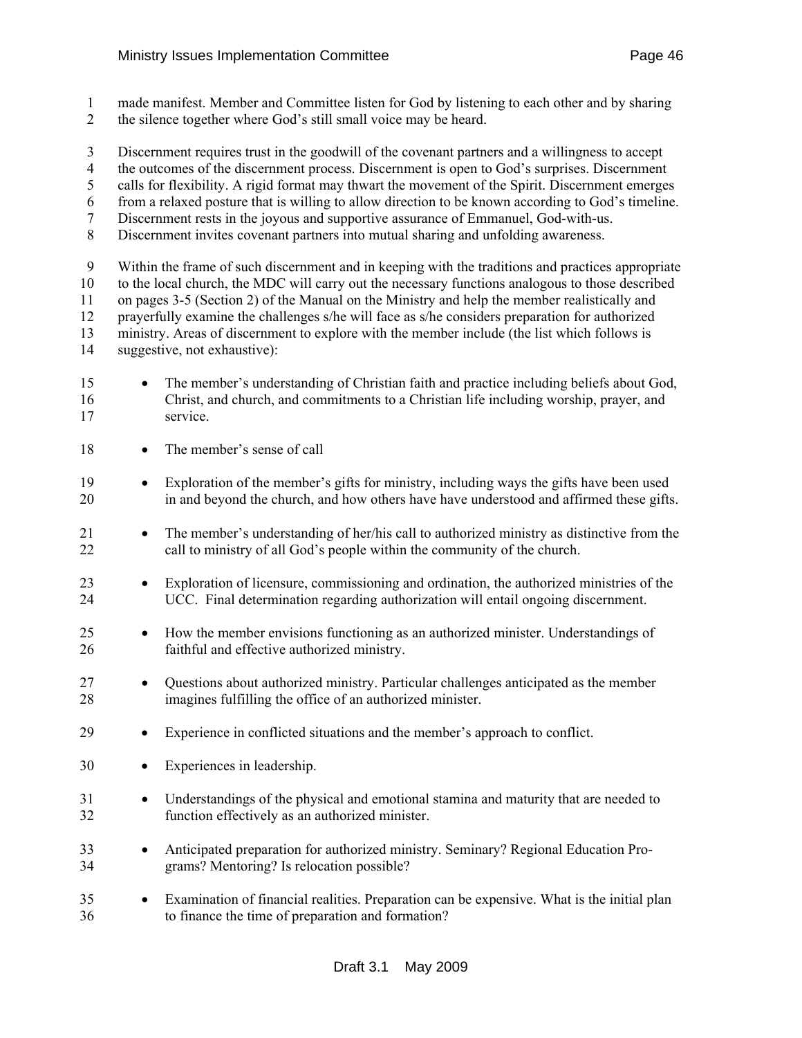made manifest. Member and Committee listen for God by listening to each other and by sharing the silence together where God's still small voice may be heard.

Discernment requires trust in the goodwill of the covenant partners and a willingness to accept the outcomes of the discernment process. Discernment is open to God's surprises. Discernment calls for flexibility. A rigid format may thwart the movement of the Spirit. Discernment emerges from a relaxed posture that is willing to allow direction to be known according to God's timeline. Discernment rests in the joyous and supportive assurance of Emmanuel, God-with-us. Discernment invites covenant partners into mutual sharing and unfolding awareness.

Within the frame of such discernment and in keeping with the traditions and practices appropriate to the local church, the MDC will carry out the necessary functions analogous to those described on pages 3-5 (Section 2) of the Manual on the Ministry and help the member realistically and prayerfully examine the challenges s/he will face as s/he considers preparation for authorized ministry. Areas of discernment to explore with the member include (the list which follows is suggestive, not exhaustive):

- The member's understanding of Christian faith and practice including beliefs about God, Christ, and church, and commitments to a Christian life including worship, prayer, and service.
- The member's sense of call
- Exploration of the member's gifts for ministry, including ways the gifts have been used in and beyond the church, and how others have have understood and affirmed these gifts.
- The member's understanding of her/his call to authorized ministry as distinctive from the call to ministry of all God's people within the community of the church.
- Exploration of licensure, commissioning and ordination, the authorized ministries of the UCC. Final determination regarding authorization will entail ongoing discernment.
- How the member envisions functioning as an authorized minister. Understandings of faithful and effective authorized ministry.
- Questions about authorized ministry. Particular challenges anticipated as the member imagines fulfilling the office of an authorized minister.
- Experience in conflicted situations and the member's approach to conflict.
- Experiences in leadership.
- Understandings of the physical and emotional stamina and maturity that are needed to function effectively as an authorized minister.
- Anticipated preparation for authorized ministry. Seminary? Regional Education Programs? Mentoring? Is relocation possible?
- Examination of financial realities. Preparation can be expensive. What is the initial plan to finance the time of preparation and formation?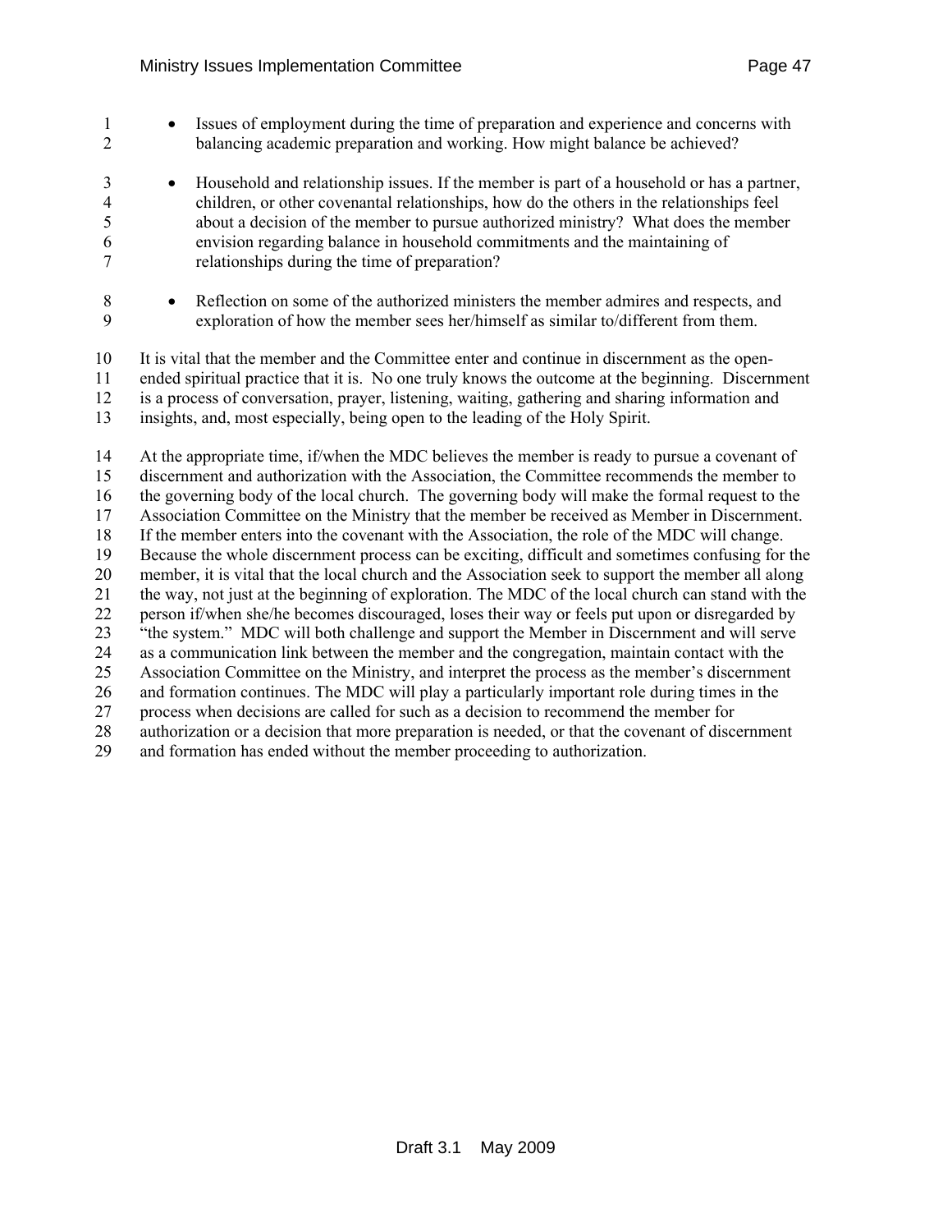- Issues of employment during the time of preparation and experience and concerns with balancing academic preparation and working. How might balance be achieved?

- Household and relationship issues. If the member is part of a household or has a partner, children, or other covenantal relationships, how do the others in the relationships feel about a decision of the member to pursue authorized ministry? What does the member envision regarding balance in household commitments and the maintaining of relationships during the time of preparation?

- Reflection on some of the authorized ministers the member admires and respects, and exploration of how the member sees her/himself as similar to/different from them.

It is vital that the member and the Committee enter and continue in discernment as the open-ended spiritual practice that it is. No one truly knows the outcome at the beginning. Discernment is a process of conversation, prayer, listening, waiting, gathering and sharing information and insights, and, most especially, being open to the leading of the Holy Spirit.

At the appropriate time, if/when the MDC believes the member is ready to pursue a covenant of discernment and authorization with the Association, the Committee recommends the member to the governing body of the local church. The governing body will make the formal request to the Association Committee on the Ministry that the member be received as Member in Discernment. If the member enters into the covenant with the Association, the role of the MDC will change. Because the whole discernment process can be exciting, difficult and sometimes confusing for the member, it is vital that the local church and the Association seek to support the member all along the way, not just at the beginning of exploration. The MDC of the local church can stand with the person if/when she/he becomes discouraged, loses their way or feels put upon or disregarded by "the system." MDC will both challenge and support the Member in Discernment and will serve as a communication link between the member and the congregation, maintain contact with the Association Committee on the Ministry, and interpret the process as the member's discernment and formation continues. The MDC will play a particularly important role during times in the process when decisions are called for such as a decision to recommend the member for authorization or a decision that more preparation is needed, or that the covenant of discernment and formation has ended without the member proceeding to authorization.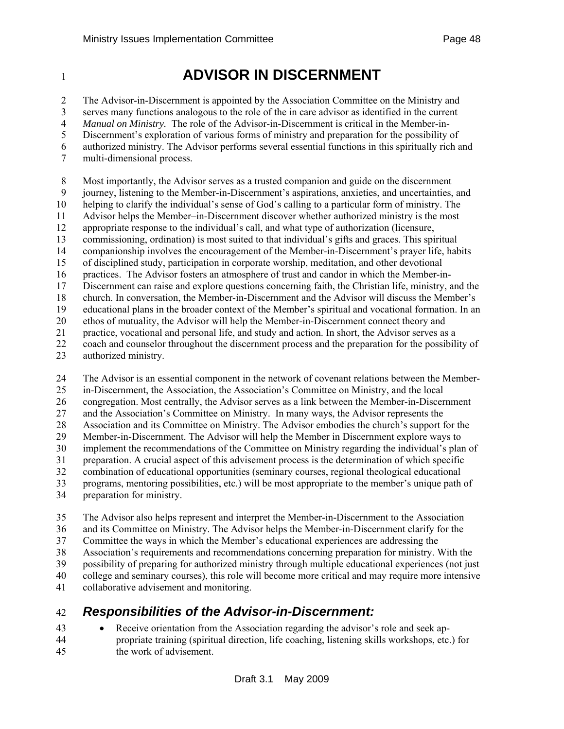# ADVISOR IN DISCERNMENT

The Advisor-in-Discernment is appointed by the Association Committee on the Ministry and serves many functions analogous to the role of the in care advisor as identified in the current *Manual on Ministry.* The role of the Advisor-in-Discernment is critical in the Member-in-Discernment's exploration of various forms of ministry and preparation for the possibility of authorized ministry. The Advisor performs several essential functions in this spiritually rich and multi-dimensional process.

Most importantly, the Advisor serves as a trusted companion and guide on the discernment journey, listening to the Member-in-Discernment's aspirations, anxieties, and uncertainties, and helping to clarify the individual's sense of God's calling to a particular form of ministry. The Advisor helps the Member–in-Discernment discover whether authorized ministry is the most appropriate response to the individual's call, and what type of authorization (licensure, commissioning, ordination) is most suited to that individual's gifts and graces. This spiritual companionship involves the encouragement of the Member-in-Discernment's prayer life, habits of disciplined study, participation in corporate worship, meditation, and other devotional practices. The Advisor fosters an atmosphere of trust and candor in which the Member-in-Discernment can raise and explore questions concerning faith, the Christian life, ministry, and the church. In conversation, the Member-in-Discernment and the Advisor will discuss the Member's educational plans in the broader context of the Member's spiritual and vocational formation. In an ethos of mutuality, the Advisor will help the Member-in-Discernment connect theory and practice, vocational and personal life, and study and action. In short, the Advisor serves as a coach and counselor throughout the discernment process and the preparation for the possibility of authorized ministry.

The Advisor is an essential component in the network of covenant relations between the Member-in-Discernment, the Association, the Association's Committee on Ministry, and the local congregation. Most centrally, the Advisor serves as a link between the Member-in-Discernment and the Association's Committee on Ministry. In many ways, the Advisor represents the Association and its Committee on Ministry. The Advisor embodies the church's support for the Member-in-Discernment. The Advisor will help the Member in Discernment explore ways to implement the recommendations of the Committee on Ministry regarding the individual's plan of preparation. A crucial aspect of this advisement process is the determination of which specific combination of educational opportunities (seminary courses, regional theological educational programs, mentoring possibilities, etc.) will be most appropriate to the member's unique path of preparation for ministry.

The Advisor also helps represent and interpret the Member-in-Discernment to the Association and its Committee on Ministry. The Advisor helps the Member-in-Discernment clarify for the Committee the ways in which the Member's educational experiences are addressing the Association's requirements and recommendations concerning preparation for ministry. With the possibility of preparing for authorized ministry through multiple educational experiences (not just college and seminary courses), this role will become more critical and may require more intensive collaborative advisement and monitoring.

## *Responsibilities of the Advisor-in-Discernment:*

- Receive orientation from the Association regarding the advisor's role and seek appropriate training (spiritual direction, life coaching, listening skills workshops, etc.) for the work of advisement.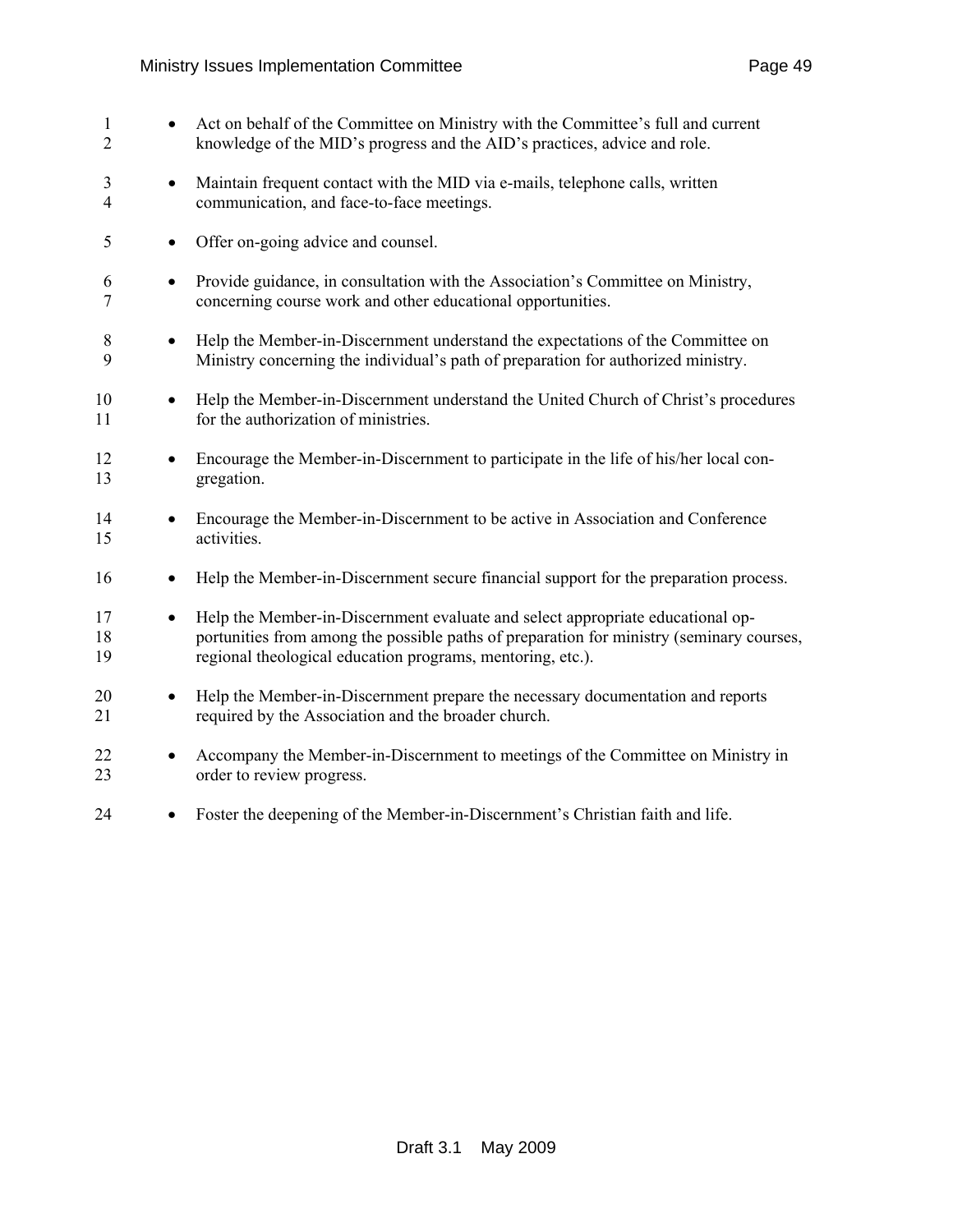- Act on behalf of the Committee on Ministry with the Committee's full and current knowledge of the MID's progress and the AID's practices, advice and role.
- Maintain frequent contact with the MID via e-mails, telephone calls, written communication, and face-to-face meetings.
- Offer on-going advice and counsel.
- Provide guidance, in consultation with the Association's Committee on Ministry, concerning course work and other educational opportunities.
- Help the Member-in-Discernment understand the expectations of the Committee on Ministry concerning the individual's path of preparation for authorized ministry.
- Help the Member-in-Discernment understand the United Church of Christ's procedures for the authorization of ministries.
- Encourage the Member-in-Discernment to participate in the life of his/her local congregation.
- Encourage the Member-in-Discernment to be active in Association and Conference activities.
- Help the Member-in-Discernment secure financial support for the preparation process.
- Help the Member-in-Discernment evaluate and select appropriate educational opportunities from among the possible paths of preparation for ministry (seminary courses, regional theological education programs, mentoring, etc.).
- Help the Member-in-Discernment prepare the necessary documentation and reports required by the Association and the broader church.
- Accompany the Member-in-Discernment to meetings of the Committee on Ministry in order to review progress.
- Foster the deepening of the Member-in-Discernment's Christian faith and life.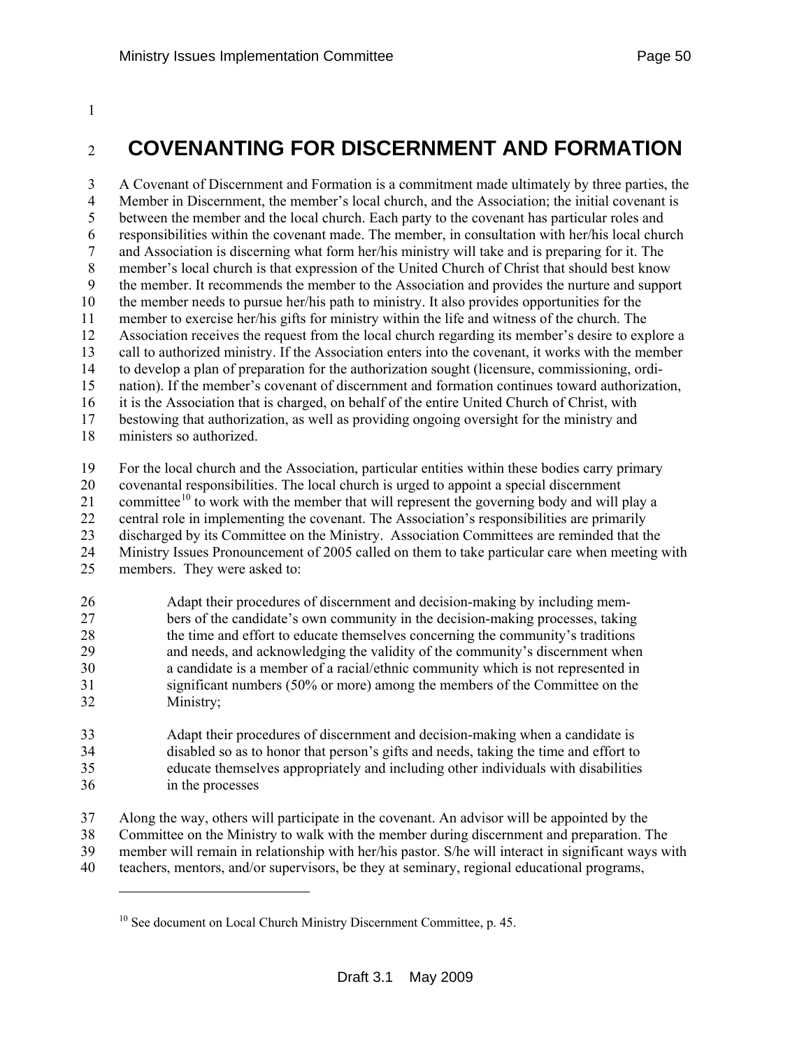# COVENANTING FOR DISCERNMENT AND FORMATION

A Covenant of Discernment and Formation is a commitment made ultimately by three parties, the Member in Discernment, the member's local church, and the Association; the initial covenant is between the member and the local church. Each party to the covenant has particular roles and responsibilities within the covenant made. The member, in consultation with her/his local church and Association is discerning what form her/his ministry will take and is preparing for it. The member's local church is that expression of the United Church of Christ that should best know the member. It recommends the member to the Association and provides the nurture and support the member needs to pursue her/his path to ministry. It also provides opportunities for the member to exercise her/his gifts for ministry within the life and witness of the church. The Association receives the request from the local church regarding its member's desire to explore a call to authorized ministry. If the Association enters into the covenant, it works with the member to develop a plan of preparation for the authorization sought (licensure, commissioning, ordination). If the member's covenant of discernment and formation continues toward authorization, it is the Association that is charged, on behalf of the entire United Church of Christ, with bestowing that authorization, as well as providing ongoing oversight for the ministry and ministers so authorized.

For the local church and the Association, particular entities within these bodies carry primary covenantal responsibilities. The local church is urged to appoint a special discernment committee[10] to work with the member that will represent the governing body and will play a central role in implementing the covenant. The Association's responsibilities are primarily discharged by its Committee on the Ministry. Association Committees are reminded that the Ministry Issues Pronouncement of 2005 called on them to take particular care when meeting with members. They were asked to:

> Adapt their procedures of discernment and decision-making by including members of the candidate's own community in the decision-making processes, taking the time and effort to educate themselves concerning the community's traditions and needs, and acknowledging the validity of the community's discernment when a candidate is a member of a racial/ethnic community which is not represented in significant numbers (50% or more) among the members of the Committee on the Ministry;
>
> Adapt their procedures of discernment and decision-making when a candidate is disabled so as to honor that person's gifts and needs, taking the time and effort to educate themselves appropriately and including other individuals with disabilities in the processes

Along the way, others will participate in the covenant. An advisor will be appointed by the Committee on the Ministry to walk with the member during discernment and preparation. The member will remain in relationship with her/his pastor. S/he will interact in significant ways with teachers, mentors, and/or supervisors, be they at seminary, regional educational programs,

---

[10] See document on Local Church Ministry Discernment Committee, p. 45.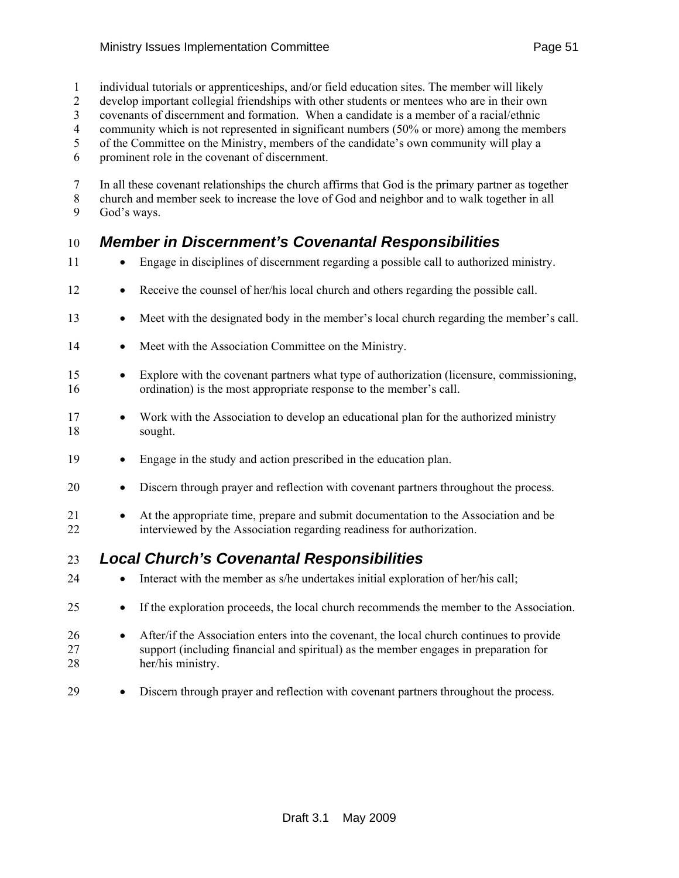individual tutorials or apprenticeships, and/or field education sites. The member will likely develop important collegial friendships with other students or mentees who are in their own covenants of discernment and formation. When a candidate is a member of a racial/ethnic community which is not represented in significant numbers (50% or more) among the members of the Committee on the Ministry, members of the candidate's own community will play a prominent role in the covenant of discernment.

In all these covenant relationships the church affirms that God is the primary partner as together church and member seek to increase the love of God and neighbor and to walk together in all God's ways.

## *Member in Discernment's Covenantal Responsibilities*

- Engage in disciplines of discernment regarding a possible call to authorized ministry.
- Receive the counsel of her/his local church and others regarding the possible call.
- Meet with the designated body in the member's local church regarding the member's call.
- Meet with the Association Committee on the Ministry.
- Explore with the covenant partners what type of authorization (licensure, commissioning, ordination) is the most appropriate response to the member's call.
- Work with the Association to develop an educational plan for the authorized ministry sought.
- Engage in the study and action prescribed in the education plan.
- Discern through prayer and reflection with covenant partners throughout the process.
- At the appropriate time, prepare and submit documentation to the Association and be interviewed by the Association regarding readiness for authorization.

## *Local Church's Covenantal Responsibilities*

- Interact with the member as s/he undertakes initial exploration of her/his call;
- If the exploration proceeds, the local church recommends the member to the Association.
- After/if the Association enters into the covenant, the local church continues to provide support (including financial and spiritual) as the member engages in preparation for her/his ministry.
- Discern through prayer and reflection with covenant partners throughout the process.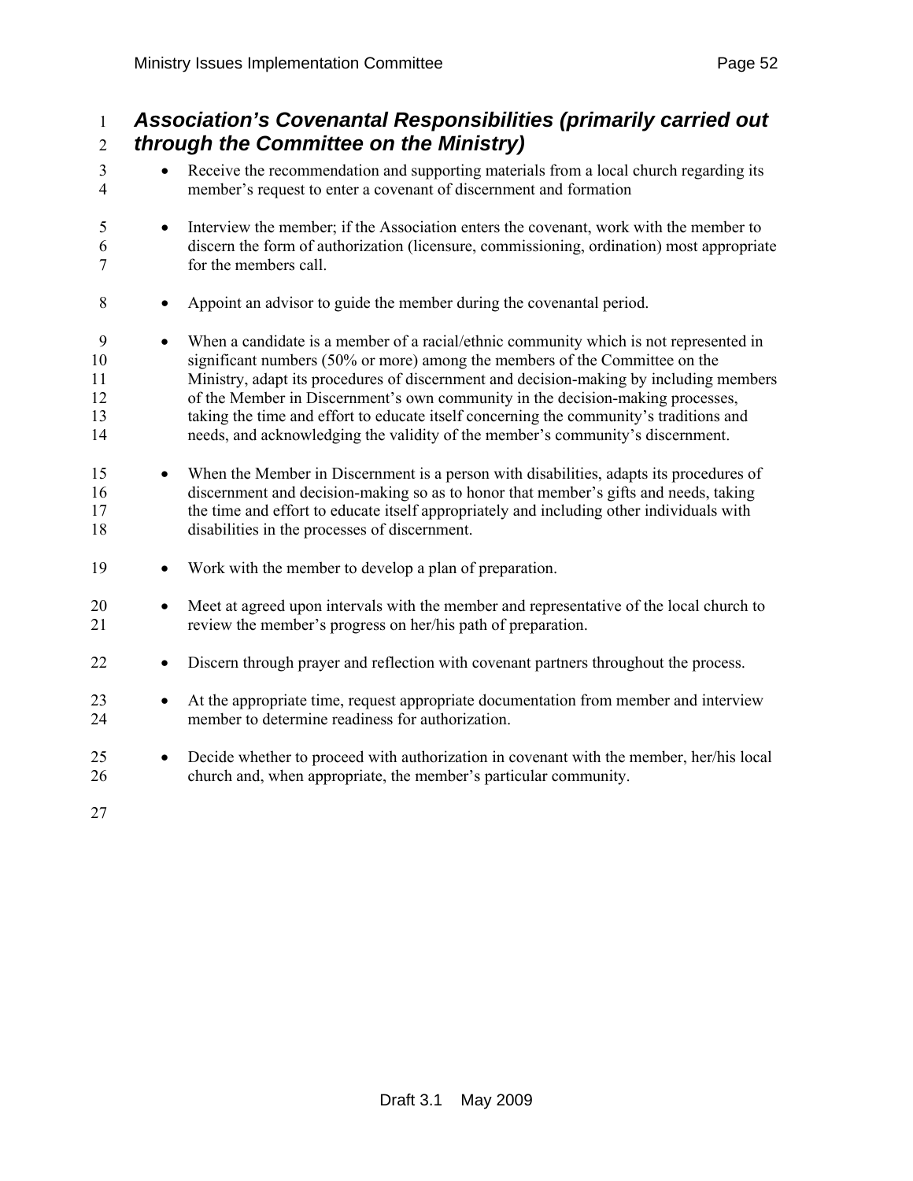### *Association's Covenantal Responsibilities (primarily carried out through the Committee on the Ministry)*

- Receive the recommendation and supporting materials from a local church regarding its member's request to enter a covenant of discernment and formation
- Interview the member; if the Association enters the covenant, work with the member to discern the form of authorization (licensure, commissioning, ordination) most appropriate for the members call.
- Appoint an advisor to guide the member during the covenantal period.
- When a candidate is a member of a racial/ethnic community which is not represented in significant numbers (50% or more) among the members of the Committee on the Ministry, adapt its procedures of discernment and decision-making by including members of the Member in Discernment's own community in the decision-making processes, taking the time and effort to educate itself concerning the community's traditions and needs, and acknowledging the validity of the member's community's discernment.
- When the Member in Discernment is a person with disabilities, adapts its procedures of discernment and decision-making so as to honor that member's gifts and needs, taking the time and effort to educate itself appropriately and including other individuals with disabilities in the processes of discernment.
- Work with the member to develop a plan of preparation.
- Meet at agreed upon intervals with the member and representative of the local church to review the member's progress on her/his path of preparation.
- Discern through prayer and reflection with covenant partners throughout the process.
- At the appropriate time, request appropriate documentation from member and interview member to determine readiness for authorization.
- Decide whether to proceed with authorization in covenant with the member, her/his local church and, when appropriate, the member's particular community.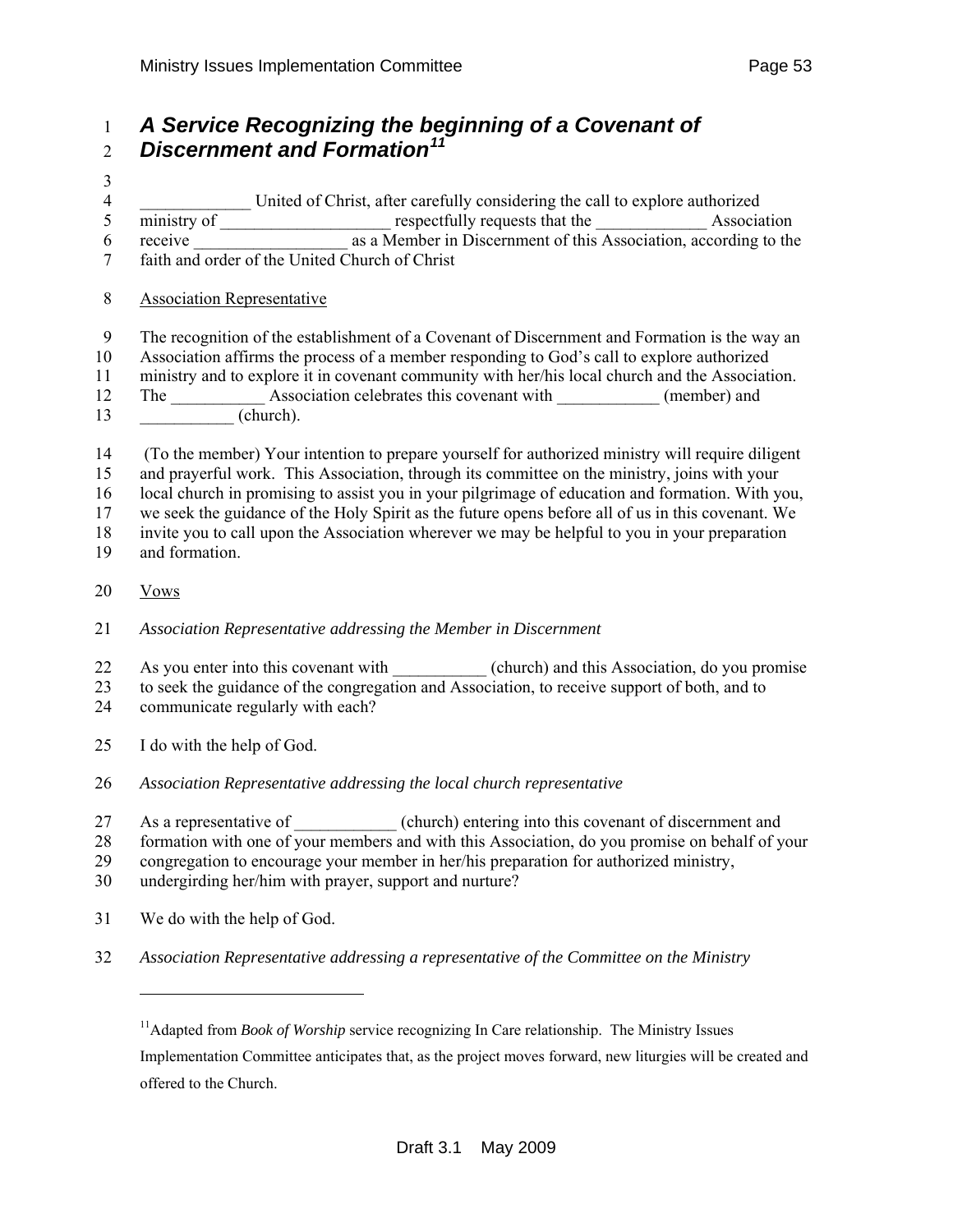## *A Service Recognizing the beginning of a Covenant of Discernment and Formation*[11]

_____________ United of Christ, after carefully considering the call to explore authorized ministry of ____________________ respectfully requests that the _____________ Association receive __________________ as a Member in Discernment of this Association, according to the faith and order of the United Church of Christ

Association Representative

The recognition of the establishment of a Covenant of Discernment and Formation is the way an Association affirms the process of a member responding to God's call to explore authorized ministry and to explore it in covenant community with her/his local church and the Association. The ___________ Association celebrates this covenant with ____________ (member) and ___________ (church).

(To the member) Your intention to prepare yourself for authorized ministry will require diligent and prayerful work. This Association, through its committee on the ministry, joins with your local church in promising to assist you in your pilgrimage of education and formation. With you, we seek the guidance of the Holy Spirit as the future opens before all of us in this covenant. We invite you to call upon the Association wherever we may be helpful to you in your preparation and formation.

Vows

*Association Representative addressing the Member in Discernment*

As you enter into this covenant with ___________ (church) and this Association, do you promise to seek the guidance of the congregation and Association, to receive support of both, and to communicate regularly with each?

I do with the help of God.

*Association Representative addressing the local church representative*

As a representative of ____________ (church) entering into this covenant of discernment and formation with one of your members and with this Association, do you promise on behalf of your congregation to encourage your member in her/his preparation for authorized ministry, undergirding her/him with prayer, support and nurture?

We do with the help of God.

*Association Representative addressing a representative of the Committee on the Ministry*

---

[11] Adapted from *Book of Worship* service recognizing In Care relationship. The Ministry Issues Implementation Committee anticipates that, as the project moves forward, new liturgies will be created and offered to the Church.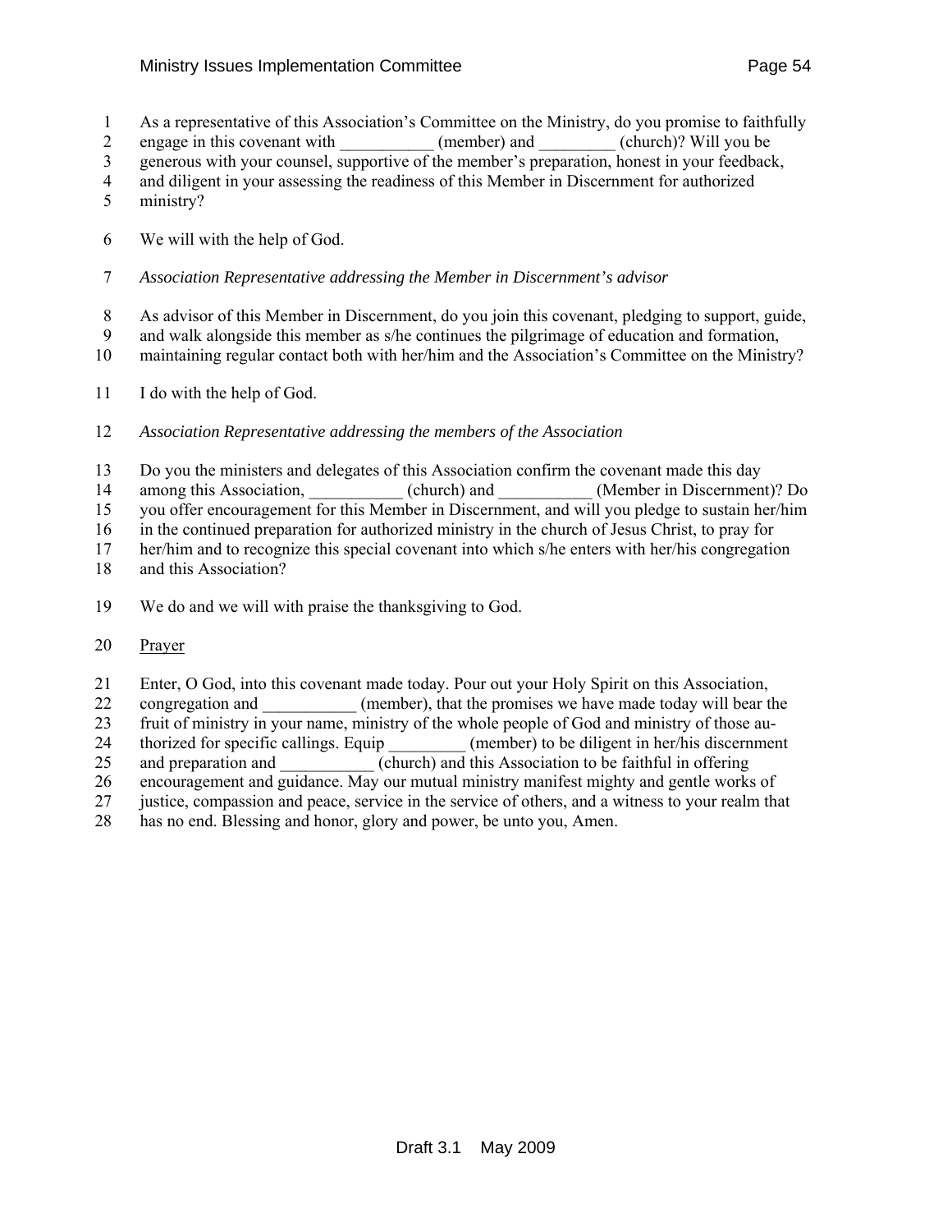As a representative of this Association's Committee on the Ministry, do you promise to faithfully engage in this covenant with ___________ (member) and _________ (church)? Will you be generous with your counsel, supportive of the member's preparation, honest in your feedback, and diligent in your assessing the readiness of this Member in Discernment for authorized ministry?

We will with the help of God.

*Association Representative addressing the Member in Discernment's advisor*

As advisor of this Member in Discernment, do you join this covenant, pledging to support, guide, and walk alongside this member as s/he continues the pilgrimage of education and formation, maintaining regular contact both with her/him and the Association's Committee on the Ministry?

I do with the help of God.

*Association Representative addressing the members of the Association*

Do you the ministers and delegates of this Association confirm the covenant made this day among this Association, ___________ (church) and ___________ (Member in Discernment)? Do you offer encouragement for this Member in Discernment, and will you pledge to sustain her/him in the continued preparation for authorized ministry in the church of Jesus Christ, to pray for her/him and to recognize this special covenant into which s/he enters with her/his congregation and this Association?

We do and we will with praise the thanksgiving to God.

<u>Prayer</u>

Enter, O God, into this covenant made today. Pour out your Holy Spirit on this Association, congregation and ___________ (member), that the promises we have made today will bear the fruit of ministry in your name, ministry of the whole people of God and ministry of those authorized for specific callings. Equip _________ (member) to be diligent in her/his discernment and preparation and ___________ (church) and this Association to be faithful in offering encouragement and guidance. May our mutual ministry manifest mighty and gentle works of justice, compassion and peace, service in the service of others, and a witness to your realm that has no end. Blessing and honor, glory and power, be unto you, Amen.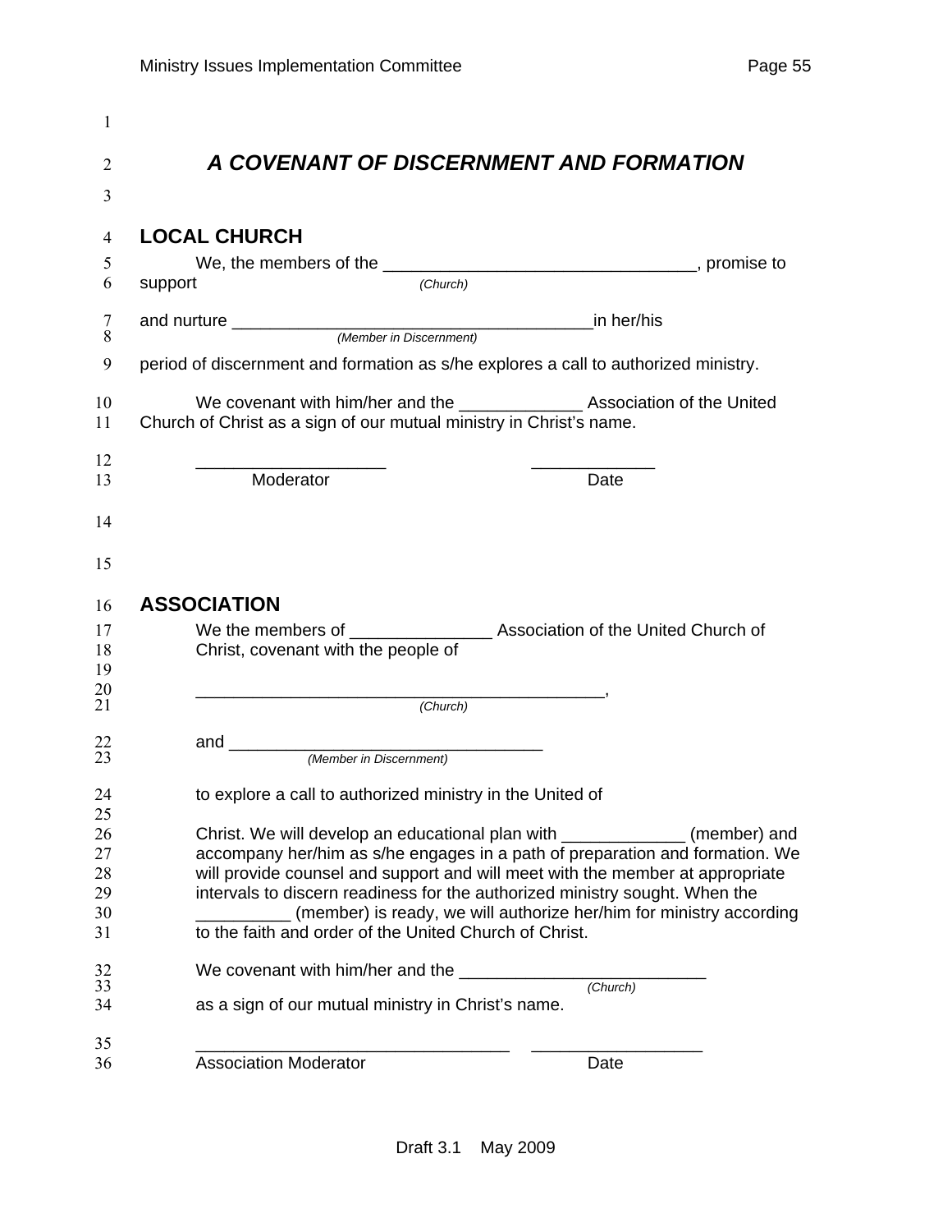## *A COVENANT OF DISCERNMENT AND FORMATION*

### LOCAL CHURCH

We, the members of the ________________________________, promise to support
*(Church)*

and nurture ______________________________________in her/his
*(Member in Discernment)*

period of discernment and formation as s/he explores a call to authorized ministry.

We covenant with him/her and the _____________ Association of the United Church of Christ as a sign of our mutual ministry in Christ's name.

____________________ ______________
Moderator Date

### ASSOCIATION

We the members of _______________ Association of the United Church of Christ, covenant with the people of

__________________________________________,
*(Church)*

and _________________________________
*(Member in Discernment)*

to explore a call to authorized ministry in the United of

Christ. We will develop an educational plan with _____________ (member) and accompany her/him as s/he engages in a path of preparation and formation. We will provide counsel and support and will meet with the member at appropriate intervals to discern readiness for the authorized ministry sought. When the __________ (member) is ready, we will authorize her/him for ministry according to the faith and order of the United Church of Christ.

We covenant with him/her and the __________________________
*(Church)*
as a sign of our mutual ministry in Christ's name.

_________________________________ __________________
Association Moderator Date

Draft 3.1 May 2009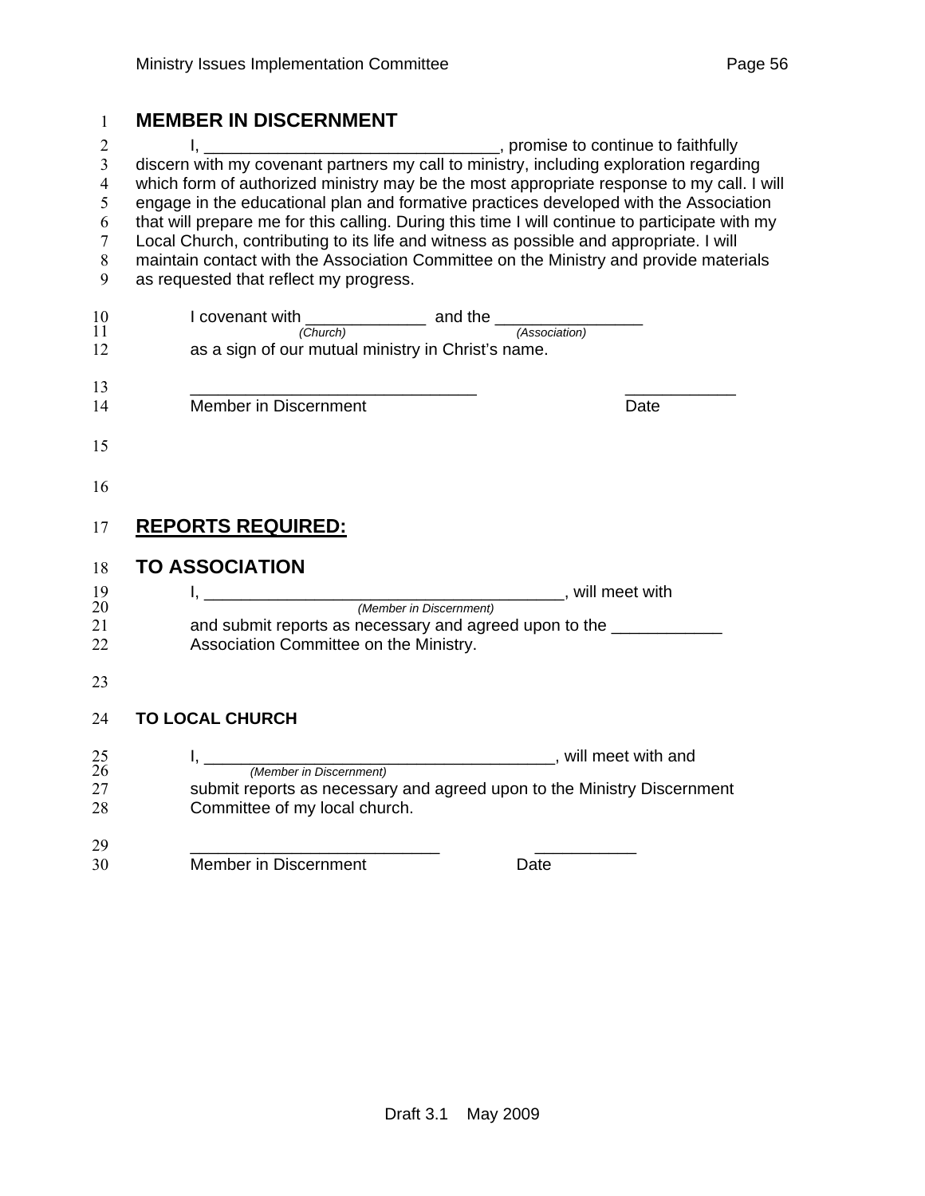## MEMBER IN DISCERNMENT

I, _______________________________, promise to continue to faithfully discern with my covenant partners my call to ministry, including exploration regarding which form of authorized ministry may be the most appropriate response to my call. I will engage in the educational plan and formative practices developed with the Association that will prepare me for this calling. During this time I will continue to participate with my Local Church, contributing to its life and witness as possible and appropriate. I will maintain contact with the Association Committee on the Ministry and provide materials as requested that reflect my progress.

I covenant with _____________ *(Church)* and the ________________ *(Association)* as a sign of our mutual ministry in Christ's name.

______________________________ Member in Discernment

____________ Date

## REPORTS REQUIRED:

## TO ASSOCIATION

I, ______________________________________ *(Member in Discernment)*, will meet with and submit reports as necessary and agreed upon to the ____________ Association Committee on the Ministry.

### TO LOCAL CHURCH

I, _____________________________________ *(Member in Discernment)*, will meet with and submit reports as necessary and agreed upon to the Ministry Discernment Committee of my local church.

__________________________ Member in Discernment

___________ Date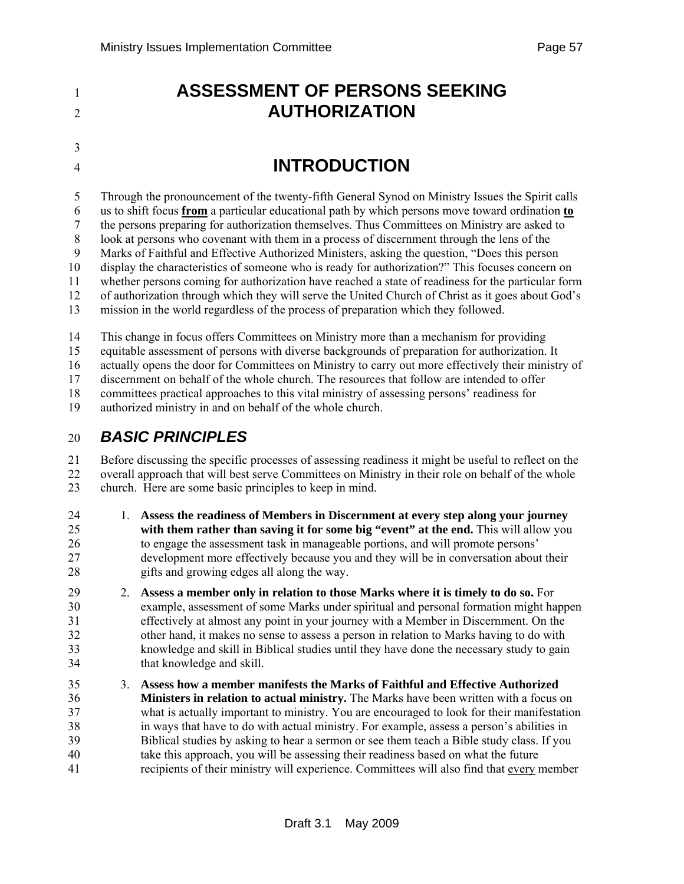# ASSESSMENT OF PERSONS SEEKING AUTHORIZATION

## INTRODUCTION

Through the pronouncement of the twenty-fifth General Synod on Ministry Issues the Spirit calls us to shift focus **from** a particular educational path by which persons move toward ordination **to** the persons preparing for authorization themselves. Thus Committees on Ministry are asked to look at persons who covenant with them in a process of discernment through the lens of the Marks of Faithful and Effective Authorized Ministers, asking the question, "Does this person display the characteristics of someone who is ready for authorization?" This focuses concern on whether persons coming for authorization have reached a state of readiness for the particular form of authorization through which they will serve the United Church of Christ as it goes about God's mission in the world regardless of the process of preparation which they followed.

This change in focus offers Committees on Ministry more than a mechanism for providing equitable assessment of persons with diverse backgrounds of preparation for authorization. It actually opens the door for Committees on Ministry to carry out more effectively their ministry of discernment on behalf of the whole church. The resources that follow are intended to offer committees practical approaches to this vital ministry of assessing persons' readiness for authorized ministry in and on behalf of the whole church.

### *BASIC PRINCIPLES*

Before discussing the specific processes of assessing readiness it might be useful to reflect on the overall approach that will best serve Committees on Ministry in their role on behalf of the whole church. Here are some basic principles to keep in mind.

1. **Assess the readiness of Members in Discernment at every step along your journey with them rather than saving it for some big "event" at the end.** This will allow you to engage the assessment task in manageable portions, and will promote persons' development more effectively because you and they will be in conversation about their gifts and growing edges all along the way.

2. **Assess a member only in relation to those Marks where it is timely to do so.** For example, assessment of some Marks under spiritual and personal formation might happen effectively at almost any point in your journey with a Member in Discernment. On the other hand, it makes no sense to assess a person in relation to Marks having to do with knowledge and skill in Biblical studies until they have done the necessary study to gain that knowledge and skill.

3. **Assess how a member manifests the Marks of Faithful and Effective Authorized Ministers in relation to actual ministry.** The Marks have been written with a focus on what is actually important to ministry. You are encouraged to look for their manifestation in ways that have to do with actual ministry. For example, assess a person's abilities in Biblical studies by asking to hear a sermon or see them teach a Bible study class. If you take this approach, you will be assessing their readiness based on what the future recipients of their ministry will experience. Committees will also find that <u>every</u> member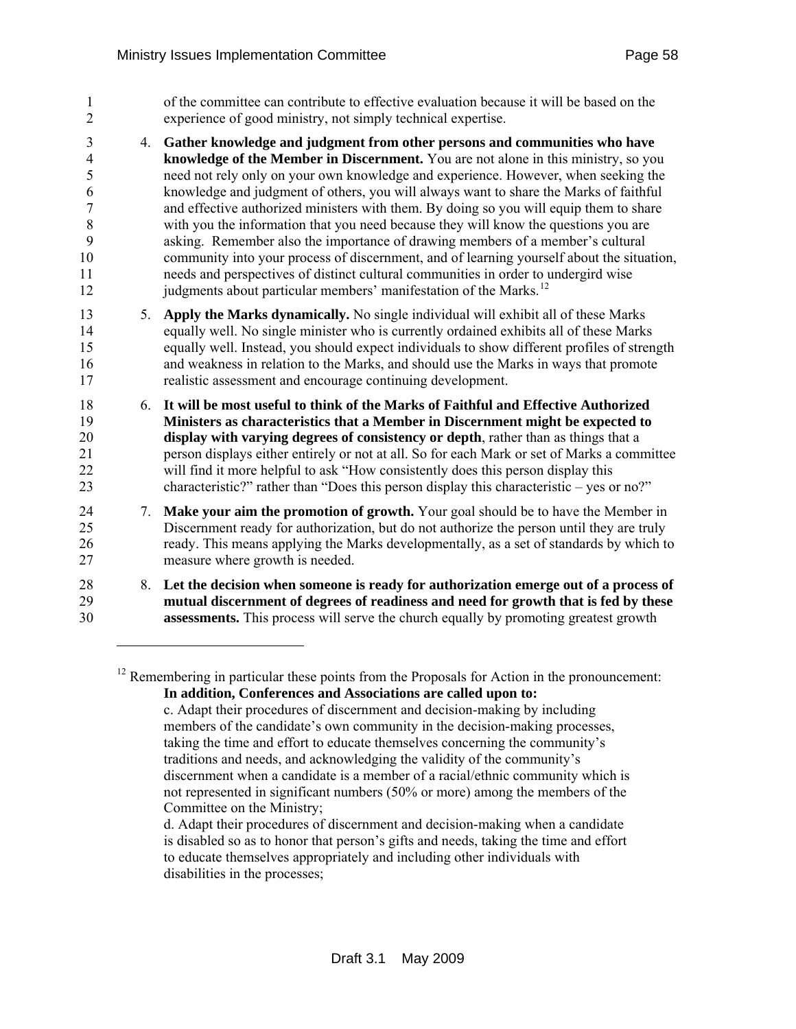of the committee can contribute to effective evaluation because it will be based on the experience of good ministry, not simply technical expertise.

4. **Gather knowledge and judgment from other persons and communities who have knowledge of the Member in Discernment.** You are not alone in this ministry, so you need not rely only on your own knowledge and experience. However, when seeking the knowledge and judgment of others, you will always want to share the Marks of faithful and effective authorized ministers with them. By doing so you will equip them to share with you the information that you need because they will know the questions you are asking. Remember also the importance of drawing members of a member's cultural community into your process of discernment, and of learning yourself about the situation, needs and perspectives of distinct cultural communities in order to undergird wise judgments about particular members' manifestation of the Marks.[12]

5. **Apply the Marks dynamically.** No single individual will exhibit all of these Marks equally well. No single minister who is currently ordained exhibits all of these Marks equally well. Instead, you should expect individuals to show different profiles of strength and weakness in relation to the Marks, and should use the Marks in ways that promote realistic assessment and encourage continuing development.

6. **It will be most useful to think of the Marks of Faithful and Effective Authorized Ministers as characteristics that a Member in Discernment might be expected to display with varying degrees of consistency or depth**, rather than as things that a person displays either entirely or not at all. So for each Mark or set of Marks a committee will find it more helpful to ask "How consistently does this person display this characteristic?" rather than "Does this person display this characteristic – yes or no?"

7. **Make your aim the promotion of growth.** Your goal should be to have the Member in Discernment ready for authorization, but do not authorize the person until they are truly ready. This means applying the Marks developmentally, as a set of standards by which to measure where growth is needed.

8. **Let the decision when someone is ready for authorization emerge out of a process of mutual discernment of degrees of readiness and need for growth that is fed by these assessments.** This process will serve the church equally by promoting greatest growth

---

[12] Remembering in particular these points from the Proposals for Action in the pronouncement:

**In addition, Conferences and Associations are called upon to:**

c. Adapt their procedures of discernment and decision-making by including members of the candidate's own community in the decision-making processes, taking the time and effort to educate themselves concerning the community's traditions and needs, and acknowledging the validity of the community's discernment when a candidate is a member of a racial/ethnic community which is not represented in significant numbers (50% or more) among the members of the Committee on the Ministry;

d. Adapt their procedures of discernment and decision-making when a candidate is disabled so as to honor that person's gifts and needs, taking the time and effort to educate themselves appropriately and including other individuals with disabilities in the processes;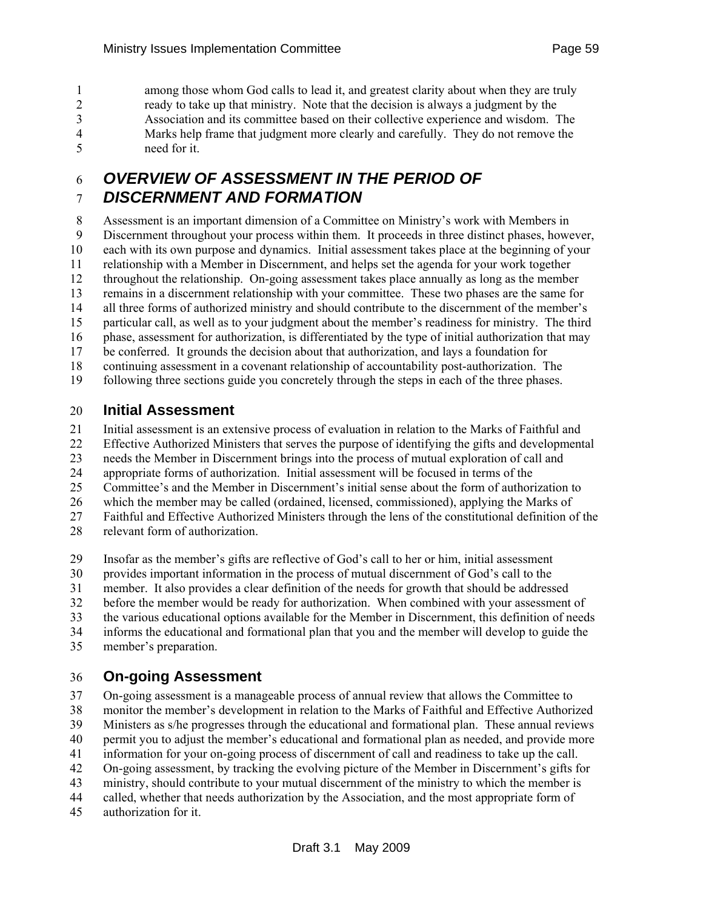among those whom God calls to lead it, and greatest clarity about when they are truly ready to take up that ministry. Note that the decision is always a judgment by the Association and its committee based on their collective experience and wisdom. The Marks help frame that judgment more clearly and carefully. They do not remove the need for it.

## *OVERVIEW OF ASSESSMENT IN THE PERIOD OF DISCERNMENT AND FORMATION*

Assessment is an important dimension of a Committee on Ministry's work with Members in Discernment throughout your process within them. It proceeds in three distinct phases, however, each with its own purpose and dynamics. Initial assessment takes place at the beginning of your relationship with a Member in Discernment, and helps set the agenda for your work together throughout the relationship. On-going assessment takes place annually as long as the member remains in a discernment relationship with your committee. These two phases are the same for all three forms of authorized ministry and should contribute to the discernment of the member's particular call, as well as to your judgment about the member's readiness for ministry. The third phase, assessment for authorization, is differentiated by the type of initial authorization that may be conferred. It grounds the decision about that authorization, and lays a foundation for continuing assessment in a covenant relationship of accountability post-authorization. The following three sections guide you concretely through the steps in each of the three phases.

### Initial Assessment

Initial assessment is an extensive process of evaluation in relation to the Marks of Faithful and Effective Authorized Ministers that serves the purpose of identifying the gifts and developmental needs the Member in Discernment brings into the process of mutual exploration of call and appropriate forms of authorization. Initial assessment will be focused in terms of the Committee's and the Member in Discernment's initial sense about the form of authorization to which the member may be called (ordained, licensed, commissioned), applying the Marks of Faithful and Effective Authorized Ministers through the lens of the constitutional definition of the relevant form of authorization.

Insofar as the member's gifts are reflective of God's call to her or him, initial assessment provides important information in the process of mutual discernment of God's call to the member. It also provides a clear definition of the needs for growth that should be addressed before the member would be ready for authorization. When combined with your assessment of the various educational options available for the Member in Discernment, this definition of needs informs the educational and formational plan that you and the member will develop to guide the member's preparation.

### On-going Assessment

On-going assessment is a manageable process of annual review that allows the Committee to monitor the member's development in relation to the Marks of Faithful and Effective Authorized Ministers as s/he progresses through the educational and formational plan. These annual reviews permit you to adjust the member's educational and formational plan as needed, and provide more information for your on-going process of discernment of call and readiness to take up the call. On-going assessment, by tracking the evolving picture of the Member in Discernment's gifts for ministry, should contribute to your mutual discernment of the ministry to which the member is called, whether that needs authorization by the Association, and the most appropriate form of authorization for it.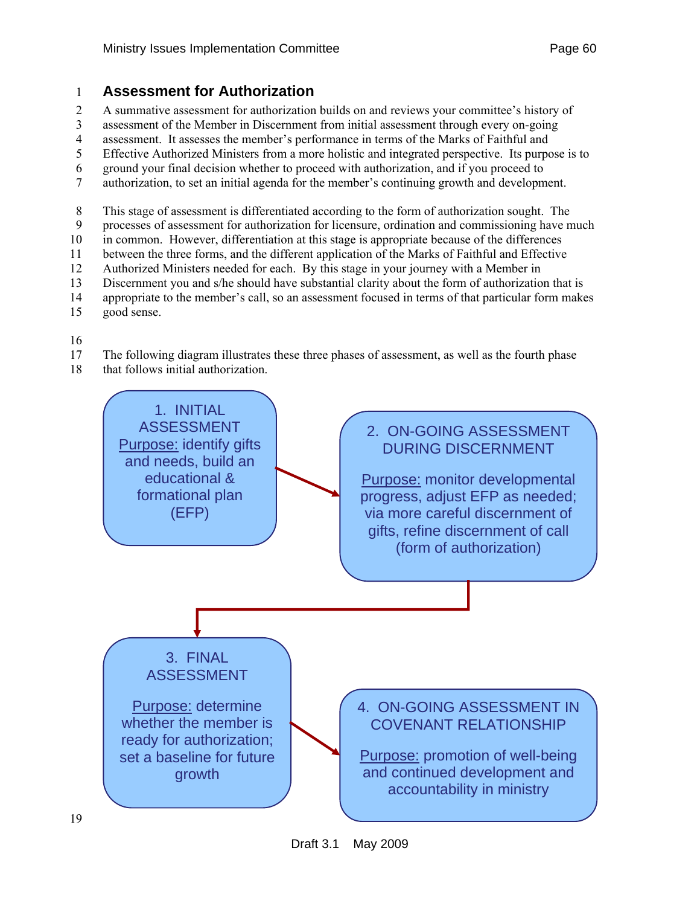## Assessment for Authorization

A summative assessment for authorization builds on and reviews your committee's history of assessment of the Member in Discernment from initial assessment through every on-going assessment. It assesses the member's performance in terms of the Marks of Faithful and Effective Authorized Ministers from a more holistic and integrated perspective. Its purpose is to ground your final decision whether to proceed with authorization, and if you proceed to authorization, to set an initial agenda for the member's continuing growth and development.

This stage of assessment is differentiated according to the form of authorization sought. The processes of assessment for authorization for licensure, ordination and commissioning have much in common. However, differentiation at this stage is appropriate because of the differences between the three forms, and the different application of the Marks of Faithful and Effective Authorized Ministers needed for each. By this stage in your journey with a Member in Discernment you and s/he should have substantial clarity about the form of authorization that is appropriate to the member's call, so an assessment focused in terms of that particular form makes good sense.

The following diagram illustrates these three phases of assessment, as well as the fourth phase that follows initial authorization.

**1. INITIAL ASSESSMENT**
Purpose: identify gifts and needs, build an educational & formational plan (EFP)

→

**2. ON-GOING ASSESSMENT DURING DISCERNMENT**
Purpose: monitor developmental progress, adjust EFP as needed; via more careful discernment of gifts, refine discernment of call (form of authorization)

→

**3. FINAL ASSESSMENT**
Purpose: determine whether the member is ready for authorization; set a baseline for future growth

→

**4. ON-GOING ASSESSMENT IN COVENANT RELATIONSHIP**
Purpose: promotion of well-being and continued development and accountability in ministry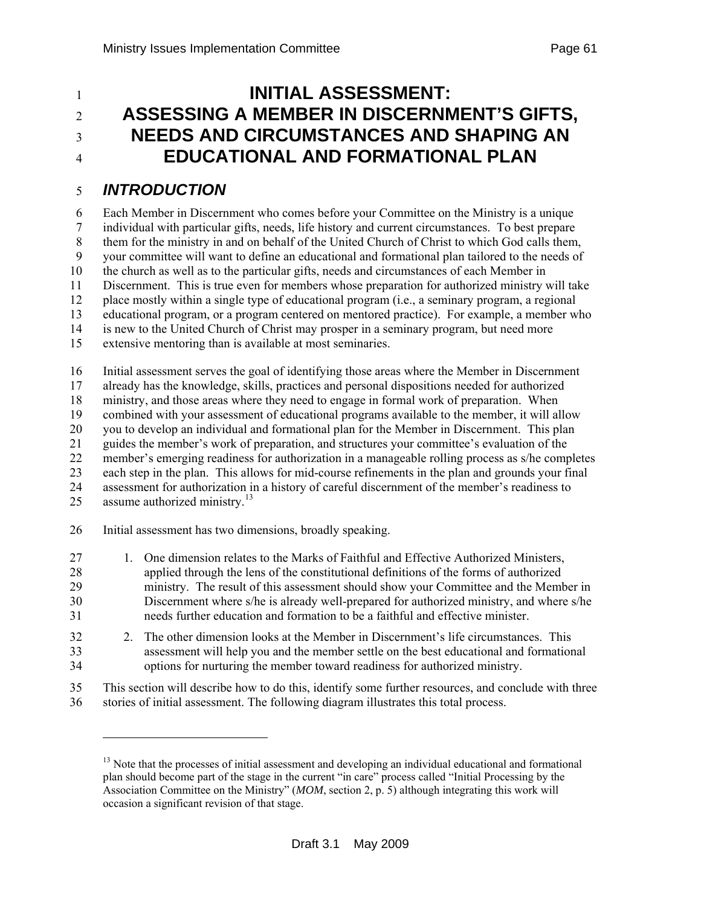# INITIAL ASSESSMENT: ASSESSING A MEMBER IN DISCERNMENT'S GIFTS, NEEDS AND CIRCUMSTANCES AND SHAPING AN EDUCATIONAL AND FORMATIONAL PLAN

## *INTRODUCTION*

Each Member in Discernment who comes before your Committee on the Ministry is a unique individual with particular gifts, needs, life history and current circumstances. To best prepare them for the ministry in and on behalf of the United Church of Christ to which God calls them, your committee will want to define an educational and formational plan tailored to the needs of the church as well as to the particular gifts, needs and circumstances of each Member in Discernment. This is true even for members whose preparation for authorized ministry will take place mostly within a single type of educational program (i.e., a seminary program, a regional educational program, or a program centered on mentored practice). For example, a member who is new to the United Church of Christ may prosper in a seminary program, but need more extensive mentoring than is available at most seminaries.

Initial assessment serves the goal of identifying those areas where the Member in Discernment already has the knowledge, skills, practices and personal dispositions needed for authorized ministry, and those areas where they need to engage in formal work of preparation. When combined with your assessment of educational programs available to the member, it will allow you to develop an individual and formational plan for the Member in Discernment. This plan guides the member's work of preparation, and structures your committee's evaluation of the member's emerging readiness for authorization in a manageable rolling process as s/he completes each step in the plan. This allows for mid-course refinements in the plan and grounds your final assessment for authorization in a history of careful discernment of the member's readiness to assume authorized ministry.[13]

Initial assessment has two dimensions, broadly speaking.

1. One dimension relates to the Marks of Faithful and Effective Authorized Ministers, applied through the lens of the constitutional definitions of the forms of authorized ministry. The result of this assessment should show your Committee and the Member in Discernment where s/he is already well-prepared for authorized ministry, and where s/he needs further education and formation to be a faithful and effective minister.
2. The other dimension looks at the Member in Discernment's life circumstances. This assessment will help you and the member settle on the best educational and formational options for nurturing the member toward readiness for authorized ministry.

This section will describe how to do this, identify some further resources, and conclude with three stories of initial assessment. The following diagram illustrates this total process.

---

[13] Note that the processes of initial assessment and developing an individual educational and formational plan should become part of the stage in the current "in care" process called "Initial Processing by the Association Committee on the Ministry" (*MOM*, section 2, p. 5) although integrating this work will occasion a significant revision of that stage.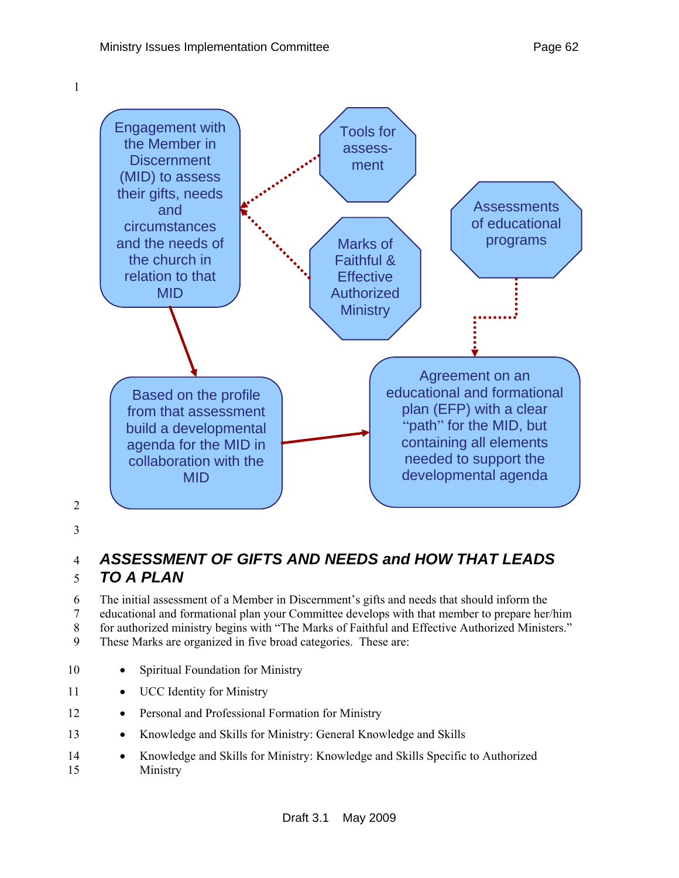Engagement with the Member in Discernment (MID) to assess their gifts, needs and circumstances and the needs of the church in relation to that MID

Tools for assess-ment

Marks of Faithful & Effective Authorized Ministry

Assessments of educational programs

Based on the profile from that assessment build a developmental agenda for the MID in collaboration with the MID

Agreement on an educational and formational plan (EFP) with a clear "path" for the MID, but containing all elements needed to support the developmental agenda

## *ASSESSMENT OF GIFTS AND NEEDS and HOW THAT LEADS TO A PLAN*

The initial assessment of a Member in Discernment's gifts and needs that should inform the educational and formational plan your Committee develops with that member to prepare her/him for authorized ministry begins with "The Marks of Faithful and Effective Authorized Ministers." These Marks are organized in five broad categories. These are:

- Spiritual Foundation for Ministry
- UCC Identity for Ministry
- Personal and Professional Formation for Ministry
- Knowledge and Skills for Ministry: General Knowledge and Skills
- Knowledge and Skills for Ministry: Knowledge and Skills Specific to Authorized Ministry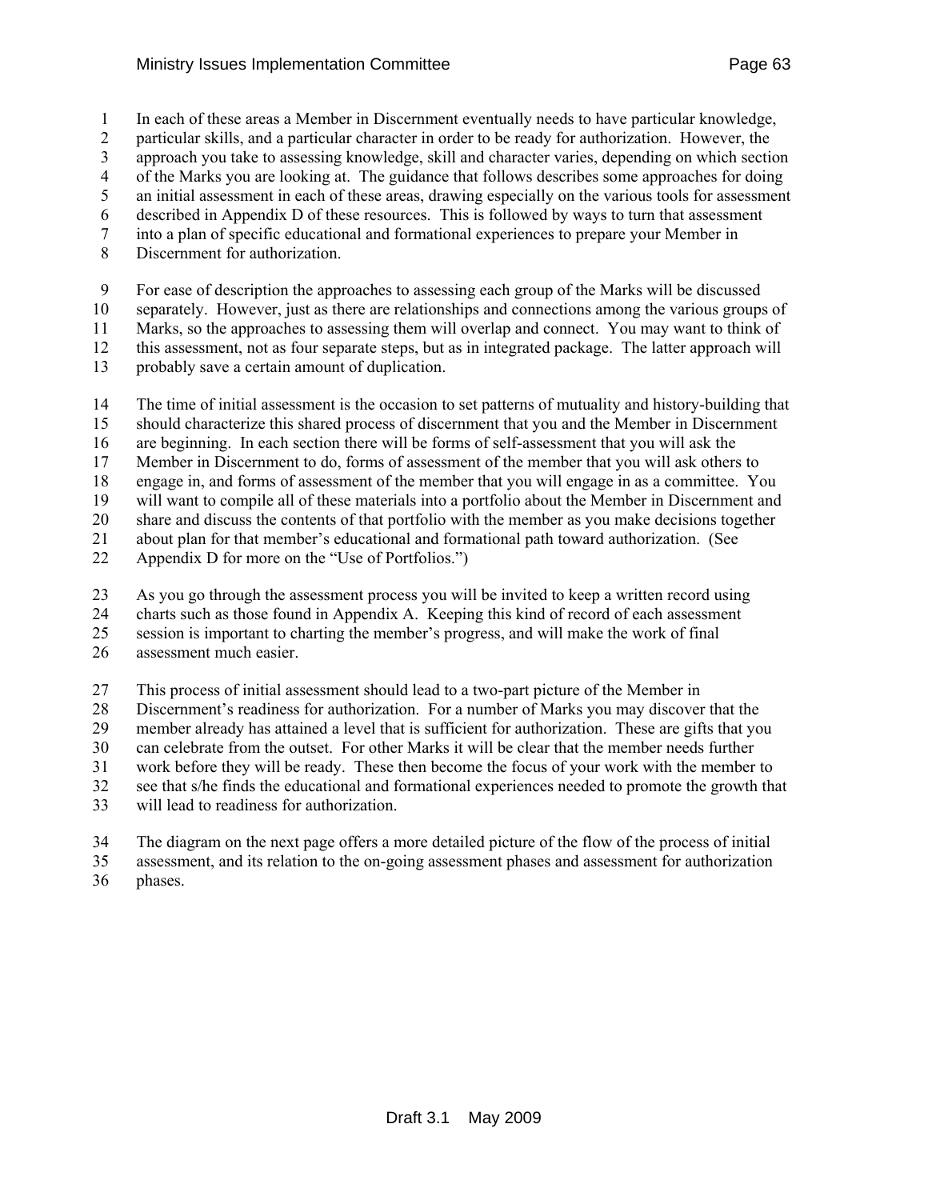In each of these areas a Member in Discernment eventually needs to have particular knowledge, particular skills, and a particular character in order to be ready for authorization. However, the approach you take to assessing knowledge, skill and character varies, depending on which section of the Marks you are looking at. The guidance that follows describes some approaches for doing an initial assessment in each of these areas, drawing especially on the various tools for assessment described in Appendix D of these resources. This is followed by ways to turn that assessment into a plan of specific educational and formational experiences to prepare your Member in Discernment for authorization.

For ease of description the approaches to assessing each group of the Marks will be discussed separately. However, just as there are relationships and connections among the various groups of Marks, so the approaches to assessing them will overlap and connect. You may want to think of this assessment, not as four separate steps, but as in integrated package. The latter approach will probably save a certain amount of duplication.

The time of initial assessment is the occasion to set patterns of mutuality and history-building that should characterize this shared process of discernment that you and the Member in Discernment are beginning. In each section there will be forms of self-assessment that you will ask the Member in Discernment to do, forms of assessment of the member that you will ask others to engage in, and forms of assessment of the member that you will engage in as a committee. You will want to compile all of these materials into a portfolio about the Member in Discernment and share and discuss the contents of that portfolio with the member as you make decisions together about plan for that member's educational and formational path toward authorization. (See Appendix D for more on the "Use of Portfolios.")

As you go through the assessment process you will be invited to keep a written record using charts such as those found in Appendix A. Keeping this kind of record of each assessment session is important to charting the member's progress, and will make the work of final assessment much easier.

This process of initial assessment should lead to a two-part picture of the Member in Discernment's readiness for authorization. For a number of Marks you may discover that the member already has attained a level that is sufficient for authorization. These are gifts that you can celebrate from the outset. For other Marks it will be clear that the member needs further work before they will be ready. These then become the focus of your work with the member to see that s/he finds the educational and formational experiences needed to promote the growth that will lead to readiness for authorization.

The diagram on the next page offers a more detailed picture of the flow of the process of initial assessment, and its relation to the on-going assessment phases and assessment for authorization phases.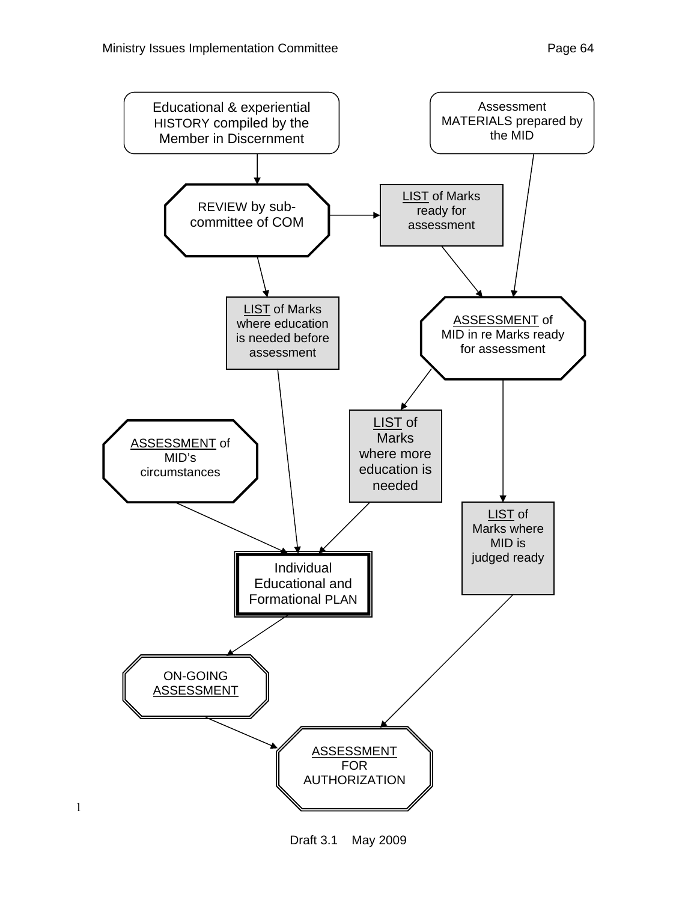Educational & experiential HISTORY compiled by the Member in Discernment

Assessment MATERIALS prepared by the MID

REVIEW by sub-committee of COM

LIST of Marks ready for assessment

LIST of Marks where education is needed before assessment

ASSESSMENT of MID in re Marks ready for assessment

ASSESSMENT of MID's circumstances

LIST of Marks where more education is needed

LIST of Marks where MID is judged ready

Individual Educational and Formational PLAN

ON-GOING ASSESSMENT

ASSESSMENT FOR AUTHORIZATION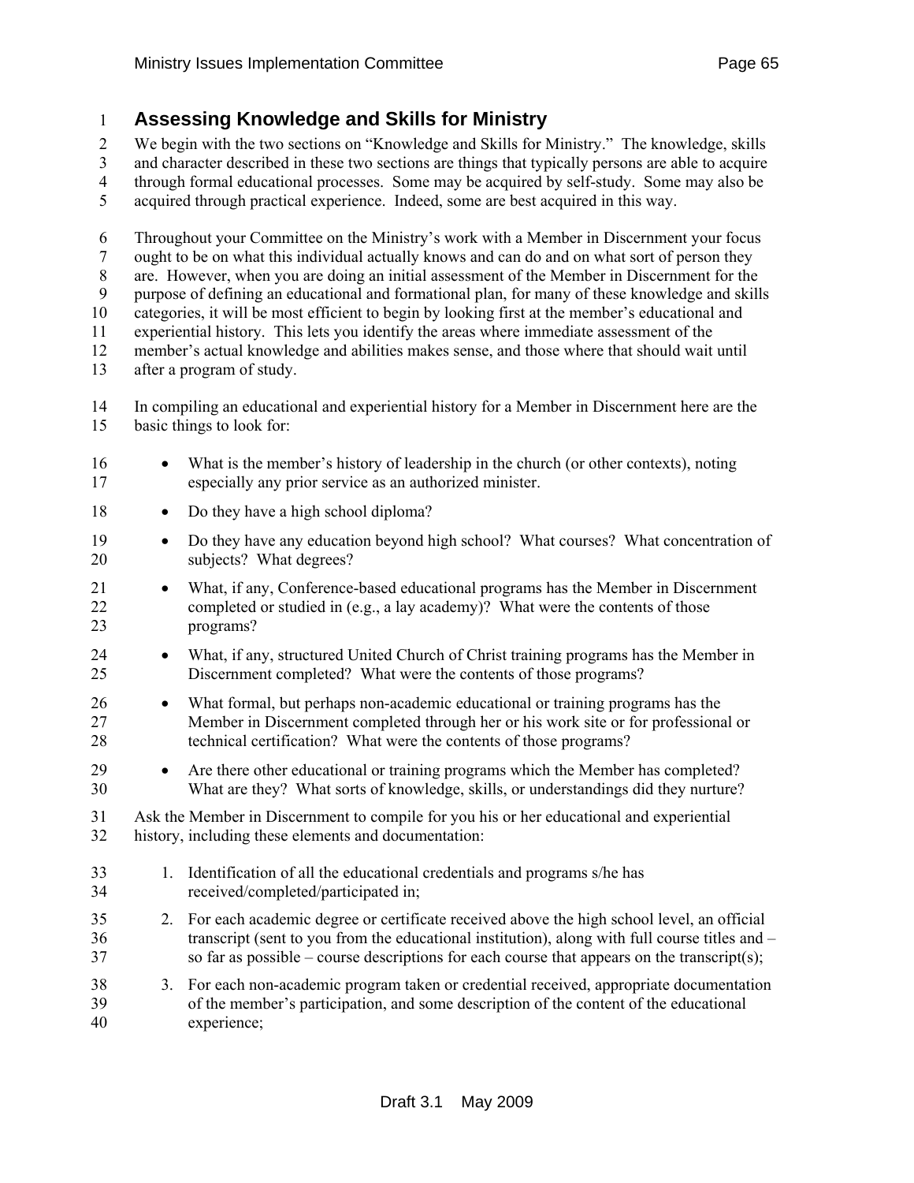## Assessing Knowledge and Skills for Ministry

We begin with the two sections on "Knowledge and Skills for Ministry." The knowledge, skills and character described in these two sections are things that typically persons are able to acquire through formal educational processes. Some may be acquired by self-study. Some may also be acquired through practical experience. Indeed, some are best acquired in this way.

Throughout your Committee on the Ministry's work with a Member in Discernment your focus ought to be on what this individual actually knows and can do and on what sort of person they are. However, when you are doing an initial assessment of the Member in Discernment for the purpose of defining an educational and formational plan, for many of these knowledge and skills categories, it will be most efficient to begin by looking first at the member's educational and experiential history. This lets you identify the areas where immediate assessment of the member's actual knowledge and abilities makes sense, and those where that should wait until after a program of study.

In compiling an educational and experiential history for a Member in Discernment here are the basic things to look for:

- What is the member's history of leadership in the church (or other contexts), noting especially any prior service as an authorized minister.
- Do they have a high school diploma?
- Do they have any education beyond high school? What courses? What concentration of subjects? What degrees?
- What, if any, Conference-based educational programs has the Member in Discernment completed or studied in (e.g., a lay academy)? What were the contents of those programs?
- What, if any, structured United Church of Christ training programs has the Member in Discernment completed? What were the contents of those programs?
- What formal, but perhaps non-academic educational or training programs has the Member in Discernment completed through her or his work site or for professional or technical certification? What were the contents of those programs?
- Are there other educational or training programs which the Member has completed? What are they? What sorts of knowledge, skills, or understandings did they nurture?

Ask the Member in Discernment to compile for you his or her educational and experiential history, including these elements and documentation:

1. Identification of all the educational credentials and programs s/he has received/completed/participated in;
2. For each academic degree or certificate received above the high school level, an official transcript (sent to you from the educational institution), along with full course titles and – so far as possible – course descriptions for each course that appears on the transcript(s);
3. For each non-academic program taken or credential received, appropriate documentation of the member's participation, and some description of the content of the educational experience;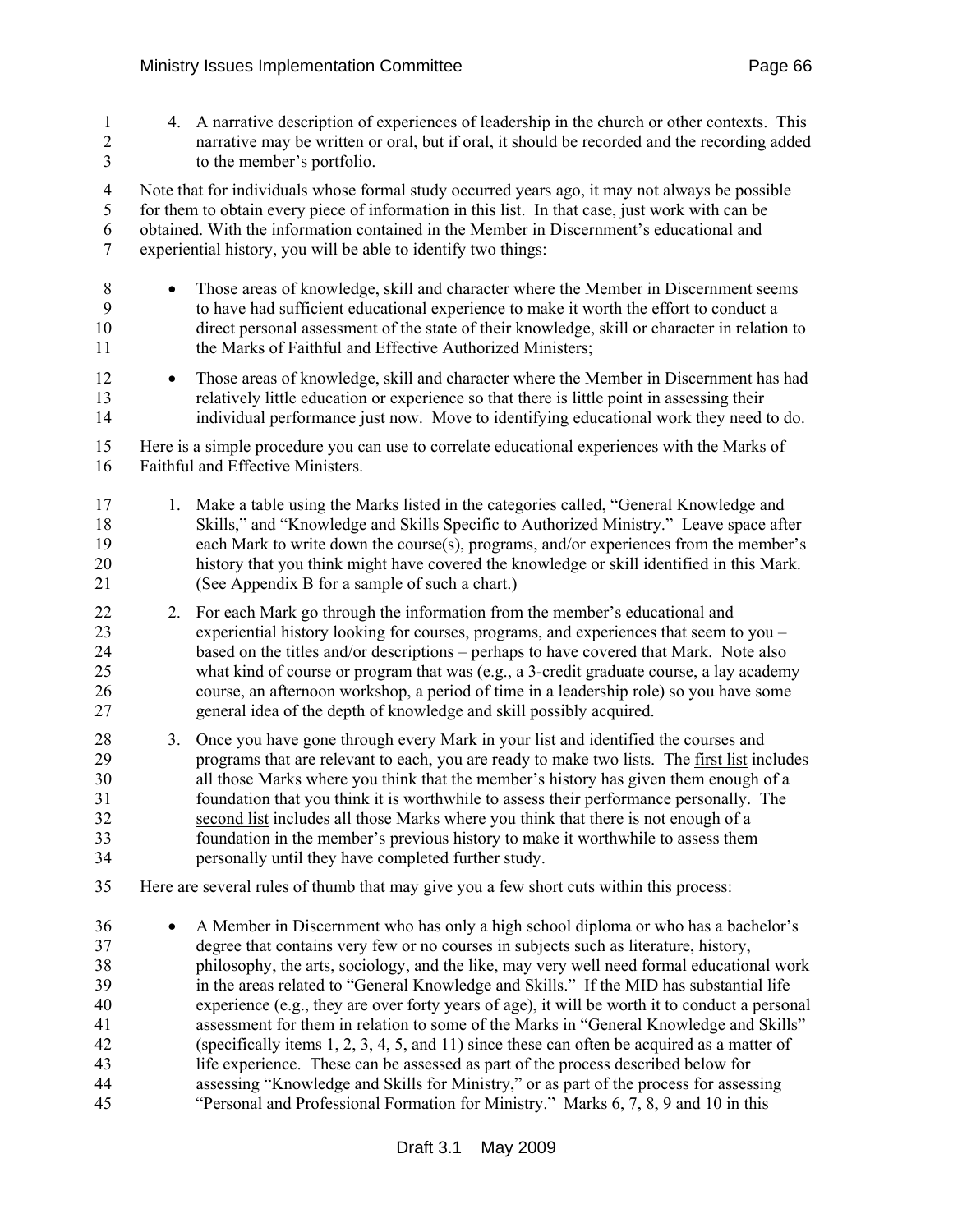4. A narrative description of experiences of leadership in the church or other contexts. This narrative may be written or oral, but if oral, it should be recorded and the recording added to the member's portfolio.

Note that for individuals whose formal study occurred years ago, it may not always be possible for them to obtain every piece of information in this list. In that case, just work with can be obtained. With the information contained in the Member in Discernment's educational and experiential history, you will be able to identify two things:

- Those areas of knowledge, skill and character where the Member in Discernment seems to have had sufficient educational experience to make it worth the effort to conduct a direct personal assessment of the state of their knowledge, skill or character in relation to the Marks of Faithful and Effective Authorized Ministers;
- Those areas of knowledge, skill and character where the Member in Discernment has had relatively little education or experience so that there is little point in assessing their individual performance just now. Move to identifying educational work they need to do.

Here is a simple procedure you can use to correlate educational experiences with the Marks of Faithful and Effective Ministers.

1. Make a table using the Marks listed in the categories called, "General Knowledge and Skills," and "Knowledge and Skills Specific to Authorized Ministry." Leave space after each Mark to write down the course(s), programs, and/or experiences from the member's history that you think might have covered the knowledge or skill identified in this Mark. (See Appendix B for a sample of such a chart.)
2. For each Mark go through the information from the member's educational and experiential history looking for courses, programs, and experiences that seem to you – based on the titles and/or descriptions – perhaps to have covered that Mark. Note also what kind of course or program that was (e.g., a 3-credit graduate course, a lay academy course, an afternoon workshop, a period of time in a leadership role) so you have some general idea of the depth of knowledge and skill possibly acquired.
3. Once you have gone through every Mark in your list and identified the courses and programs that are relevant to each, you are ready to make two lists. The <u>first list</u> includes all those Marks where you think that the member's history has given them enough of a foundation that you think it is worthwhile to assess their performance personally. The <u>second list</u> includes all those Marks where you think that there is not enough of a foundation in the member's previous history to make it worthwhile to assess them personally until they have completed further study.

Here are several rules of thumb that may give you a few short cuts within this process:

- A Member in Discernment who has only a high school diploma or who has a bachelor's degree that contains very few or no courses in subjects such as literature, history, philosophy, the arts, sociology, and the like, may very well need formal educational work in the areas related to "General Knowledge and Skills." If the MID has substantial life experience (e.g., they are over forty years of age), it will be worth it to conduct a personal assessment for them in relation to some of the Marks in "General Knowledge and Skills" (specifically items 1, 2, 3, 4, 5, and 11) since these can often be acquired as a matter of life experience. These can be assessed as part of the process described below for assessing "Knowledge and Skills for Ministry," or as part of the process for assessing "Personal and Professional Formation for Ministry." Marks 6, 7, 8, 9 and 10 in this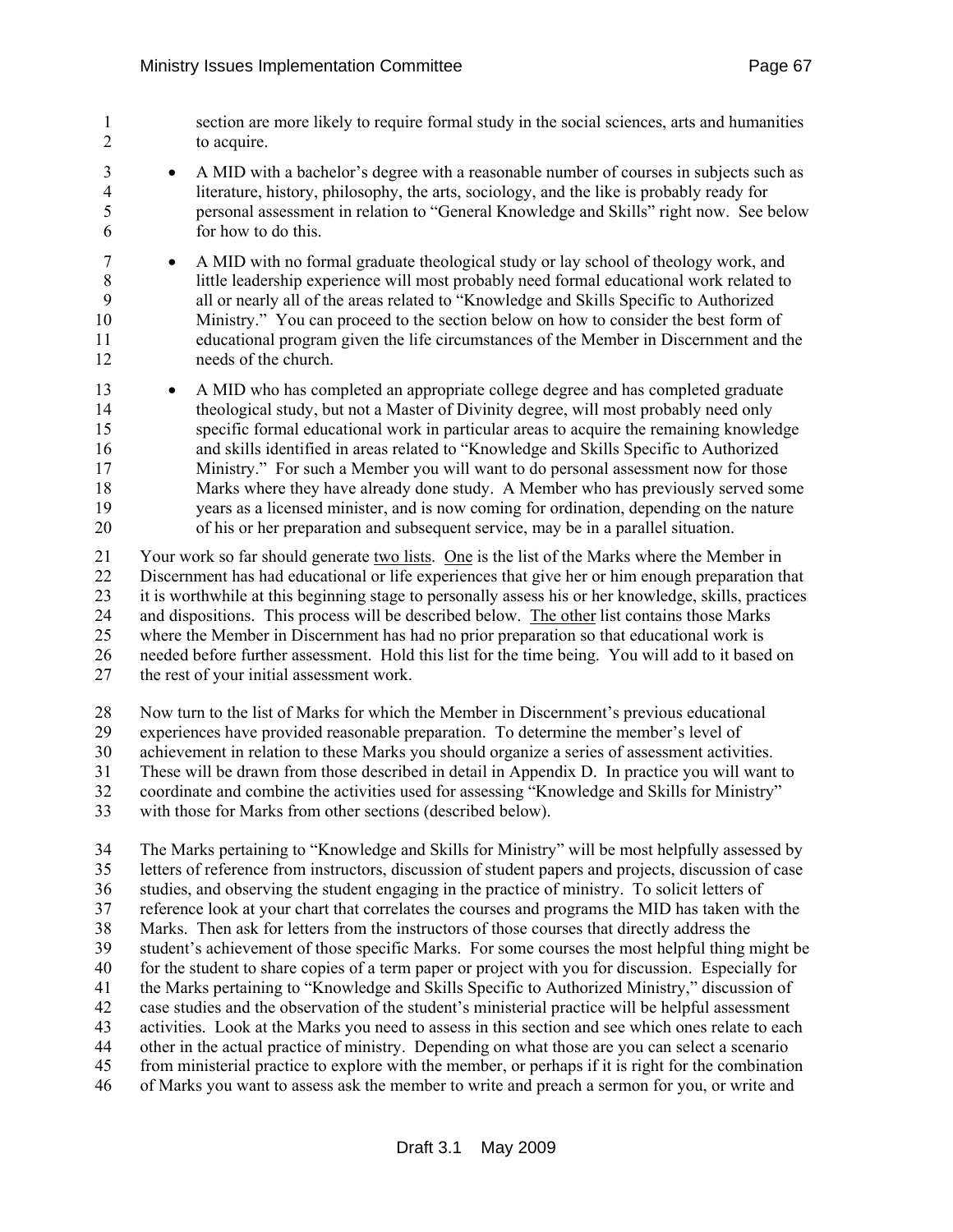section are more likely to require formal study in the social sciences, arts and humanities to acquire.

- A MID with a bachelor's degree with a reasonable number of courses in subjects such as literature, history, philosophy, the arts, sociology, and the like is probably ready for personal assessment in relation to "General Knowledge and Skills" right now. See below for how to do this.
- A MID with no formal graduate theological study or lay school of theology work, and little leadership experience will most probably need formal educational work related to all or nearly all of the areas related to "Knowledge and Skills Specific to Authorized Ministry." You can proceed to the section below on how to consider the best form of educational program given the life circumstances of the Member in Discernment and the needs of the church.
- A MID who has completed an appropriate college degree and has completed graduate theological study, but not a Master of Divinity degree, will most probably need only specific formal educational work in particular areas to acquire the remaining knowledge and skills identified in areas related to "Knowledge and Skills Specific to Authorized Ministry." For such a Member you will want to do personal assessment now for those Marks where they have already done study. A Member who has previously served some years as a licensed minister, and is now coming for ordination, depending on the nature of his or her preparation and subsequent service, may be in a parallel situation.

Your work so far should generate two lists. One is the list of the Marks where the Member in Discernment has had educational or life experiences that give her or him enough preparation that it is worthwhile at this beginning stage to personally assess his or her knowledge, skills, practices and dispositions. This process will be described below. The other list contains those Marks where the Member in Discernment has had no prior preparation so that educational work is needed before further assessment. Hold this list for the time being. You will add to it based on the rest of your initial assessment work.

Now turn to the list of Marks for which the Member in Discernment's previous educational experiences have provided reasonable preparation. To determine the member's level of achievement in relation to these Marks you should organize a series of assessment activities. These will be drawn from those described in detail in Appendix D. In practice you will want to coordinate and combine the activities used for assessing "Knowledge and Skills for Ministry" with those for Marks from other sections (described below).

The Marks pertaining to "Knowledge and Skills for Ministry" will be most helpfully assessed by letters of reference from instructors, discussion of student papers and projects, discussion of case studies, and observing the student engaging in the practice of ministry. To solicit letters of reference look at your chart that correlates the courses and programs the MID has taken with the Marks. Then ask for letters from the instructors of those courses that directly address the student's achievement of those specific Marks. For some courses the most helpful thing might be for the student to share copies of a term paper or project with you for discussion. Especially for the Marks pertaining to "Knowledge and Skills Specific to Authorized Ministry," discussion of case studies and the observation of the student's ministerial practice will be helpful assessment activities. Look at the Marks you need to assess in this section and see which ones relate to each other in the actual practice of ministry. Depending on what those are you can select a scenario from ministerial practice to explore with the member, or perhaps if it is right for the combination of Marks you want to assess ask the member to write and preach a sermon for you, or write and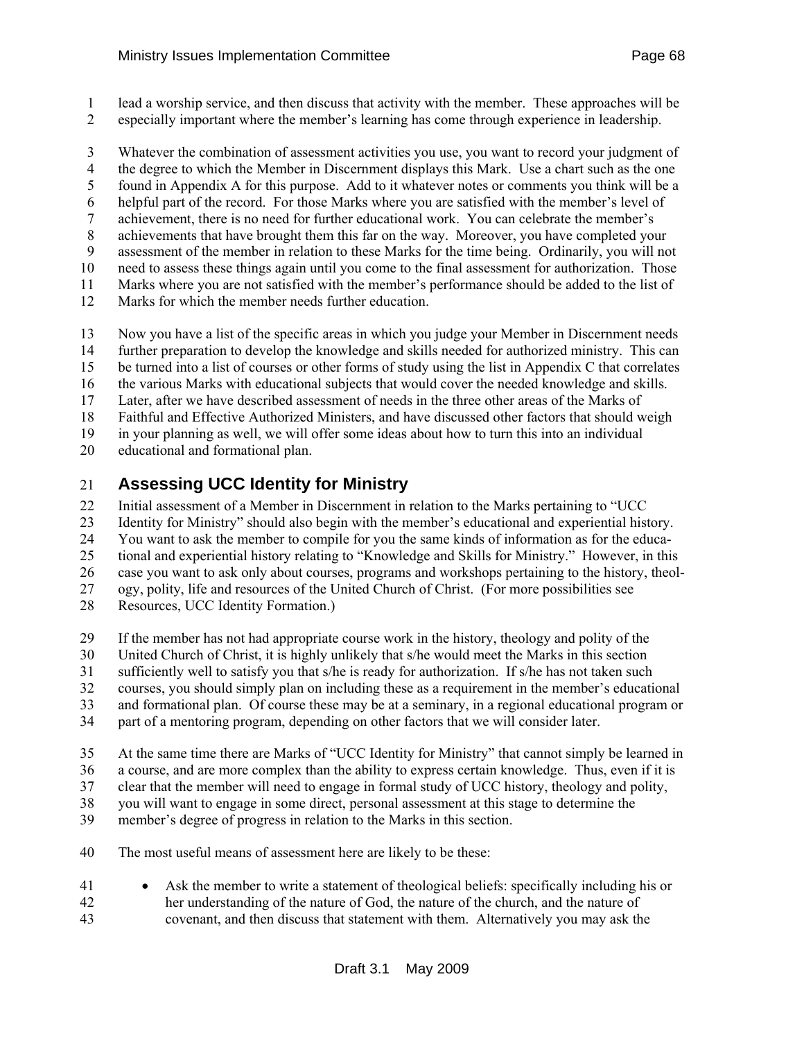lead a worship service, and then discuss that activity with the member. These approaches will be especially important where the member's learning has come through experience in leadership.

Whatever the combination of assessment activities you use, you want to record your judgment of the degree to which the Member in Discernment displays this Mark. Use a chart such as the one found in Appendix A for this purpose. Add to it whatever notes or comments you think will be a helpful part of the record. For those Marks where you are satisfied with the member's level of achievement, there is no need for further educational work. You can celebrate the member's achievements that have brought them this far on the way. Moreover, you have completed your assessment of the member in relation to these Marks for the time being. Ordinarily, you will not need to assess these things again until you come to the final assessment for authorization. Those Marks where you are not satisfied with the member's performance should be added to the list of Marks for which the member needs further education.

Now you have a list of the specific areas in which you judge your Member in Discernment needs further preparation to develop the knowledge and skills needed for authorized ministry. This can be turned into a list of courses or other forms of study using the list in Appendix C that correlates the various Marks with educational subjects that would cover the needed knowledge and skills. Later, after we have described assessment of needs in the three other areas of the Marks of Faithful and Effective Authorized Ministers, and have discussed other factors that should weigh in your planning as well, we will offer some ideas about how to turn this into an individual educational and formational plan.

## Assessing UCC Identity for Ministry

Initial assessment of a Member in Discernment in relation to the Marks pertaining to "UCC Identity for Ministry" should also begin with the member's educational and experiential history. You want to ask the member to compile for you the same kinds of information as for the educational and experiential history relating to "Knowledge and Skills for Ministry." However, in this case you want to ask only about courses, programs and workshops pertaining to the history, theology, polity, life and resources of the United Church of Christ. (For more possibilities see Resources, UCC Identity Formation.)

If the member has not had appropriate course work in the history, theology and polity of the United Church of Christ, it is highly unlikely that s/he would meet the Marks in this section sufficiently well to satisfy you that s/he is ready for authorization. If s/he has not taken such courses, you should simply plan on including these as a requirement in the member's educational and formational plan. Of course these may be at a seminary, in a regional educational program or part of a mentoring program, depending on other factors that we will consider later.

At the same time there are Marks of "UCC Identity for Ministry" that cannot simply be learned in a course, and are more complex than the ability to express certain knowledge. Thus, even if it is clear that the member will need to engage in formal study of UCC history, theology and polity, you will want to engage in some direct, personal assessment at this stage to determine the member's degree of progress in relation to the Marks in this section.

The most useful means of assessment here are likely to be these:

- Ask the member to write a statement of theological beliefs: specifically including his or her understanding of the nature of God, the nature of the church, and the nature of covenant, and then discuss that statement with them. Alternatively you may ask the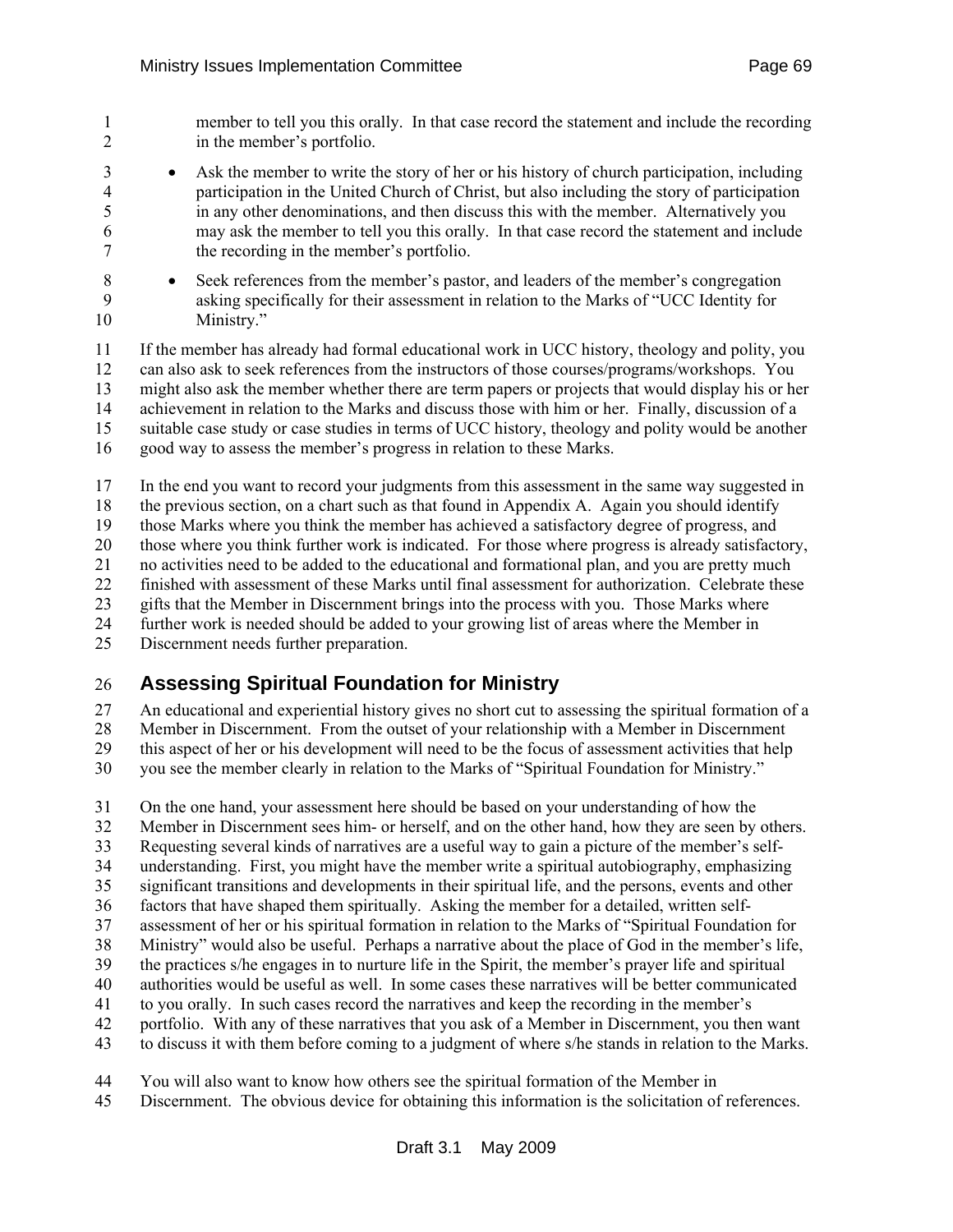member to tell you this orally. In that case record the statement and include the recording in the member's portfolio.

- Ask the member to write the story of her or his history of church participation, including participation in the United Church of Christ, but also including the story of participation in any other denominations, and then discuss this with the member. Alternatively you may ask the member to tell you this orally. In that case record the statement and include the recording in the member's portfolio.
- Seek references from the member's pastor, and leaders of the member's congregation asking specifically for their assessment in relation to the Marks of "UCC Identity for Ministry."

If the member has already had formal educational work in UCC history, theology and polity, you can also ask to seek references from the instructors of those courses/programs/workshops. You might also ask the member whether there are term papers or projects that would display his or her achievement in relation to the Marks and discuss those with him or her. Finally, discussion of a suitable case study or case studies in terms of UCC history, theology and polity would be another good way to assess the member's progress in relation to these Marks.

In the end you want to record your judgments from this assessment in the same way suggested in the previous section, on a chart such as that found in Appendix A. Again you should identify those Marks where you think the member has achieved a satisfactory degree of progress, and those where you think further work is indicated. For those where progress is already satisfactory, no activities need to be added to the educational and formational plan, and you are pretty much finished with assessment of these Marks until final assessment for authorization. Celebrate these gifts that the Member in Discernment brings into the process with you. Those Marks where further work is needed should be added to your growing list of areas where the Member in Discernment needs further preparation.

## Assessing Spiritual Foundation for Ministry

An educational and experiential history gives no short cut to assessing the spiritual formation of a Member in Discernment. From the outset of your relationship with a Member in Discernment this aspect of her or his development will need to be the focus of assessment activities that help you see the member clearly in relation to the Marks of "Spiritual Foundation for Ministry."

On the one hand, your assessment here should be based on your understanding of how the Member in Discernment sees him- or herself, and on the other hand, how they are seen by others. Requesting several kinds of narratives are a useful way to gain a picture of the member's self-understanding. First, you might have the member write a spiritual autobiography, emphasizing significant transitions and developments in their spiritual life, and the persons, events and other factors that have shaped them spiritually. Asking the member for a detailed, written self-assessment of her or his spiritual formation in relation to the Marks of "Spiritual Foundation for Ministry" would also be useful. Perhaps a narrative about the place of God in the member's life, the practices s/he engages in to nurture life in the Spirit, the member's prayer life and spiritual authorities would be useful as well. In some cases these narratives will be better communicated to you orally. In such cases record the narratives and keep the recording in the member's portfolio. With any of these narratives that you ask of a Member in Discernment, you then want to discuss it with them before coming to a judgment of where s/he stands in relation to the Marks.

You will also want to know how others see the spiritual formation of the Member in Discernment. The obvious device for obtaining this information is the solicitation of references.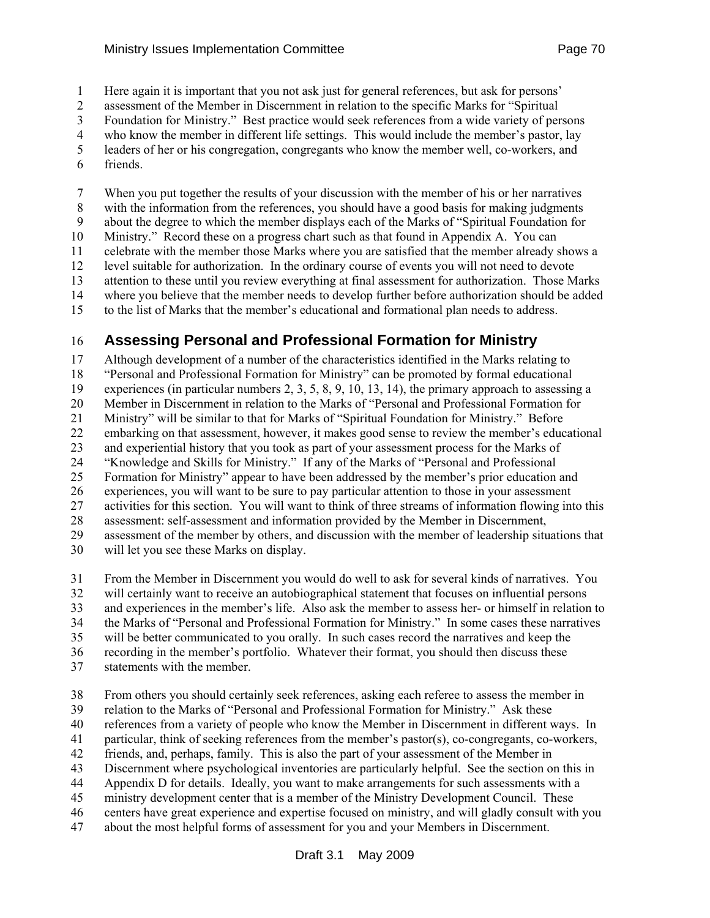Here again it is important that you not ask just for general references, but ask for persons' assessment of the Member in Discernment in relation to the specific Marks for "Spiritual Foundation for Ministry." Best practice would seek references from a wide variety of persons who know the member in different life settings. This would include the member's pastor, lay leaders of her or his congregation, congregants who know the member well, co-workers, and friends.

When you put together the results of your discussion with the member of his or her narratives with the information from the references, you should have a good basis for making judgments about the degree to which the member displays each of the Marks of "Spiritual Foundation for Ministry." Record these on a progress chart such as that found in Appendix A. You can celebrate with the member those Marks where you are satisfied that the member already shows a level suitable for authorization. In the ordinary course of events you will not need to devote attention to these until you review everything at final assessment for authorization. Those Marks where you believe that the member needs to develop further before authorization should be added to the list of Marks that the member's educational and formational plan needs to address.

## Assessing Personal and Professional Formation for Ministry

Although development of a number of the characteristics identified in the Marks relating to "Personal and Professional Formation for Ministry" can be promoted by formal educational experiences (in particular numbers 2, 3, 5, 8, 9, 10, 13, 14), the primary approach to assessing a Member in Discernment in relation to the Marks of "Personal and Professional Formation for Ministry" will be similar to that for Marks of "Spiritual Foundation for Ministry." Before embarking on that assessment, however, it makes good sense to review the member's educational and experiential history that you took as part of your assessment process for the Marks of "Knowledge and Skills for Ministry." If any of the Marks of "Personal and Professional Formation for Ministry" appear to have been addressed by the member's prior education and experiences, you will want to be sure to pay particular attention to those in your assessment activities for this section. You will want to think of three streams of information flowing into this assessment: self-assessment and information provided by the Member in Discernment, assessment of the member by others, and discussion with the member of leadership situations that will let you see these Marks on display.

From the Member in Discernment you would do well to ask for several kinds of narratives. You will certainly want to receive an autobiographical statement that focuses on influential persons and experiences in the member's life. Also ask the member to assess her- or himself in relation to the Marks of "Personal and Professional Formation for Ministry." In some cases these narratives will be better communicated to you orally. In such cases record the narratives and keep the recording in the member's portfolio. Whatever their format, you should then discuss these statements with the member.

From others you should certainly seek references, asking each referee to assess the member in relation to the Marks of "Personal and Professional Formation for Ministry." Ask these references from a variety of people who know the Member in Discernment in different ways. In particular, think of seeking references from the member's pastor(s), co-congregants, co-workers, friends, and, perhaps, family. This is also the part of your assessment of the Member in Discernment where psychological inventories are particularly helpful. See the section on this in Appendix D for details. Ideally, you want to make arrangements for such assessments with a ministry development center that is a member of the Ministry Development Council. These centers have great experience and expertise focused on ministry, and will gladly consult with you about the most helpful forms of assessment for you and your Members in Discernment.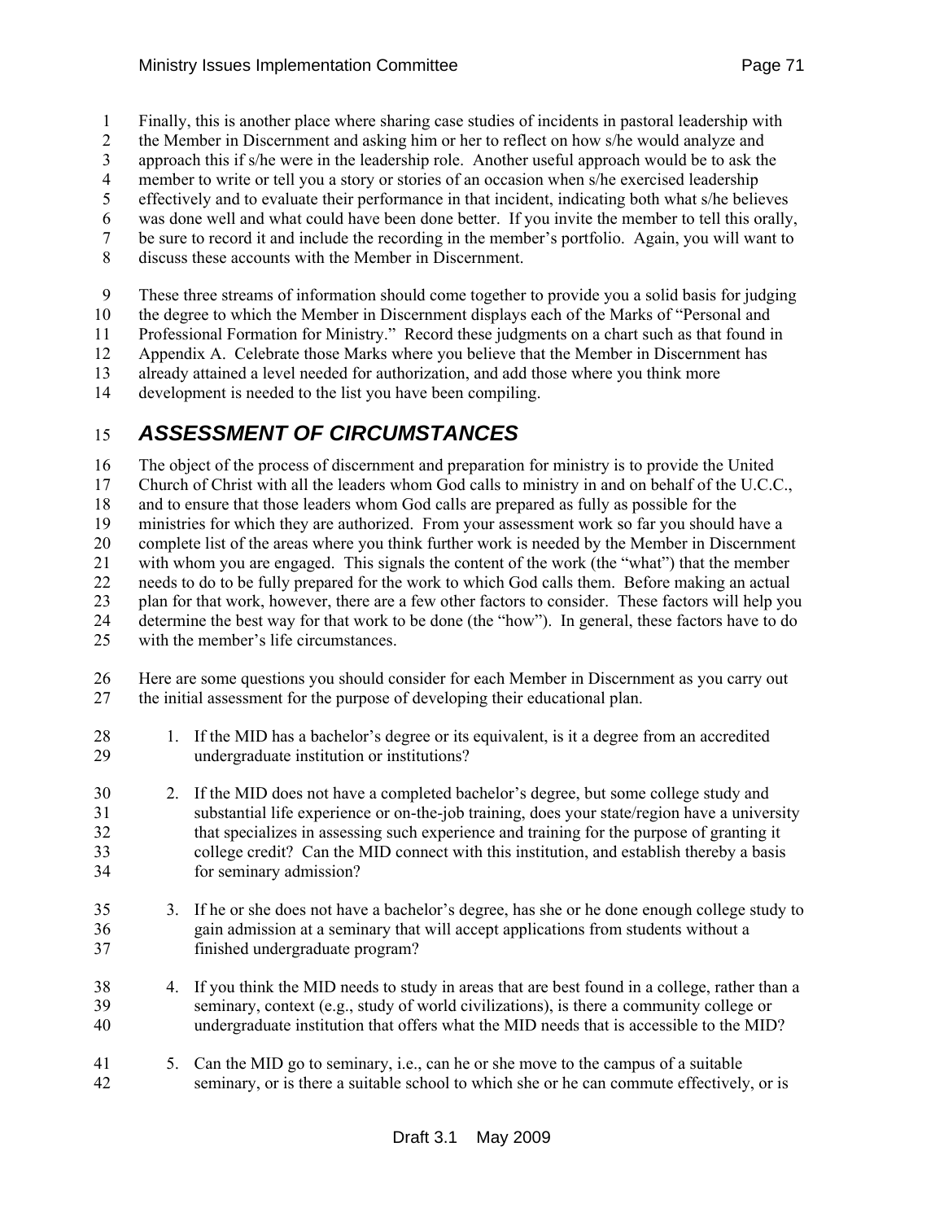Finally, this is another place where sharing case studies of incidents in pastoral leadership with the Member in Discernment and asking him or her to reflect on how s/he would analyze and approach this if s/he were in the leadership role. Another useful approach would be to ask the member to write or tell you a story or stories of an occasion when s/he exercised leadership effectively and to evaluate their performance in that incident, indicating both what s/he believes was done well and what could have been done better. If you invite the member to tell this orally, be sure to record it and include the recording in the member's portfolio. Again, you will want to discuss these accounts with the Member in Discernment.

These three streams of information should come together to provide you a solid basis for judging the degree to which the Member in Discernment displays each of the Marks of "Personal and Professional Formation for Ministry." Record these judgments on a chart such as that found in Appendix A. Celebrate those Marks where you believe that the Member in Discernment has already attained a level needed for authorization, and add those where you think more development is needed to the list you have been compiling.

## *ASSESSMENT OF CIRCUMSTANCES*

The object of the process of discernment and preparation for ministry is to provide the United Church of Christ with all the leaders whom God calls to ministry in and on behalf of the U.C.C., and to ensure that those leaders whom God calls are prepared as fully as possible for the ministries for which they are authorized. From your assessment work so far you should have a complete list of the areas where you think further work is needed by the Member in Discernment with whom you are engaged. This signals the content of the work (the "what") that the member needs to do to be fully prepared for the work to which God calls them. Before making an actual plan for that work, however, there are a few other factors to consider. These factors will help you determine the best way for that work to be done (the "how"). In general, these factors have to do with the member's life circumstances.

Here are some questions you should consider for each Member in Discernment as you carry out the initial assessment for the purpose of developing their educational plan.

1. If the MID has a bachelor's degree or its equivalent, is it a degree from an accredited undergraduate institution or institutions?

2. If the MID does not have a completed bachelor's degree, but some college study and substantial life experience or on-the-job training, does your state/region have a university that specializes in assessing such experience and training for the purpose of granting it college credit? Can the MID connect with this institution, and establish thereby a basis for seminary admission?

3. If he or she does not have a bachelor's degree, has she or he done enough college study to gain admission at a seminary that will accept applications from students without a finished undergraduate program?

4. If you think the MID needs to study in areas that are best found in a college, rather than a seminary, context (e.g., study of world civilizations), is there a community college or undergraduate institution that offers what the MID needs that is accessible to the MID?

5. Can the MID go to seminary, i.e., can he or she move to the campus of a suitable seminary, or is there a suitable school to which she or he can commute effectively, or is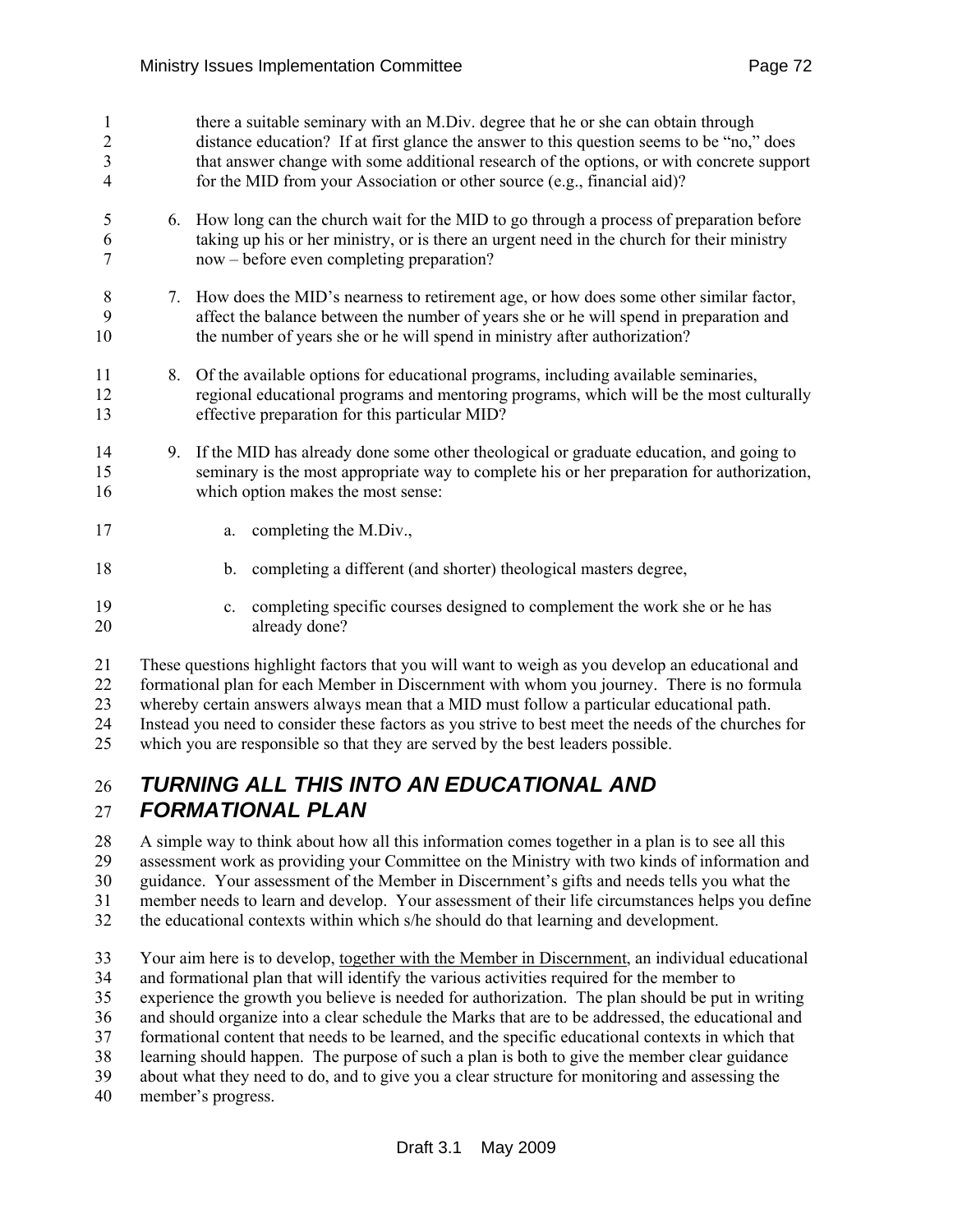there a suitable seminary with an M.Div. degree that he or she can obtain through distance education? If at first glance the answer to this question seems to be "no," does that answer change with some additional research of the options, or with concrete support for the MID from your Association or other source (e.g., financial aid)?

6. How long can the church wait for the MID to go through a process of preparation before taking up his or her ministry, or is there an urgent need in the church for their ministry now – before even completing preparation?

7. How does the MID's nearness to retirement age, or how does some other similar factor, affect the balance between the number of years she or he will spend in preparation and the number of years she or he will spend in ministry after authorization?

8. Of the available options for educational programs, including available seminaries, regional educational programs and mentoring programs, which will be the most culturally effective preparation for this particular MID?

9. If the MID has already done some other theological or graduate education, and going to seminary is the most appropriate way to complete his or her preparation for authorization, which option makes the most sense:

   a. completing the M.Div.,

   b. completing a different (and shorter) theological masters degree,

   c. completing specific courses designed to complement the work she or he has already done?

These questions highlight factors that you will want to weigh as you develop an educational and formational plan for each Member in Discernment with whom you journey. There is no formula whereby certain answers always mean that a MID must follow a particular educational path. Instead you need to consider these factors as you strive to best meet the needs of the churches for which you are responsible so that they are served by the best leaders possible.

## *TURNING ALL THIS INTO AN EDUCATIONAL AND FORMATIONAL PLAN*

A simple way to think about how all this information comes together in a plan is to see all this assessment work as providing your Committee on the Ministry with two kinds of information and guidance. Your assessment of the Member in Discernment's gifts and needs tells you what the member needs to learn and develop. Your assessment of their life circumstances helps you define the educational contexts within which s/he should do that learning and development.

Your aim here is to develop, <u>together with the Member in Discernment</u>, an individual educational and formational plan that will identify the various activities required for the member to experience the growth you believe is needed for authorization. The plan should be put in writing and should organize into a clear schedule the Marks that are to be addressed, the educational and formational content that needs to be learned, and the specific educational contexts in which that learning should happen. The purpose of such a plan is both to give the member clear guidance about what they need to do, and to give you a clear structure for monitoring and assessing the member's progress.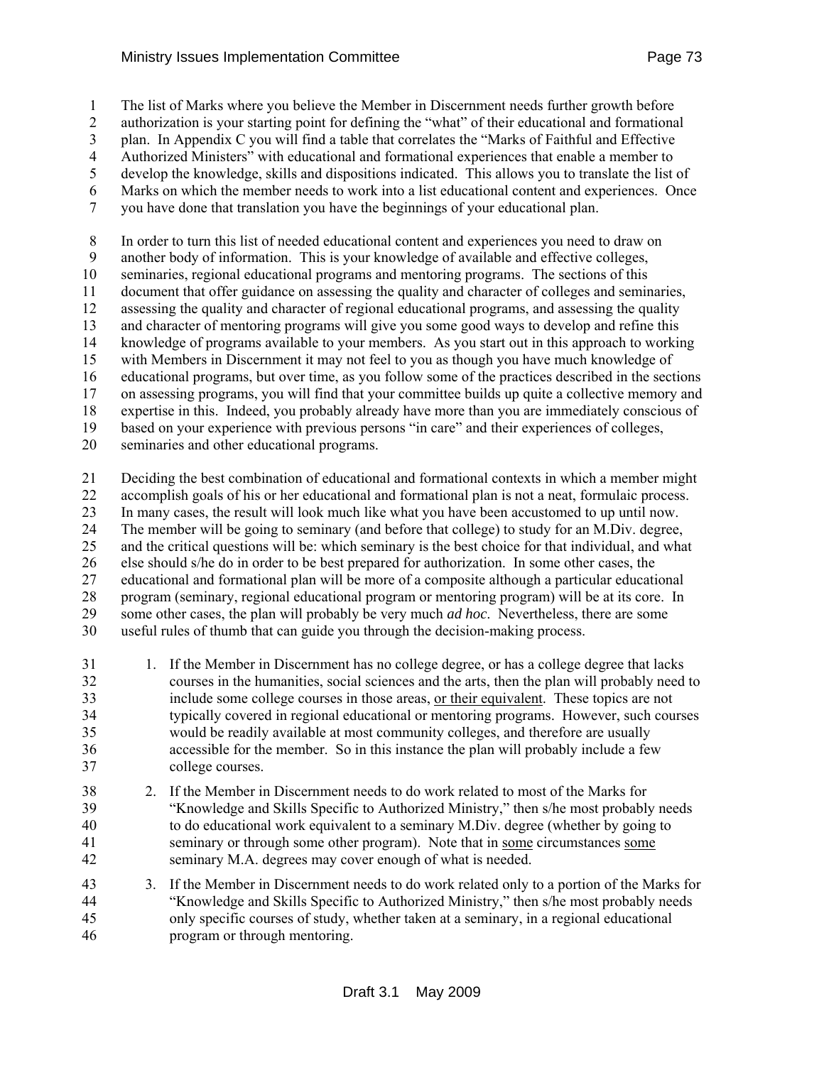The list of Marks where you believe the Member in Discernment needs further growth before authorization is your starting point for defining the "what" of their educational and formational plan. In Appendix C you will find a table that correlates the "Marks of Faithful and Effective Authorized Ministers" with educational and formational experiences that enable a member to develop the knowledge, skills and dispositions indicated. This allows you to translate the list of Marks on which the member needs to work into a list educational content and experiences. Once you have done that translation you have the beginnings of your educational plan.

In order to turn this list of needed educational content and experiences you need to draw on another body of information. This is your knowledge of available and effective colleges, seminaries, regional educational programs and mentoring programs. The sections of this document that offer guidance on assessing the quality and character of colleges and seminaries, assessing the quality and character of regional educational programs, and assessing the quality and character of mentoring programs will give you some good ways to develop and refine this knowledge of programs available to your members. As you start out in this approach to working with Members in Discernment it may not feel to you as though you have much knowledge of educational programs, but over time, as you follow some of the practices described in the sections on assessing programs, you will find that your committee builds up quite a collective memory and expertise in this. Indeed, you probably already have more than you are immediately conscious of based on your experience with previous persons "in care" and their experiences of colleges, seminaries and other educational programs.

Deciding the best combination of educational and formational contexts in which a member might accomplish goals of his or her educational and formational plan is not a neat, formulaic process. In many cases, the result will look much like what you have been accustomed to up until now. The member will be going to seminary (and before that college) to study for an M.Div. degree, and the critical questions will be: which seminary is the best choice for that individual, and what else should s/he do in order to be best prepared for authorization. In some other cases, the educational and formational plan will be more of a composite although a particular educational program (seminary, regional educational program or mentoring program) will be at its core. In some other cases, the plan will probably be very much *ad hoc*. Nevertheless, there are some useful rules of thumb that can guide you through the decision-making process.

1. If the Member in Discernment has no college degree, or has a college degree that lacks courses in the humanities, social sciences and the arts, then the plan will probably need to include some college courses in those areas, <u>or their equivalent</u>. These topics are not typically covered in regional educational or mentoring programs. However, such courses would be readily available at most community colleges, and therefore are usually accessible for the member. So in this instance the plan will probably include a few college courses.

2. If the Member in Discernment needs to do work related to most of the Marks for "Knowledge and Skills Specific to Authorized Ministry," then s/he most probably needs to do educational work equivalent to a seminary M.Div. degree (whether by going to seminary or through some other program). Note that in <u>some</u> circumstances <u>some</u> seminary M.A. degrees may cover enough of what is needed.

3. If the Member in Discernment needs to do work related only to a portion of the Marks for "Knowledge and Skills Specific to Authorized Ministry," then s/he most probably needs only specific courses of study, whether taken at a seminary, in a regional educational program or through mentoring.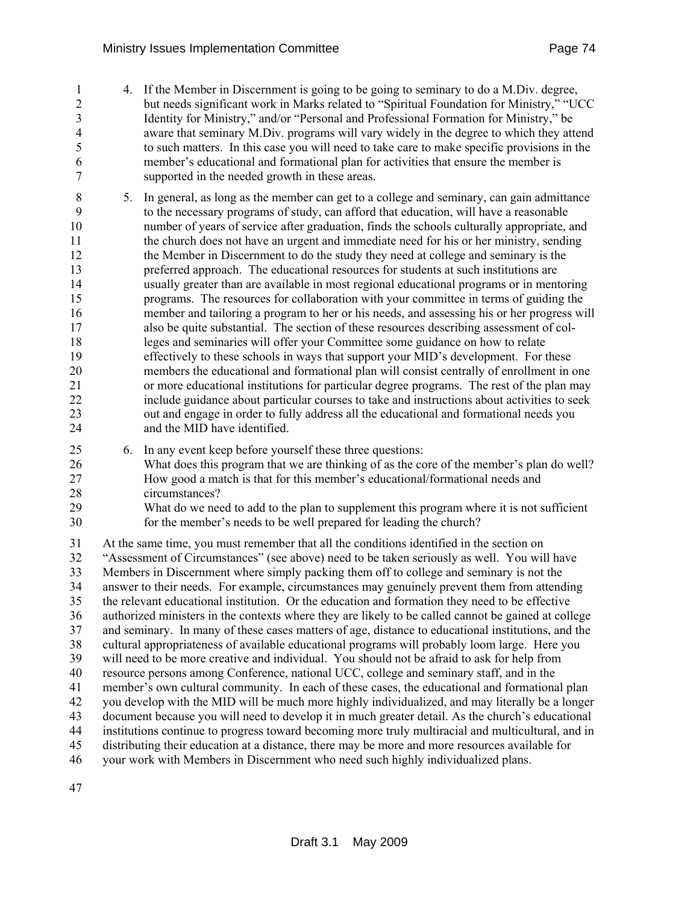4. If the Member in Discernment is going to be going to seminary to do a M.Div. degree, but needs significant work in Marks related to "Spiritual Foundation for Ministry," "UCC Identity for Ministry," and/or "Personal and Professional Formation for Ministry," be aware that seminary M.Div. programs will vary widely in the degree to which they attend to such matters. In this case you will need to take care to make specific provisions in the member's educational and formational plan for activities that ensure the member is supported in the needed growth in these areas.

5. In general, as long as the member can get to a college and seminary, can gain admittance to the necessary programs of study, can afford that education, will have a reasonable number of years of service after graduation, finds the schools culturally appropriate, and the church does not have an urgent and immediate need for his or her ministry, sending the Member in Discernment to do the study they need at college and seminary is the preferred approach. The educational resources for students at such institutions are usually greater than are available in most regional educational programs or in mentoring programs. The resources for collaboration with your committee in terms of guiding the member and tailoring a program to her or his needs, and assessing his or her progress will also be quite substantial. The section of these resources describing assessment of colleges and seminaries will offer your Committee some guidance on how to relate effectively to these schools in ways that support your MID's development. For these members the educational and formational plan will consist centrally of enrollment in one or more educational institutions for particular degree programs. The rest of the plan may include guidance about particular courses to take and instructions about activities to seek out and engage in order to fully address all the educational and formational needs you and the MID have identified.

6. In any event keep before yourself these three questions:
   What does this program that we are thinking of as the core of the member's plan do well?
   How good a match is that for this member's educational/formational needs and circumstances?
   What do we need to add to the plan to supplement this program where it is not sufficient for the member's needs to be well prepared for leading the church?

At the same time, you must remember that all the conditions identified in the section on "Assessment of Circumstances" (see above) need to be taken seriously as well. You will have Members in Discernment where simply packing them off to college and seminary is not the answer to their needs. For example, circumstances may genuinely prevent them from attending the relevant educational institution. Or the education and formation they need to be effective authorized ministers in the contexts where they are likely to be called cannot be gained at college and seminary. In many of these cases matters of age, distance to educational institutions, and the cultural appropriateness of available educational programs will probably loom large. Here you will need to be more creative and individual. You should not be afraid to ask for help from resource persons among Conference, national UCC, college and seminary staff, and in the member's own cultural community. In each of these cases, the educational and formational plan you develop with the MID will be much more highly individualized, and may literally be a longer document because you will need to develop it in much greater detail. As the church's educational institutions continue to progress toward becoming more truly multiracial and multicultural, and in distributing their education at a distance, there may be more and more resources available for your work with Members in Discernment who need such highly individualized plans.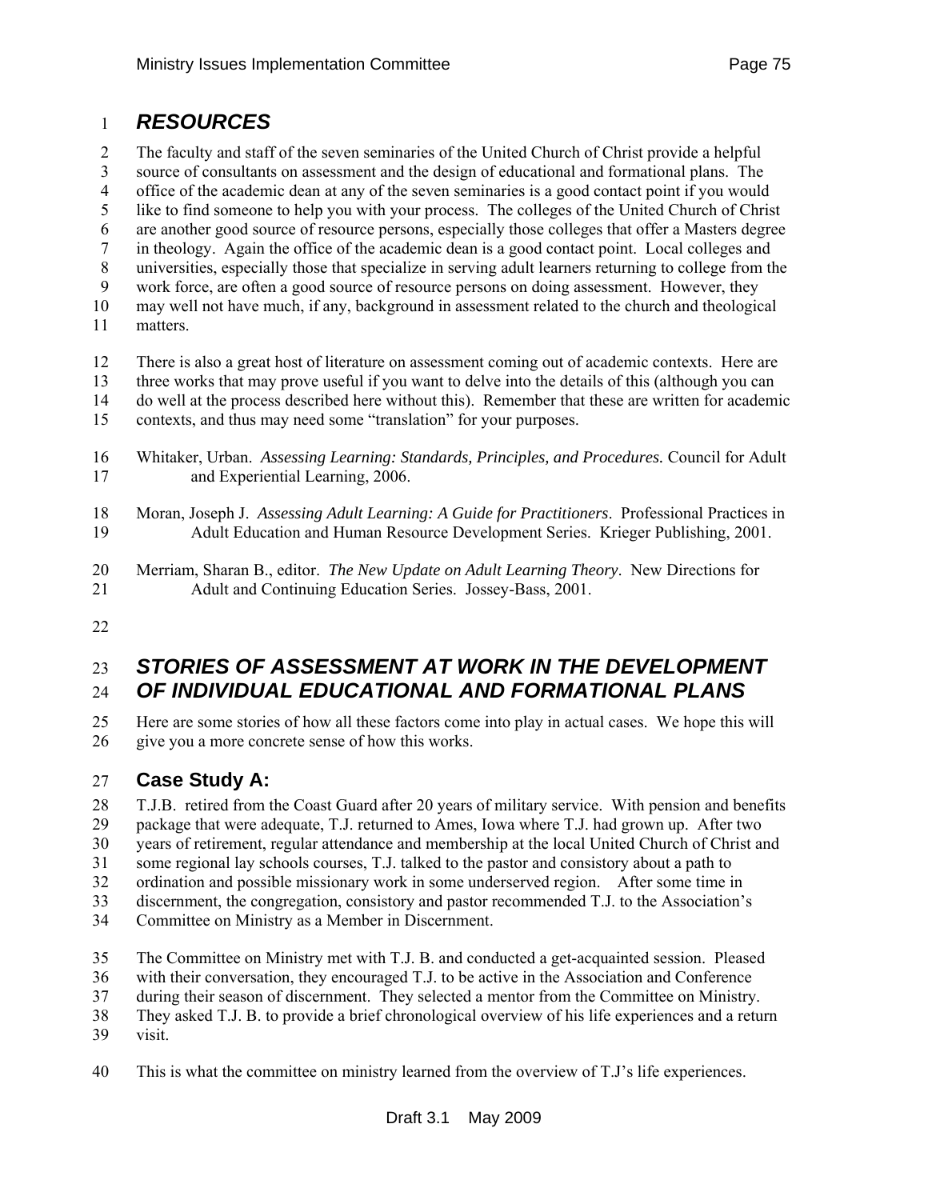## *RESOURCES*

The faculty and staff of the seven seminaries of the United Church of Christ provide a helpful source of consultants on assessment and the design of educational and formational plans. The office of the academic dean at any of the seven seminaries is a good contact point if you would like to find someone to help you with your process. The colleges of the United Church of Christ are another good source of resource persons, especially those colleges that offer a Masters degree in theology. Again the office of the academic dean is a good contact point. Local colleges and universities, especially those that specialize in serving adult learners returning to college from the work force, are often a good source of resource persons on doing assessment. However, they may well not have much, if any, background in assessment related to the church and theological matters.

There is also a great host of literature on assessment coming out of academic contexts. Here are three works that may prove useful if you want to delve into the details of this (although you can do well at the process described here without this). Remember that these are written for academic contexts, and thus may need some "translation" for your purposes.

Whitaker, Urban. *Assessing Learning: Standards, Principles, and Procedures.* Council for Adult and Experiential Learning, 2006.

Moran, Joseph J. *Assessing Adult Learning: A Guide for Practitioners*. Professional Practices in Adult Education and Human Resource Development Series. Krieger Publishing, 2001.

Merriam, Sharan B., editor. *The New Update on Adult Learning Theory*. New Directions for Adult and Continuing Education Series. Jossey-Bass, 2001.

## *STORIES OF ASSESSMENT AT WORK IN THE DEVELOPMENT OF INDIVIDUAL EDUCATIONAL AND FORMATIONAL PLANS*

Here are some stories of how all these factors come into play in actual cases. We hope this will give you a more concrete sense of how this works.

### Case Study A:

T.J.B. retired from the Coast Guard after 20 years of military service. With pension and benefits package that were adequate, T.J. returned to Ames, Iowa where T.J. had grown up. After two years of retirement, regular attendance and membership at the local United Church of Christ and some regional lay schools courses, T.J. talked to the pastor and consistory about a path to ordination and possible missionary work in some underserved region. After some time in discernment, the congregation, consistory and pastor recommended T.J. to the Association's Committee on Ministry as a Member in Discernment.

The Committee on Ministry met with T.J. B. and conducted a get-acquainted session. Pleased with their conversation, they encouraged T.J. to be active in the Association and Conference during their season of discernment. They selected a mentor from the Committee on Ministry. They asked T.J. B. to provide a brief chronological overview of his life experiences and a return visit.

This is what the committee on ministry learned from the overview of T.J's life experiences.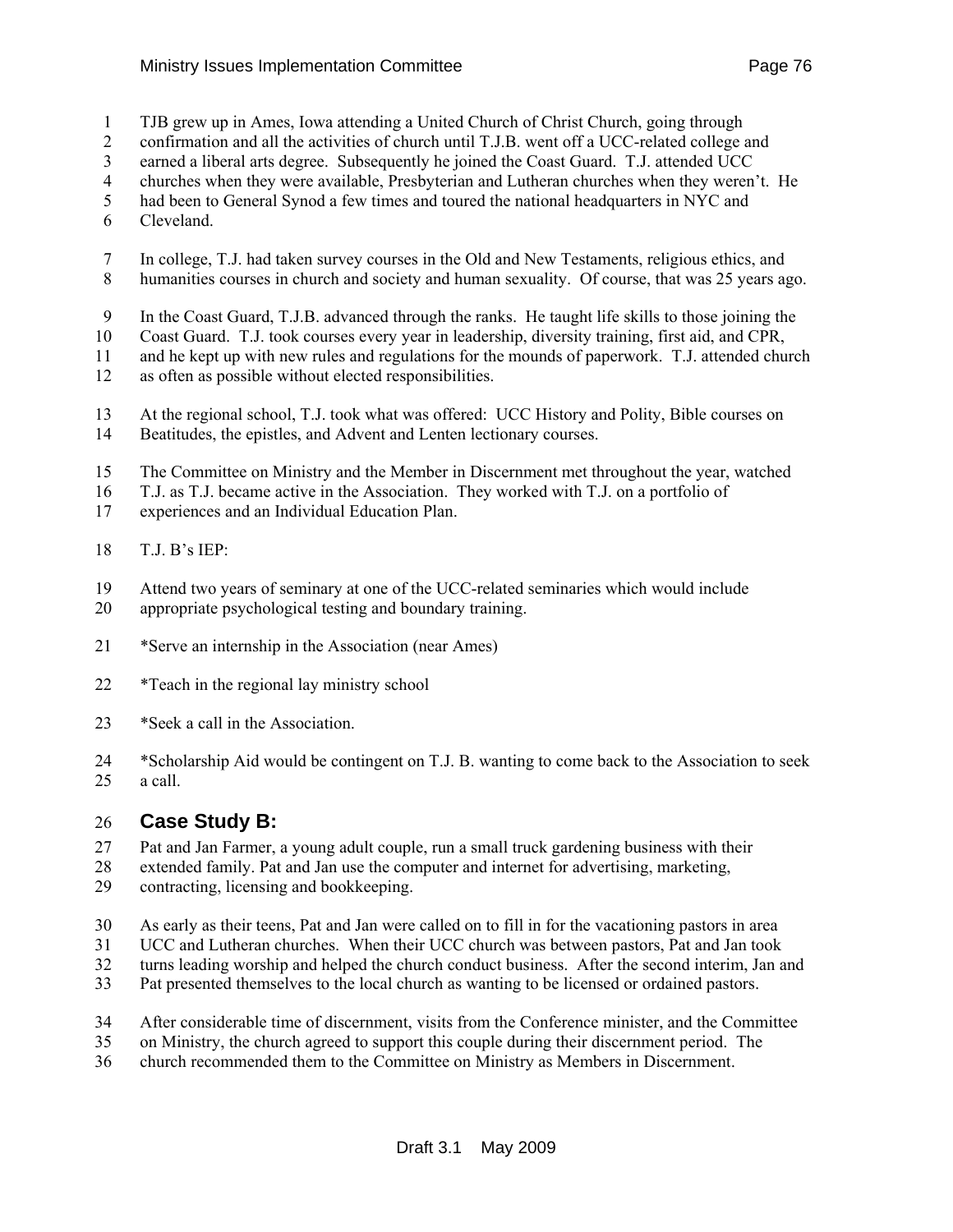TJB grew up in Ames, Iowa attending a United Church of Christ Church, going through confirmation and all the activities of church until T.J.B. went off a UCC-related college and earned a liberal arts degree. Subsequently he joined the Coast Guard. T.J. attended UCC churches when they were available, Presbyterian and Lutheran churches when they weren't. He had been to General Synod a few times and toured the national headquarters in NYC and Cleveland.

In college, T.J. had taken survey courses in the Old and New Testaments, religious ethics, and humanities courses in church and society and human sexuality. Of course, that was 25 years ago.

In the Coast Guard, T.J.B. advanced through the ranks. He taught life skills to those joining the Coast Guard. T.J. took courses every year in leadership, diversity training, first aid, and CPR, and he kept up with new rules and regulations for the mounds of paperwork. T.J. attended church as often as possible without elected responsibilities.

At the regional school, T.J. took what was offered: UCC History and Polity, Bible courses on Beatitudes, the epistles, and Advent and Lenten lectionary courses.

The Committee on Ministry and the Member in Discernment met throughout the year, watched T.J. as T.J. became active in the Association. They worked with T.J. on a portfolio of experiences and an Individual Education Plan.

T.J. B's IEP:

Attend two years of seminary at one of the UCC-related seminaries which would include appropriate psychological testing and boundary training.

*Serve an internship in the Association (near Ames)

*Teach in the regional lay ministry school

*Seek a call in the Association.

*Scholarship Aid would be contingent on T.J. B. wanting to come back to the Association to seek a call.

## Case Study B:

Pat and Jan Farmer, a young adult couple, run a small truck gardening business with their extended family. Pat and Jan use the computer and internet for advertising, marketing, contracting, licensing and bookkeeping.

As early as their teens, Pat and Jan were called on to fill in for the vacationing pastors in area UCC and Lutheran churches. When their UCC church was between pastors, Pat and Jan took turns leading worship and helped the church conduct business. After the second interim, Jan and Pat presented themselves to the local church as wanting to be licensed or ordained pastors.

After considerable time of discernment, visits from the Conference minister, and the Committee on Ministry, the church agreed to support this couple during their discernment period. The church recommended them to the Committee on Ministry as Members in Discernment.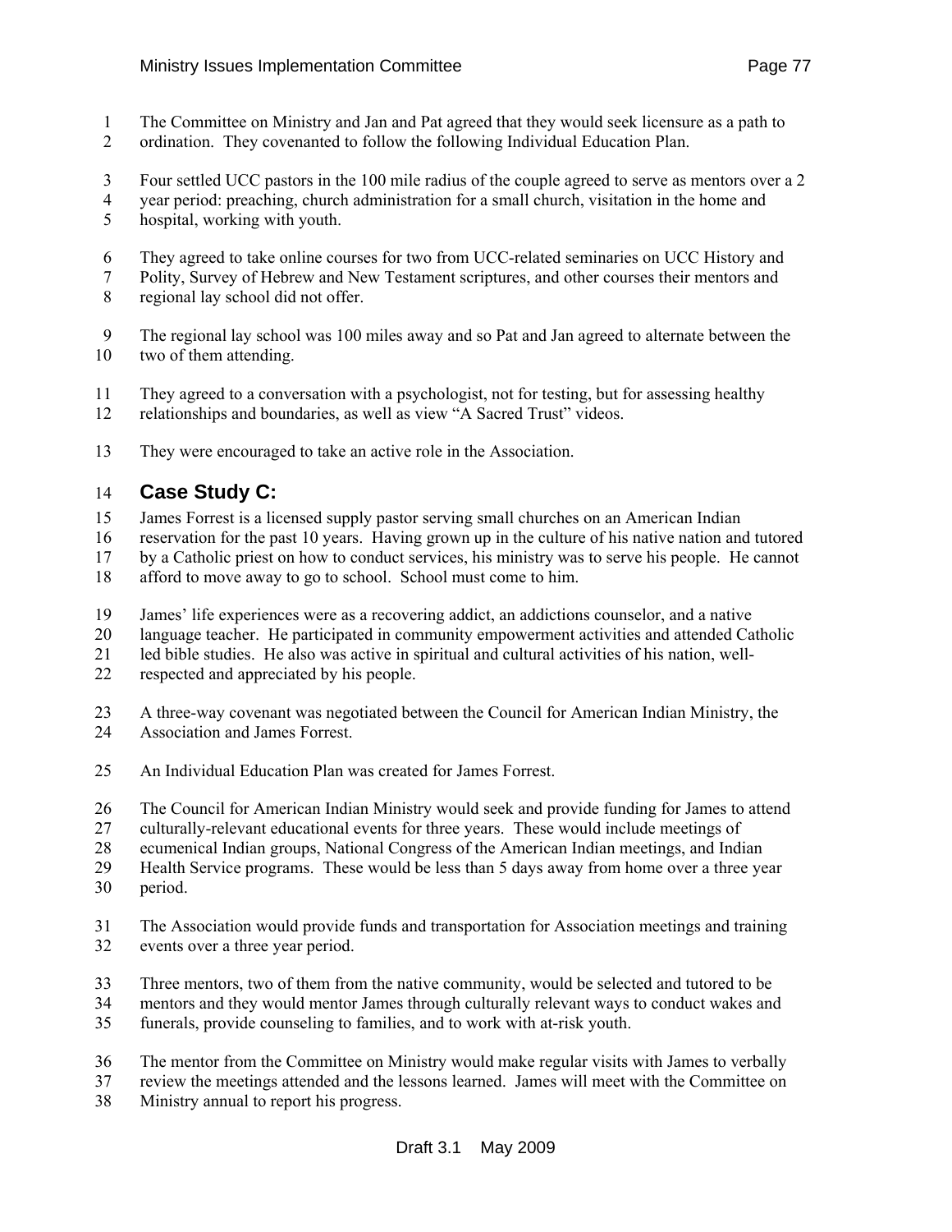The Committee on Ministry and Jan and Pat agreed that they would seek licensure as a path to ordination. They covenanted to follow the following Individual Education Plan.

Four settled UCC pastors in the 100 mile radius of the couple agreed to serve as mentors over a 2 year period: preaching, church administration for a small church, visitation in the home and hospital, working with youth.

They agreed to take online courses for two from UCC-related seminaries on UCC History and Polity, Survey of Hebrew and New Testament scriptures, and other courses their mentors and regional lay school did not offer.

The regional lay school was 100 miles away and so Pat and Jan agreed to alternate between the two of them attending.

They agreed to a conversation with a psychologist, not for testing, but for assessing healthy relationships and boundaries, as well as view "A Sacred Trust" videos.

They were encouraged to take an active role in the Association.

## Case Study C:

James Forrest is a licensed supply pastor serving small churches on an American Indian reservation for the past 10 years. Having grown up in the culture of his native nation and tutored by a Catholic priest on how to conduct services, his ministry was to serve his people. He cannot afford to move away to go to school. School must come to him.

James' life experiences were as a recovering addict, an addictions counselor, and a native language teacher. He participated in community empowerment activities and attended Catholic led bible studies. He also was active in spiritual and cultural activities of his nation, well-respected and appreciated by his people.

A three-way covenant was negotiated between the Council for American Indian Ministry, the Association and James Forrest.

An Individual Education Plan was created for James Forrest.

The Council for American Indian Ministry would seek and provide funding for James to attend culturally-relevant educational events for three years. These would include meetings of ecumenical Indian groups, National Congress of the American Indian meetings, and Indian Health Service programs. These would be less than 5 days away from home over a three year period.

The Association would provide funds and transportation for Association meetings and training events over a three year period.

Three mentors, two of them from the native community, would be selected and tutored to be mentors and they would mentor James through culturally relevant ways to conduct wakes and funerals, provide counseling to families, and to work with at-risk youth.

The mentor from the Committee on Ministry would make regular visits with James to verbally review the meetings attended and the lessons learned. James will meet with the Committee on Ministry annual to report his progress.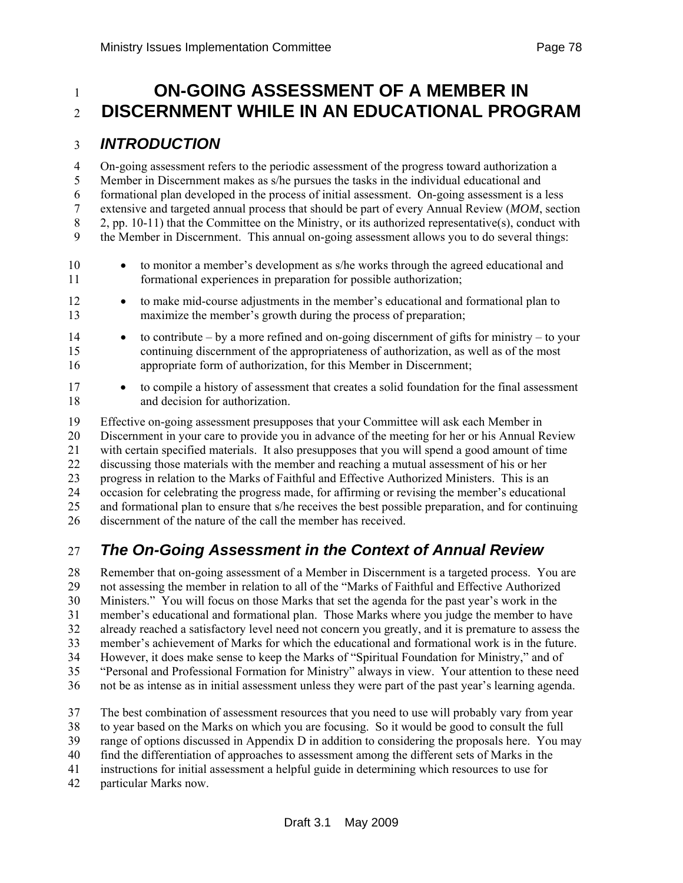# ON-GOING ASSESSMENT OF A MEMBER IN DISCERNMENT WHILE IN AN EDUCATIONAL PROGRAM

## *INTRODUCTION*

On-going assessment refers to the periodic assessment of the progress toward authorization a Member in Discernment makes as s/he pursues the tasks in the individual educational and formational plan developed in the process of initial assessment. On-going assessment is a less extensive and targeted annual process that should be part of every Annual Review (*MOM*, section 2, pp. 10-11) that the Committee on the Ministry, or its authorized representative(s), conduct with the Member in Discernment. This annual on-going assessment allows you to do several things:

- to monitor a member's development as s/he works through the agreed educational and formational experiences in preparation for possible authorization;
- to make mid-course adjustments in the member's educational and formational plan to maximize the member's growth during the process of preparation;
- to contribute – by a more refined and on-going discernment of gifts for ministry – to your continuing discernment of the appropriateness of authorization, as well as of the most appropriate form of authorization, for this Member in Discernment;
- to compile a history of assessment that creates a solid foundation for the final assessment and decision for authorization.

Effective on-going assessment presupposes that your Committee will ask each Member in Discernment in your care to provide you in advance of the meeting for her or his Annual Review with certain specified materials. It also presupposes that you will spend a good amount of time discussing those materials with the member and reaching a mutual assessment of his or her progress in relation to the Marks of Faithful and Effective Authorized Ministers. This is an occasion for celebrating the progress made, for affirming or revising the member's educational and formational plan to ensure that s/he receives the best possible preparation, and for continuing discernment of the nature of the call the member has received.

### *The On-Going Assessment in the Context of Annual Review*

Remember that on-going assessment of a Member in Discernment is a targeted process. You are not assessing the member in relation to all of the "Marks of Faithful and Effective Authorized Ministers." You will focus on those Marks that set the agenda for the past year's work in the member's educational and formational plan. Those Marks where you judge the member to have already reached a satisfactory level need not concern you greatly, and it is premature to assess the member's achievement of Marks for which the educational and formational work is in the future. However, it does make sense to keep the Marks of "Spiritual Foundation for Ministry," and of "Personal and Professional Formation for Ministry" always in view. Your attention to these need not be as intense as in initial assessment unless they were part of the past year's learning agenda.

The best combination of assessment resources that you need to use will probably vary from year to year based on the Marks on which you are focusing. So it would be good to consult the full range of options discussed in Appendix D in addition to considering the proposals here. You may find the differentiation of approaches to assessment among the different sets of Marks in the instructions for initial assessment a helpful guide in determining which resources to use for particular Marks now.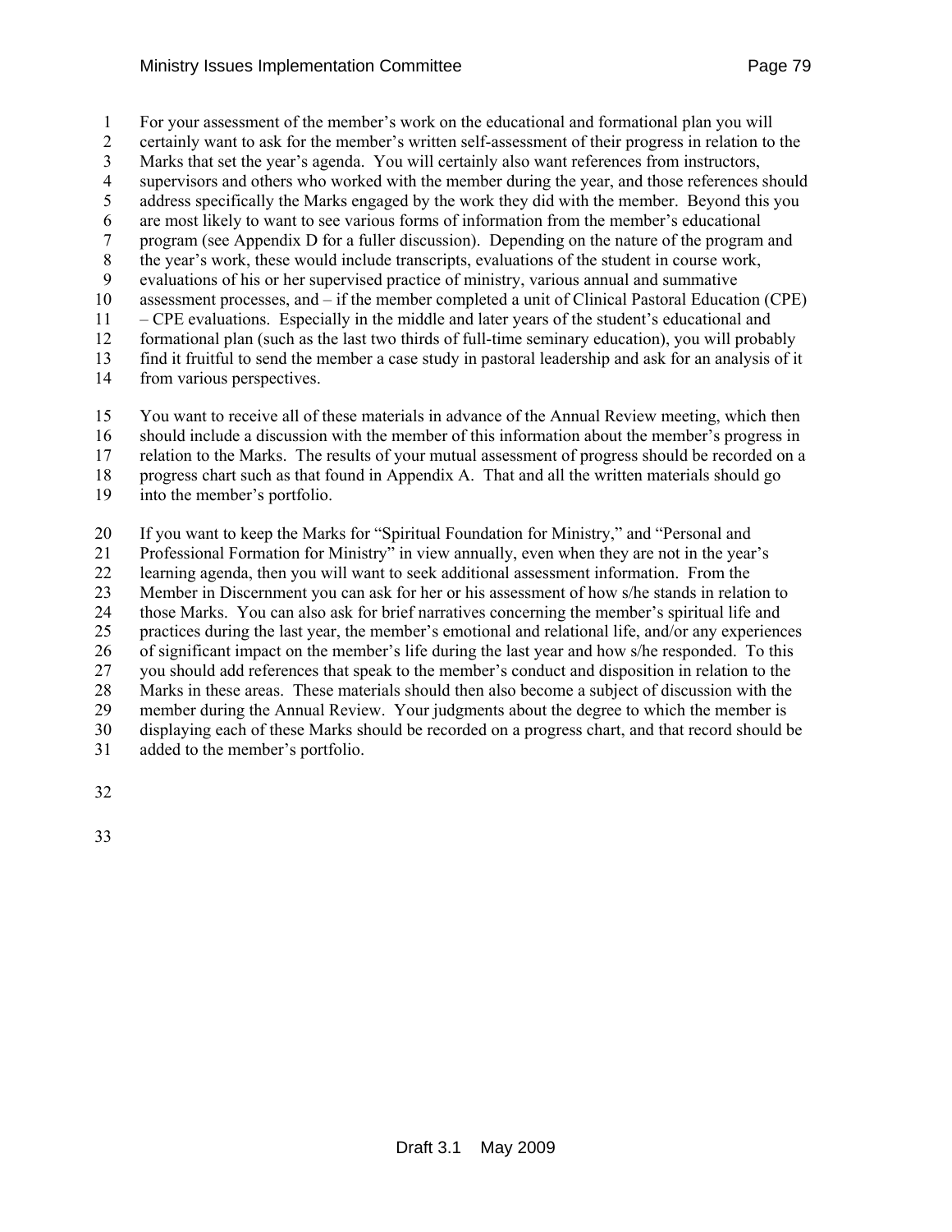For your assessment of the member's work on the educational and formational plan you will certainly want to ask for the member's written self-assessment of their progress in relation to the Marks that set the year's agenda. You will certainly also want references from instructors, supervisors and others who worked with the member during the year, and those references should address specifically the Marks engaged by the work they did with the member. Beyond this you are most likely to want to see various forms of information from the member's educational program (see Appendix D for a fuller discussion). Depending on the nature of the program and the year's work, these would include transcripts, evaluations of the student in course work, evaluations of his or her supervised practice of ministry, various annual and summative assessment processes, and – if the member completed a unit of Clinical Pastoral Education (CPE) – CPE evaluations. Especially in the middle and later years of the student's educational and formational plan (such as the last two thirds of full-time seminary education), you will probably find it fruitful to send the member a case study in pastoral leadership and ask for an analysis of it from various perspectives.

You want to receive all of these materials in advance of the Annual Review meeting, which then should include a discussion with the member of this information about the member's progress in relation to the Marks. The results of your mutual assessment of progress should be recorded on a progress chart such as that found in Appendix A. That and all the written materials should go into the member's portfolio.

If you want to keep the Marks for "Spiritual Foundation for Ministry," and "Personal and Professional Formation for Ministry" in view annually, even when they are not in the year's learning agenda, then you will want to seek additional assessment information. From the Member in Discernment you can ask for her or his assessment of how s/he stands in relation to those Marks. You can also ask for brief narratives concerning the member's spiritual life and practices during the last year, the member's emotional and relational life, and/or any experiences of significant impact on the member's life during the last year and how s/he responded. To this you should add references that speak to the member's conduct and disposition in relation to the Marks in these areas. These materials should then also become a subject of discussion with the member during the Annual Review. Your judgments about the degree to which the member is displaying each of these Marks should be recorded on a progress chart, and that record should be added to the member's portfolio.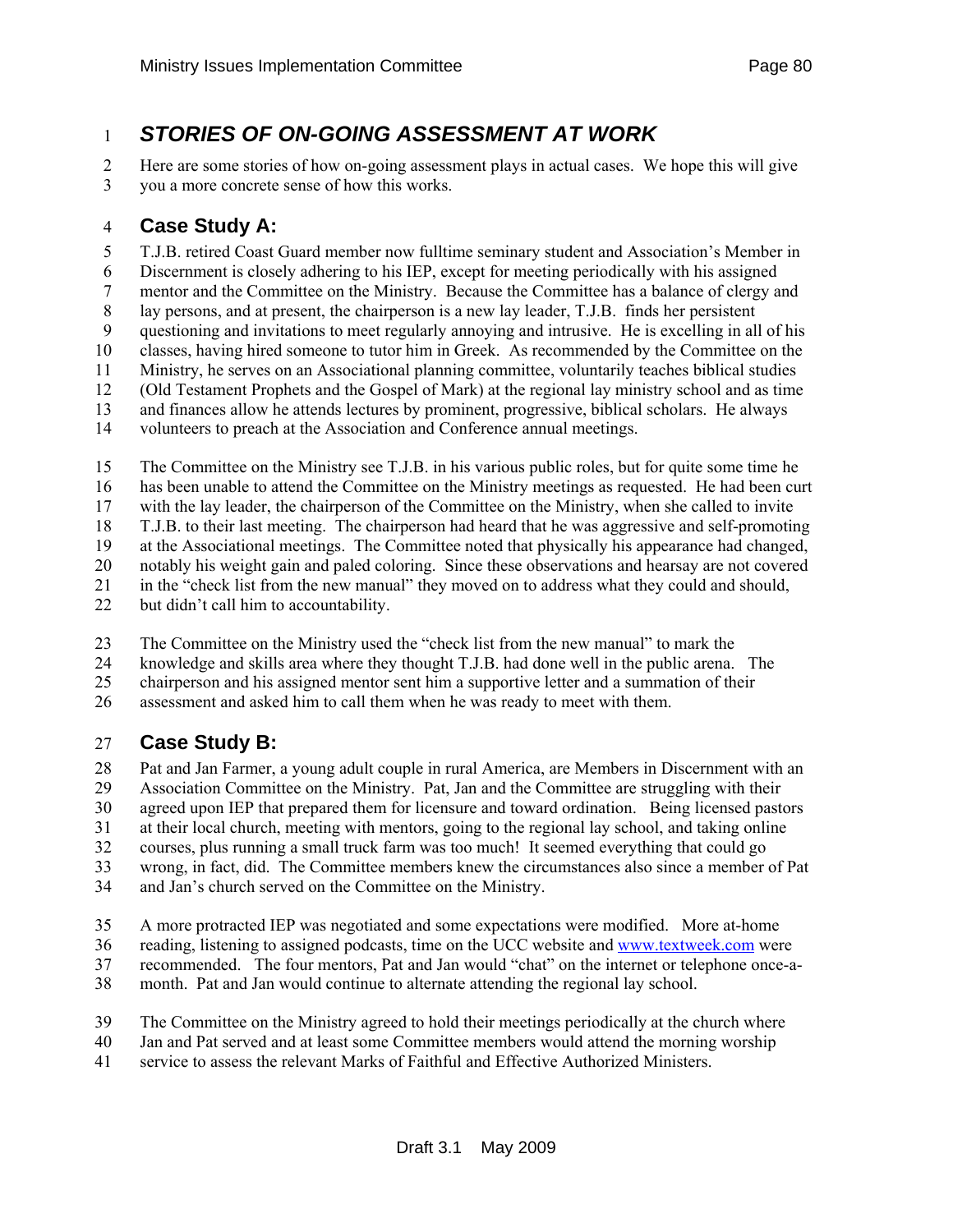## *STORIES OF ON-GOING ASSESSMENT AT WORK*

Here are some stories of how on-going assessment plays in actual cases. We hope this will give you a more concrete sense of how this works.

### Case Study A:

T.J.B. retired Coast Guard member now fulltime seminary student and Association's Member in Discernment is closely adhering to his IEP, except for meeting periodically with his assigned mentor and the Committee on the Ministry. Because the Committee has a balance of clergy and lay persons, and at present, the chairperson is a new lay leader, T.J.B. finds her persistent questioning and invitations to meet regularly annoying and intrusive. He is excelling in all of his classes, having hired someone to tutor him in Greek. As recommended by the Committee on the Ministry, he serves on an Associational planning committee, voluntarily teaches biblical studies (Old Testament Prophets and the Gospel of Mark) at the regional lay ministry school and as time and finances allow he attends lectures by prominent, progressive, biblical scholars. He always volunteers to preach at the Association and Conference annual meetings.

The Committee on the Ministry see T.J.B. in his various public roles, but for quite some time he has been unable to attend the Committee on the Ministry meetings as requested. He had been curt with the lay leader, the chairperson of the Committee on the Ministry, when she called to invite T.J.B. to their last meeting. The chairperson had heard that he was aggressive and self-promoting at the Associational meetings. The Committee noted that physically his appearance had changed, notably his weight gain and paled coloring. Since these observations and hearsay are not covered in the "check list from the new manual" they moved on to address what they could and should, but didn't call him to accountability.

The Committee on the Ministry used the "check list from the new manual" to mark the knowledge and skills area where they thought T.J.B. had done well in the public arena. The chairperson and his assigned mentor sent him a supportive letter and a summation of their assessment and asked him to call them when he was ready to meet with them.

### Case Study B:

Pat and Jan Farmer, a young adult couple in rural America, are Members in Discernment with an Association Committee on the Ministry. Pat, Jan and the Committee are struggling with their agreed upon IEP that prepared them for licensure and toward ordination. Being licensed pastors at their local church, meeting with mentors, going to the regional lay school, and taking online courses, plus running a small truck farm was too much! It seemed everything that could go wrong, in fact, did. The Committee members knew the circumstances also since a member of Pat and Jan's church served on the Committee on the Ministry.

A more protracted IEP was negotiated and some expectations were modified. More at-home reading, listening to assigned podcasts, time on the UCC website and www.textweek.com were recommended. The four mentors, Pat and Jan would "chat" on the internet or telephone once-a-month. Pat and Jan would continue to alternate attending the regional lay school.

The Committee on the Ministry agreed to hold their meetings periodically at the church where Jan and Pat served and at least some Committee members would attend the morning worship service to assess the relevant Marks of Faithful and Effective Authorized Ministers.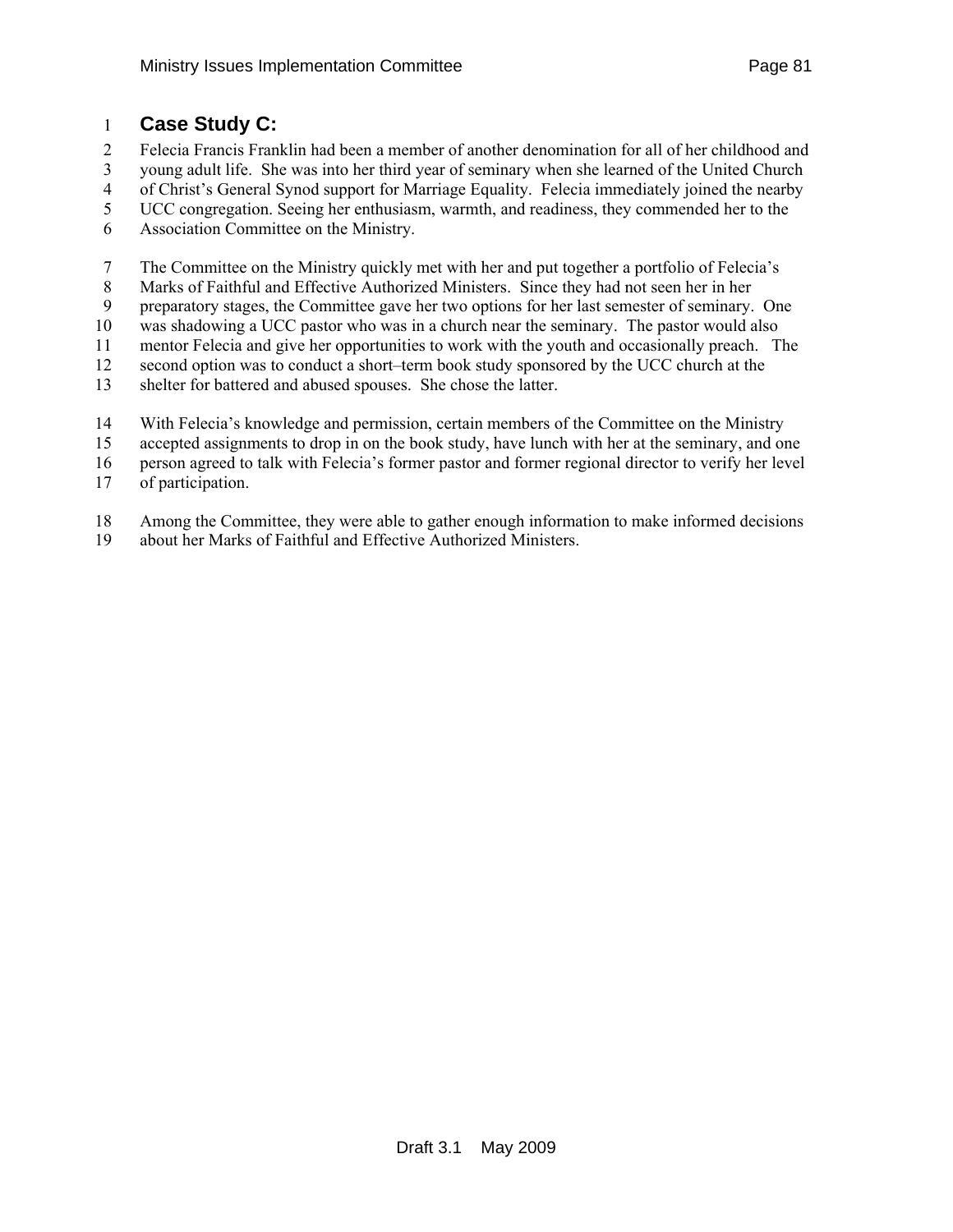## Case Study C:

Felecia Francis Franklin had been a member of another denomination for all of her childhood and young adult life. She was into her third year of seminary when she learned of the United Church of Christ's General Synod support for Marriage Equality. Felecia immediately joined the nearby UCC congregation. Seeing her enthusiasm, warmth, and readiness, they commended her to the Association Committee on the Ministry.

The Committee on the Ministry quickly met with her and put together a portfolio of Felecia's Marks of Faithful and Effective Authorized Ministers. Since they had not seen her in her preparatory stages, the Committee gave her two options for her last semester of seminary. One was shadowing a UCC pastor who was in a church near the seminary. The pastor would also mentor Felecia and give her opportunities to work with the youth and occasionally preach. The second option was to conduct a short–term book study sponsored by the UCC church at the shelter for battered and abused spouses. She chose the latter.

With Felecia's knowledge and permission, certain members of the Committee on the Ministry accepted assignments to drop in on the book study, have lunch with her at the seminary, and one person agreed to talk with Felecia's former pastor and former regional director to verify her level of participation.

Among the Committee, they were able to gather enough information to make informed decisions about her Marks of Faithful and Effective Authorized Ministers.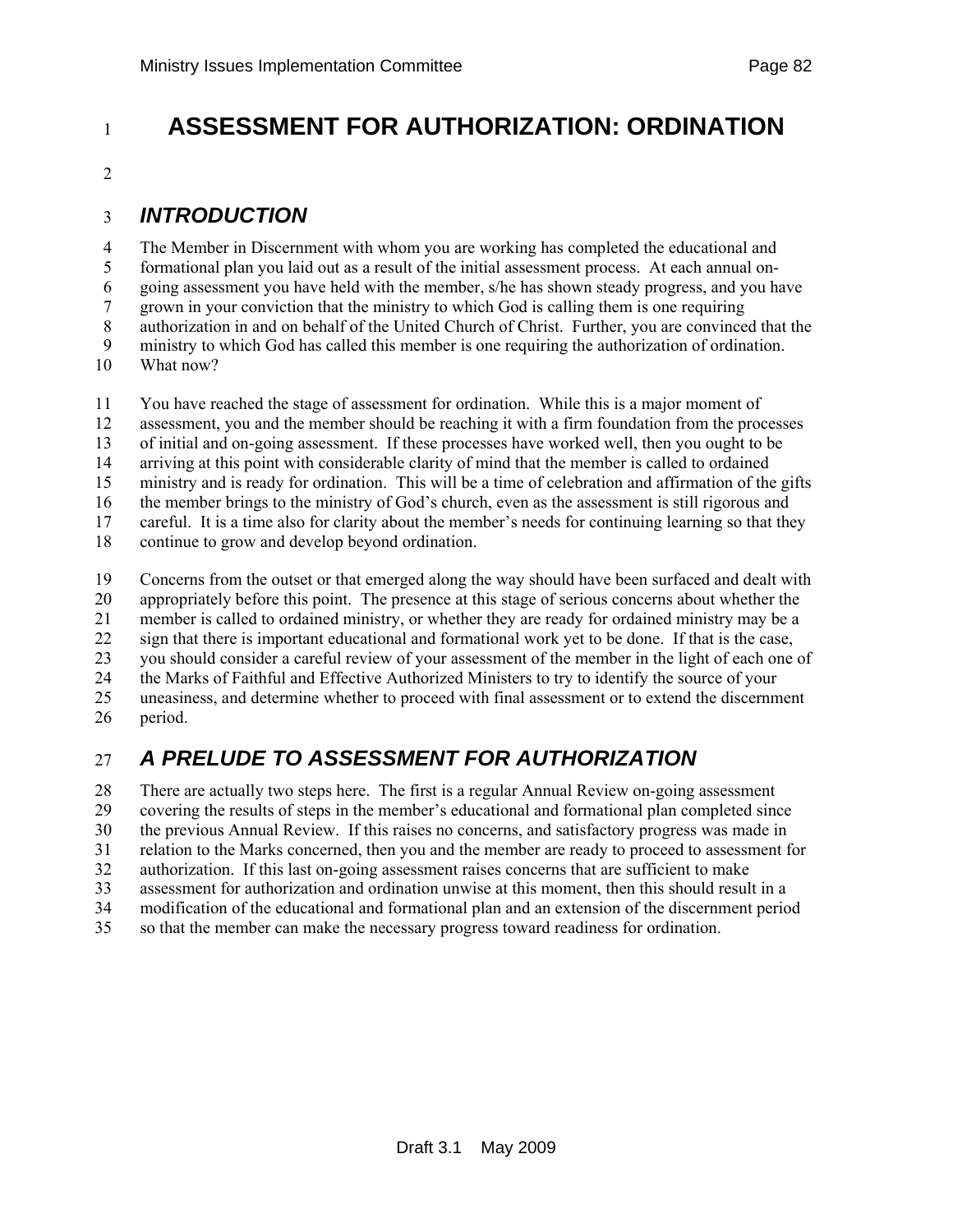# ASSESSMENT FOR AUTHORIZATION: ORDINATION

## *INTRODUCTION*

The Member in Discernment with whom you are working has completed the educational and formational plan you laid out as a result of the initial assessment process. At each annual on-going assessment you have held with the member, s/he has shown steady progress, and you have grown in your conviction that the ministry to which God is calling them is one requiring authorization in and on behalf of the United Church of Christ. Further, you are convinced that the ministry to which God has called this member is one requiring the authorization of ordination. What now?

You have reached the stage of assessment for ordination. While this is a major moment of assessment, you and the member should be reaching it with a firm foundation from the processes of initial and on-going assessment. If these processes have worked well, then you ought to be arriving at this point with considerable clarity of mind that the member is called to ordained ministry and is ready for ordination. This will be a time of celebration and affirmation of the gifts the member brings to the ministry of God's church, even as the assessment is still rigorous and careful. It is a time also for clarity about the member's needs for continuing learning so that they continue to grow and develop beyond ordination.

Concerns from the outset or that emerged along the way should have been surfaced and dealt with appropriately before this point. The presence at this stage of serious concerns about whether the member is called to ordained ministry, or whether they are ready for ordained ministry may be a sign that there is important educational and formational work yet to be done. If that is the case, you should consider a careful review of your assessment of the member in the light of each one of the Marks of Faithful and Effective Authorized Ministers to try to identify the source of your uneasiness, and determine whether to proceed with final assessment or to extend the discernment period.

## *A PRELUDE TO ASSESSMENT FOR AUTHORIZATION*

There are actually two steps here. The first is a regular Annual Review on-going assessment covering the results of steps in the member's educational and formational plan completed since the previous Annual Review. If this raises no concerns, and satisfactory progress was made in relation to the Marks concerned, then you and the member are ready to proceed to assessment for authorization. If this last on-going assessment raises concerns that are sufficient to make assessment for authorization and ordination unwise at this moment, then this should result in a modification of the educational and formational plan and an extension of the discernment period so that the member can make the necessary progress toward readiness for ordination.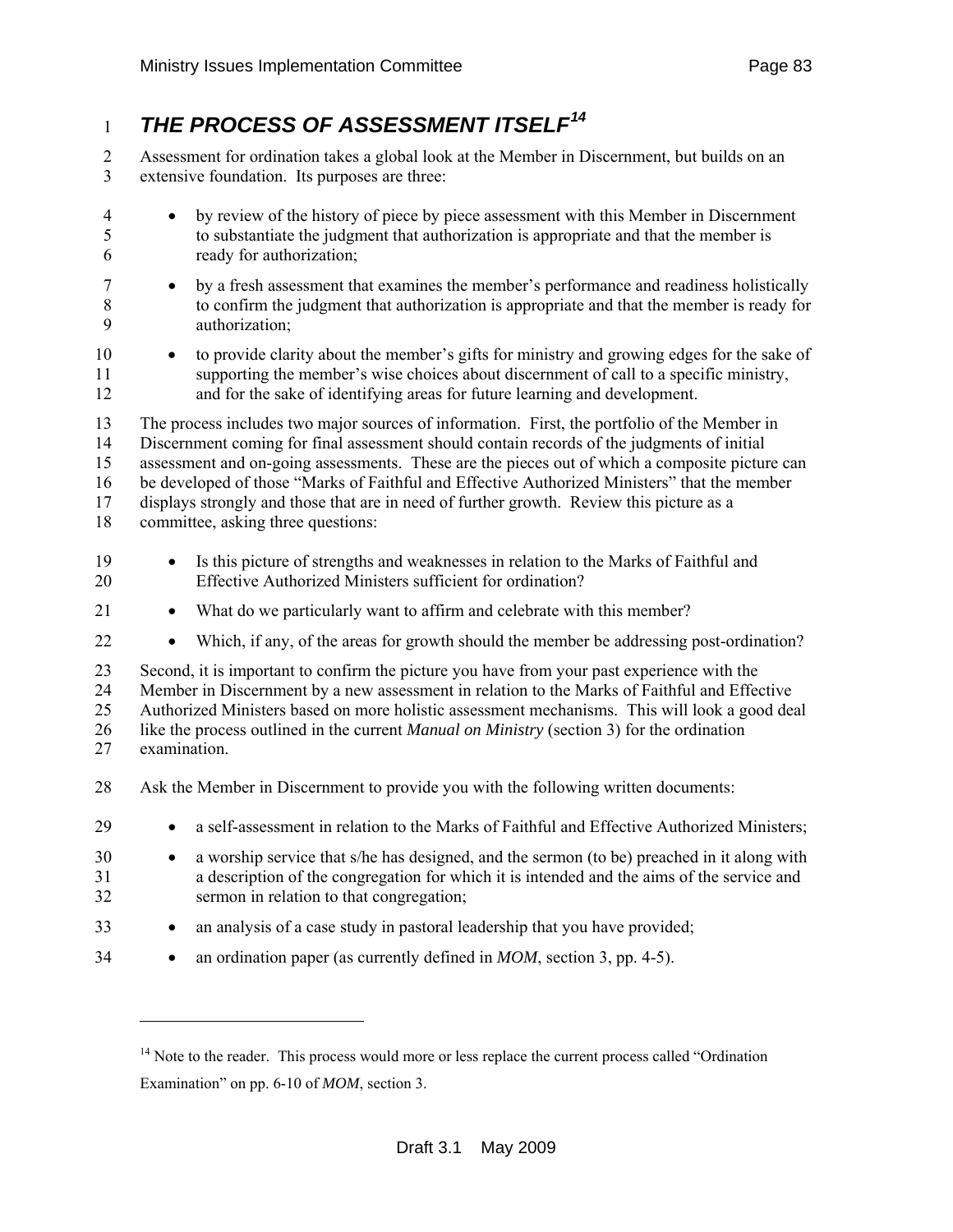## *THE PROCESS OF ASSESSMENT ITSELF*[14]

Assessment for ordination takes a global look at the Member in Discernment, but builds on an extensive foundation. Its purposes are three:

- by review of the history of piece by piece assessment with this Member in Discernment to substantiate the judgment that authorization is appropriate and that the member is ready for authorization;
- by a fresh assessment that examines the member's performance and readiness holistically to confirm the judgment that authorization is appropriate and that the member is ready for authorization;
- to provide clarity about the member's gifts for ministry and growing edges for the sake of supporting the member's wise choices about discernment of call to a specific ministry, and for the sake of identifying areas for future learning and development.

The process includes two major sources of information. First, the portfolio of the Member in Discernment coming for final assessment should contain records of the judgments of initial assessment and on-going assessments. These are the pieces out of which a composite picture can be developed of those "Marks of Faithful and Effective Authorized Ministers" that the member displays strongly and those that are in need of further growth. Review this picture as a committee, asking three questions:

- Is this picture of strengths and weaknesses in relation to the Marks of Faithful and Effective Authorized Ministers sufficient for ordination?
- What do we particularly want to affirm and celebrate with this member?
- Which, if any, of the areas for growth should the member be addressing post-ordination?

Second, it is important to confirm the picture you have from your past experience with the Member in Discernment by a new assessment in relation to the Marks of Faithful and Effective Authorized Ministers based on more holistic assessment mechanisms. This will look a good deal like the process outlined in the current *Manual on Ministry* (section 3) for the ordination examination.

Ask the Member in Discernment to provide you with the following written documents:

- a self-assessment in relation to the Marks of Faithful and Effective Authorized Ministers;
- a worship service that s/he has designed, and the sermon (to be) preached in it along with a description of the congregation for which it is intended and the aims of the service and sermon in relation to that congregation;
- an analysis of a case study in pastoral leadership that you have provided;
- an ordination paper (as currently defined in *MOM*, section 3, pp. 4-5).

---

[14] Note to the reader. This process would more or less replace the current process called "Ordination Examination" on pp. 6-10 of *MOM*, section 3.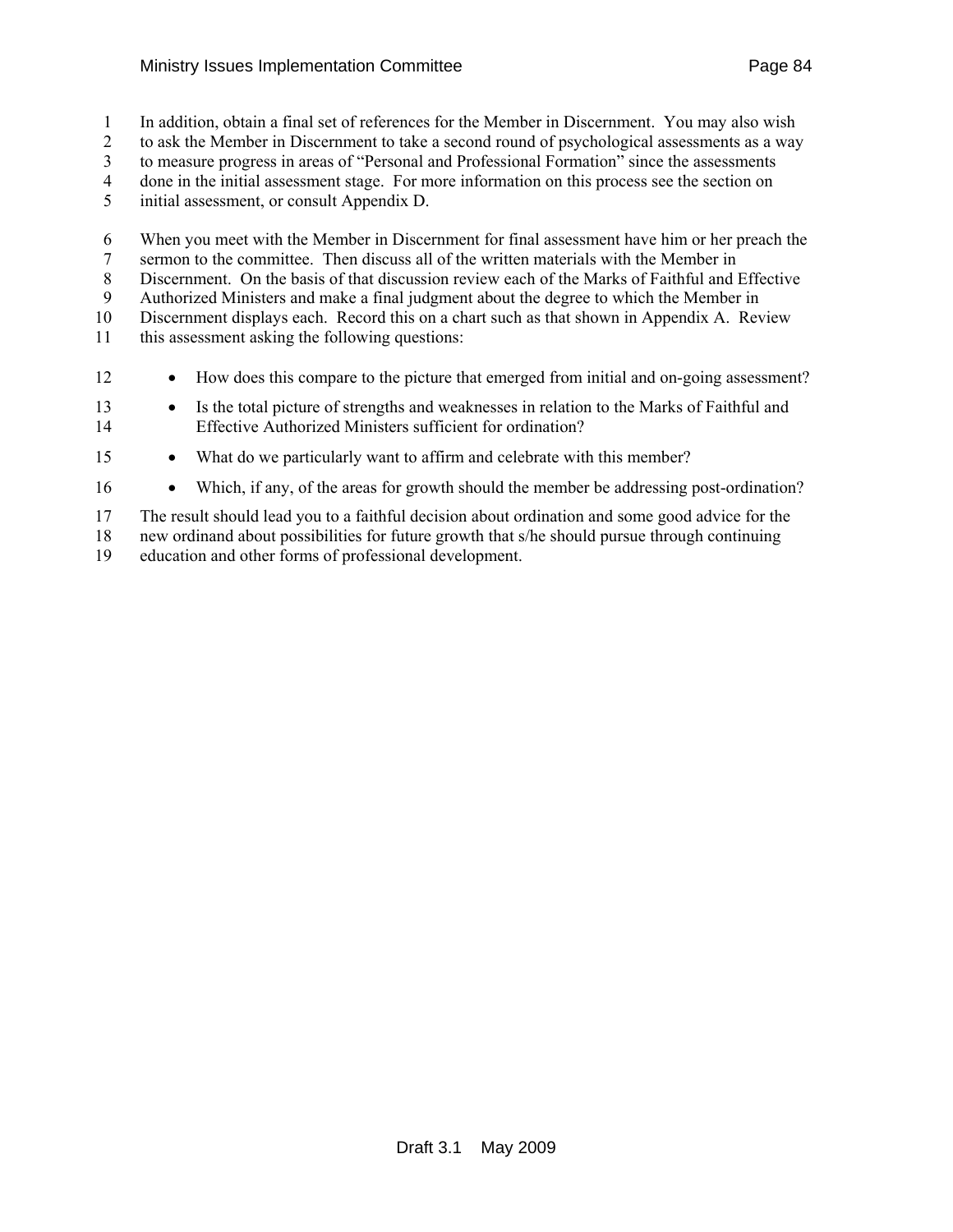In addition, obtain a final set of references for the Member in Discernment. You may also wish to ask the Member in Discernment to take a second round of psychological assessments as a way to measure progress in areas of "Personal and Professional Formation" since the assessments done in the initial assessment stage. For more information on this process see the section on initial assessment, or consult Appendix D.

When you meet with the Member in Discernment for final assessment have him or her preach the sermon to the committee. Then discuss all of the written materials with the Member in Discernment. On the basis of that discussion review each of the Marks of Faithful and Effective Authorized Ministers and make a final judgment about the degree to which the Member in Discernment displays each. Record this on a chart such as that shown in Appendix A. Review this assessment asking the following questions:

- How does this compare to the picture that emerged from initial and on-going assessment?
- Is the total picture of strengths and weaknesses in relation to the Marks of Faithful and Effective Authorized Ministers sufficient for ordination?
- What do we particularly want to affirm and celebrate with this member?
- Which, if any, of the areas for growth should the member be addressing post-ordination?

The result should lead you to a faithful decision about ordination and some good advice for the new ordinand about possibilities for future growth that s/he should pursue through continuing education and other forms of professional development.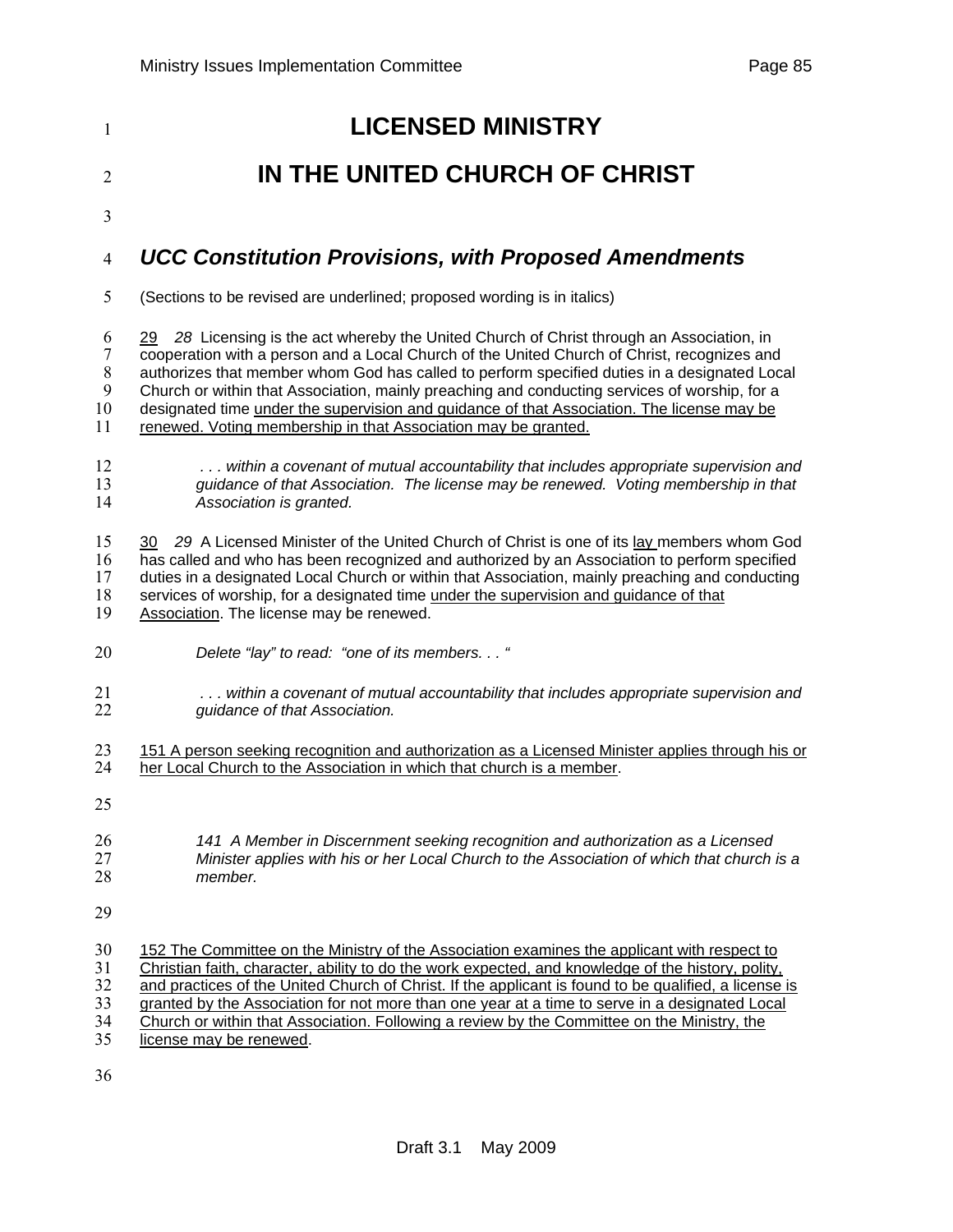# LICENSED MINISTRY

# IN THE UNITED CHURCH OF CHRIST

## *UCC Constitution Provisions, with Proposed Amendments*

(Sections to be revised are underlined; proposed wording is in italics)

<u>29</u> *28* Licensing is the act whereby the United Church of Christ through an Association, in cooperation with a person and a Local Church of the United Church of Christ, recognizes and authorizes that member whom God has called to perform specified duties in a designated Local Church or within that Association, mainly preaching and conducting services of worship, for a designated time <u>under the supervision and guidance of that Association. The license may be renewed. Voting membership in that Association may be granted.</u>

> *. . . within a covenant of mutual accountability that includes appropriate supervision and guidance of that Association. The license may be renewed. Voting membership in that Association is granted.*

<u>30</u> *29* A Licensed Minister of the United Church of Christ is one of its <u>lay</u> members whom God has called and who has been recognized and authorized by an Association to perform specified duties in a designated Local Church or within that Association, mainly preaching and conducting services of worship, for a designated time <u>under the supervision and guidance of that Association</u>. The license may be renewed.

> *Delete "lay" to read: "one of its members. . . "*

> *. . . within a covenant of mutual accountability that includes appropriate supervision and guidance of that Association.*

<u>151 A person seeking recognition and authorization as a Licensed Minister applies through his or her Local Church to the Association in which that church is a member</u>.

> *141 A Member in Discernment seeking recognition and authorization as a Licensed Minister applies with his or her Local Church to the Association of which that church is a member.*

<u>152 The Committee on the Ministry of the Association examines the applicant with respect to Christian faith, character, ability to do the work expected, and knowledge of the history, polity, and practices of the United Church of Christ. If the applicant is found to be qualified, a license is granted by the Association for not more than one year at a time to serve in a designated Local Church or within that Association. Following a review by the Committee on the Ministry, the license may be renewed</u>.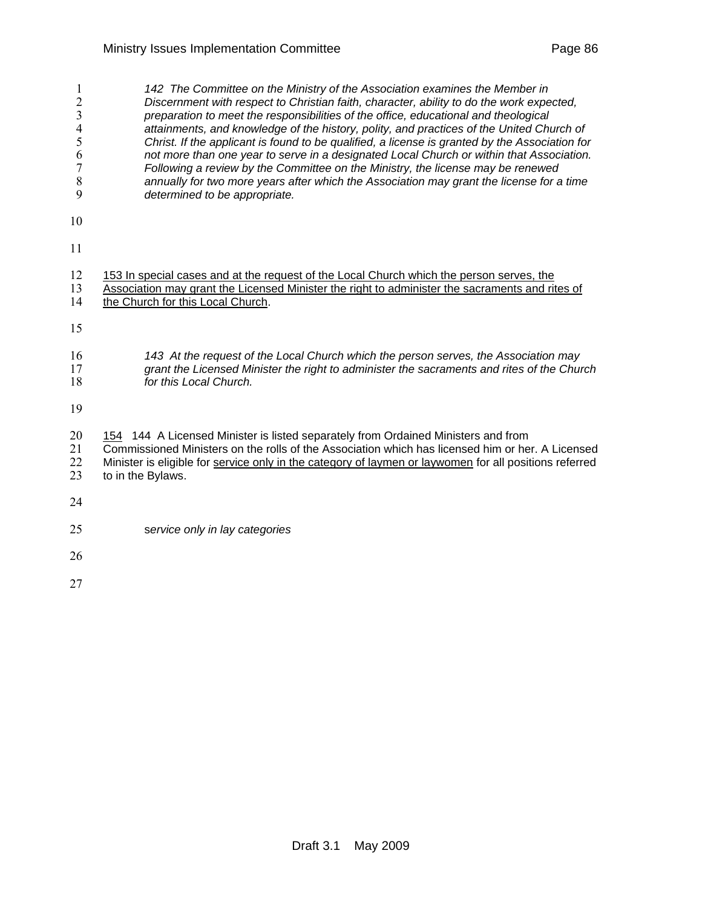*142 The Committee on the Ministry of the Association examines the Member in Discernment with respect to Christian faith, character, ability to do the work expected, preparation to meet the responsibilities of the office, educational and theological attainments, and knowledge of the history, polity, and practices of the United Church of Christ. If the applicant is found to be qualified, a license is granted by the Association for not more than one year to serve in a designated Local Church or within that Association. Following a review by the Committee on the Ministry, the license may be renewed annually for two more years after which the Association may grant the license for a time determined to be appropriate.*

<u>153 In special cases and at the request of the Local Church which the person serves, the Association may grant the Licensed Minister the right to administer the sacraments and rites of the Church for this Local Church</u>.

*143 At the request of the Local Church which the person serves, the Association may grant the Licensed Minister the right to administer the sacraments and rites of the Church for this Local Church.*

<u>154</u> 144 A Licensed Minister is listed separately from Ordained Ministers and from Commissioned Ministers on the rolls of the Association which has licensed him or her. A Licensed Minister is eligible for <u>service only in the category of laymen or laywomen</u> for all positions referred to in the Bylaws.

s*ervice only in lay categories*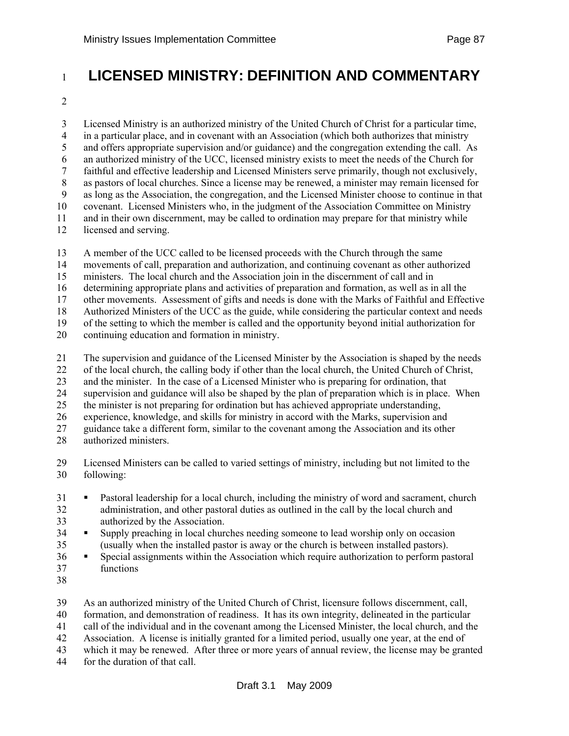# LICENSED MINISTRY: DEFINITION AND COMMENTARY

Licensed Ministry is an authorized ministry of the United Church of Christ for a particular time, in a particular place, and in covenant with an Association (which both authorizes that ministry and offers appropriate supervision and/or guidance) and the congregation extending the call. As an authorized ministry of the UCC, licensed ministry exists to meet the needs of the Church for faithful and effective leadership and Licensed Ministers serve primarily, though not exclusively, as pastors of local churches. Since a license may be renewed, a minister may remain licensed for as long as the Association, the congregation, and the Licensed Minister choose to continue in that covenant. Licensed Ministers who, in the judgment of the Association Committee on Ministry and in their own discernment, may be called to ordination may prepare for that ministry while licensed and serving.

A member of the UCC called to be licensed proceeds with the Church through the same movements of call, preparation and authorization, and continuing covenant as other authorized ministers. The local church and the Association join in the discernment of call and in determining appropriate plans and activities of preparation and formation, as well as in all the other movements. Assessment of gifts and needs is done with the Marks of Faithful and Effective Authorized Ministers of the UCC as the guide, while considering the particular context and needs of the setting to which the member is called and the opportunity beyond initial authorization for continuing education and formation in ministry.

The supervision and guidance of the Licensed Minister by the Association is shaped by the needs of the local church, the calling body if other than the local church, the United Church of Christ, and the minister. In the case of a Licensed Minister who is preparing for ordination, that supervision and guidance will also be shaped by the plan of preparation which is in place. When the minister is not preparing for ordination but has achieved appropriate understanding, experience, knowledge, and skills for ministry in accord with the Marks, supervision and guidance take a different form, similar to the covenant among the Association and its other authorized ministers.

Licensed Ministers can be called to varied settings of ministry, including but not limited to the following:

- Pastoral leadership for a local church, including the ministry of word and sacrament, church administration, and other pastoral duties as outlined in the call by the local church and authorized by the Association.
- Supply preaching in local churches needing someone to lead worship only on occasion (usually when the installed pastor is away or the church is between installed pastors).
- Special assignments within the Association which require authorization to perform pastoral functions

As an authorized ministry of the United Church of Christ, licensure follows discernment, call, formation, and demonstration of readiness. It has its own integrity, delineated in the particular call of the individual and in the covenant among the Licensed Minister, the local church, and the Association. A license is initially granted for a limited period, usually one year, at the end of which it may be renewed. After three or more years of annual review, the license may be granted for the duration of that call.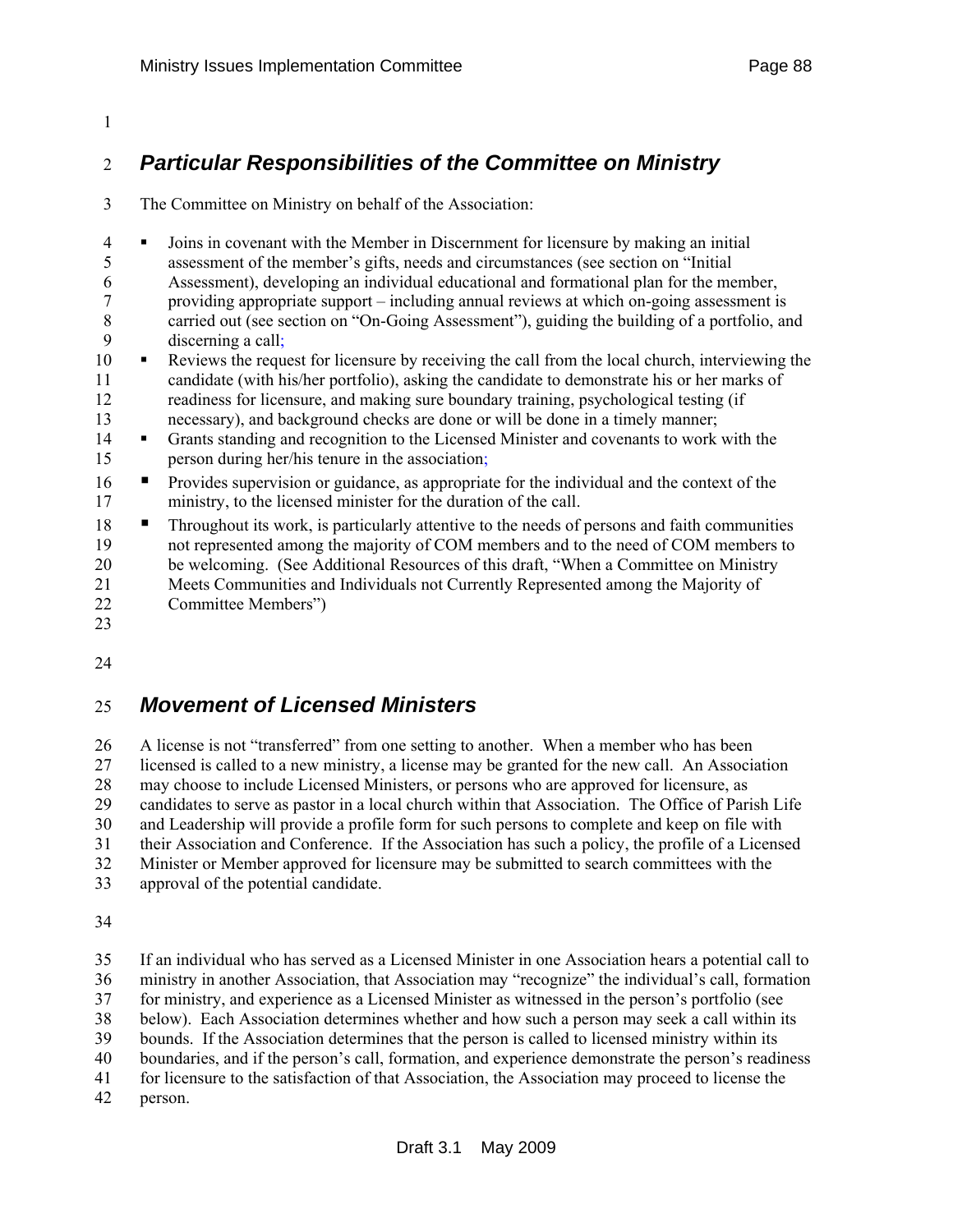## *Particular Responsibilities of the Committee on Ministry*

The Committee on Ministry on behalf of the Association:

- Joins in covenant with the Member in Discernment for licensure by making an initial assessment of the member's gifts, needs and circumstances (see section on "Initial Assessment), developing an individual educational and formational plan for the member, providing appropriate support – including annual reviews at which on-going assessment is carried out (see section on "On-Going Assessment"), guiding the building of a portfolio, and discerning a call;
- Reviews the request for licensure by receiving the call from the local church, interviewing the candidate (with his/her portfolio), asking the candidate to demonstrate his or her marks of readiness for licensure, and making sure boundary training, psychological testing (if necessary), and background checks are done or will be done in a timely manner;
- Grants standing and recognition to the Licensed Minister and covenants to work with the person during her/his tenure in the association;
- Provides supervision or guidance, as appropriate for the individual and the context of the ministry, to the licensed minister for the duration of the call.
- Throughout its work, is particularly attentive to the needs of persons and faith communities not represented among the majority of COM members and to the need of COM members to be welcoming. (See Additional Resources of this draft, "When a Committee on Ministry Meets Communities and Individuals not Currently Represented among the Majority of Committee Members")

## *Movement of Licensed Ministers*

A license is not "transferred" from one setting to another. When a member who has been licensed is called to a new ministry, a license may be granted for the new call. An Association may choose to include Licensed Ministers, or persons who are approved for licensure, as candidates to serve as pastor in a local church within that Association. The Office of Parish Life and Leadership will provide a profile form for such persons to complete and keep on file with their Association and Conference. If the Association has such a policy, the profile of a Licensed Minister or Member approved for licensure may be submitted to search committees with the approval of the potential candidate.

If an individual who has served as a Licensed Minister in one Association hears a potential call to ministry in another Association, that Association may "recognize" the individual's call, formation for ministry, and experience as a Licensed Minister as witnessed in the person's portfolio (see below). Each Association determines whether and how such a person may seek a call within its bounds. If the Association determines that the person is called to licensed ministry within its boundaries, and if the person's call, formation, and experience demonstrate the person's readiness for licensure to the satisfaction of that Association, the Association may proceed to license the person.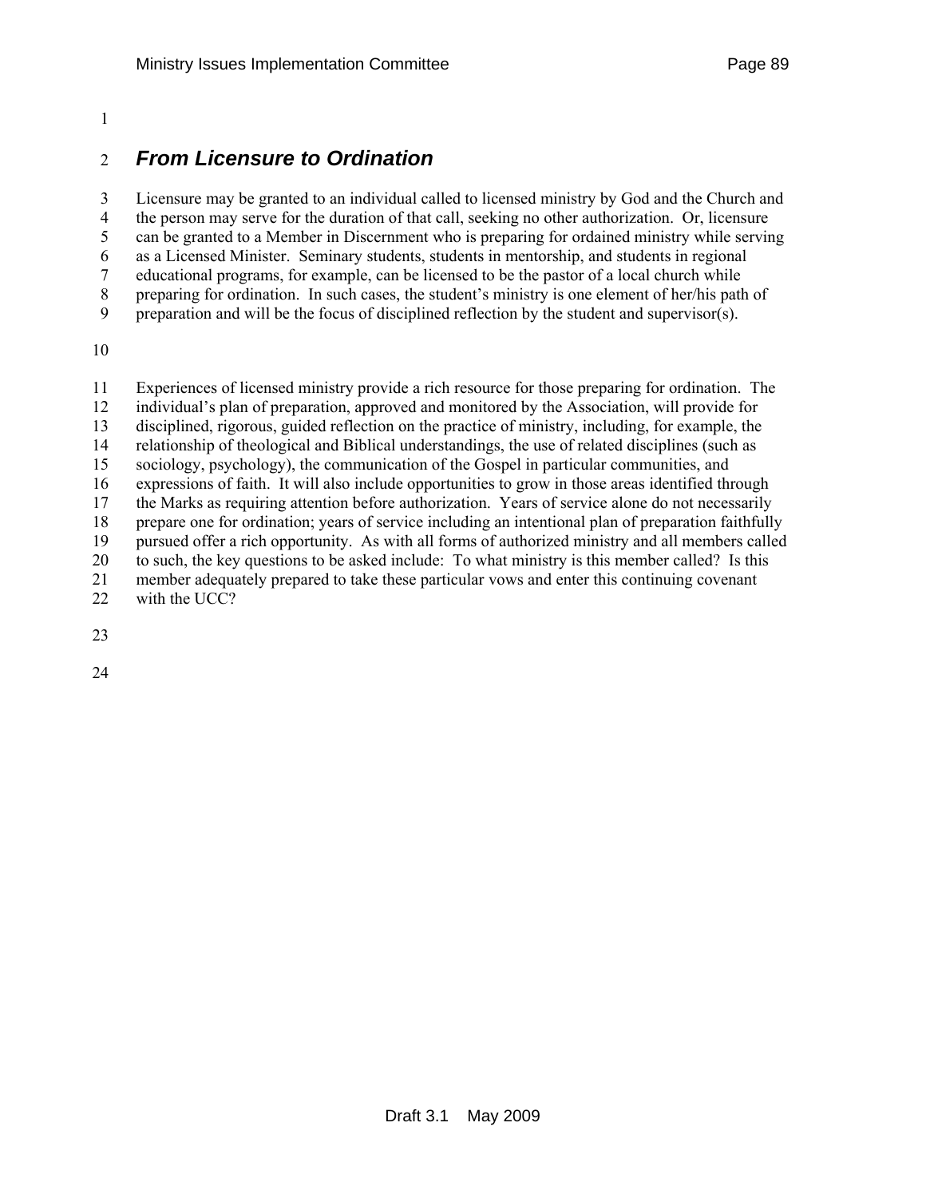## *From Licensure to Ordination*

Licensure may be granted to an individual called to licensed ministry by God and the Church and the person may serve for the duration of that call, seeking no other authorization. Or, licensure can be granted to a Member in Discernment who is preparing for ordained ministry while serving as a Licensed Minister. Seminary students, students in mentorship, and students in regional educational programs, for example, can be licensed to be the pastor of a local church while preparing for ordination. In such cases, the student's ministry is one element of her/his path of preparation and will be the focus of disciplined reflection by the student and supervisor(s).

Experiences of licensed ministry provide a rich resource for those preparing for ordination. The individual's plan of preparation, approved and monitored by the Association, will provide for disciplined, rigorous, guided reflection on the practice of ministry, including, for example, the relationship of theological and Biblical understandings, the use of related disciplines (such as sociology, psychology), the communication of the Gospel in particular communities, and expressions of faith. It will also include opportunities to grow in those areas identified through the Marks as requiring attention before authorization. Years of service alone do not necessarily prepare one for ordination; years of service including an intentional plan of preparation faithfully pursued offer a rich opportunity. As with all forms of authorized ministry and all members called to such, the key questions to be asked include: To what ministry is this member called? Is this member adequately prepared to take these particular vows and enter this continuing covenant with the UCC?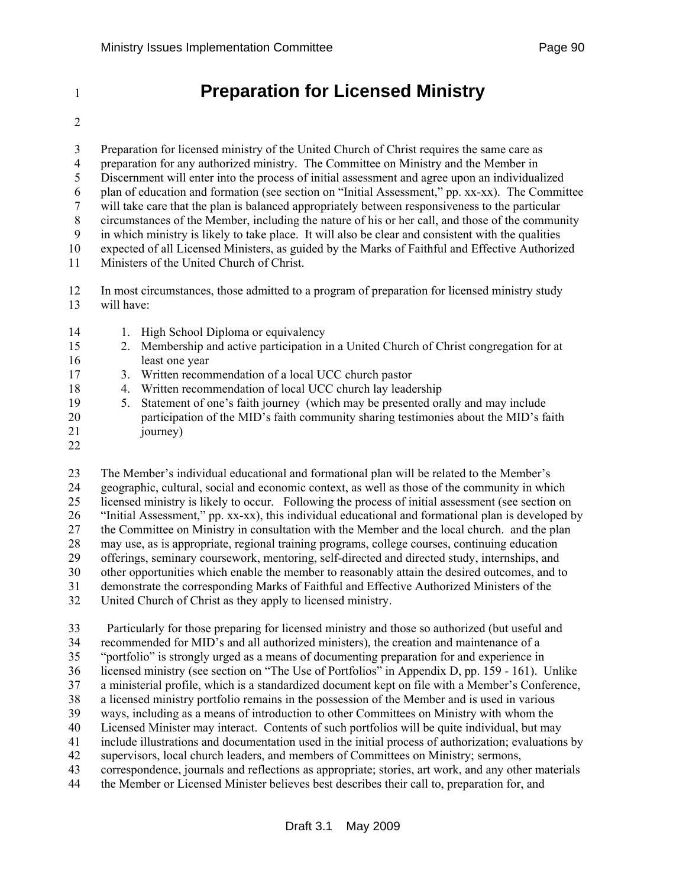# Preparation for Licensed Ministry

Preparation for licensed ministry of the United Church of Christ requires the same care as preparation for any authorized ministry. The Committee on Ministry and the Member in Discernment will enter into the process of initial assessment and agree upon an individualized plan of education and formation (see section on "Initial Assessment," pp. xx-xx). The Committee will take care that the plan is balanced appropriately between responsiveness to the particular circumstances of the Member, including the nature of his or her call, and those of the community in which ministry is likely to take place. It will also be clear and consistent with the qualities expected of all Licensed Ministers, as guided by the Marks of Faithful and Effective Authorized Ministers of the United Church of Christ.

In most circumstances, those admitted to a program of preparation for licensed ministry study will have:

1. High School Diploma or equivalency
2. Membership and active participation in a United Church of Christ congregation for at least one year
3. Written recommendation of a local UCC church pastor
4. Written recommendation of local UCC church lay leadership
5. Statement of one's faith journey (which may be presented orally and may include participation of the MID's faith community sharing testimonies about the MID's faith journey)

The Member's individual educational and formational plan will be related to the Member's geographic, cultural, social and economic context, as well as those of the community in which licensed ministry is likely to occur. Following the process of initial assessment (see section on "Initial Assessment," pp. xx-xx), this individual educational and formational plan is developed by the Committee on Ministry in consultation with the Member and the local church. and the plan may use, as is appropriate, regional training programs, college courses, continuing education offerings, seminary coursework, mentoring, self-directed and directed study, internships, and other opportunities which enable the member to reasonably attain the desired outcomes, and to demonstrate the corresponding Marks of Faithful and Effective Authorized Ministers of the United Church of Christ as they apply to licensed ministry.

Particularly for those preparing for licensed ministry and those so authorized (but useful and recommended for MID's and all authorized ministers), the creation and maintenance of a "portfolio" is strongly urged as a means of documenting preparation for and experience in licensed ministry (see section on "The Use of Portfolios" in Appendix D, pp. 159 - 161). Unlike a ministerial profile, which is a standardized document kept on file with a Member's Conference, a licensed ministry portfolio remains in the possession of the Member and is used in various ways, including as a means of introduction to other Committees on Ministry with whom the Licensed Minister may interact. Contents of such portfolios will be quite individual, but may include illustrations and documentation used in the initial process of authorization; evaluations by supervisors, local church leaders, and members of Committees on Ministry; sermons, correspondence, journals and reflections as appropriate; stories, art work, and any other materials the Member or Licensed Minister believes best describes their call to, preparation for, and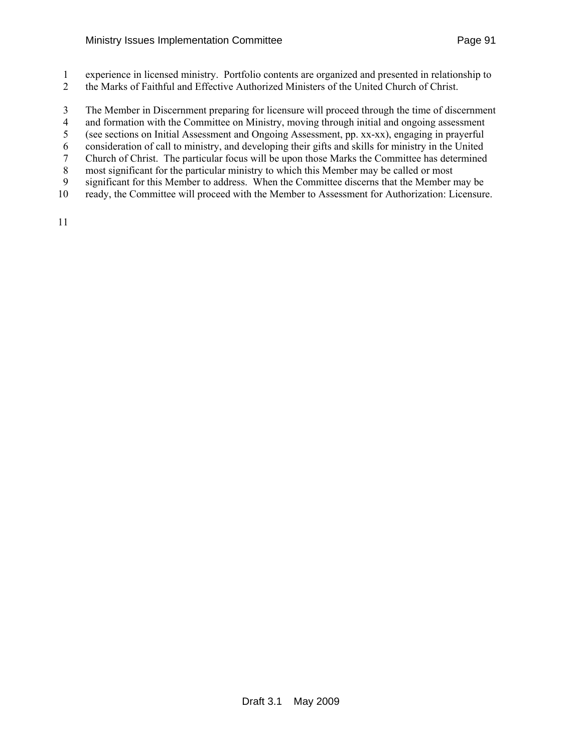experience in licensed ministry. Portfolio contents are organized and presented in relationship to the Marks of Faithful and Effective Authorized Ministers of the United Church of Christ.

The Member in Discernment preparing for licensure will proceed through the time of discernment and formation with the Committee on Ministry, moving through initial and ongoing assessment (see sections on Initial Assessment and Ongoing Assessment, pp. xx-xx), engaging in prayerful consideration of call to ministry, and developing their gifts and skills for ministry in the United Church of Christ. The particular focus will be upon those Marks the Committee has determined most significant for the particular ministry to which this Member may be called or most significant for this Member to address. When the Committee discerns that the Member may be ready, the Committee will proceed with the Member to Assessment for Authorization: Licensure.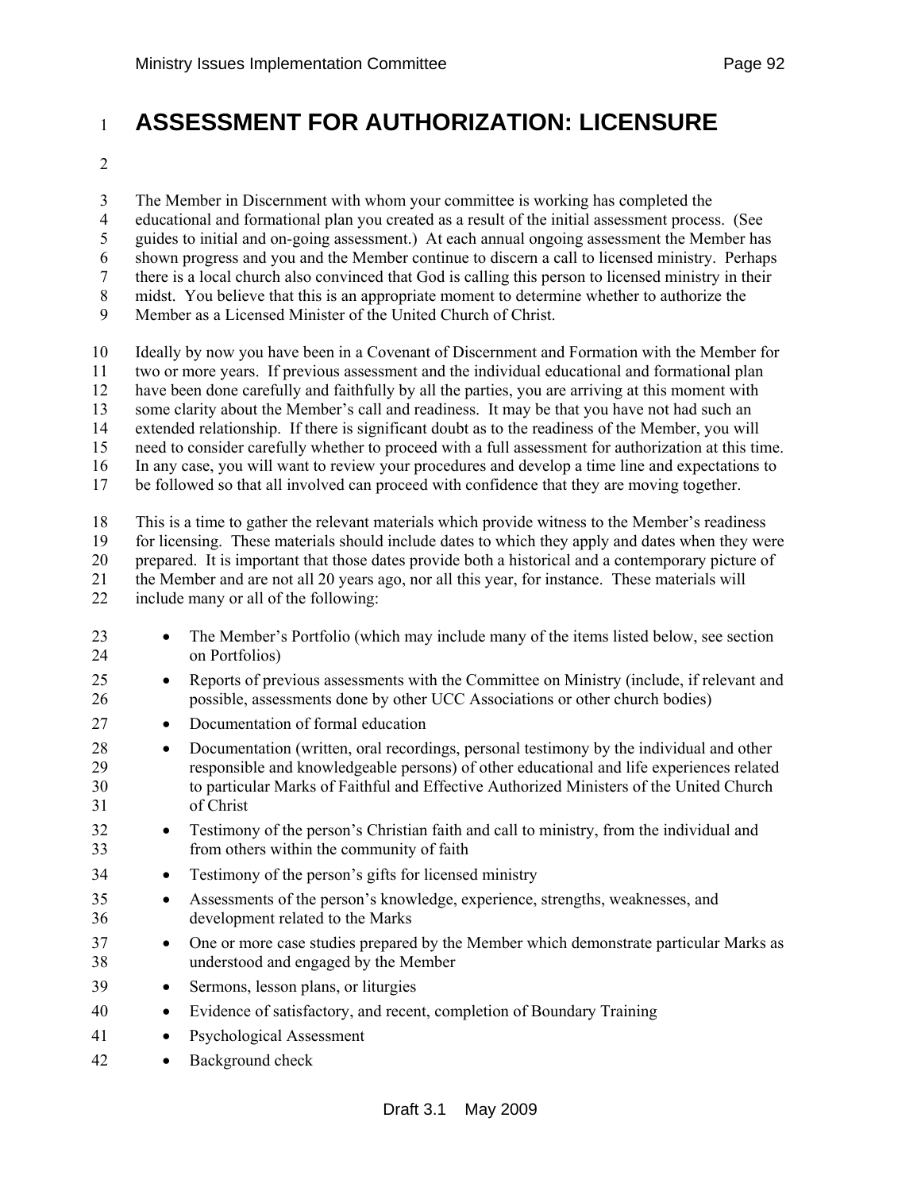# ASSESSMENT FOR AUTHORIZATION: LICENSURE

The Member in Discernment with whom your committee is working has completed the educational and formational plan you created as a result of the initial assessment process. (See guides to initial and on-going assessment.) At each annual ongoing assessment the Member has shown progress and you and the Member continue to discern a call to licensed ministry. Perhaps there is a local church also convinced that God is calling this person to licensed ministry in their midst. You believe that this is an appropriate moment to determine whether to authorize the Member as a Licensed Minister of the United Church of Christ.

Ideally by now you have been in a Covenant of Discernment and Formation with the Member for two or more years. If previous assessment and the individual educational and formational plan have been done carefully and faithfully by all the parties, you are arriving at this moment with some clarity about the Member's call and readiness. It may be that you have not had such an extended relationship. If there is significant doubt as to the readiness of the Member, you will need to consider carefully whether to proceed with a full assessment for authorization at this time. In any case, you will want to review your procedures and develop a time line and expectations to be followed so that all involved can proceed with confidence that they are moving together.

This is a time to gather the relevant materials which provide witness to the Member's readiness for licensing. These materials should include dates to which they apply and dates when they were prepared. It is important that those dates provide both a historical and a contemporary picture of the Member and are not all 20 years ago, nor all this year, for instance. These materials will include many or all of the following:

- The Member's Portfolio (which may include many of the items listed below, see section on Portfolios)
- Reports of previous assessments with the Committee on Ministry (include, if relevant and possible, assessments done by other UCC Associations or other church bodies)
- Documentation of formal education
- Documentation (written, oral recordings, personal testimony by the individual and other responsible and knowledgeable persons) of other educational and life experiences related to particular Marks of Faithful and Effective Authorized Ministers of the United Church of Christ
- Testimony of the person's Christian faith and call to ministry, from the individual and from others within the community of faith
- Testimony of the person's gifts for licensed ministry
- Assessments of the person's knowledge, experience, strengths, weaknesses, and development related to the Marks
- One or more case studies prepared by the Member which demonstrate particular Marks as understood and engaged by the Member
- Sermons, lesson plans, or liturgies
- Evidence of satisfactory, and recent, completion of Boundary Training
- Psychological Assessment
- Background check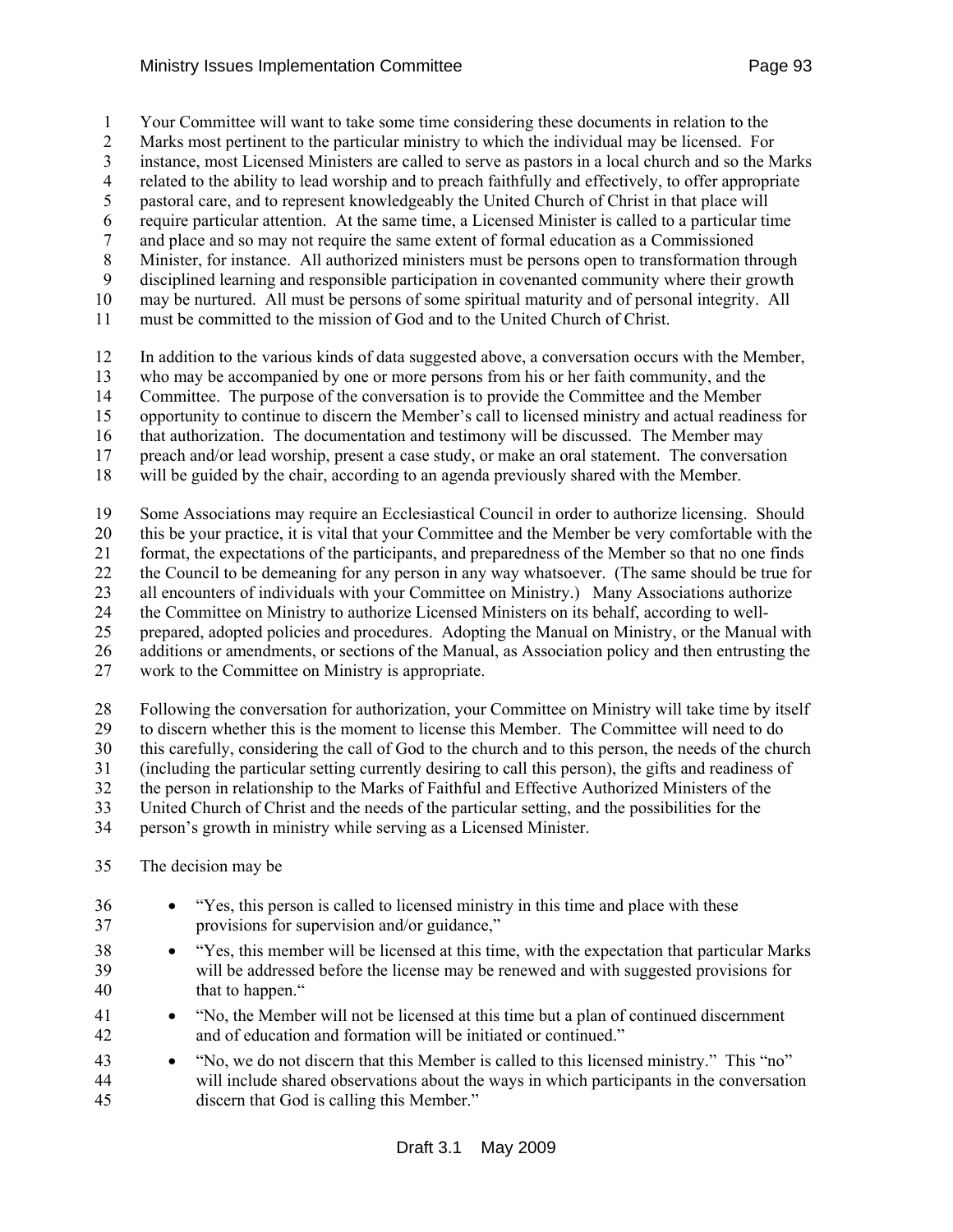Your Committee will want to take some time considering these documents in relation to the Marks most pertinent to the particular ministry to which the individual may be licensed. For instance, most Licensed Ministers are called to serve as pastors in a local church and so the Marks related to the ability to lead worship and to preach faithfully and effectively, to offer appropriate pastoral care, and to represent knowledgeably the United Church of Christ in that place will require particular attention. At the same time, a Licensed Minister is called to a particular time and place and so may not require the same extent of formal education as a Commissioned Minister, for instance. All authorized ministers must be persons open to transformation through disciplined learning and responsible participation in covenanted community where their growth may be nurtured. All must be persons of some spiritual maturity and of personal integrity. All must be committed to the mission of God and to the United Church of Christ.

In addition to the various kinds of data suggested above, a conversation occurs with the Member, who may be accompanied by one or more persons from his or her faith community, and the Committee. The purpose of the conversation is to provide the Committee and the Member opportunity to continue to discern the Member's call to licensed ministry and actual readiness for that authorization. The documentation and testimony will be discussed. The Member may preach and/or lead worship, present a case study, or make an oral statement. The conversation will be guided by the chair, according to an agenda previously shared with the Member.

Some Associations may require an Ecclesiastical Council in order to authorize licensing. Should this be your practice, it is vital that your Committee and the Member be very comfortable with the format, the expectations of the participants, and preparedness of the Member so that no one finds the Council to be demeaning for any person in any way whatsoever. (The same should be true for all encounters of individuals with your Committee on Ministry.) Many Associations authorize the Committee on Ministry to authorize Licensed Ministers on its behalf, according to well-prepared, adopted policies and procedures. Adopting the Manual on Ministry, or the Manual with additions or amendments, or sections of the Manual, as Association policy and then entrusting the work to the Committee on Ministry is appropriate.

Following the conversation for authorization, your Committee on Ministry will take time by itself to discern whether this is the moment to license this Member. The Committee will need to do this carefully, considering the call of God to the church and to this person, the needs of the church (including the particular setting currently desiring to call this person), the gifts and readiness of the person in relationship to the Marks of Faithful and Effective Authorized Ministers of the United Church of Christ and the needs of the particular setting, and the possibilities for the person's growth in ministry while serving as a Licensed Minister.

The decision may be

- "Yes, this person is called to licensed ministry in this time and place with these provisions for supervision and/or guidance,"
- "Yes, this member will be licensed at this time, with the expectation that particular Marks will be addressed before the license may be renewed and with suggested provisions for that to happen."
- "No, the Member will not be licensed at this time but a plan of continued discernment and of education and formation will be initiated or continued."
- "No, we do not discern that this Member is called to this licensed ministry." This "no" will include shared observations about the ways in which participants in the conversation discern that God is calling this Member."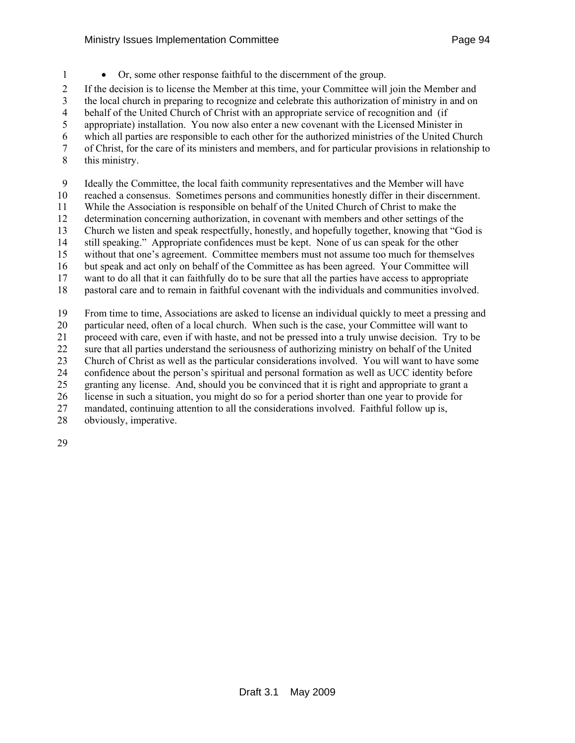- Or, some other response faithful to the discernment of the group.

If the decision is to license the Member at this time, your Committee will join the Member and the local church in preparing to recognize and celebrate this authorization of ministry in and on behalf of the United Church of Christ with an appropriate service of recognition and (if appropriate) installation. You now also enter a new covenant with the Licensed Minister in which all parties are responsible to each other for the authorized ministries of the United Church of Christ, for the care of its ministers and members, and for particular provisions in relationship to this ministry.

Ideally the Committee, the local faith community representatives and the Member will have reached a consensus. Sometimes persons and communities honestly differ in their discernment. While the Association is responsible on behalf of the United Church of Christ to make the determination concerning authorization, in covenant with members and other settings of the Church we listen and speak respectfully, honestly, and hopefully together, knowing that "God is still speaking." Appropriate confidences must be kept. None of us can speak for the other without that one's agreement. Committee members must not assume too much for themselves but speak and act only on behalf of the Committee as has been agreed. Your Committee will want to do all that it can faithfully do to be sure that all the parties have access to appropriate pastoral care and to remain in faithful covenant with the individuals and communities involved.

From time to time, Associations are asked to license an individual quickly to meet a pressing and particular need, often of a local church. When such is the case, your Committee will want to proceed with care, even if with haste, and not be pressed into a truly unwise decision. Try to be sure that all parties understand the seriousness of authorizing ministry on behalf of the United Church of Christ as well as the particular considerations involved. You will want to have some confidence about the person's spiritual and personal formation as well as UCC identity before granting any license. And, should you be convinced that it is right and appropriate to grant a license in such a situation, you might do so for a period shorter than one year to provide for mandated, continuing attention to all the considerations involved. Faithful follow up is, obviously, imperative.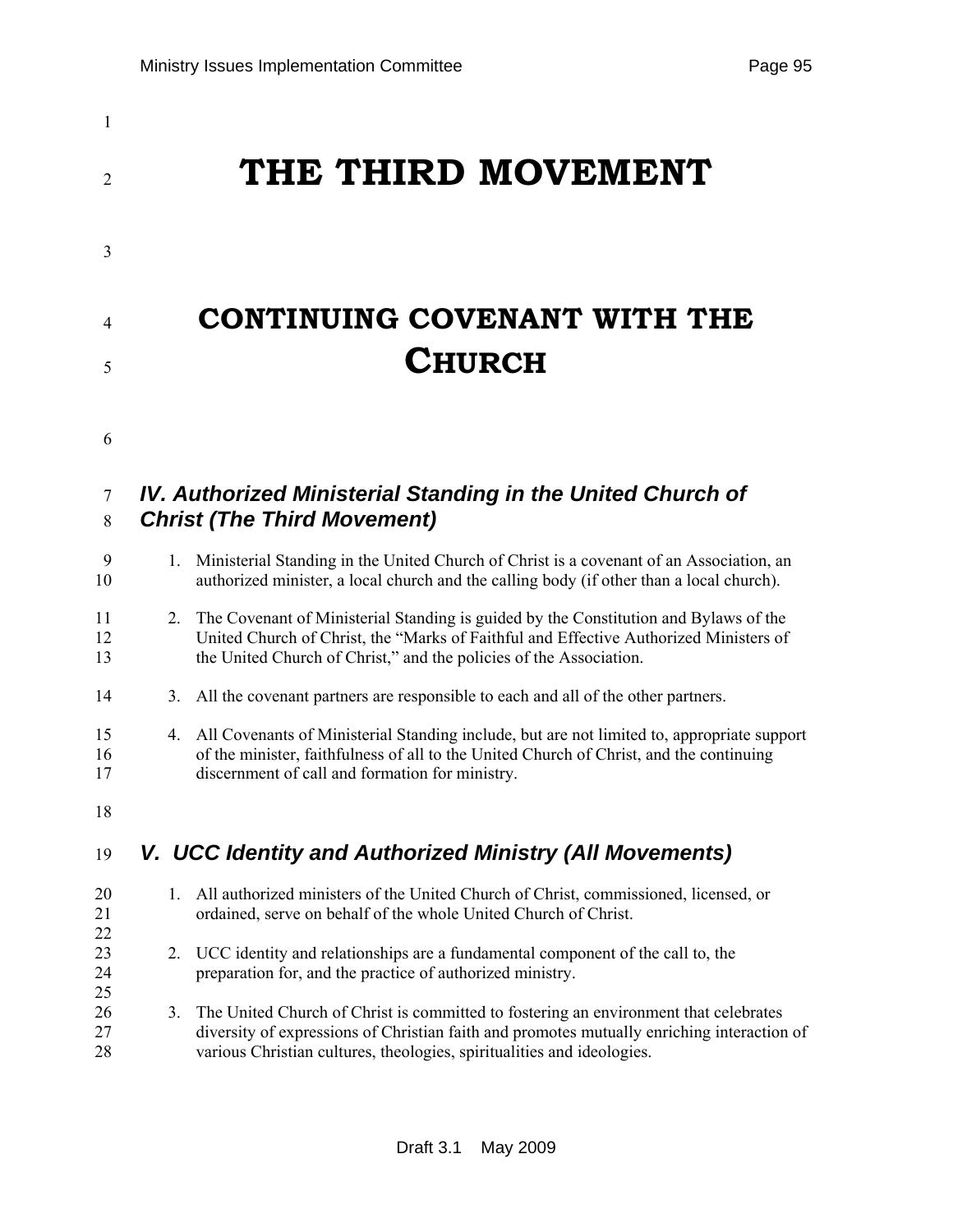# THE THIRD MOVEMENT

# CONTINUING COVENANT WITH THE CHURCH

## *IV. Authorized Ministerial Standing in the United Church of Christ (The Third Movement)*

1. Ministerial Standing in the United Church of Christ is a covenant of an Association, an authorized minister, a local church and the calling body (if other than a local church).

2. The Covenant of Ministerial Standing is guided by the Constitution and Bylaws of the United Church of Christ, the "Marks of Faithful and Effective Authorized Ministers of the United Church of Christ," and the policies of the Association.

3. All the covenant partners are responsible to each and all of the other partners.

4. All Covenants of Ministerial Standing include, but are not limited to, appropriate support of the minister, faithfulness of all to the United Church of Christ, and the continuing discernment of call and formation for ministry.

## *V. UCC Identity and Authorized Ministry (All Movements)*

1. All authorized ministers of the United Church of Christ, commissioned, licensed, or ordained, serve on behalf of the whole United Church of Christ.

2. UCC identity and relationships are a fundamental component of the call to, the preparation for, and the practice of authorized ministry.

3. The United Church of Christ is committed to fostering an environment that celebrates diversity of expressions of Christian faith and promotes mutually enriching interaction of various Christian cultures, theologies, spiritualities and ideologies.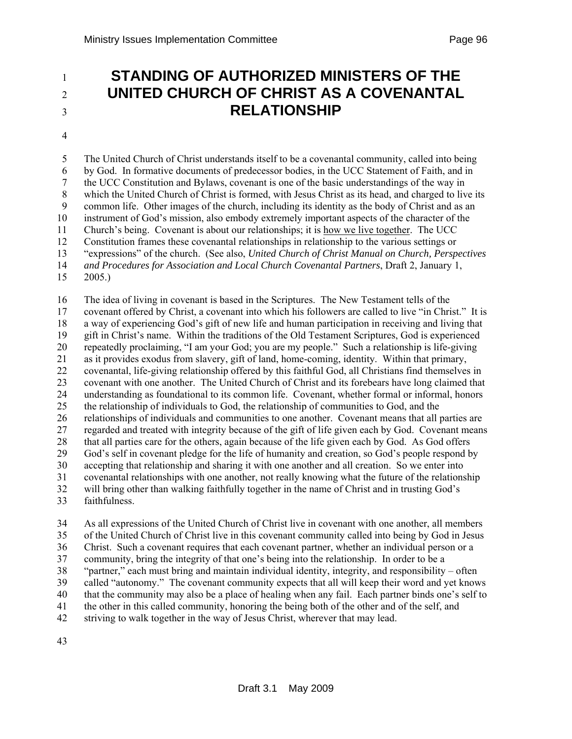# STANDING OF AUTHORIZED MINISTERS OF THE UNITED CHURCH OF CHRIST AS A COVENANTAL RELATIONSHIP

The United Church of Christ understands itself to be a covenantal community, called into being by God. In formative documents of predecessor bodies, in the UCC Statement of Faith, and in the UCC Constitution and Bylaws, covenant is one of the basic understandings of the way in which the United Church of Christ is formed, with Jesus Christ as its head, and charged to live its common life. Other images of the church, including its identity as the body of Christ and as an instrument of God's mission, also embody extremely important aspects of the character of the Church's being. Covenant is about our relationships; it is <u>how we live together</u>. The UCC Constitution frames these covenantal relationships in relationship to the various settings or "expressions" of the church. (See also, *United Church of Christ Manual on Church, Perspectives and Procedures for Association and Local Church Covenantal Partners*, Draft 2, January 1, 2005.)

The idea of living in covenant is based in the Scriptures. The New Testament tells of the covenant offered by Christ, a covenant into which his followers are called to live "in Christ." It is a way of experiencing God's gift of new life and human participation in receiving and living that gift in Christ's name. Within the traditions of the Old Testament Scriptures, God is experienced repeatedly proclaiming, "I am your God; you are my people." Such a relationship is life-giving as it provides exodus from slavery, gift of land, home-coming, identity. Within that primary, covenantal, life-giving relationship offered by this faithful God, all Christians find themselves in covenant with one another. The United Church of Christ and its forebears have long claimed that understanding as foundational to its common life. Covenant, whether formal or informal, honors the relationship of individuals to God, the relationship of communities to God, and the relationships of individuals and communities to one another. Covenant means that all parties are regarded and treated with integrity because of the gift of life given each by God. Covenant means that all parties care for the others, again because of the life given each by God. As God offers God's self in covenant pledge for the life of humanity and creation, so God's people respond by accepting that relationship and sharing it with one another and all creation. So we enter into covenantal relationships with one another, not really knowing what the future of the relationship will bring other than walking faithfully together in the name of Christ and in trusting God's faithfulness.

As all expressions of the United Church of Christ live in covenant with one another, all members of the United Church of Christ live in this covenant community called into being by God in Jesus Christ. Such a covenant requires that each covenant partner, whether an individual person or a community, bring the integrity of that one's being into the relationship. In order to be a "partner," each must bring and maintain individual identity, integrity, and responsibility – often called "autonomy." The covenant community expects that all will keep their word and yet knows that the community may also be a place of healing when any fail. Each partner binds one's self to the other in this called community, honoring the being both of the other and of the self, and striving to walk together in the way of Jesus Christ, wherever that may lead.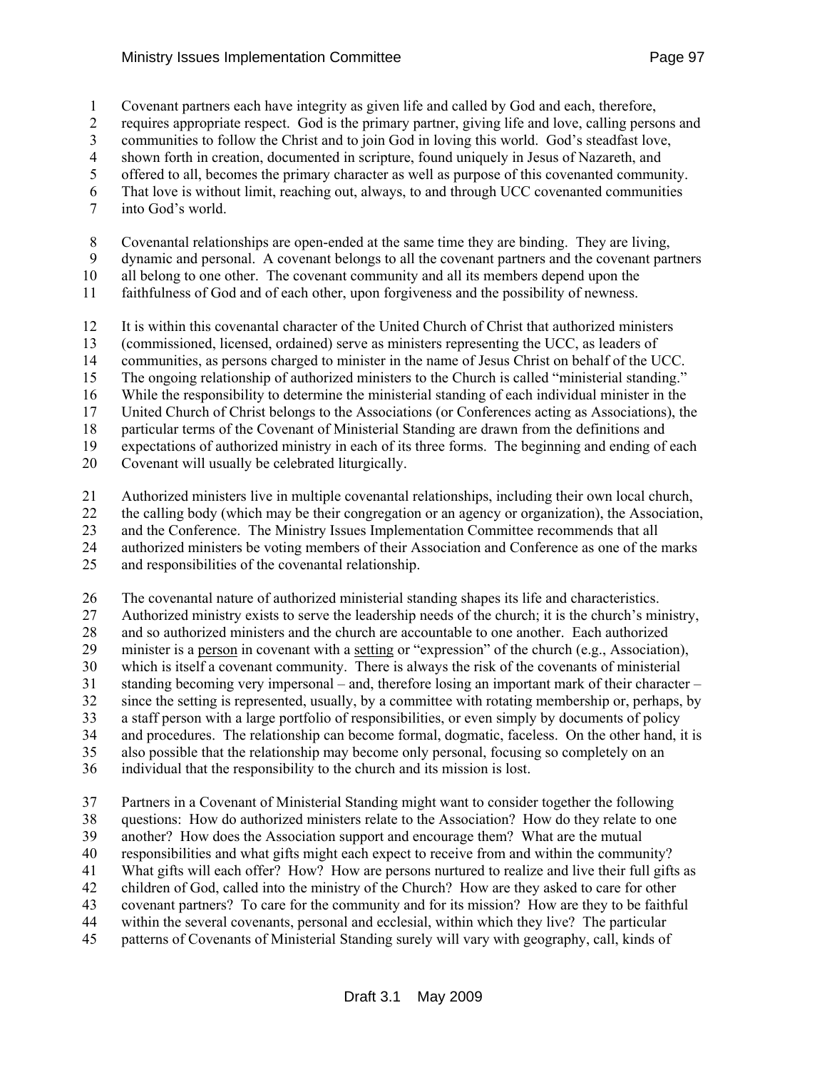Covenant partners each have integrity as given life and called by God and each, therefore, requires appropriate respect. God is the primary partner, giving life and love, calling persons and communities to follow the Christ and to join God in loving this world. God's steadfast love, shown forth in creation, documented in scripture, found uniquely in Jesus of Nazareth, and offered to all, becomes the primary character as well as purpose of this covenanted community. That love is without limit, reaching out, always, to and through UCC covenanted communities into God's world.

Covenantal relationships are open-ended at the same time they are binding. They are living, dynamic and personal. A covenant belongs to all the covenant partners and the covenant partners all belong to one other. The covenant community and all its members depend upon the faithfulness of God and of each other, upon forgiveness and the possibility of newness.

It is within this covenantal character of the United Church of Christ that authorized ministers (commissioned, licensed, ordained) serve as ministers representing the UCC, as leaders of communities, as persons charged to minister in the name of Jesus Christ on behalf of the UCC. The ongoing relationship of authorized ministers to the Church is called "ministerial standing." While the responsibility to determine the ministerial standing of each individual minister in the United Church of Christ belongs to the Associations (or Conferences acting as Associations), the particular terms of the Covenant of Ministerial Standing are drawn from the definitions and expectations of authorized ministry in each of its three forms. The beginning and ending of each Covenant will usually be celebrated liturgically.

Authorized ministers live in multiple covenantal relationships, including their own local church, the calling body (which may be their congregation or an agency or organization), the Association, and the Conference. The Ministry Issues Implementation Committee recommends that all authorized ministers be voting members of their Association and Conference as one of the marks and responsibilities of the covenantal relationship.

The covenantal nature of authorized ministerial standing shapes its life and characteristics. Authorized ministry exists to serve the leadership needs of the church; it is the church's ministry, and so authorized ministers and the church are accountable to one another. Each authorized minister is a <u>person</u> in covenant with a <u>setting</u> or "expression" of the church (e.g., Association), which is itself a covenant community. There is always the risk of the covenants of ministerial standing becoming very impersonal – and, therefore losing an important mark of their character – since the setting is represented, usually, by a committee with rotating membership or, perhaps, by a staff person with a large portfolio of responsibilities, or even simply by documents of policy and procedures. The relationship can become formal, dogmatic, faceless. On the other hand, it is also possible that the relationship may become only personal, focusing so completely on an individual that the responsibility to the church and its mission is lost.

Partners in a Covenant of Ministerial Standing might want to consider together the following questions: How do authorized ministers relate to the Association? How do they relate to one another? How does the Association support and encourage them? What are the mutual responsibilities and what gifts might each expect to receive from and within the community? What gifts will each offer? How? How are persons nurtured to realize and live their full gifts as children of God, called into the ministry of the Church? How are they asked to care for other covenant partners? To care for the community and for its mission? How are they to be faithful within the several covenants, personal and ecclesial, within which they live? The particular patterns of Covenants of Ministerial Standing surely will vary with geography, call, kinds of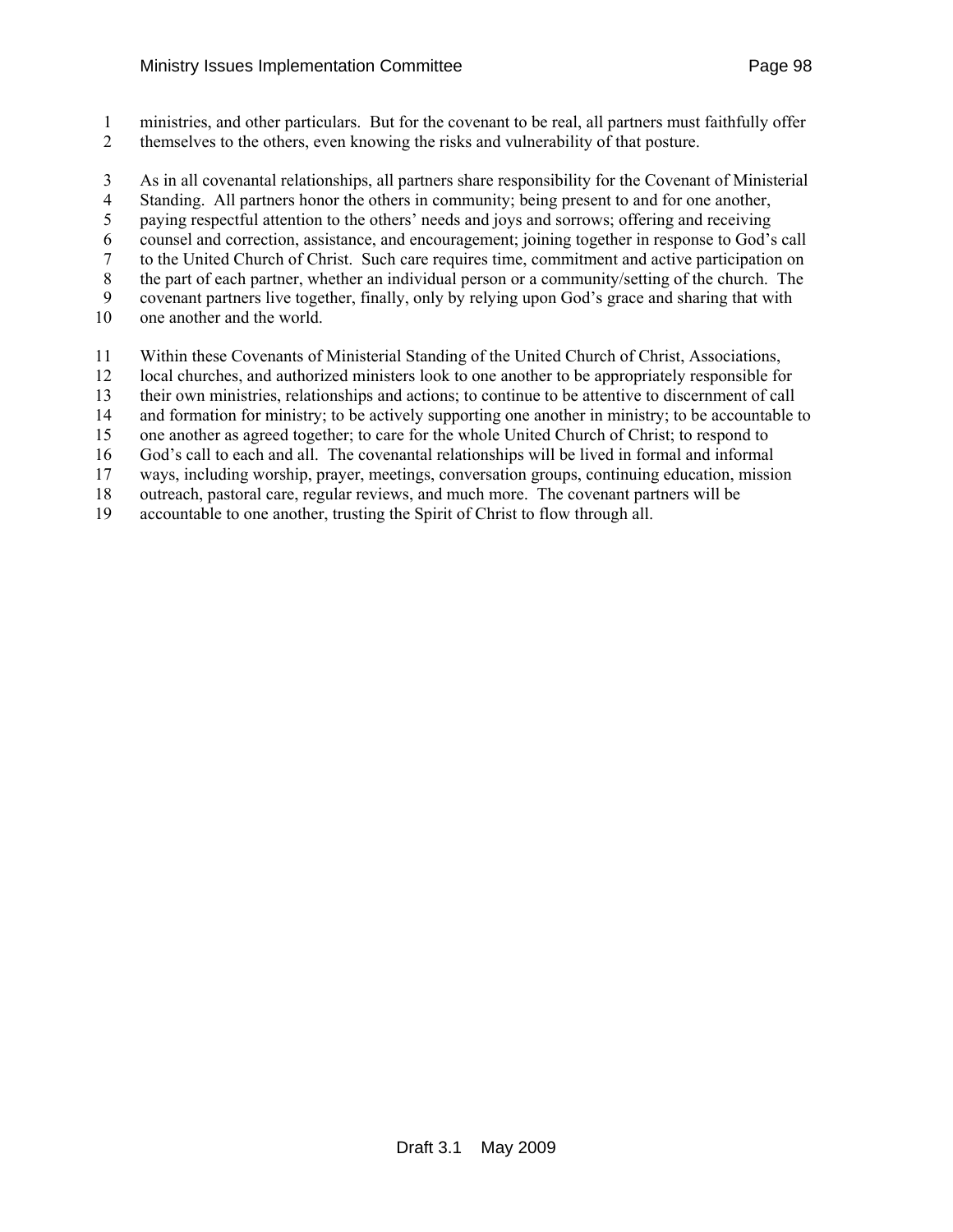ministries, and other particulars. But for the covenant to be real, all partners must faithfully offer themselves to the others, even knowing the risks and vulnerability of that posture.

As in all covenantal relationships, all partners share responsibility for the Covenant of Ministerial Standing. All partners honor the others in community; being present to and for one another, paying respectful attention to the others' needs and joys and sorrows; offering and receiving counsel and correction, assistance, and encouragement; joining together in response to God's call to the United Church of Christ. Such care requires time, commitment and active participation on the part of each partner, whether an individual person or a community/setting of the church. The covenant partners live together, finally, only by relying upon God's grace and sharing that with one another and the world.

Within these Covenants of Ministerial Standing of the United Church of Christ, Associations, local churches, and authorized ministers look to one another to be appropriately responsible for their own ministries, relationships and actions; to continue to be attentive to discernment of call and formation for ministry; to be actively supporting one another in ministry; to be accountable to one another as agreed together; to care for the whole United Church of Christ; to respond to God's call to each and all. The covenantal relationships will be lived in formal and informal ways, including worship, prayer, meetings, conversation groups, continuing education, mission outreach, pastoral care, regular reviews, and much more. The covenant partners will be accountable to one another, trusting the Spirit of Christ to flow through all.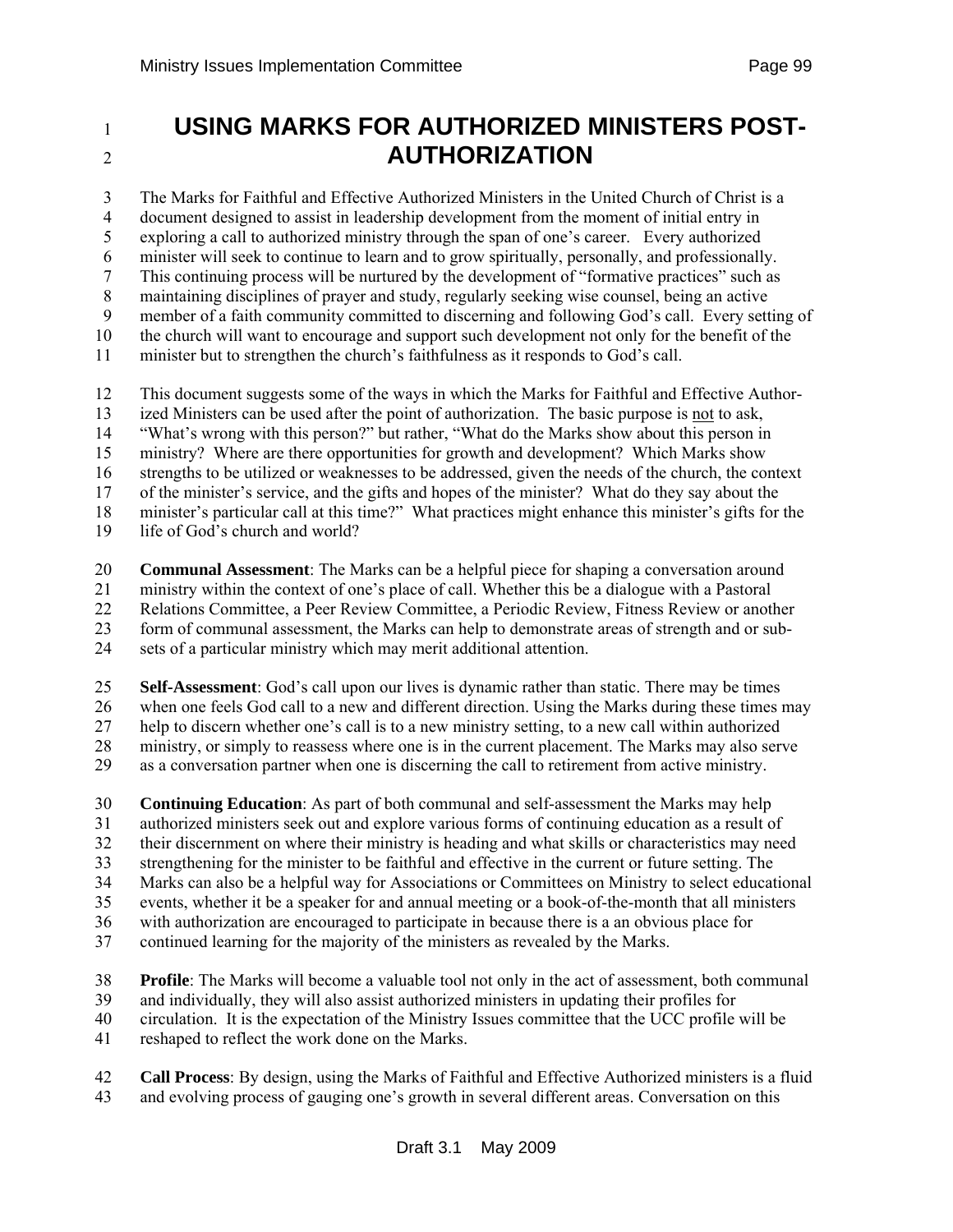# USING MARKS FOR AUTHORIZED MINISTERS POST-AUTHORIZATION

The Marks for Faithful and Effective Authorized Ministers in the United Church of Christ is a document designed to assist in leadership development from the moment of initial entry in exploring a call to authorized ministry through the span of one's career. Every authorized minister will seek to continue to learn and to grow spiritually, personally, and professionally. This continuing process will be nurtured by the development of "formative practices" such as maintaining disciplines of prayer and study, regularly seeking wise counsel, being an active member of a faith community committed to discerning and following God's call. Every setting of the church will want to encourage and support such development not only for the benefit of the minister but to strengthen the church's faithfulness as it responds to God's call.

This document suggests some of the ways in which the Marks for Faithful and Effective Authorized Ministers can be used after the point of authorization. The basic purpose is not to ask, "What's wrong with this person?" but rather, "What do the Marks show about this person in ministry? Where are there opportunities for growth and development? Which Marks show strengths to be utilized or weaknesses to be addressed, given the needs of the church, the context of the minister's service, and the gifts and hopes of the minister? What do they say about the minister's particular call at this time?" What practices might enhance this minister's gifts for the life of God's church and world?

**Communal Assessment**: The Marks can be a helpful piece for shaping a conversation around ministry within the context of one's place of call. Whether this be a dialogue with a Pastoral Relations Committee, a Peer Review Committee, a Periodic Review, Fitness Review or another form of communal assessment, the Marks can help to demonstrate areas of strength and or sub-sets of a particular ministry which may merit additional attention.

**Self-Assessment**: God's call upon our lives is dynamic rather than static. There may be times when one feels God call to a new and different direction. Using the Marks during these times may help to discern whether one's call is to a new ministry setting, to a new call within authorized ministry, or simply to reassess where one is in the current placement. The Marks may also serve as a conversation partner when one is discerning the call to retirement from active ministry.

**Continuing Education**: As part of both communal and self-assessment the Marks may help authorized ministers seek out and explore various forms of continuing education as a result of their discernment on where their ministry is heading and what skills or characteristics may need strengthening for the minister to be faithful and effective in the current or future setting. The Marks can also be a helpful way for Associations or Committees on Ministry to select educational events, whether it be a speaker for and annual meeting or a book-of-the-month that all ministers with authorization are encouraged to participate in because there is a an obvious place for continued learning for the majority of the ministers as revealed by the Marks.

**Profile**: The Marks will become a valuable tool not only in the act of assessment, both communal and individually, they will also assist authorized ministers in updating their profiles for circulation. It is the expectation of the Ministry Issues committee that the UCC profile will be reshaped to reflect the work done on the Marks.

**Call Process**: By design, using the Marks of Faithful and Effective Authorized ministers is a fluid and evolving process of gauging one's growth in several different areas. Conversation on this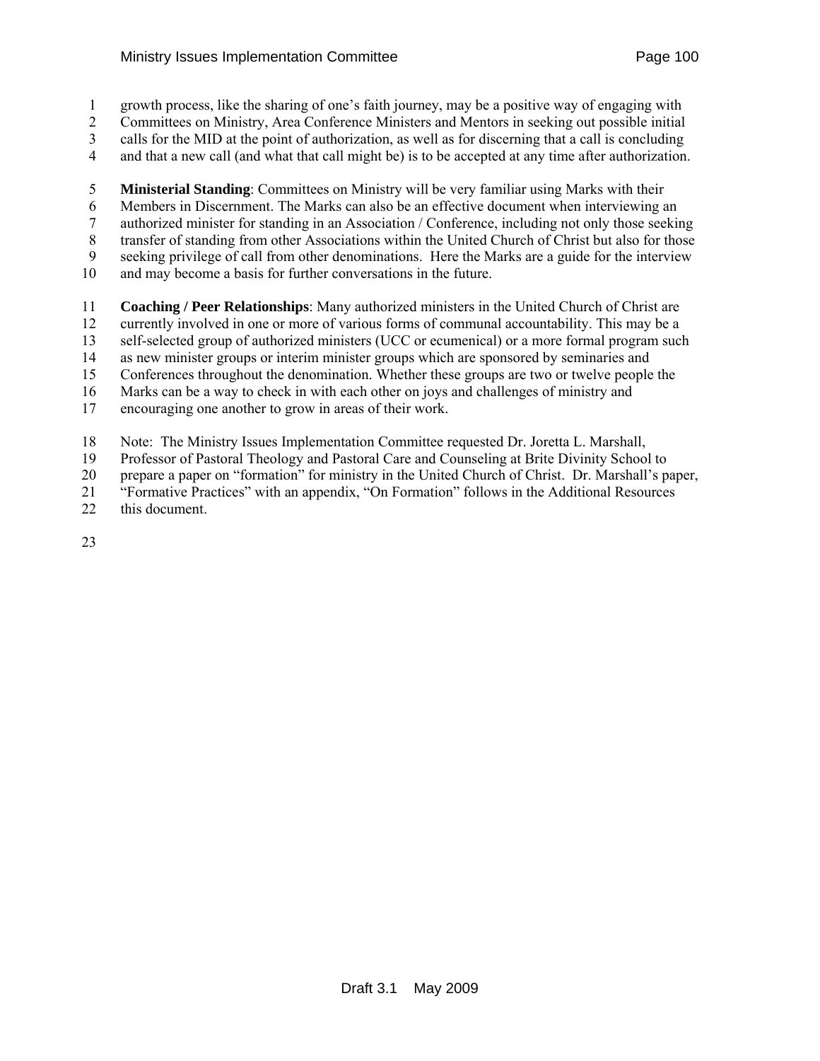growth process, like the sharing of one's faith journey, may be a positive way of engaging with Committees on Ministry, Area Conference Ministers and Mentors in seeking out possible initial calls for the MID at the point of authorization, as well as for discerning that a call is concluding and that a new call (and what that call might be) is to be accepted at any time after authorization.

**Ministerial Standing**: Committees on Ministry will be very familiar using Marks with their Members in Discernment. The Marks can also be an effective document when interviewing an authorized minister for standing in an Association / Conference, including not only those seeking transfer of standing from other Associations within the United Church of Christ but also for those seeking privilege of call from other denominations. Here the Marks are a guide for the interview and may become a basis for further conversations in the future.

**Coaching / Peer Relationships**: Many authorized ministers in the United Church of Christ are currently involved in one or more of various forms of communal accountability. This may be a self-selected group of authorized ministers (UCC or ecumenical) or a more formal program such as new minister groups or interim minister groups which are sponsored by seminaries and Conferences throughout the denomination. Whether these groups are two or twelve people the Marks can be a way to check in with each other on joys and challenges of ministry and encouraging one another to grow in areas of their work.

Note: The Ministry Issues Implementation Committee requested Dr. Joretta L. Marshall, Professor of Pastoral Theology and Pastoral Care and Counseling at Brite Divinity School to prepare a paper on "formation" for ministry in the United Church of Christ. Dr. Marshall's paper, "Formative Practices" with an appendix, "On Formation" follows in the Additional Resources this document.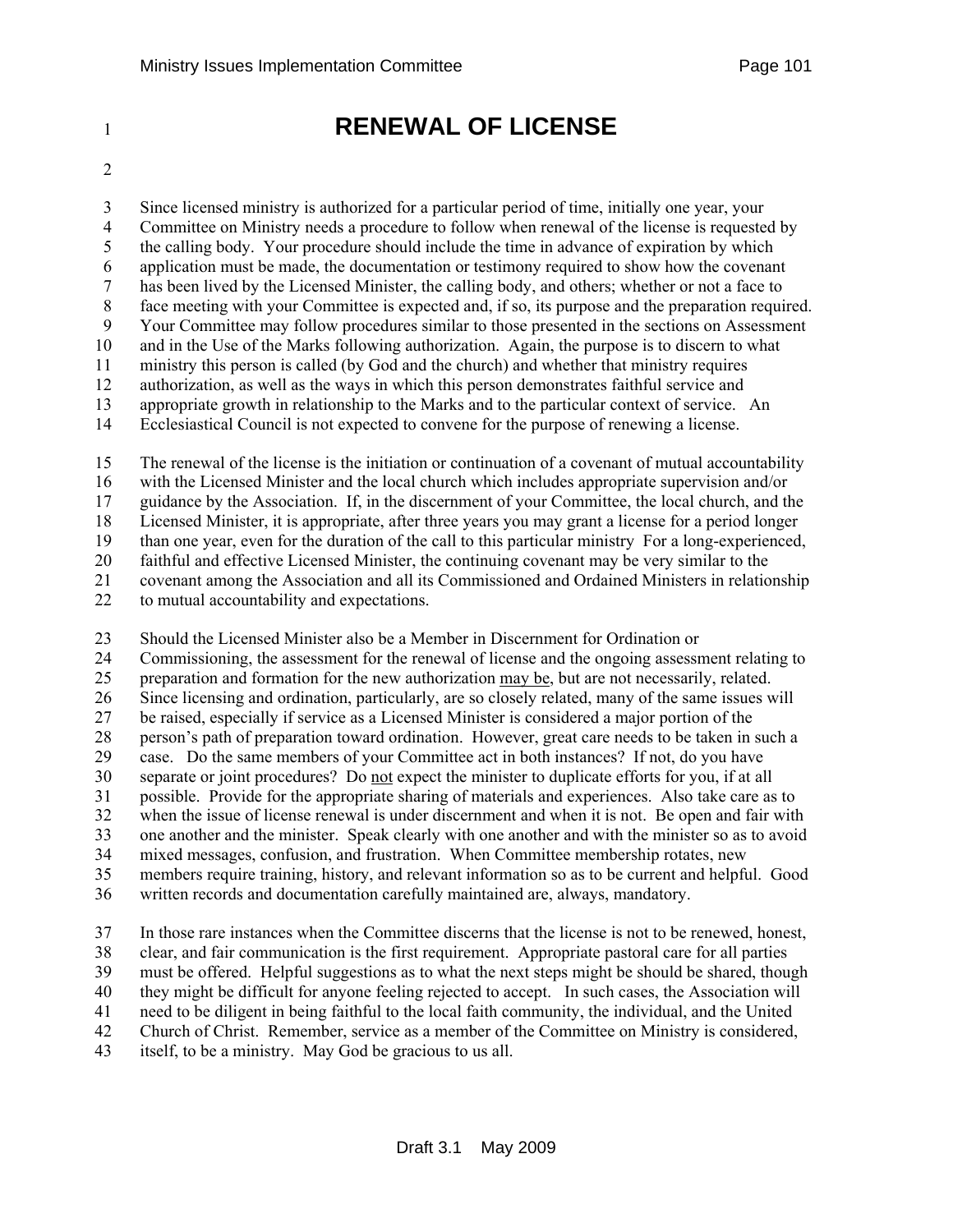# RENEWAL OF LICENSE

Since licensed ministry is authorized for a particular period of time, initially one year, your Committee on Ministry needs a procedure to follow when renewal of the license is requested by the calling body. Your procedure should include the time in advance of expiration by which application must be made, the documentation or testimony required to show how the covenant has been lived by the Licensed Minister, the calling body, and others; whether or not a face to face meeting with your Committee is expected and, if so, its purpose and the preparation required. Your Committee may follow procedures similar to those presented in the sections on Assessment and in the Use of the Marks following authorization. Again, the purpose is to discern to what ministry this person is called (by God and the church) and whether that ministry requires authorization, as well as the ways in which this person demonstrates faithful service and appropriate growth in relationship to the Marks and to the particular context of service. An Ecclesiastical Council is not expected to convene for the purpose of renewing a license.

The renewal of the license is the initiation or continuation of a covenant of mutual accountability with the Licensed Minister and the local church which includes appropriate supervision and/or guidance by the Association. If, in the discernment of your Committee, the local church, and the Licensed Minister, it is appropriate, after three years you may grant a license for a period longer than one year, even for the duration of the call to this particular ministry For a long-experienced, faithful and effective Licensed Minister, the continuing covenant may be very similar to the covenant among the Association and all its Commissioned and Ordained Ministers in relationship to mutual accountability and expectations.

Should the Licensed Minister also be a Member in Discernment for Ordination or Commissioning, the assessment for the renewal of license and the ongoing assessment relating to preparation and formation for the new authorization <u>may be</u>, but are not necessarily, related. Since licensing and ordination, particularly, are so closely related, many of the same issues will be raised, especially if service as a Licensed Minister is considered a major portion of the person's path of preparation toward ordination. However, great care needs to be taken in such a case. Do the same members of your Committee act in both instances? If not, do you have separate or joint procedures? Do <u>not</u> expect the minister to duplicate efforts for you, if at all possible. Provide for the appropriate sharing of materials and experiences. Also take care as to when the issue of license renewal is under discernment and when it is not. Be open and fair with one another and the minister. Speak clearly with one another and with the minister so as to avoid mixed messages, confusion, and frustration. When Committee membership rotates, new members require training, history, and relevant information so as to be current and helpful. Good written records and documentation carefully maintained are, always, mandatory.

In those rare instances when the Committee discerns that the license is not to be renewed, honest, clear, and fair communication is the first requirement. Appropriate pastoral care for all parties must be offered. Helpful suggestions as to what the next steps might be should be shared, though they might be difficult for anyone feeling rejected to accept. In such cases, the Association will need to be diligent in being faithful to the local faith community, the individual, and the United Church of Christ. Remember, service as a member of the Committee on Ministry is considered, itself, to be a ministry. May God be gracious to us all.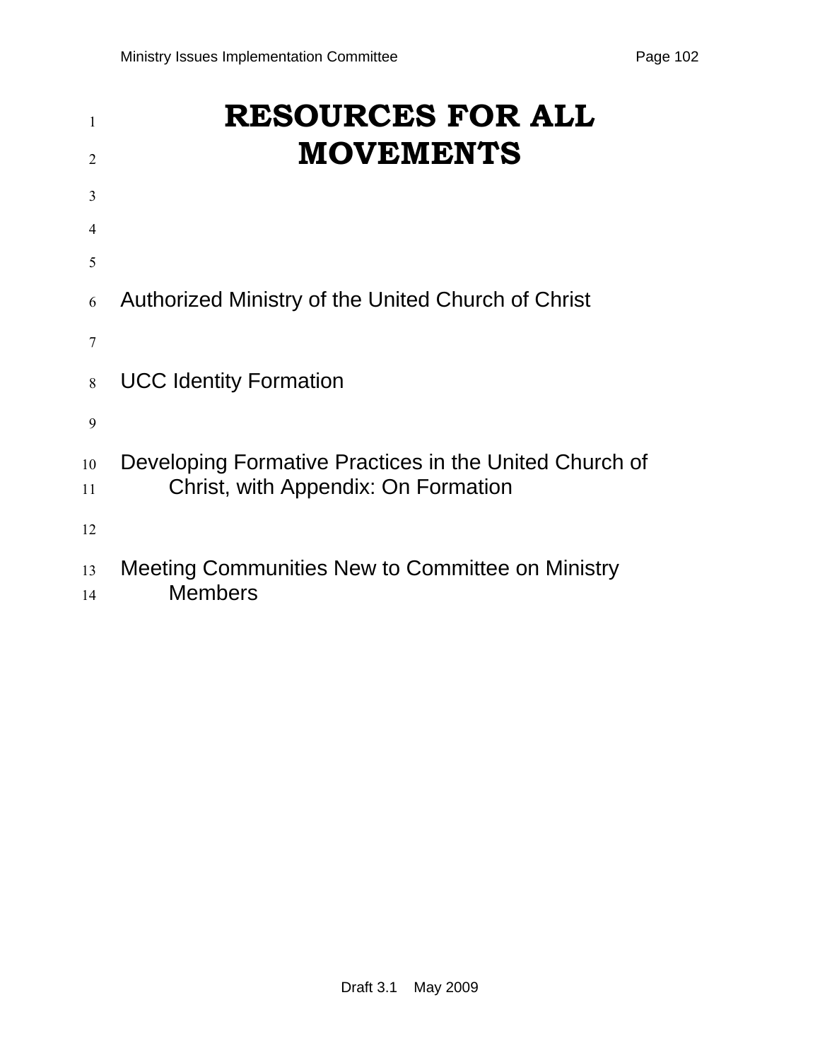# RESOURCES FOR ALL MOVEMENTS

Authorized Ministry of the United Church of Christ

UCC Identity Formation

Developing Formative Practices in the United Church of Christ, with Appendix: On Formation

Meeting Communities New to Committee on Ministry Members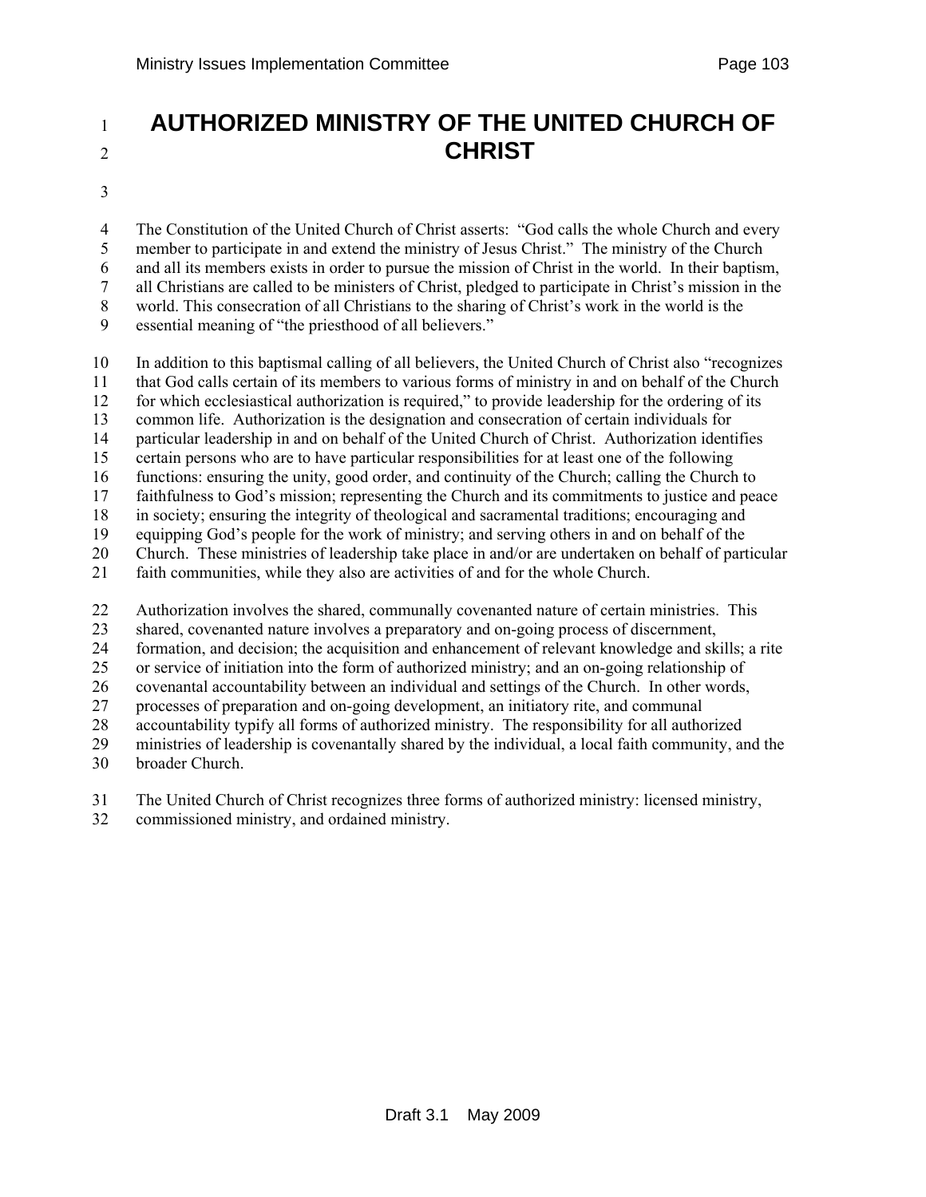# AUTHORIZED MINISTRY OF THE UNITED CHURCH OF CHRIST

The Constitution of the United Church of Christ asserts: "God calls the whole Church and every member to participate in and extend the ministry of Jesus Christ." The ministry of the Church and all its members exists in order to pursue the mission of Christ in the world. In their baptism, all Christians are called to be ministers of Christ, pledged to participate in Christ's mission in the world. This consecration of all Christians to the sharing of Christ's work in the world is the essential meaning of "the priesthood of all believers."

In addition to this baptismal calling of all believers, the United Church of Christ also "recognizes that God calls certain of its members to various forms of ministry in and on behalf of the Church for which ecclesiastical authorization is required," to provide leadership for the ordering of its common life. Authorization is the designation and consecration of certain individuals for particular leadership in and on behalf of the United Church of Christ. Authorization identifies certain persons who are to have particular responsibilities for at least one of the following functions: ensuring the unity, good order, and continuity of the Church; calling the Church to faithfulness to God's mission; representing the Church and its commitments to justice and peace in society; ensuring the integrity of theological and sacramental traditions; encouraging and equipping God's people for the work of ministry; and serving others in and on behalf of the Church. These ministries of leadership take place in and/or are undertaken on behalf of particular faith communities, while they also are activities of and for the whole Church.

Authorization involves the shared, communally covenanted nature of certain ministries. This shared, covenanted nature involves a preparatory and on-going process of discernment, formation, and decision; the acquisition and enhancement of relevant knowledge and skills; a rite or service of initiation into the form of authorized ministry; and an on-going relationship of covenantal accountability between an individual and settings of the Church. In other words, processes of preparation and on-going development, an initiatory rite, and communal accountability typify all forms of authorized ministry. The responsibility for all authorized ministries of leadership is covenantally shared by the individual, a local faith community, and the broader Church.

The United Church of Christ recognizes three forms of authorized ministry: licensed ministry, commissioned ministry, and ordained ministry.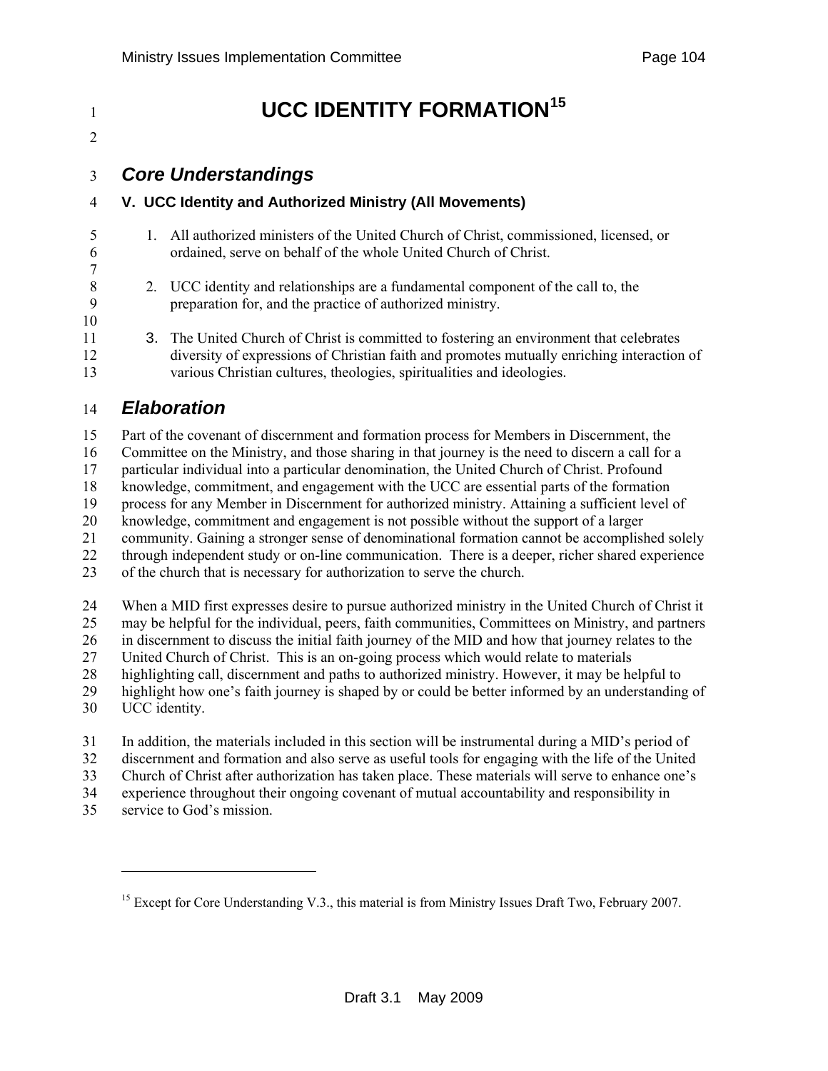# UCC IDENTITY FORMATION[15]

## *Core Understandings*

### V. UCC Identity and Authorized Ministry (All Movements)

1. All authorized ministers of the United Church of Christ, commissioned, licensed, or ordained, serve on behalf of the whole United Church of Christ.

2. UCC identity and relationships are a fundamental component of the call to, the preparation for, and the practice of authorized ministry.

3. The United Church of Christ is committed to fostering an environment that celebrates diversity of expressions of Christian faith and promotes mutually enriching interaction of various Christian cultures, theologies, spiritualities and ideologies.

## *Elaboration*

Part of the covenant of discernment and formation process for Members in Discernment, the Committee on the Ministry, and those sharing in that journey is the need to discern a call for a particular individual into a particular denomination, the United Church of Christ. Profound knowledge, commitment, and engagement with the UCC are essential parts of the formation process for any Member in Discernment for authorized ministry. Attaining a sufficient level of knowledge, commitment and engagement is not possible without the support of a larger community. Gaining a stronger sense of denominational formation cannot be accomplished solely through independent study or on-line communication. There is a deeper, richer shared experience of the church that is necessary for authorization to serve the church.

When a MID first expresses desire to pursue authorized ministry in the United Church of Christ it may be helpful for the individual, peers, faith communities, Committees on Ministry, and partners in discernment to discuss the initial faith journey of the MID and how that journey relates to the United Church of Christ. This is an on-going process which would relate to materials highlighting call, discernment and paths to authorized ministry. However, it may be helpful to highlight how one's faith journey is shaped by or could be better informed by an understanding of UCC identity.

In addition, the materials included in this section will be instrumental during a MID's period of discernment and formation and also serve as useful tools for engaging with the life of the United Church of Christ after authorization has taken place. These materials will serve to enhance one's experience throughout their ongoing covenant of mutual accountability and responsibility in service to God's mission.

---

[15] Except for Core Understanding V.3., this material is from Ministry Issues Draft Two, February 2007.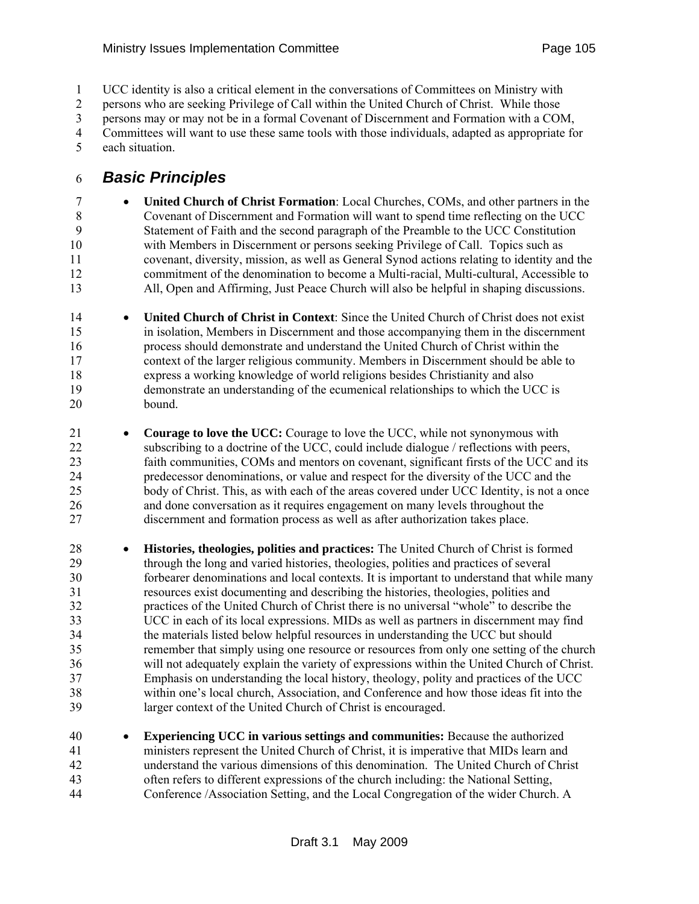UCC identity is also a critical element in the conversations of Committees on Ministry with persons who are seeking Privilege of Call within the United Church of Christ. While those persons may or may not be in a formal Covenant of Discernment and Formation with a COM, Committees will want to use these same tools with those individuals, adapted as appropriate for each situation.

## *Basic Principles*

- **United Church of Christ Formation**: Local Churches, COMs, and other partners in the Covenant of Discernment and Formation will want to spend time reflecting on the UCC Statement of Faith and the second paragraph of the Preamble to the UCC Constitution with Members in Discernment or persons seeking Privilege of Call. Topics such as covenant, diversity, mission, as well as General Synod actions relating to identity and the commitment of the denomination to become a Multi-racial, Multi-cultural, Accessible to All, Open and Affirming, Just Peace Church will also be helpful in shaping discussions.

- **United Church of Christ in Context**: Since the United Church of Christ does not exist in isolation, Members in Discernment and those accompanying them in the discernment process should demonstrate and understand the United Church of Christ within the context of the larger religious community. Members in Discernment should be able to express a working knowledge of world religions besides Christianity and also demonstrate an understanding of the ecumenical relationships to which the UCC is bound.

- **Courage to love the UCC:** Courage to love the UCC, while not synonymous with subscribing to a doctrine of the UCC, could include dialogue / reflections with peers, faith communities, COMs and mentors on covenant, significant firsts of the UCC and its predecessor denominations, or value and respect for the diversity of the UCC and the body of Christ. This, as with each of the areas covered under UCC Identity, is not a once and done conversation as it requires engagement on many levels throughout the discernment and formation process as well as after authorization takes place.

- **Histories, theologies, polities and practices:** The United Church of Christ is formed through the long and varied histories, theologies, polities and practices of several forbearer denominations and local contexts. It is important to understand that while many resources exist documenting and describing the histories, theologies, polities and practices of the United Church of Christ there is no universal "whole" to describe the UCC in each of its local expressions. MIDs as well as partners in discernment may find the materials listed below helpful resources in understanding the UCC but should remember that simply using one resource or resources from only one setting of the church will not adequately explain the variety of expressions within the United Church of Christ. Emphasis on understanding the local history, theology, polity and practices of the UCC within one's local church, Association, and Conference and how those ideas fit into the larger context of the United Church of Christ is encouraged.

- **Experiencing UCC in various settings and communities:** Because the authorized ministers represent the United Church of Christ, it is imperative that MIDs learn and understand the various dimensions of this denomination. The United Church of Christ often refers to different expressions of the church including: the National Setting, Conference /Association Setting, and the Local Congregation of the wider Church. A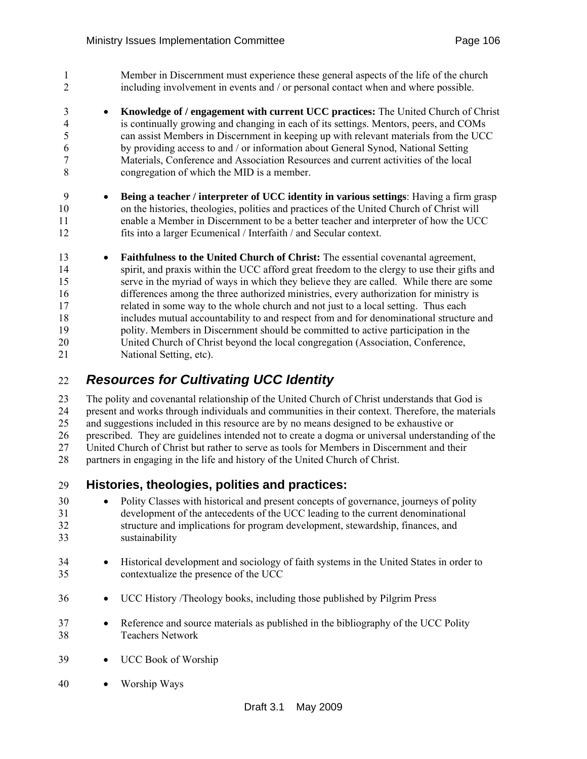Member in Discernment must experience these general aspects of the life of the church including involvement in events and / or personal contact when and where possible.

- **Knowledge of / engagement with current UCC practices:** The United Church of Christ is continually growing and changing in each of its settings. Mentors, peers, and COMs can assist Members in Discernment in keeping up with relevant materials from the UCC by providing access to and / or information about General Synod, National Setting Materials, Conference and Association Resources and current activities of the local congregation of which the MID is a member.

- **Being a teacher / interpreter of UCC identity in various settings**: Having a firm grasp on the histories, theologies, polities and practices of the United Church of Christ will enable a Member in Discernment to be a better teacher and interpreter of how the UCC fits into a larger Ecumenical / Interfaith / and Secular context.

- **Faithfulness to the United Church of Christ:** The essential covenantal agreement, spirit, and praxis within the UCC afford great freedom to the clergy to use their gifts and serve in the myriad of ways in which they believe they are called. While there are some differences among the three authorized ministries, every authorization for ministry is related in some way to the whole church and not just to a local setting. Thus each includes mutual accountability to and respect from and for denominational structure and polity. Members in Discernment should be committed to active participation in the United Church of Christ beyond the local congregation (Association, Conference, National Setting, etc).

## *Resources for Cultivating UCC Identity*

The polity and covenantal relationship of the United Church of Christ understands that God is present and works through individuals and communities in their context. Therefore, the materials and suggestions included in this resource are by no means designed to be exhaustive or prescribed. They are guidelines intended not to create a dogma or universal understanding of the United Church of Christ but rather to serve as tools for Members in Discernment and their partners in engaging in the life and history of the United Church of Christ.

### Histories, theologies, polities and practices:

- Polity Classes with historical and present concepts of governance, journeys of polity development of the antecedents of the UCC leading to the current denominational structure and implications for program development, stewardship, finances, and sustainability

- Historical development and sociology of faith systems in the United States in order to contextualize the presence of the UCC

- UCC History /Theology books, including those published by Pilgrim Press

- Reference and source materials as published in the bibliography of the UCC Polity Teachers Network

- UCC Book of Worship

- Worship Ways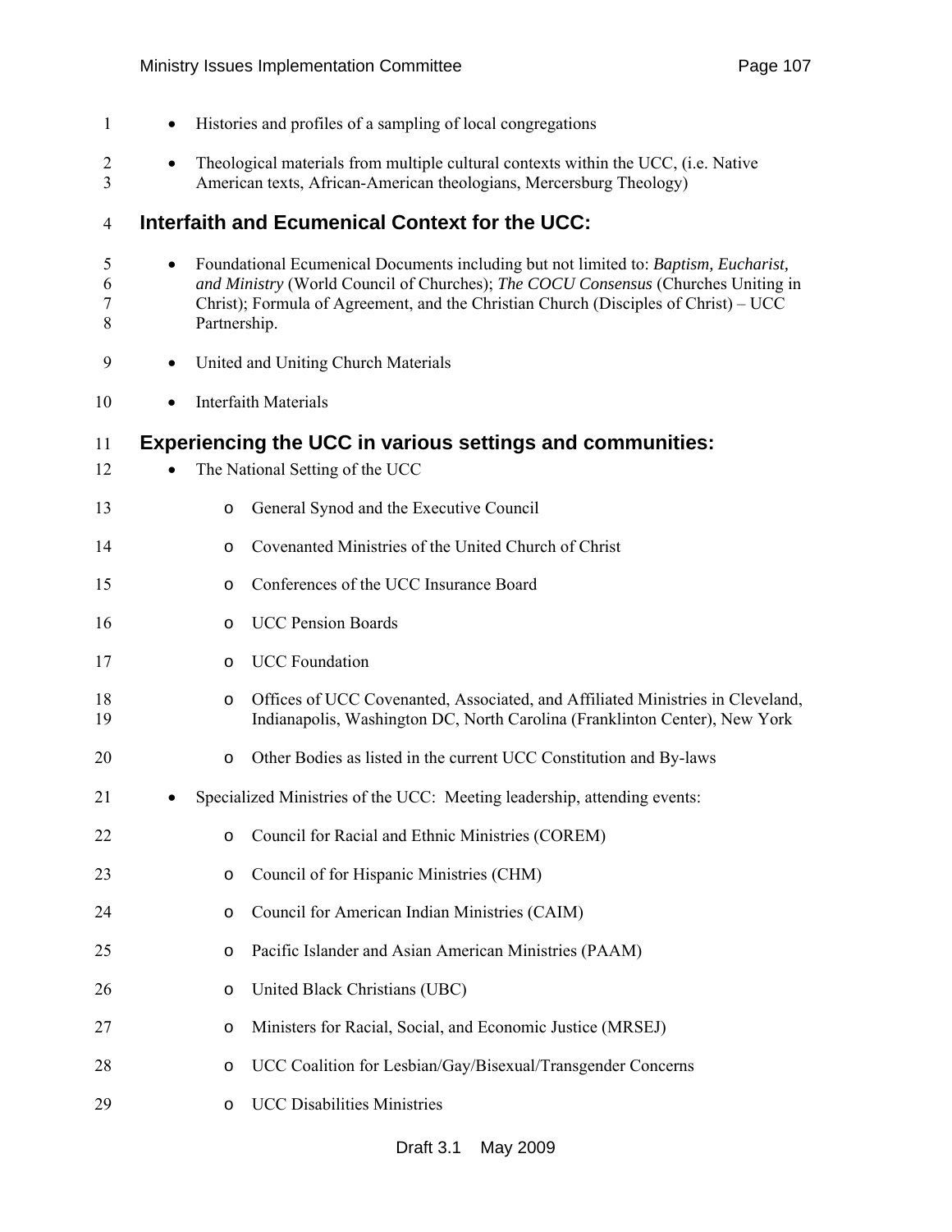- Histories and profiles of a sampling of local congregations
- Theological materials from multiple cultural contexts within the UCC, (i.e. Native American texts, African-American theologians, Mercersburg Theology)

## Interfaith and Ecumenical Context for the UCC:

- Foundational Ecumenical Documents including but not limited to: *Baptism, Eucharist, and Ministry* (World Council of Churches); *The COCU Consensus* (Churches Uniting in Christ); Formula of Agreement, and the Christian Church (Disciples of Christ) – UCC Partnership.
- United and Uniting Church Materials
- Interfaith Materials

## Experiencing the UCC in various settings and communities:

- The National Setting of the UCC
  - General Synod and the Executive Council
  - Covenanted Ministries of the United Church of Christ
  - Conferences of the UCC Insurance Board
  - UCC Pension Boards
  - UCC Foundation
  - Offices of UCC Covenanted, Associated, and Affiliated Ministries in Cleveland, Indianapolis, Washington DC, North Carolina (Franklinton Center), New York
  - Other Bodies as listed in the current UCC Constitution and By-laws
- Specialized Ministries of the UCC: Meeting leadership, attending events:
  - Council for Racial and Ethnic Ministries (COREM)
  - Council of for Hispanic Ministries (CHM)
  - Council for American Indian Ministries (CAIM)
  - Pacific Islander and Asian American Ministries (PAAM)
  - United Black Christians (UBC)
  - Ministers for Racial, Social, and Economic Justice (MRSEJ)
  - UCC Coalition for Lesbian/Gay/Bisexual/Transgender Concerns
  - UCC Disabilities Ministries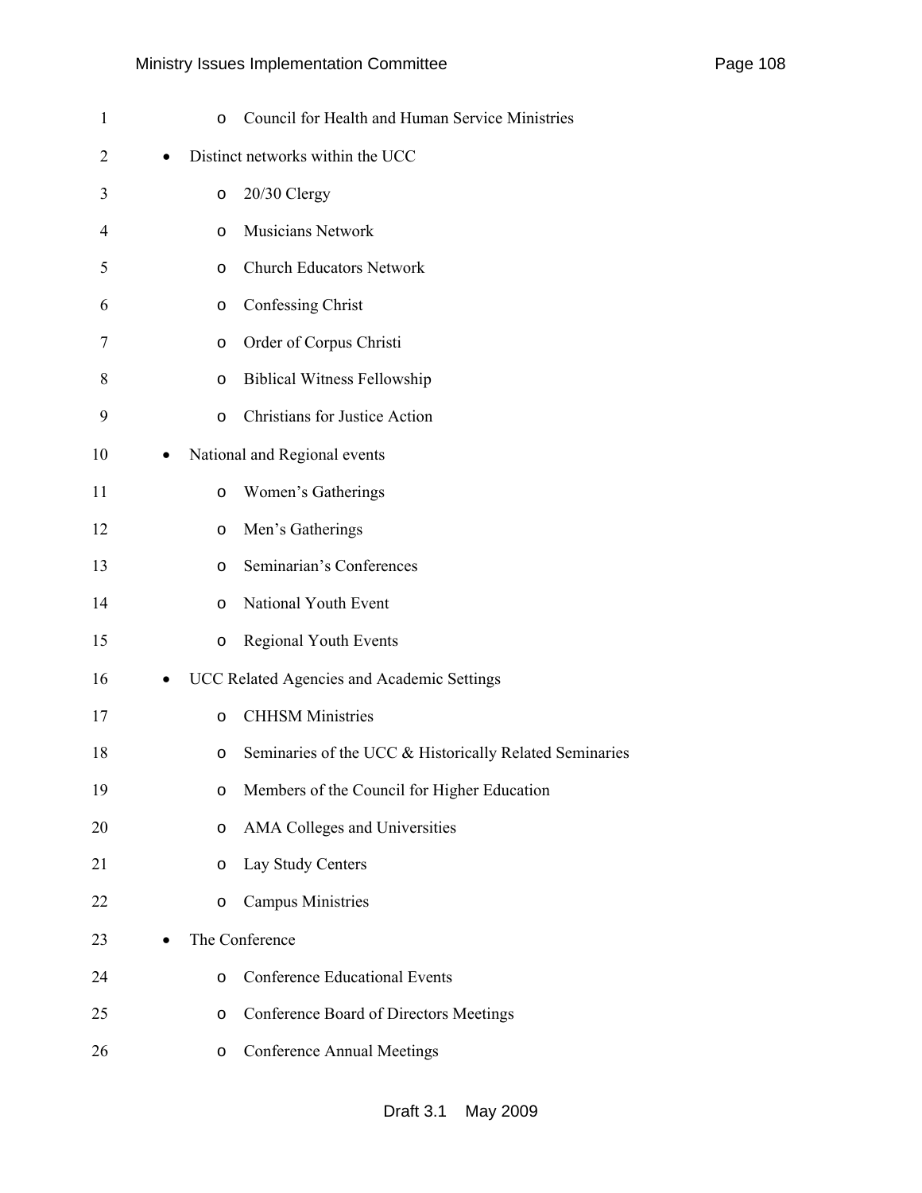- Council for Health and Human Service Ministries
- Distinct networks within the UCC
    - 20/30 Clergy
    - Musicians Network
    - Church Educators Network
    - Confessing Christ
    - Order of Corpus Christi
    - Biblical Witness Fellowship
    - Christians for Justice Action
- National and Regional events
    - Women's Gatherings
    - Men's Gatherings
    - Seminarian's Conferences
    - National Youth Event
    - Regional Youth Events
- UCC Related Agencies and Academic Settings
    - CHHSM Ministries
    - Seminaries of the UCC & Historically Related Seminaries
    - Members of the Council for Higher Education
    - AMA Colleges and Universities
    - Lay Study Centers
    - Campus Ministries
- The Conference
    - Conference Educational Events
    - Conference Board of Directors Meetings
    - Conference Annual Meetings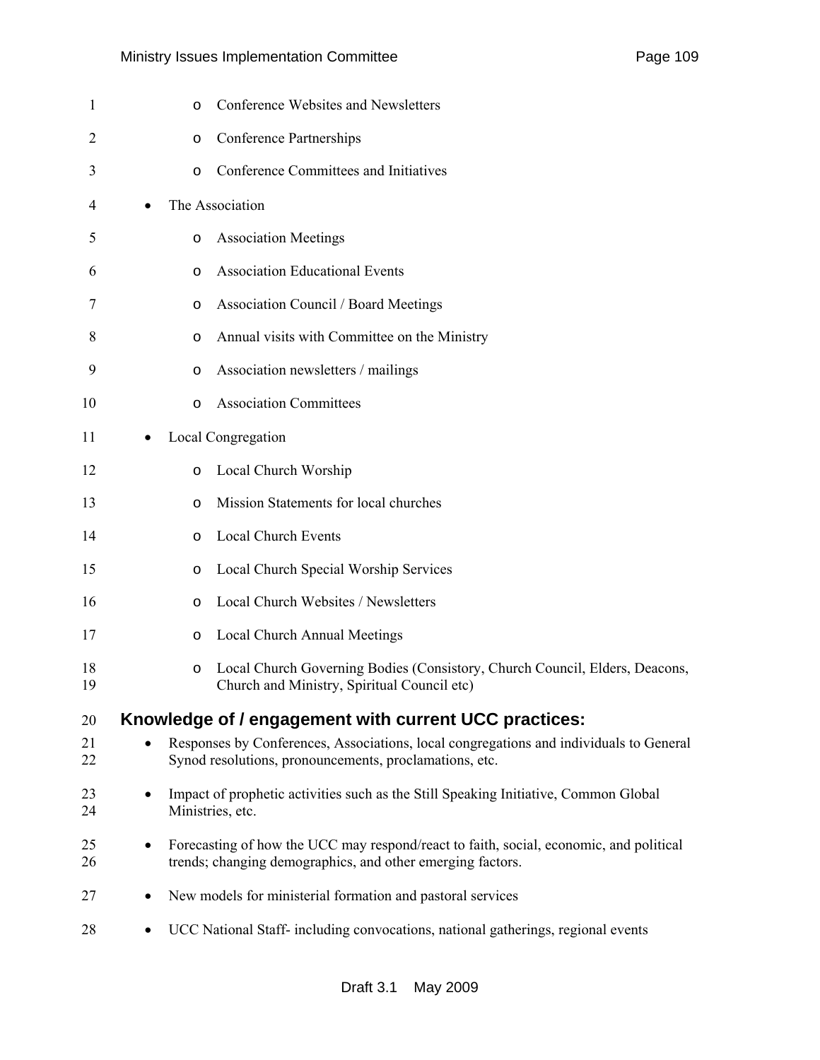- Conference Websites and Newsletters
    - Conference Partnerships
    - Conference Committees and Initiatives
- The Association
    - Association Meetings
    - Association Educational Events
    - Association Council / Board Meetings
    - Annual visits with Committee on the Ministry
    - Association newsletters / mailings
    - Association Committees
- Local Congregation
    - Local Church Worship
    - Mission Statements for local churches
    - Local Church Events
    - Local Church Special Worship Services
    - Local Church Websites / Newsletters
    - Local Church Annual Meetings
    - Local Church Governing Bodies (Consistory, Church Council, Elders, Deacons, Church and Ministry, Spiritual Council etc)

## Knowledge of / engagement with current UCC practices:

- Responses by Conferences, Associations, local congregations and individuals to General Synod resolutions, pronouncements, proclamations, etc.
- Impact of prophetic activities such as the Still Speaking Initiative, Common Global Ministries, etc.
- Forecasting of how the UCC may respond/react to faith, social, economic, and political trends; changing demographics, and other emerging factors.
- New models for ministerial formation and pastoral services
- UCC National Staff- including convocations, national gatherings, regional events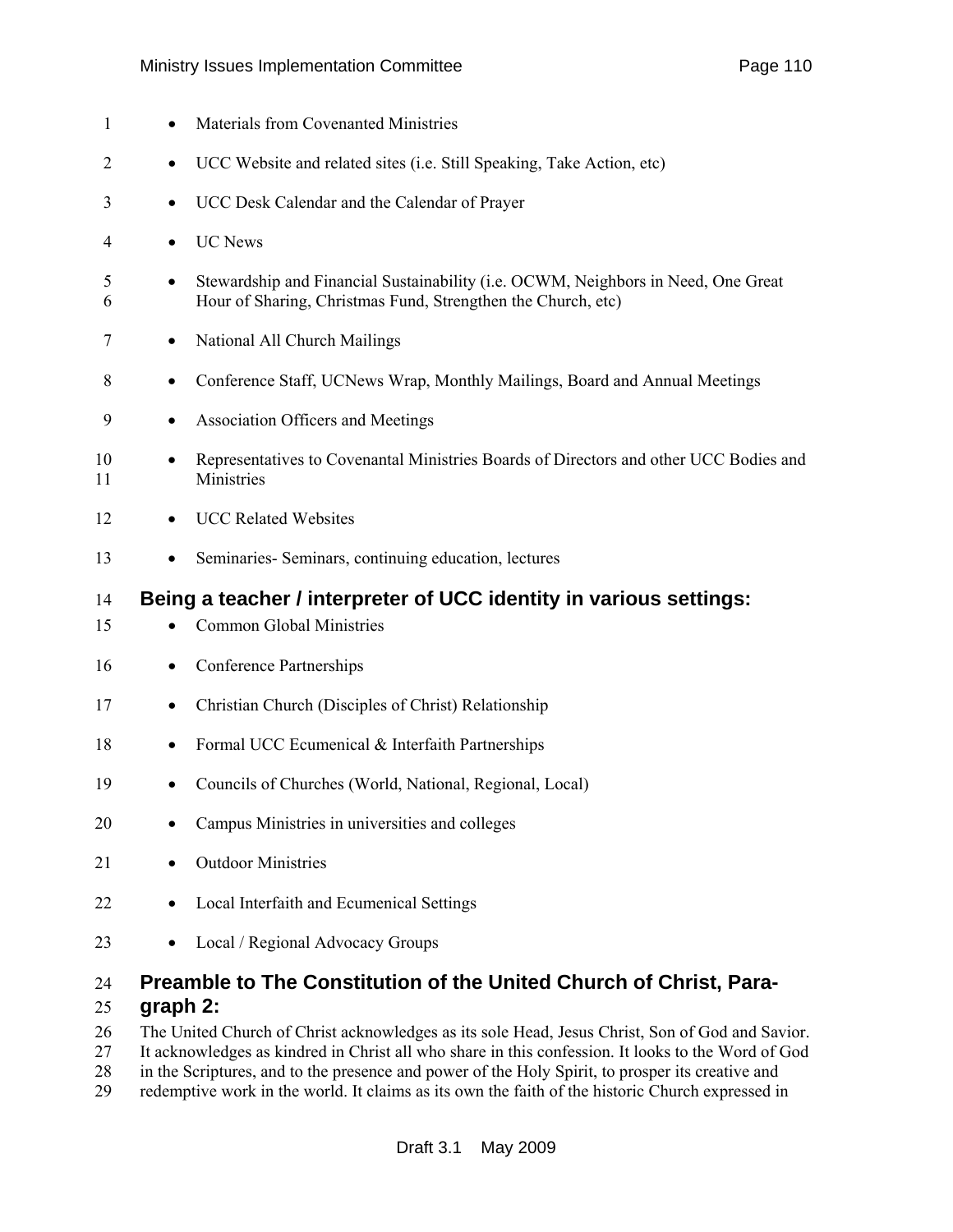- Materials from Covenanted Ministries
- UCC Website and related sites (i.e. Still Speaking, Take Action, etc)
- UCC Desk Calendar and the Calendar of Prayer
- UC News
- Stewardship and Financial Sustainability (i.e. OCWM, Neighbors in Need, One Great Hour of Sharing, Christmas Fund, Strengthen the Church, etc)
- National All Church Mailings
- Conference Staff, UCNews Wrap, Monthly Mailings, Board and Annual Meetings
- Association Officers and Meetings
- Representatives to Covenantal Ministries Boards of Directors and other UCC Bodies and Ministries
- UCC Related Websites
- Seminaries- Seminars, continuing education, lectures

## Being a teacher / interpreter of UCC identity in various settings:

- Common Global Ministries
- Conference Partnerships
- Christian Church (Disciples of Christ) Relationship
- Formal UCC Ecumenical & Interfaith Partnerships
- Councils of Churches (World, National, Regional, Local)
- Campus Ministries in universities and colleges
- Outdoor Ministries
- Local Interfaith and Ecumenical Settings
- Local / Regional Advocacy Groups

## Preamble to The Constitution of the United Church of Christ, Paragraph 2:

The United Church of Christ acknowledges as its sole Head, Jesus Christ, Son of God and Savior. It acknowledges as kindred in Christ all who share in this confession. It looks to the Word of God in the Scriptures, and to the presence and power of the Holy Spirit, to prosper its creative and redemptive work in the world. It claims as its own the faith of the historic Church expressed in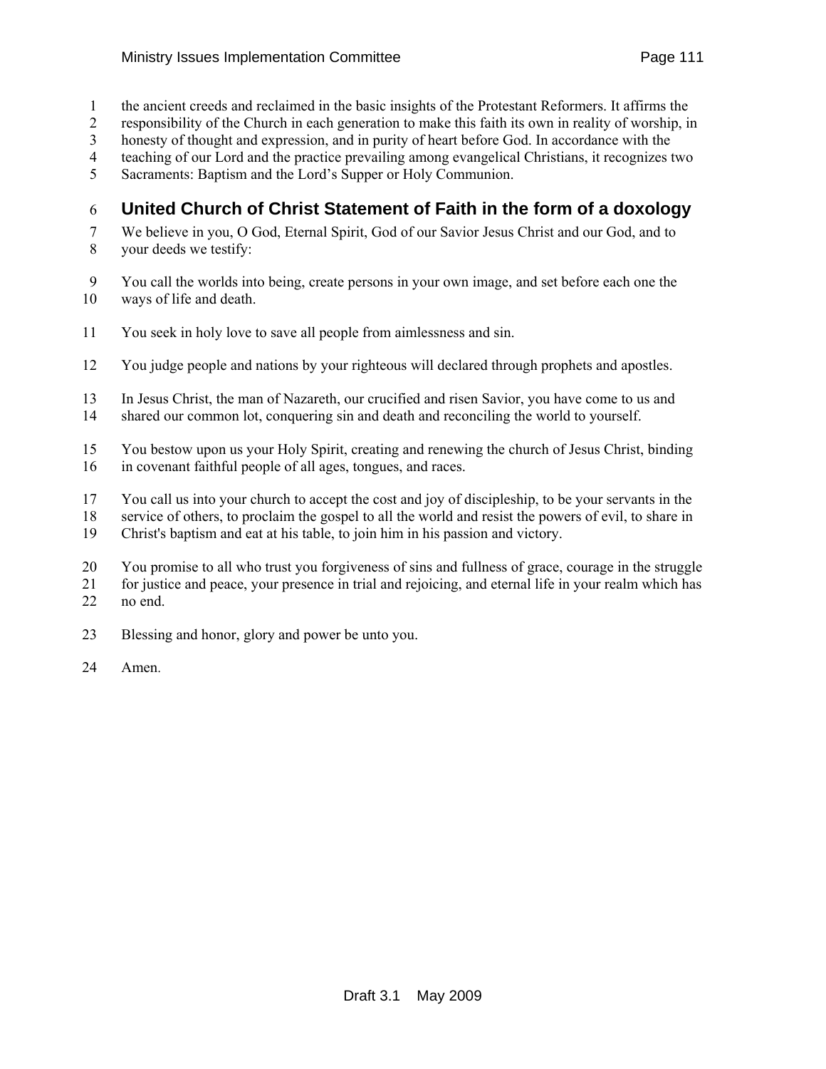the ancient creeds and reclaimed in the basic insights of the Protestant Reformers. It affirms the responsibility of the Church in each generation to make this faith its own in reality of worship, in honesty of thought and expression, and in purity of heart before God. In accordance with the teaching of our Lord and the practice prevailing among evangelical Christians, it recognizes two Sacraments: Baptism and the Lord's Supper or Holy Communion.

## United Church of Christ Statement of Faith in the form of a doxology

We believe in you, O God, Eternal Spirit, God of our Savior Jesus Christ and our God, and to your deeds we testify:

You call the worlds into being, create persons in your own image, and set before each one the ways of life and death.

You seek in holy love to save all people from aimlessness and sin.

You judge people and nations by your righteous will declared through prophets and apostles.

In Jesus Christ, the man of Nazareth, our crucified and risen Savior, you have come to us and shared our common lot, conquering sin and death and reconciling the world to yourself.

You bestow upon us your Holy Spirit, creating and renewing the church of Jesus Christ, binding in covenant faithful people of all ages, tongues, and races.

You call us into your church to accept the cost and joy of discipleship, to be your servants in the service of others, to proclaim the gospel to all the world and resist the powers of evil, to share in Christ's baptism and eat at his table, to join him in his passion and victory.

You promise to all who trust you forgiveness of sins and fullness of grace, courage in the struggle for justice and peace, your presence in trial and rejoicing, and eternal life in your realm which has no end.

Blessing and honor, glory and power be unto you.

Amen.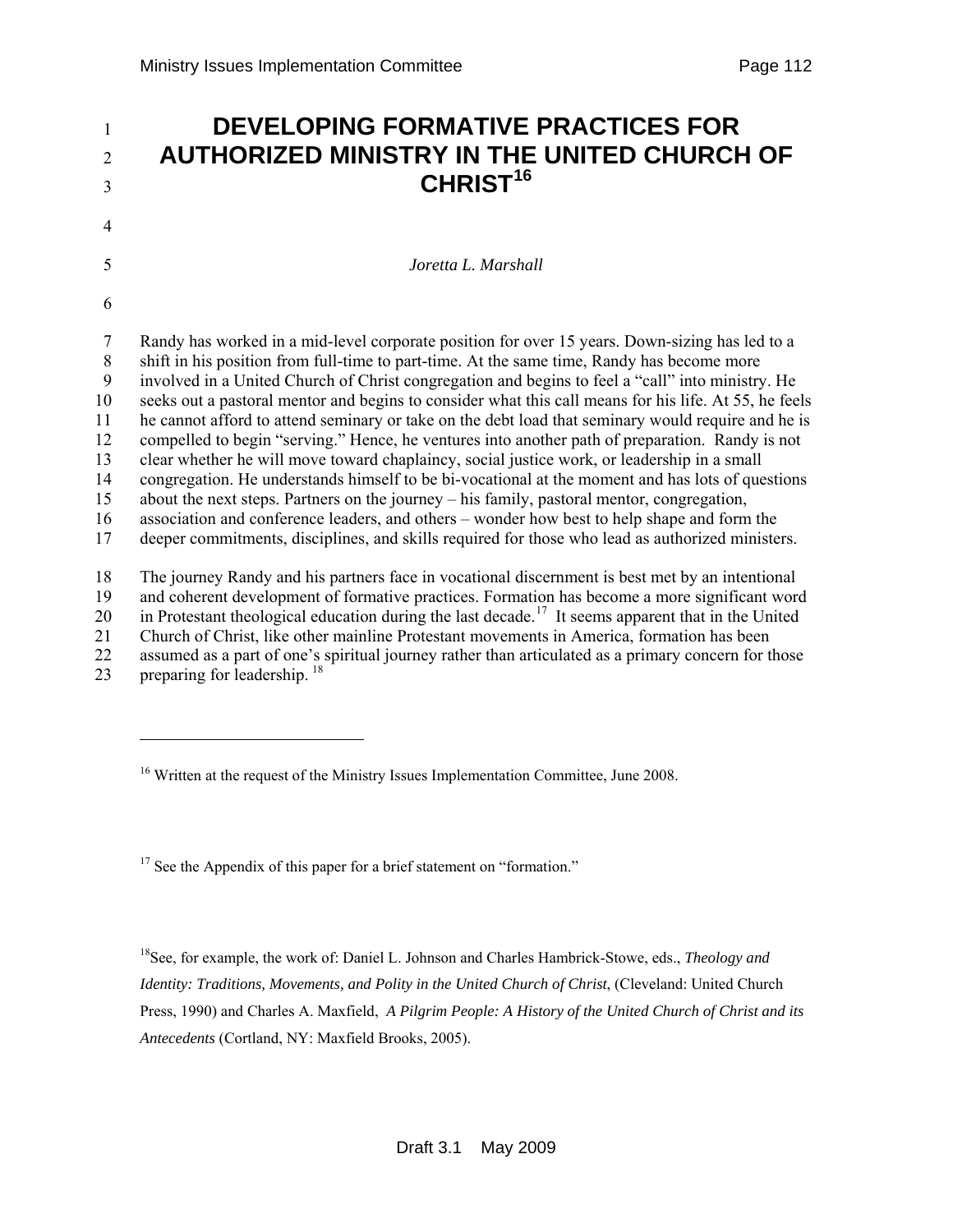# DEVELOPING FORMATIVE PRACTICES FOR AUTHORIZED MINISTRY IN THE UNITED CHURCH OF CHRIST[16]

*Joretta L. Marshall*

Randy has worked in a mid-level corporate position for over 15 years. Down-sizing has led to a shift in his position from full-time to part-time. At the same time, Randy has become more involved in a United Church of Christ congregation and begins to feel a "call" into ministry. He seeks out a pastoral mentor and begins to consider what this call means for his life. At 55, he feels he cannot afford to attend seminary or take on the debt load that seminary would require and he is compelled to begin "serving." Hence, he ventures into another path of preparation. Randy is not clear whether he will move toward chaplaincy, social justice work, or leadership in a small congregation. He understands himself to be bi-vocational at the moment and has lots of questions about the next steps. Partners on the journey – his family, pastoral mentor, congregation, association and conference leaders, and others – wonder how best to help shape and form the deeper commitments, disciplines, and skills required for those who lead as authorized ministers.

The journey Randy and his partners face in vocational discernment is best met by an intentional and coherent development of formative practices. Formation has become a more significant word in Protestant theological education during the last decade.[17] It seems apparent that in the United Church of Christ, like other mainline Protestant movements in America, formation has been assumed as a part of one's spiritual journey rather than articulated as a primary concern for those preparing for leadership. [18]

---

[16] Written at the request of the Ministry Issues Implementation Committee, June 2008.

[17] See the Appendix of this paper for a brief statement on "formation."

[18] See, for example, the work of: Daniel L. Johnson and Charles Hambrick-Stowe, eds., *Theology and Identity: Traditions, Movements, and Polity in the United Church of Christ*, (Cleveland: United Church Press, 1990) and Charles A. Maxfield, *A Pilgrim People: A History of the United Church of Christ and its Antecedents* (Cortland, NY: Maxfield Brooks, 2005).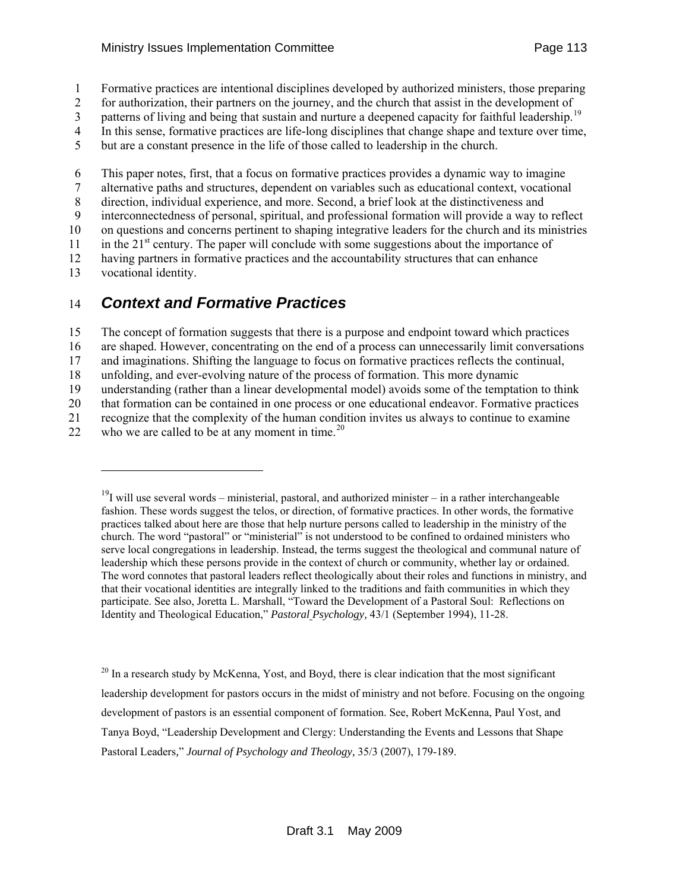Formative practices are intentional disciplines developed by authorized ministers, those preparing for authorization, their partners on the journey, and the church that assist in the development of patterns of living and being that sustain and nurture a deepened capacity for faithful leadership.[19] In this sense, formative practices are life-long disciplines that change shape and texture over time, but are a constant presence in the life of those called to leadership in the church.

This paper notes, first, that a focus on formative practices provides a dynamic way to imagine alternative paths and structures, dependent on variables such as educational context, vocational direction, individual experience, and more. Second, a brief look at the distinctiveness and interconnectedness of personal, spiritual, and professional formation will provide a way to reflect on questions and concerns pertinent to shaping integrative leaders for the church and its ministries in the 21st century. The paper will conclude with some suggestions about the importance of having partners in formative practices and the accountability structures that can enhance vocational identity.

## *Context and Formative Practices*

The concept of formation suggests that there is a purpose and endpoint toward which practices are shaped. However, concentrating on the end of a process can unnecessarily limit conversations and imaginations. Shifting the language to focus on formative practices reflects the continual, unfolding, and ever-evolving nature of the process of formation. This more dynamic understanding (rather than a linear developmental model) avoids some of the temptation to think that formation can be contained in one process or one educational endeavor. Formative practices recognize that the complexity of the human condition invites us always to continue to examine who we are called to be at any moment in time.[20]

---

[19] I will use several words – ministerial, pastoral, and authorized minister – in a rather interchangeable fashion. These words suggest the telos, or direction, of formative practices. In other words, the formative practices talked about here are those that help nurture persons called to leadership in the ministry of the church. The word "pastoral" or "ministerial" is not understood to be confined to ordained ministers who serve local congregations in leadership. Instead, the terms suggest the theological and communal nature of leadership which these persons provide in the context of church or community, whether lay or ordained. The word connotes that pastoral leaders reflect theologically about their roles and functions in ministry, and that their vocational identities are integrally linked to the traditions and faith communities in which they participate. See also, Joretta L. Marshall, "Toward the Development of a Pastoral Soul: Reflections on Identity and Theological Education," *Pastoral Psychology,* 43/1 (September 1994), 11-28.

[20] In a research study by McKenna, Yost, and Boyd, there is clear indication that the most significant leadership development for pastors occurs in the midst of ministry and not before. Focusing on the ongoing development of pastors is an essential component of formation. See, Robert McKenna, Paul Yost, and Tanya Boyd, "Leadership Development and Clergy: Understanding the Events and Lessons that Shape Pastoral Leaders," *Journal of Psychology and Theology,* 35/3 (2007), 179-189.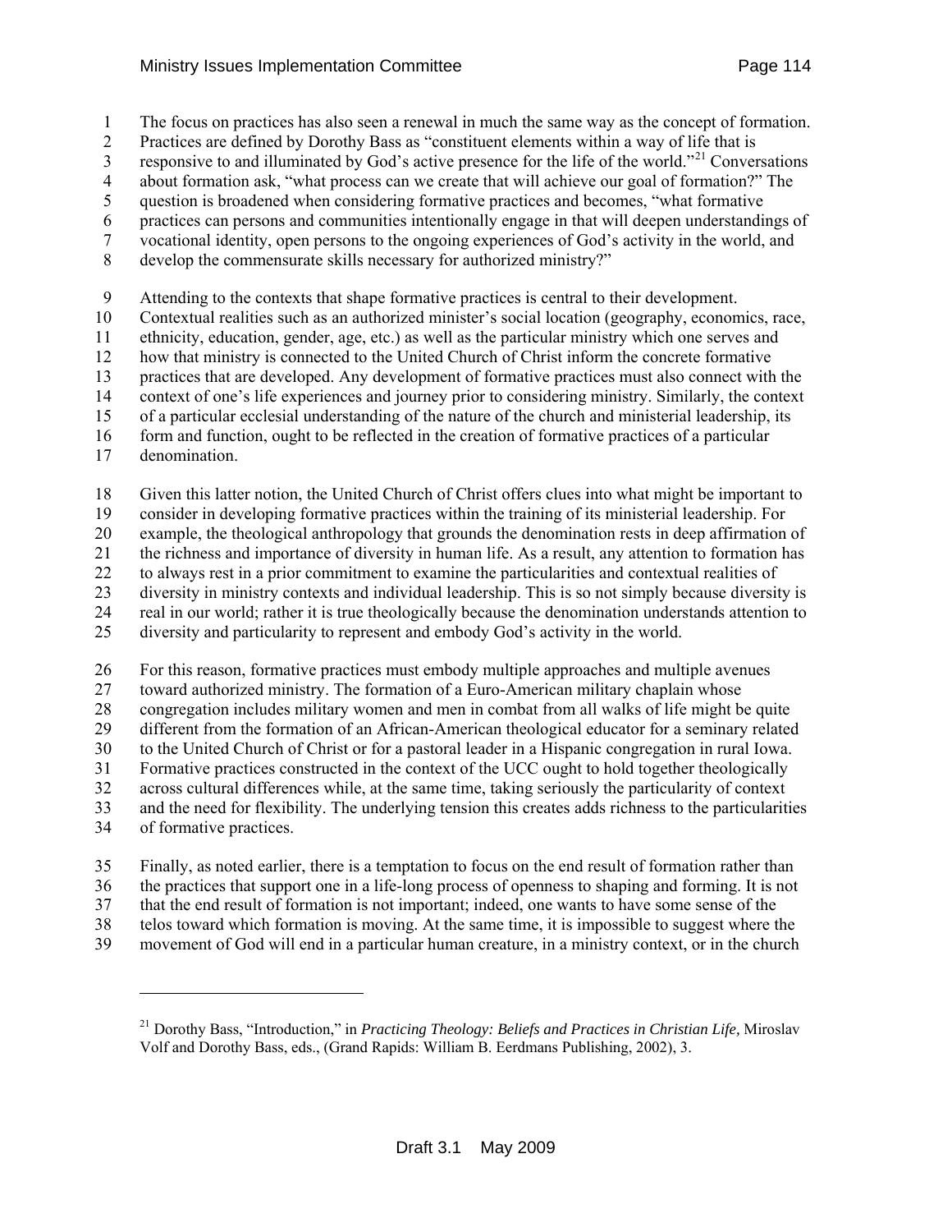The focus on practices has also seen a renewal in much the same way as the concept of formation. Practices are defined by Dorothy Bass as "constituent elements within a way of life that is responsive to and illuminated by God's active presence for the life of the world."[21] Conversations about formation ask, "what process can we create that will achieve our goal of formation?" The question is broadened when considering formative practices and becomes, "what formative practices can persons and communities intentionally engage in that will deepen understandings of vocational identity, open persons to the ongoing experiences of God's activity in the world, and develop the commensurate skills necessary for authorized ministry?"

Attending to the contexts that shape formative practices is central to their development. Contextual realities such as an authorized minister's social location (geography, economics, race, ethnicity, education, gender, age, etc.) as well as the particular ministry which one serves and how that ministry is connected to the United Church of Christ inform the concrete formative practices that are developed. Any development of formative practices must also connect with the context of one's life experiences and journey prior to considering ministry. Similarly, the context of a particular ecclesial understanding of the nature of the church and ministerial leadership, its form and function, ought to be reflected in the creation of formative practices of a particular denomination.

Given this latter notion, the United Church of Christ offers clues into what might be important to consider in developing formative practices within the training of its ministerial leadership. For example, the theological anthropology that grounds the denomination rests in deep affirmation of the richness and importance of diversity in human life. As a result, any attention to formation has to always rest in a prior commitment to examine the particularities and contextual realities of diversity in ministry contexts and individual leadership. This is so not simply because diversity is real in our world; rather it is true theologically because the denomination understands attention to diversity and particularity to represent and embody God's activity in the world.

For this reason, formative practices must embody multiple approaches and multiple avenues toward authorized ministry. The formation of a Euro-American military chaplain whose congregation includes military women and men in combat from all walks of life might be quite different from the formation of an African-American theological educator for a seminary related to the United Church of Christ or for a pastoral leader in a Hispanic congregation in rural Iowa. Formative practices constructed in the context of the UCC ought to hold together theologically across cultural differences while, at the same time, taking seriously the particularity of context and the need for flexibility. The underlying tension this creates adds richness to the particularities of formative practices.

Finally, as noted earlier, there is a temptation to focus on the end result of formation rather than the practices that support one in a life-long process of openness to shaping and forming. It is not that the end result of formation is not important; indeed, one wants to have some sense of the telos toward which formation is moving. At the same time, it is impossible to suggest where the movement of God will end in a particular human creature, in a ministry context, or in the church

[21] Dorothy Bass, "Introduction," in *Practicing Theology: Beliefs and Practices in Christian Life,* Miroslav Volf and Dorothy Bass, eds., (Grand Rapids: William B. Eerdmans Publishing, 2002), 3.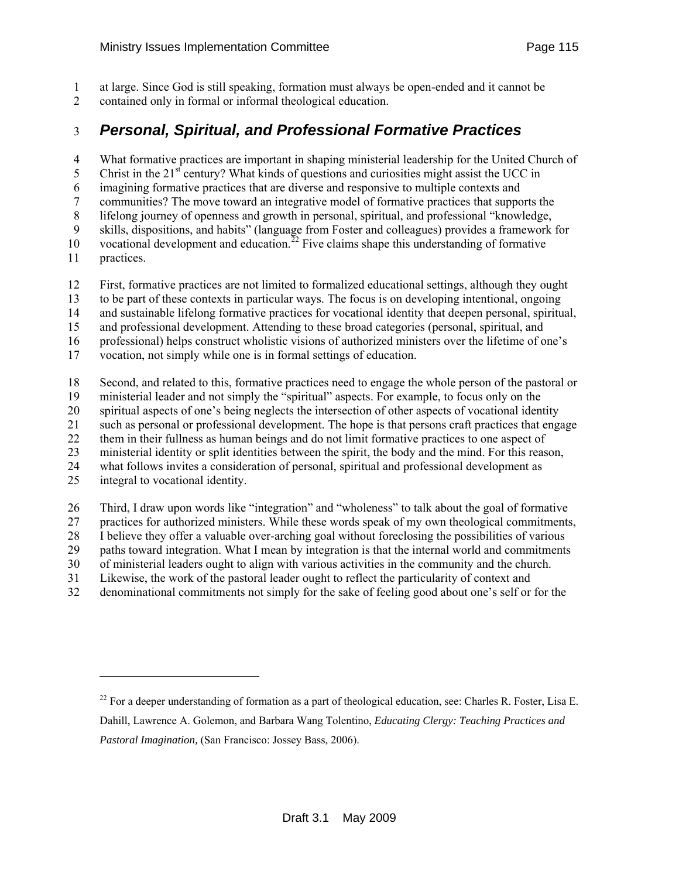at large. Since God is still speaking, formation must always be open-ended and it cannot be contained only in formal or informal theological education.

## *Personal, Spiritual, and Professional Formative Practices*

What formative practices are important in shaping ministerial leadership for the United Church of Christ in the 21st century? What kinds of questions and curiosities might assist the UCC in imagining formative practices that are diverse and responsive to multiple contexts and communities? The move toward an integrative model of formative practices that supports the lifelong journey of openness and growth in personal, spiritual, and professional "knowledge, skills, dispositions, and habits" (language from Foster and colleagues) provides a framework for vocational development and education.[22] Five claims shape this understanding of formative practices.

First, formative practices are not limited to formalized educational settings, although they ought to be part of these contexts in particular ways. The focus is on developing intentional, ongoing and sustainable lifelong formative practices for vocational identity that deepen personal, spiritual, and professional development. Attending to these broad categories (personal, spiritual, and professional) helps construct wholistic visions of authorized ministers over the lifetime of one's vocation, not simply while one is in formal settings of education.

Second, and related to this, formative practices need to engage the whole person of the pastoral or ministerial leader and not simply the "spiritual" aspects. For example, to focus only on the spiritual aspects of one's being neglects the intersection of other aspects of vocational identity such as personal or professional development. The hope is that persons craft practices that engage them in their fullness as human beings and do not limit formative practices to one aspect of ministerial identity or split identities between the spirit, the body and the mind. For this reason, what follows invites a consideration of personal, spiritual and professional development as integral to vocational identity.

Third, I draw upon words like "integration" and "wholeness" to talk about the goal of formative practices for authorized ministers. While these words speak of my own theological commitments, I believe they offer a valuable over-arching goal without foreclosing the possibilities of various paths toward integration. What I mean by integration is that the internal world and commitments of ministerial leaders ought to align with various activities in the community and the church. Likewise, the work of the pastoral leader ought to reflect the particularity of context and denominational commitments not simply for the sake of feeling good about one's self or for the

---

[22] For a deeper understanding of formation as a part of theological education, see: Charles R. Foster, Lisa E. Dahill, Lawrence A. Golemon, and Barbara Wang Tolentino, *Educating Clergy: Teaching Practices and Pastoral Imagination,* (San Francisco: Jossey Bass, 2006).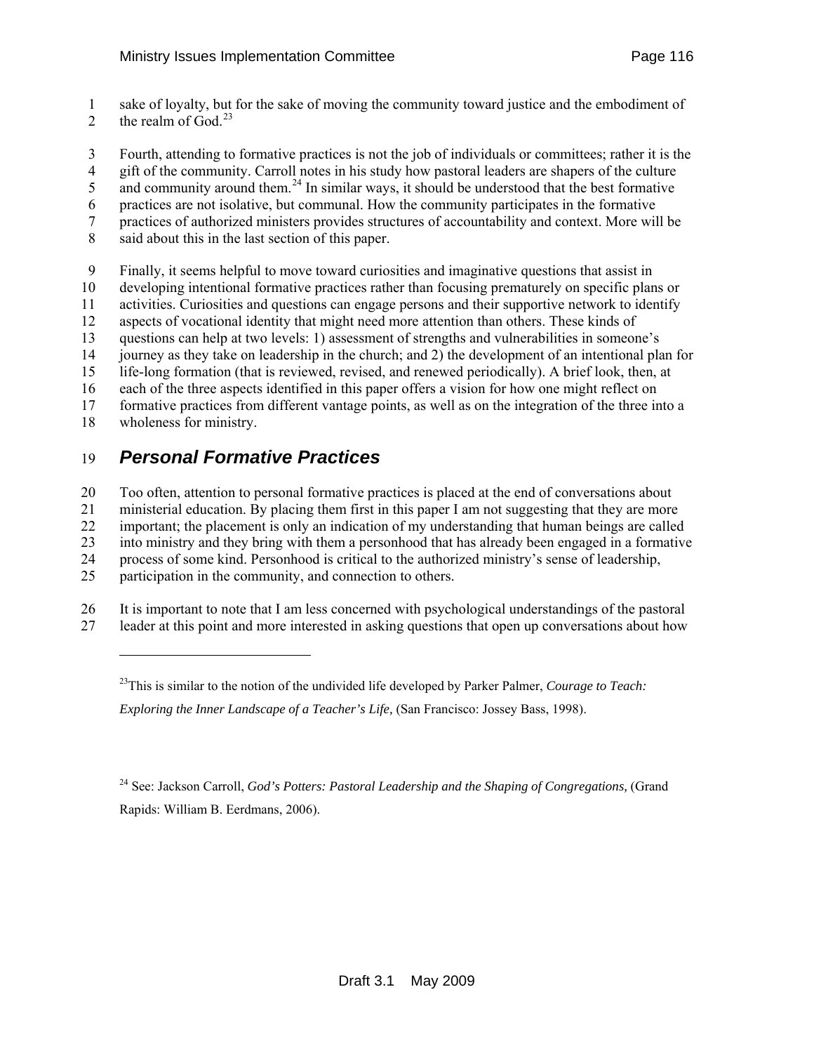sake of loyalty, but for the sake of moving the community toward justice and the embodiment of the realm of God.[23]

Fourth, attending to formative practices is not the job of individuals or committees; rather it is the gift of the community. Carroll notes in his study how pastoral leaders are shapers of the culture and community around them.[24] In similar ways, it should be understood that the best formative practices are not isolative, but communal. How the community participates in the formative practices of authorized ministers provides structures of accountability and context. More will be said about this in the last section of this paper.

Finally, it seems helpful to move toward curiosities and imaginative questions that assist in developing intentional formative practices rather than focusing prematurely on specific plans or activities. Curiosities and questions can engage persons and their supportive network to identify aspects of vocational identity that might need more attention than others. These kinds of questions can help at two levels: 1) assessment of strengths and vulnerabilities in someone's journey as they take on leadership in the church; and 2) the development of an intentional plan for life-long formation (that is reviewed, revised, and renewed periodically). A brief look, then, at each of the three aspects identified in this paper offers a vision for how one might reflect on formative practices from different vantage points, as well as on the integration of the three into a wholeness for ministry.

## *Personal Formative Practices*

Too often, attention to personal formative practices is placed at the end of conversations about ministerial education. By placing them first in this paper I am not suggesting that they are more important; the placement is only an indication of my understanding that human beings are called into ministry and they bring with them a personhood that has already been engaged in a formative process of some kind. Personhood is critical to the authorized ministry's sense of leadership, participation in the community, and connection to others.

It is important to note that I am less concerned with psychological understandings of the pastoral leader at this point and more interested in asking questions that open up conversations about how

---

[23] This is similar to the notion of the undivided life developed by Parker Palmer, *Courage to Teach: Exploring the Inner Landscape of a Teacher's Life,* (San Francisco: Jossey Bass, 1998).

[24] See: Jackson Carroll, *God's Potters: Pastoral Leadership and the Shaping of Congregations,* (Grand Rapids: William B. Eerdmans, 2006).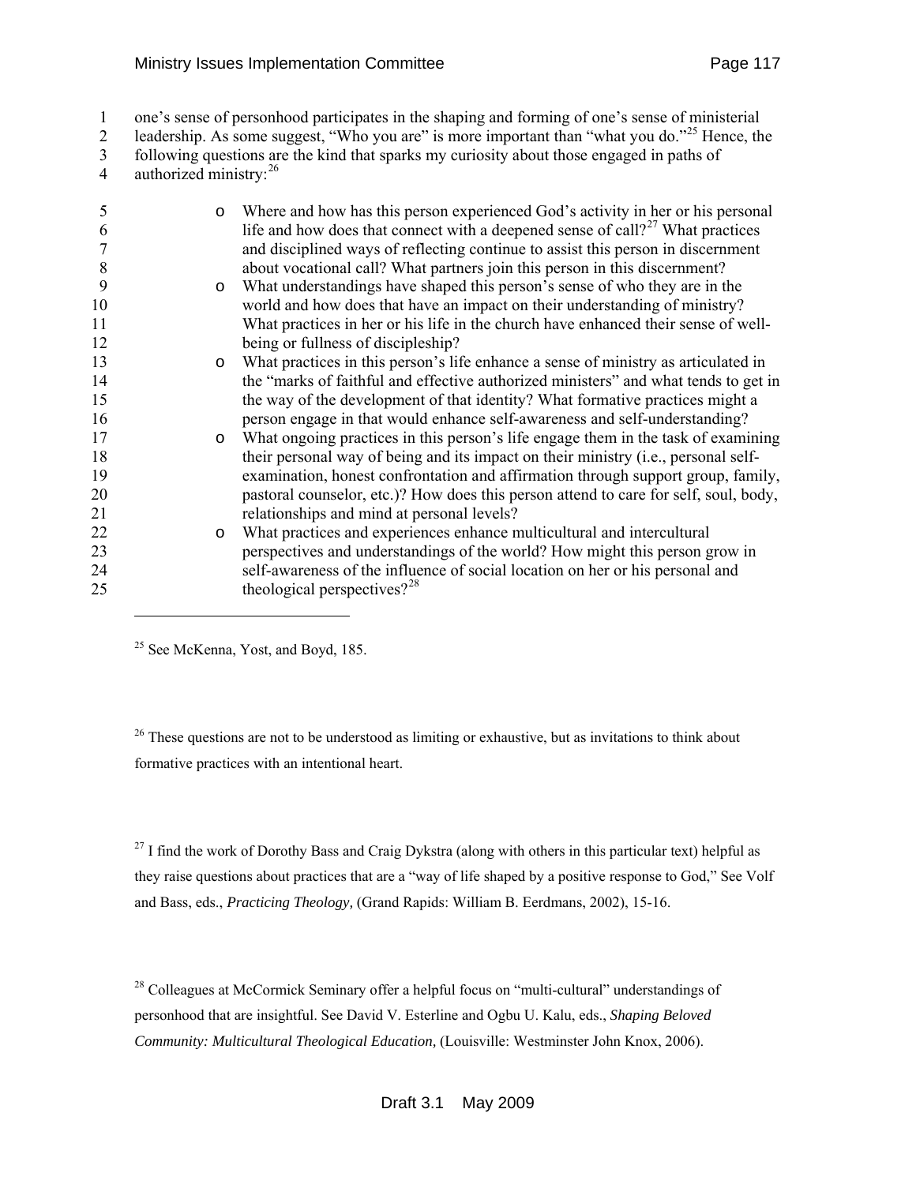one's sense of personhood participates in the shaping and forming of one's sense of ministerial leadership. As some suggest, "Who you are" is more important than "what you do."[25] Hence, the following questions are the kind that sparks my curiosity about those engaged in paths of authorized ministry:[26]

- Where and how has this person experienced God's activity in her or his personal life and how does that connect with a deepened sense of call?[27] What practices and disciplined ways of reflecting continue to assist this person in discernment about vocational call? What partners join this person in this discernment?
- What understandings have shaped this person's sense of who they are in the world and how does that have an impact on their understanding of ministry? What practices in her or his life in the church have enhanced their sense of well-being or fullness of discipleship?
- What practices in this person's life enhance a sense of ministry as articulated in the "marks of faithful and effective authorized ministers" and what tends to get in the way of the development of that identity? What formative practices might a person engage in that would enhance self-awareness and self-understanding?
- What ongoing practices in this person's life engage them in the task of examining their personal way of being and its impact on their ministry (i.e., personal self-examination, honest confrontation and affirmation through support group, family, pastoral counselor, etc.)? How does this person attend to care for self, soul, body, relationships and mind at personal levels?
- What practices and experiences enhance multicultural and intercultural perspectives and understandings of the world? How might this person grow in self-awareness of the influence of social location on her or his personal and theological perspectives?[28]

---

[25] See McKenna, Yost, and Boyd, 185.

[26] These questions are not to be understood as limiting or exhaustive, but as invitations to think about formative practices with an intentional heart.

[27] I find the work of Dorothy Bass and Craig Dykstra (along with others in this particular text) helpful as they raise questions about practices that are a "way of life shaped by a positive response to God," See Volf and Bass, eds., *Practicing Theology,* (Grand Rapids: William B. Eerdmans, 2002), 15-16.

[28] Colleagues at McCormick Seminary offer a helpful focus on "multi-cultural" understandings of personhood that are insightful. See David V. Esterline and Ogbu U. Kalu, eds., *Shaping Beloved Community: Multicultural Theological Education,* (Louisville: Westminster John Knox, 2006).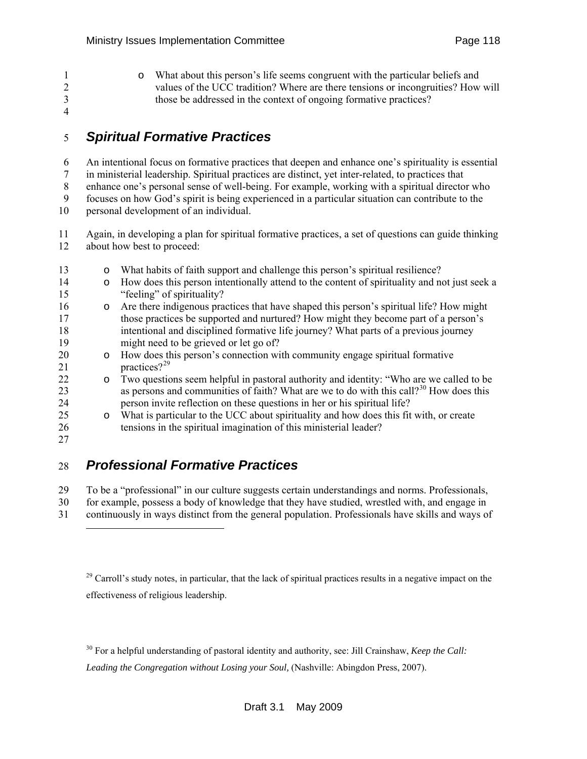- What about this person's life seems congruent with the particular beliefs and values of the UCC tradition? Where are there tensions or incongruities? How will those be addressed in the context of ongoing formative practices?

## *Spiritual Formative Practices*

An intentional focus on formative practices that deepen and enhance one's spirituality is essential in ministerial leadership. Spiritual practices are distinct, yet inter-related, to practices that enhance one's personal sense of well-being. For example, working with a spiritual director who focuses on how God's spirit is being experienced in a particular situation can contribute to the personal development of an individual.

Again, in developing a plan for spiritual formative practices, a set of questions can guide thinking about how best to proceed:

- What habits of faith support and challenge this person's spiritual resilience?
- How does this person intentionally attend to the content of spirituality and not just seek a "feeling" of spirituality?
- Are there indigenous practices that have shaped this person's spiritual life? How might those practices be supported and nurtured? How might they become part of a person's intentional and disciplined formative life journey? What parts of a previous journey might need to be grieved or let go of?
- How does this person's connection with community engage spiritual formative practices?[29]
- Two questions seem helpful in pastoral authority and identity: "Who are we called to be as persons and communities of faith? What are we to do with this call?[30] How does this person invite reflection on these questions in her or his spiritual life?
- What is particular to the UCC about spirituality and how does this fit with, or create tensions in the spiritual imagination of this ministerial leader?

## *Professional Formative Practices*

To be a "professional" in our culture suggests certain understandings and norms. Professionals, for example, possess a body of knowledge that they have studied, wrestled with, and engage in continuously in ways distinct from the general population. Professionals have skills and ways of

---

[29] Carroll's study notes, in particular, that the lack of spiritual practices results in a negative impact on the effectiveness of religious leadership.

[30] For a helpful understanding of pastoral identity and authority, see: Jill Crainshaw, *Keep the Call: Leading the Congregation without Losing your Soul,* (Nashville: Abingdon Press, 2007).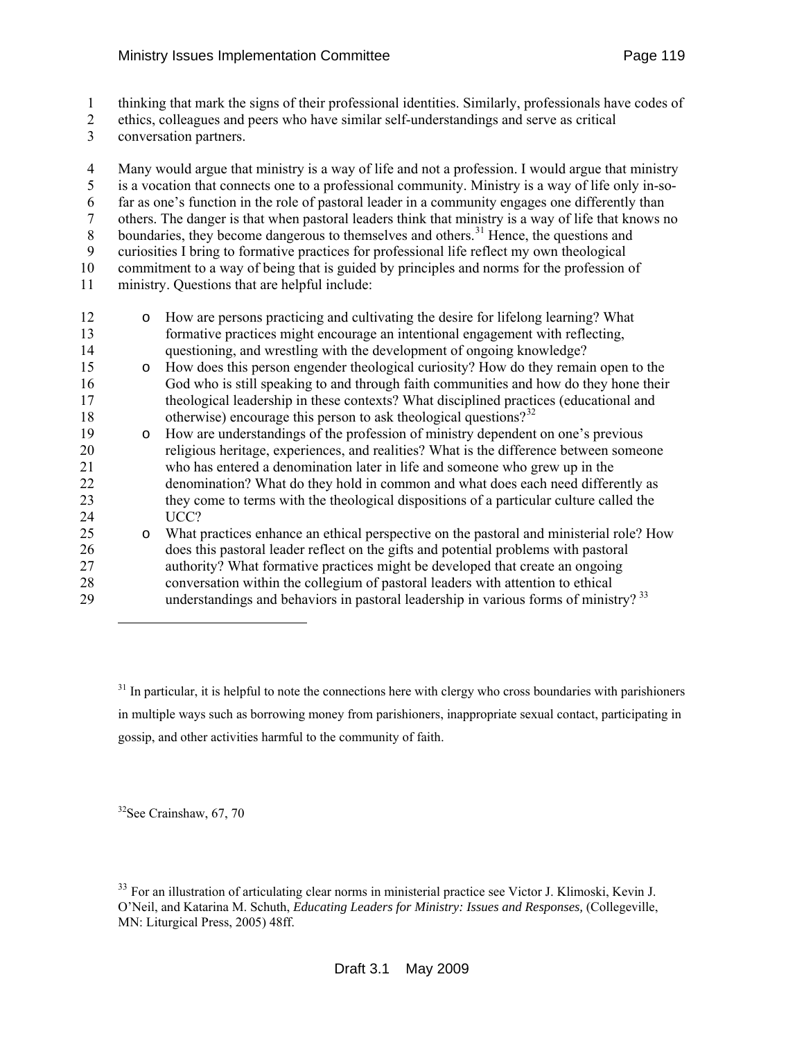thinking that mark the signs of their professional identities. Similarly, professionals have codes of ethics, colleagues and peers who have similar self-understandings and serve as critical conversation partners.

Many would argue that ministry is a way of life and not a profession. I would argue that ministry is a vocation that connects one to a professional community. Ministry is a way of life only in-so-far as one's function in the role of pastoral leader in a community engages one differently than others. The danger is that when pastoral leaders think that ministry is a way of life that knows no boundaries, they become dangerous to themselves and others.[31] Hence, the questions and curiosities I bring to formative practices for professional life reflect my own theological commitment to a way of being that is guided by principles and norms for the profession of ministry. Questions that are helpful include:

- How are persons practicing and cultivating the desire for lifelong learning? What formative practices might encourage an intentional engagement with reflecting, questioning, and wrestling with the development of ongoing knowledge?
- How does this person engender theological curiosity? How do they remain open to the God who is still speaking to and through faith communities and how do they hone their theological leadership in these contexts? What disciplined practices (educational and otherwise) encourage this person to ask theological questions?[32]
- How are understandings of the profession of ministry dependent on one's previous religious heritage, experiences, and realities? What is the difference between someone who has entered a denomination later in life and someone who grew up in the denomination? What do they hold in common and what does each need differently as they come to terms with the theological dispositions of a particular culture called the UCC?
- What practices enhance an ethical perspective on the pastoral and ministerial role? How does this pastoral leader reflect on the gifts and potential problems with pastoral authority? What formative practices might be developed that create an ongoing conversation within the collegium of pastoral leaders with attention to ethical understandings and behaviors in pastoral leadership in various forms of ministry?[33]

---

[31] In particular, it is helpful to note the connections here with clergy who cross boundaries with parishioners in multiple ways such as borrowing money from parishioners, inappropriate sexual contact, participating in gossip, and other activities harmful to the community of faith.

[32] See Crainshaw, 67, 70

[33] For an illustration of articulating clear norms in ministerial practice see Victor J. Klimoski, Kevin J. O'Neil, and Katarina M. Schuth, *Educating Leaders for Ministry: Issues and Responses,* (Collegeville, MN: Liturgical Press, 2005) 48ff.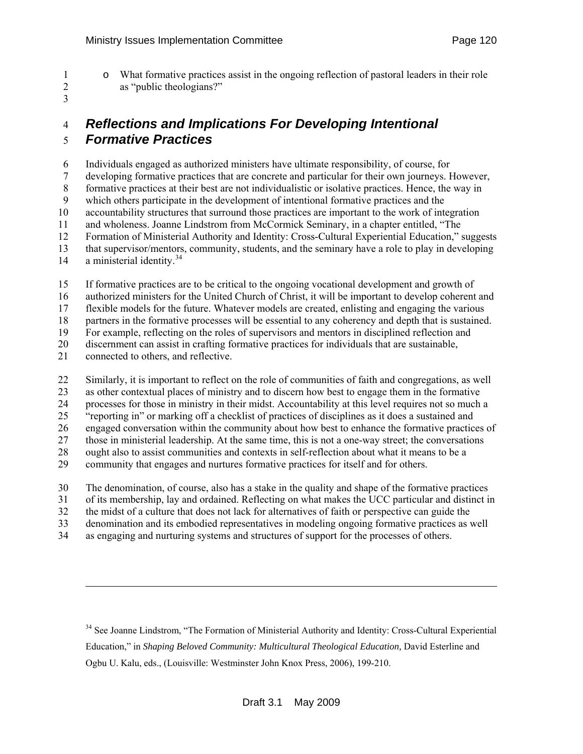- What formative practices assist in the ongoing reflection of pastoral leaders in their role as "public theologians?"

## *Reflections and Implications For Developing Intentional Formative Practices*

Individuals engaged as authorized ministers have ultimate responsibility, of course, for developing formative practices that are concrete and particular for their own journeys. However, formative practices at their best are not individualistic or isolative practices. Hence, the way in which others participate in the development of intentional formative practices and the accountability structures that surround those practices are important to the work of integration and wholeness. Joanne Lindstrom from McCormick Seminary, in a chapter entitled, "The Formation of Ministerial Authority and Identity: Cross-Cultural Experiential Education," suggests that supervisor/mentors, community, students, and the seminary have a role to play in developing a ministerial identity.[34]

If formative practices are to be critical to the ongoing vocational development and growth of authorized ministers for the United Church of Christ, it will be important to develop coherent and flexible models for the future. Whatever models are created, enlisting and engaging the various partners in the formative processes will be essential to any coherency and depth that is sustained. For example, reflecting on the roles of supervisors and mentors in disciplined reflection and discernment can assist in crafting formative practices for individuals that are sustainable, connected to others, and reflective.

Similarly, it is important to reflect on the role of communities of faith and congregations, as well as other contextual places of ministry and to discern how best to engage them in the formative processes for those in ministry in their midst. Accountability at this level requires not so much a "reporting in" or marking off a checklist of practices of disciplines as it does a sustained and engaged conversation within the community about how best to enhance the formative practices of those in ministerial leadership. At the same time, this is not a one-way street; the conversations ought also to assist communities and contexts in self-reflection about what it means to be a community that engages and nurtures formative practices for itself and for others.

The denomination, of course, also has a stake in the quality and shape of the formative practices of its membership, lay and ordained. Reflecting on what makes the UCC particular and distinct in the midst of a culture that does not lack for alternatives of faith or perspective can guide the denomination and its embodied representatives in modeling ongoing formative practices as well as engaging and nurturing systems and structures of support for the processes of others.

---

[34] See Joanne Lindstrom, "The Formation of Ministerial Authority and Identity: Cross-Cultural Experiential Education," in *Shaping Beloved Community: Multicultural Theological Education,* David Esterline and Ogbu U. Kalu, eds., (Louisville: Westminster John Knox Press, 2006), 199-210.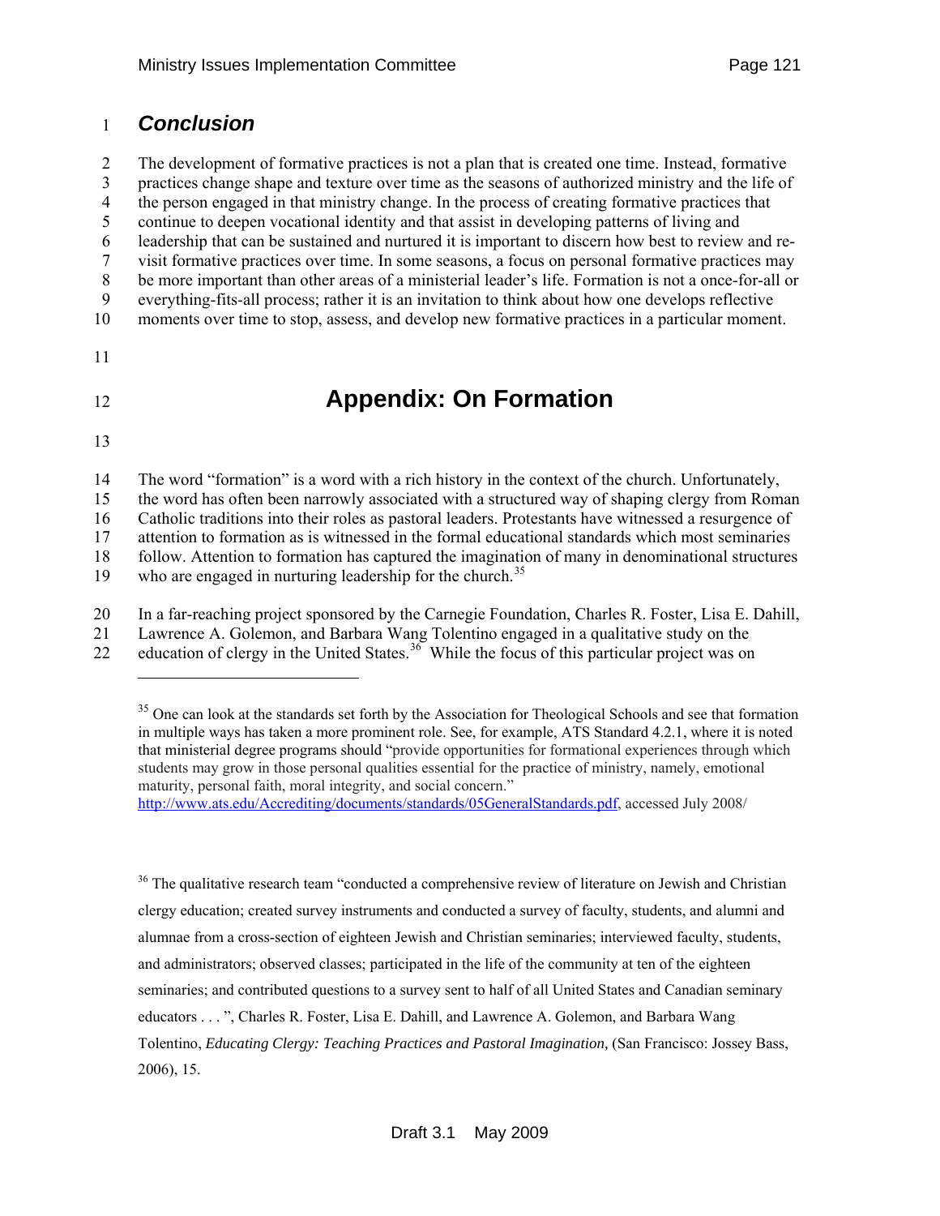## *Conclusion*

The development of formative practices is not a plan that is created one time. Instead, formative practices change shape and texture over time as the seasons of authorized ministry and the life of the person engaged in that ministry change. In the process of creating formative practices that continue to deepen vocational identity and that assist in developing patterns of living and leadership that can be sustained and nurtured it is important to discern how best to review and re-visit formative practices over time. In some seasons, a focus on personal formative practices may be more important than other areas of a ministerial leader's life. Formation is not a once-for-all or everything-fits-all process; rather it is an invitation to think about how one develops reflective moments over time to stop, assess, and develop new formative practices in a particular moment.

# Appendix: On Formation

The word "formation" is a word with a rich history in the context of the church. Unfortunately, the word has often been narrowly associated with a structured way of shaping clergy from Roman Catholic traditions into their roles as pastoral leaders. Protestants have witnessed a resurgence of attention to formation as is witnessed in the formal educational standards which most seminaries follow. Attention to formation has captured the imagination of many in denominational structures who are engaged in nurturing leadership for the church.[35]

In a far-reaching project sponsored by the Carnegie Foundation, Charles R. Foster, Lisa E. Dahill, Lawrence A. Golemon, and Barbara Wang Tolentino engaged in a qualitative study on the education of clergy in the United States.[36] While the focus of this particular project was on

---

[35] One can look at the standards set forth by the Association for Theological Schools and see that formation in multiple ways has taken a more prominent role. See, for example, ATS Standard 4.2.1, where it is noted that ministerial degree programs should "provide opportunities for formational experiences through which students may grow in those personal qualities essential for the practice of ministry, namely, emotional maturity, personal faith, moral integrity, and social concern." http://www.ats.edu/Accrediting/documents/standards/05GeneralStandards.pdf, accessed July 2008/

[36] The qualitative research team "conducted a comprehensive review of literature on Jewish and Christian clergy education; created survey instruments and conducted a survey of faculty, students, and alumni and alumnae from a cross-section of eighteen Jewish and Christian seminaries; interviewed faculty, students, and administrators; observed classes; participated in the life of the community at ten of the eighteen seminaries; and contributed questions to a survey sent to half of all United States and Canadian seminary educators . . . ", Charles R. Foster, Lisa E. Dahill, and Lawrence A. Golemon, and Barbara Wang Tolentino, *Educating Clergy: Teaching Practices and Pastoral Imagination,* (San Francisco: Jossey Bass, 2006), 15.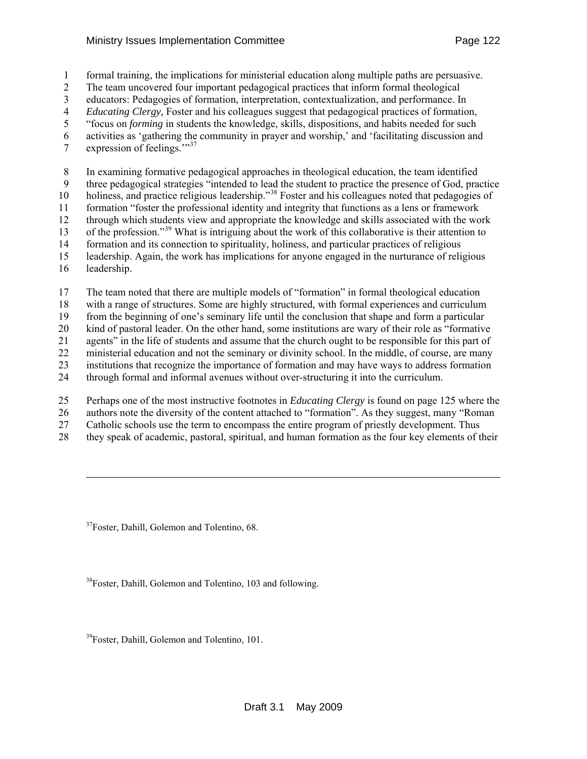formal training, the implications for ministerial education along multiple paths are persuasive. The team uncovered four important pedagogical practices that inform formal theological educators: Pedagogies of formation, interpretation, contextualization, and performance. In *Educating Clergy,* Foster and his colleagues suggest that pedagogical practices of formation, "focus on *forming* in students the knowledge, skills, dispositions, and habits needed for such activities as 'gathering the community in prayer and worship,' and 'facilitating discussion and expression of feelings.'"[37]

In examining formative pedagogical approaches in theological education, the team identified three pedagogical strategies "intended to lead the student to practice the presence of God, practice holiness, and practice religious leadership."[38] Foster and his colleagues noted that pedagogies of formation "foster the professional identity and integrity that functions as a lens or framework through which students view and appropriate the knowledge and skills associated with the work of the profession."[39] What is intriguing about the work of this collaborative is their attention to formation and its connection to spirituality, holiness, and particular practices of religious leadership. Again, the work has implications for anyone engaged in the nurturance of religious leadership.

The team noted that there are multiple models of "formation" in formal theological education with a range of structures. Some are highly structured, with formal experiences and curriculum from the beginning of one's seminary life until the conclusion that shape and form a particular kind of pastoral leader. On the other hand, some institutions are wary of their role as "formative agents" in the life of students and assume that the church ought to be responsible for this part of ministerial education and not the seminary or divinity school. In the middle, of course, are many institutions that recognize the importance of formation and may have ways to address formation through formal and informal avenues without over-structuring it into the curriculum.

Perhaps one of the most instructive footnotes in *Educating Clergy* is found on page 125 where the authors note the diversity of the content attached to "formation". As they suggest, many "Roman Catholic schools use the term to encompass the entire program of priestly development. Thus they speak of academic, pastoral, spiritual, and human formation as the four key elements of their

---

[37] Foster, Dahill, Golemon and Tolentino, 68.

[38] Foster, Dahill, Golemon and Tolentino, 103 and following.

[39] Foster, Dahill, Golemon and Tolentino, 101.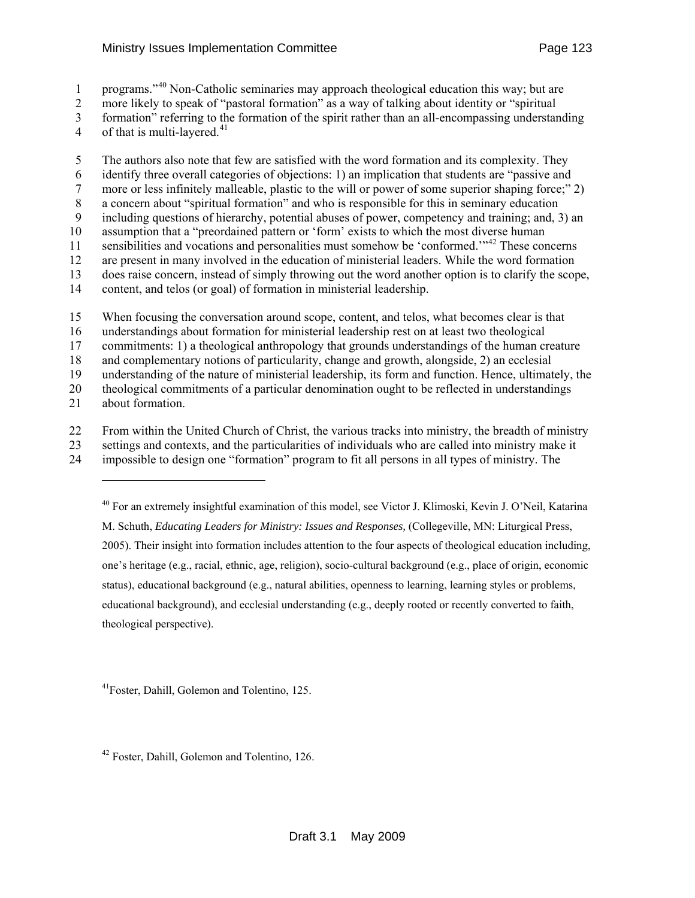programs."[40] Non-Catholic seminaries may approach theological education this way; but are more likely to speak of "pastoral formation" as a way of talking about identity or "spiritual formation" referring to the formation of the spirit rather than an all-encompassing understanding of that is multi-layered.[41]

The authors also note that few are satisfied with the word formation and its complexity. They identify three overall categories of objections: 1) an implication that students are "passive and more or less infinitely malleable, plastic to the will or power of some superior shaping force;" 2) a concern about "spiritual formation" and who is responsible for this in seminary education including questions of hierarchy, potential abuses of power, competency and training; and, 3) an assumption that a "preordained pattern or 'form' exists to which the most diverse human sensibilities and vocations and personalities must somehow be 'conformed.'"[42] These concerns are present in many involved in the education of ministerial leaders. While the word formation does raise concern, instead of simply throwing out the word another option is to clarify the scope, content, and telos (or goal) of formation in ministerial leadership.

When focusing the conversation around scope, content, and telos, what becomes clear is that understandings about formation for ministerial leadership rest on at least two theological commitments: 1) a theological anthropology that grounds understandings of the human creature and complementary notions of particularity, change and growth, alongside, 2) an ecclesial understanding of the nature of ministerial leadership, its form and function. Hence, ultimately, the theological commitments of a particular denomination ought to be reflected in understandings about formation.

From within the United Church of Christ, the various tracks into ministry, the breadth of ministry settings and contexts, and the particularities of individuals who are called into ministry make it impossible to design one "formation" program to fit all persons in all types of ministry. The

---

[40] For an extremely insightful examination of this model, see Victor J. Klimoski, Kevin J. O'Neil, Katarina M. Schuth, *Educating Leaders for Ministry: Issues and Responses,* (Collegeville, MN: Liturgical Press, 2005). Their insight into formation includes attention to the four aspects of theological education including, one's heritage (e.g., racial, ethnic, age, religion), socio-cultural background (e.g., place of origin, economic status), educational background (e.g., natural abilities, openness to learning, learning styles or problems, educational background), and ecclesial understanding (e.g., deeply rooted or recently converted to faith, theological perspective).

[41] Foster, Dahill, Golemon and Tolentino, 125.

[42] Foster, Dahill, Golemon and Tolentino, 126.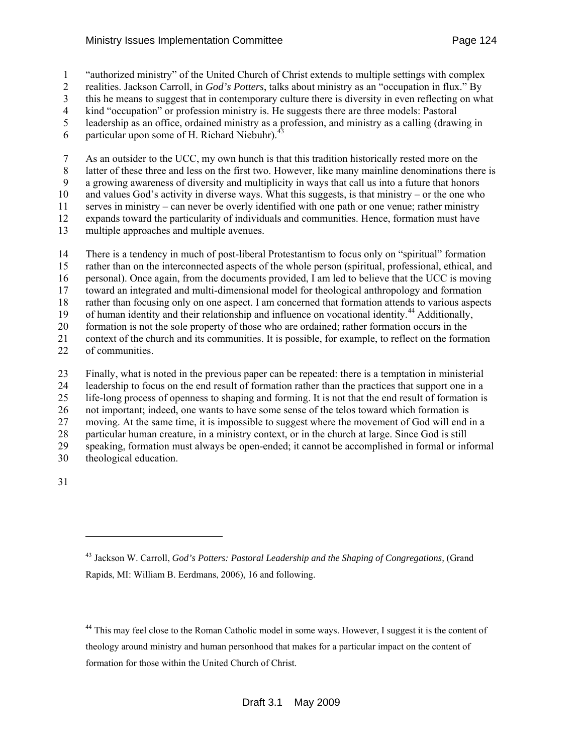"authorized ministry" of the United Church of Christ extends to multiple settings with complex realities. Jackson Carroll, in *God's Potters*, talks about ministry as an "occupation in flux." By this he means to suggest that in contemporary culture there is diversity in even reflecting on what kind "occupation" or profession ministry is. He suggests there are three models: Pastoral leadership as an office, ordained ministry as a profession, and ministry as a calling (drawing in particular upon some of H. Richard Niebuhr).[43]

As an outsider to the UCC, my own hunch is that this tradition historically rested more on the latter of these three and less on the first two. However, like many mainline denominations there is a growing awareness of diversity and multiplicity in ways that call us into a future that honors and values God's activity in diverse ways. What this suggests, is that ministry – or the one who serves in ministry – can never be overly identified with one path or one venue; rather ministry expands toward the particularity of individuals and communities. Hence, formation must have multiple approaches and multiple avenues.

There is a tendency in much of post-liberal Protestantism to focus only on "spiritual" formation rather than on the interconnected aspects of the whole person (spiritual, professional, ethical, and personal). Once again, from the documents provided, I am led to believe that the UCC is moving toward an integrated and multi-dimensional model for theological anthropology and formation rather than focusing only on one aspect. I am concerned that formation attends to various aspects of human identity and their relationship and influence on vocational identity.[44] Additionally, formation is not the sole property of those who are ordained; rather formation occurs in the context of the church and its communities. It is possible, for example, to reflect on the formation of communities.

Finally, what is noted in the previous paper can be repeated: there is a temptation in ministerial leadership to focus on the end result of formation rather than the practices that support one in a life-long process of openness to shaping and forming. It is not that the end result of formation is not important; indeed, one wants to have some sense of the telos toward which formation is moving. At the same time, it is impossible to suggest where the movement of God will end in a particular human creature, in a ministry context, or in the church at large. Since God is still speaking, formation must always be open-ended; it cannot be accomplished in formal or informal theological education.

---

[43] Jackson W. Carroll, *God's Potters: Pastoral Leadership and the Shaping of Congregations,* (Grand Rapids, MI: William B. Eerdmans, 2006), 16 and following.

[44] This may feel close to the Roman Catholic model in some ways. However, I suggest it is the content of theology around ministry and human personhood that makes for a particular impact on the content of formation for those within the United Church of Christ.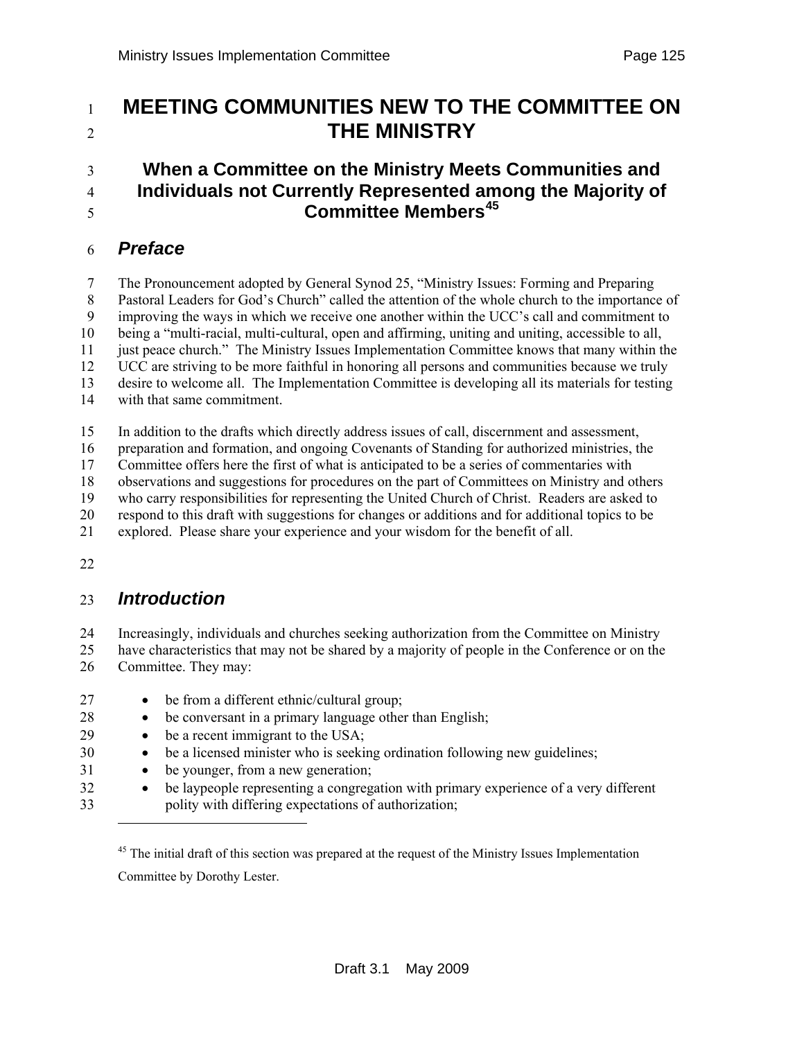# MEETING COMMUNITIES NEW TO THE COMMITTEE ON THE MINISTRY

## When a Committee on the Ministry Meets Communities and Individuals not Currently Represented among the Majority of Committee Members[45]

### *Preface*

The Pronouncement adopted by General Synod 25, "Ministry Issues: Forming and Preparing Pastoral Leaders for God's Church" called the attention of the whole church to the importance of improving the ways in which we receive one another within the UCC's call and commitment to being a "multi-racial, multi-cultural, open and affirming, uniting and uniting, accessible to all, just peace church." The Ministry Issues Implementation Committee knows that many within the UCC are striving to be more faithful in honoring all persons and communities because we truly desire to welcome all. The Implementation Committee is developing all its materials for testing with that same commitment.

In addition to the drafts which directly address issues of call, discernment and assessment, preparation and formation, and ongoing Covenants of Standing for authorized ministries, the Committee offers here the first of what is anticipated to be a series of commentaries with observations and suggestions for procedures on the part of Committees on Ministry and others who carry responsibilities for representing the United Church of Christ. Readers are asked to respond to this draft with suggestions for changes or additions and for additional topics to be explored. Please share your experience and your wisdom for the benefit of all.

### *Introduction*

Increasingly, individuals and churches seeking authorization from the Committee on Ministry have characteristics that may not be shared by a majority of people in the Conference or on the Committee. They may:

- be from a different ethnic/cultural group;
- be conversant in a primary language other than English;
- be a recent immigrant to the USA;
- be a licensed minister who is seeking ordination following new guidelines;
- be younger, from a new generation;
- be laypeople representing a congregation with primary experience of a very different polity with differing expectations of authorization;

[45] The initial draft of this section was prepared at the request of the Ministry Issues Implementation Committee by Dorothy Lester.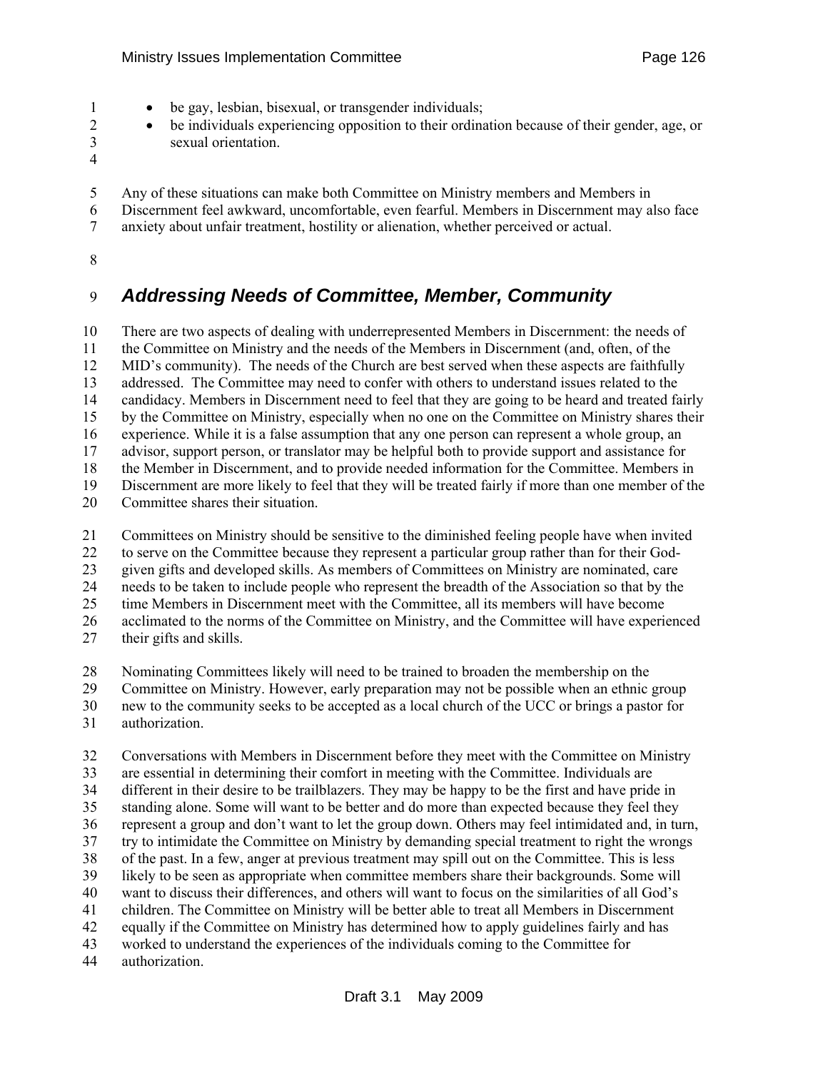- be gay, lesbian, bisexual, or transgender individuals;
- be individuals experiencing opposition to their ordination because of their gender, age, or sexual orientation.

Any of these situations can make both Committee on Ministry members and Members in Discernment feel awkward, uncomfortable, even fearful. Members in Discernment may also face anxiety about unfair treatment, hostility or alienation, whether perceived or actual.

## *Addressing Needs of Committee, Member, Community*

There are two aspects of dealing with underrepresented Members in Discernment: the needs of the Committee on Ministry and the needs of the Members in Discernment (and, often, of the MID's community). The needs of the Church are best served when these aspects are faithfully addressed. The Committee may need to confer with others to understand issues related to the candidacy. Members in Discernment need to feel that they are going to be heard and treated fairly by the Committee on Ministry, especially when no one on the Committee on Ministry shares their experience. While it is a false assumption that any one person can represent a whole group, an advisor, support person, or translator may be helpful both to provide support and assistance for the Member in Discernment, and to provide needed information for the Committee. Members in Discernment are more likely to feel that they will be treated fairly if more than one member of the Committee shares their situation.

Committees on Ministry should be sensitive to the diminished feeling people have when invited to serve on the Committee because they represent a particular group rather than for their God-given gifts and developed skills. As members of Committees on Ministry are nominated, care needs to be taken to include people who represent the breadth of the Association so that by the time Members in Discernment meet with the Committee, all its members will have become acclimated to the norms of the Committee on Ministry, and the Committee will have experienced their gifts and skills.

Nominating Committees likely will need to be trained to broaden the membership on the Committee on Ministry. However, early preparation may not be possible when an ethnic group new to the community seeks to be accepted as a local church of the UCC or brings a pastor for authorization.

Conversations with Members in Discernment before they meet with the Committee on Ministry are essential in determining their comfort in meeting with the Committee. Individuals are different in their desire to be trailblazers. They may be happy to be the first and have pride in standing alone. Some will want to be better and do more than expected because they feel they represent a group and don't want to let the group down. Others may feel intimidated and, in turn, try to intimidate the Committee on Ministry by demanding special treatment to right the wrongs of the past. In a few, anger at previous treatment may spill out on the Committee. This is less likely to be seen as appropriate when committee members share their backgrounds. Some will want to discuss their differences, and others will want to focus on the similarities of all God's children. The Committee on Ministry will be better able to treat all Members in Discernment equally if the Committee on Ministry has determined how to apply guidelines fairly and has worked to understand the experiences of the individuals coming to the Committee for authorization.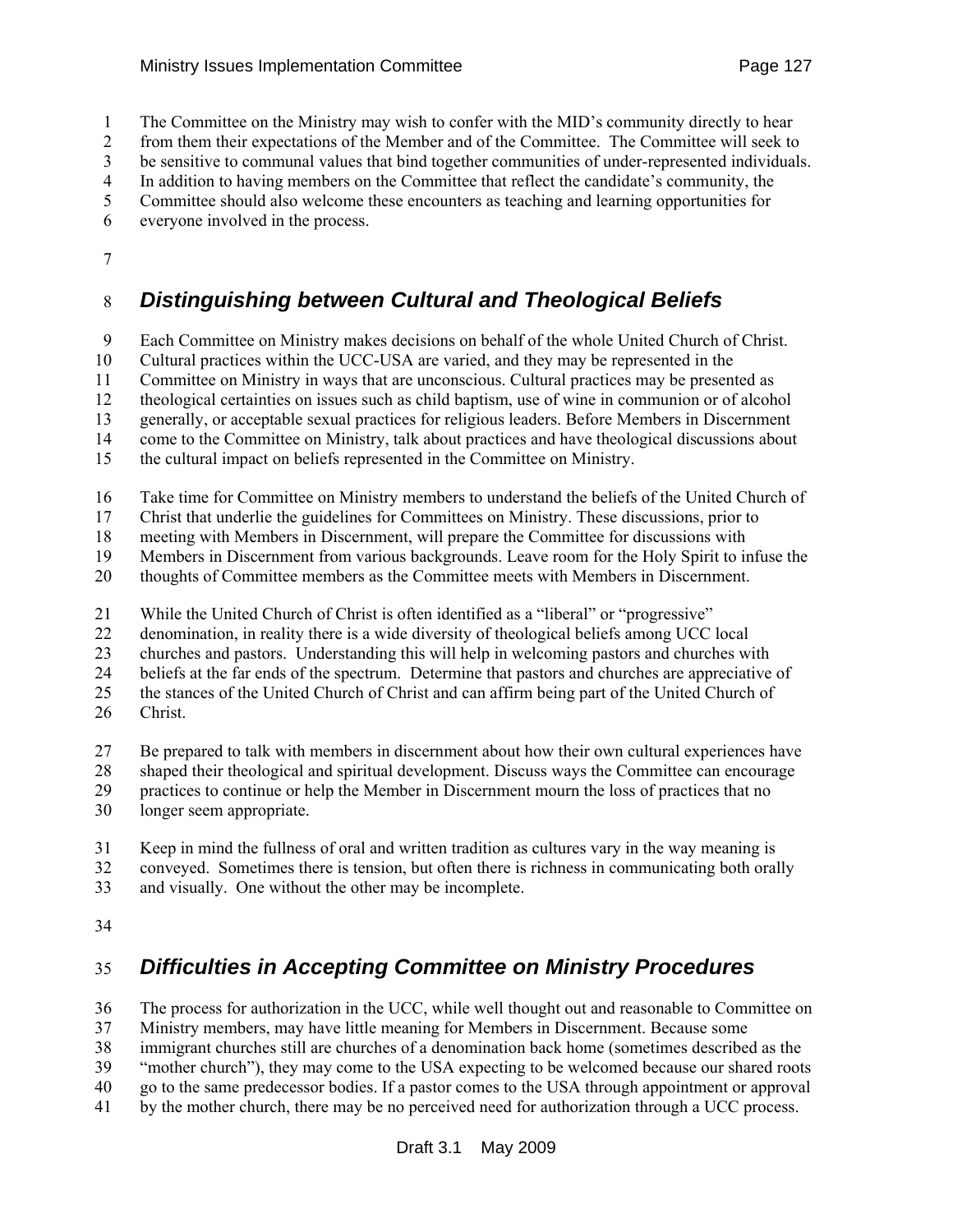The Committee on the Ministry may wish to confer with the MID's community directly to hear from them their expectations of the Member and of the Committee. The Committee will seek to be sensitive to communal values that bind together communities of under-represented individuals. In addition to having members on the Committee that reflect the candidate's community, the Committee should also welcome these encounters as teaching and learning opportunities for everyone involved in the process.

## *Distinguishing between Cultural and Theological Beliefs*

Each Committee on Ministry makes decisions on behalf of the whole United Church of Christ. Cultural practices within the UCC-USA are varied, and they may be represented in the Committee on Ministry in ways that are unconscious. Cultural practices may be presented as theological certainties on issues such as child baptism, use of wine in communion or of alcohol generally, or acceptable sexual practices for religious leaders. Before Members in Discernment come to the Committee on Ministry, talk about practices and have theological discussions about the cultural impact on beliefs represented in the Committee on Ministry.

Take time for Committee on Ministry members to understand the beliefs of the United Church of Christ that underlie the guidelines for Committees on Ministry. These discussions, prior to meeting with Members in Discernment, will prepare the Committee for discussions with Members in Discernment from various backgrounds. Leave room for the Holy Spirit to infuse the thoughts of Committee members as the Committee meets with Members in Discernment.

While the United Church of Christ is often identified as a "liberal" or "progressive" denomination, in reality there is a wide diversity of theological beliefs among UCC local churches and pastors. Understanding this will help in welcoming pastors and churches with beliefs at the far ends of the spectrum. Determine that pastors and churches are appreciative of the stances of the United Church of Christ and can affirm being part of the United Church of Christ.

Be prepared to talk with members in discernment about how their own cultural experiences have shaped their theological and spiritual development. Discuss ways the Committee can encourage practices to continue or help the Member in Discernment mourn the loss of practices that no longer seem appropriate.

Keep in mind the fullness of oral and written tradition as cultures vary in the way meaning is conveyed. Sometimes there is tension, but often there is richness in communicating both orally and visually. One without the other may be incomplete.

## *Difficulties in Accepting Committee on Ministry Procedures*

The process for authorization in the UCC, while well thought out and reasonable to Committee on Ministry members, may have little meaning for Members in Discernment. Because some immigrant churches still are churches of a denomination back home (sometimes described as the "mother church"), they may come to the USA expecting to be welcomed because our shared roots go to the same predecessor bodies. If a pastor comes to the USA through appointment or approval by the mother church, there may be no perceived need for authorization through a UCC process.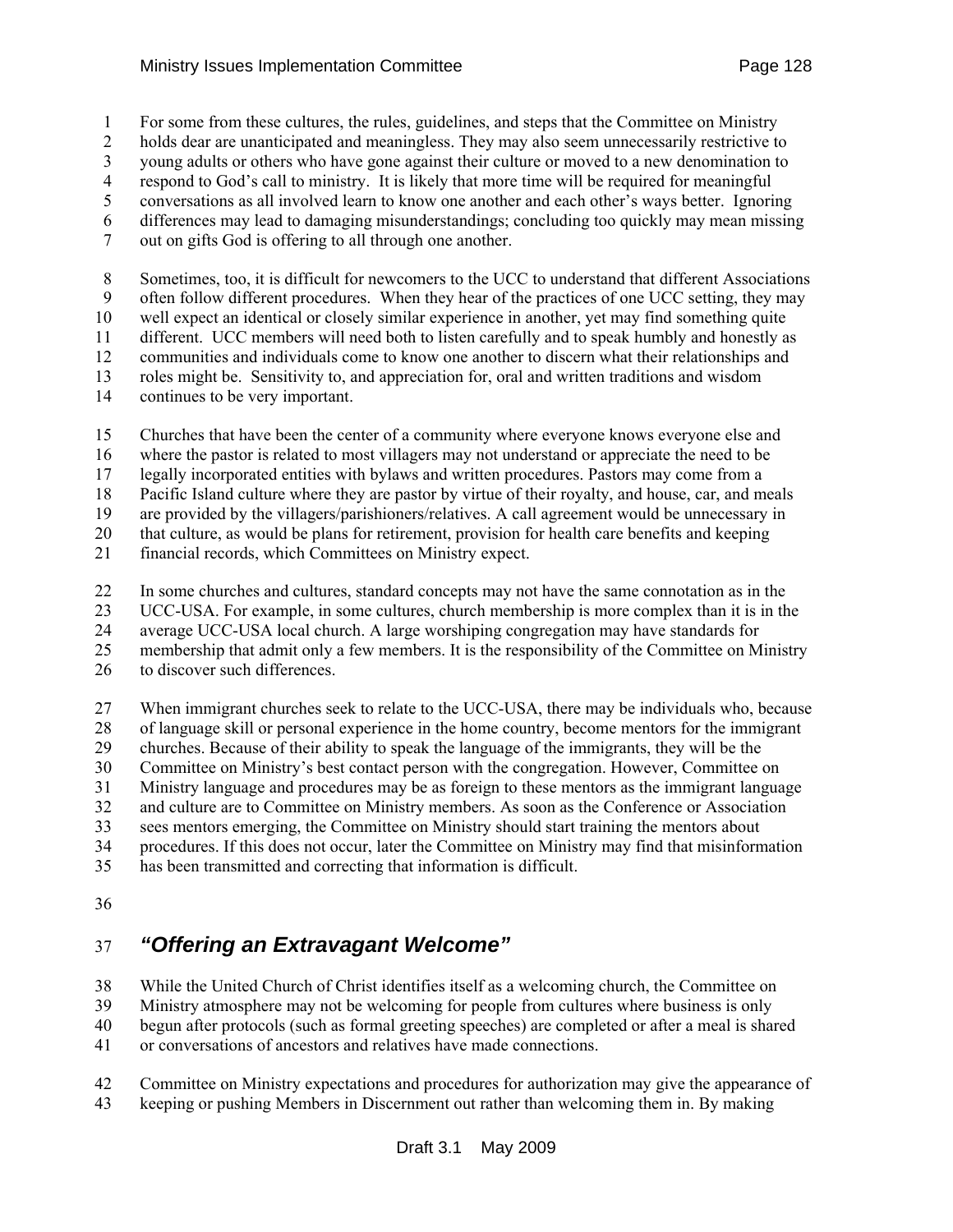For some from these cultures, the rules, guidelines, and steps that the Committee on Ministry holds dear are unanticipated and meaningless. They may also seem unnecessarily restrictive to young adults or others who have gone against their culture or moved to a new denomination to respond to God's call to ministry. It is likely that more time will be required for meaningful conversations as all involved learn to know one another and each other's ways better. Ignoring differences may lead to damaging misunderstandings; concluding too quickly may mean missing out on gifts God is offering to all through one another.

Sometimes, too, it is difficult for newcomers to the UCC to understand that different Associations often follow different procedures. When they hear of the practices of one UCC setting, they may well expect an identical or closely similar experience in another, yet may find something quite different. UCC members will need both to listen carefully and to speak humbly and honestly as communities and individuals come to know one another to discern what their relationships and roles might be. Sensitivity to, and appreciation for, oral and written traditions and wisdom continues to be very important.

Churches that have been the center of a community where everyone knows everyone else and where the pastor is related to most villagers may not understand or appreciate the need to be legally incorporated entities with bylaws and written procedures. Pastors may come from a Pacific Island culture where they are pastor by virtue of their royalty, and house, car, and meals are provided by the villagers/parishioners/relatives. A call agreement would be unnecessary in that culture, as would be plans for retirement, provision for health care benefits and keeping financial records, which Committees on Ministry expect.

In some churches and cultures, standard concepts may not have the same connotation as in the UCC-USA. For example, in some cultures, church membership is more complex than it is in the average UCC-USA local church. A large worshiping congregation may have standards for membership that admit only a few members. It is the responsibility of the Committee on Ministry to discover such differences.

When immigrant churches seek to relate to the UCC-USA, there may be individuals who, because of language skill or personal experience in the home country, become mentors for the immigrant churches. Because of their ability to speak the language of the immigrants, they will be the Committee on Ministry's best contact person with the congregation. However, Committee on Ministry language and procedures may be as foreign to these mentors as the immigrant language and culture are to Committee on Ministry members. As soon as the Conference or Association sees mentors emerging, the Committee on Ministry should start training the mentors about procedures. If this does not occur, later the Committee on Ministry may find that misinformation has been transmitted and correcting that information is difficult.

## ***"Offering an Extravagant Welcome"***

While the United Church of Christ identifies itself as a welcoming church, the Committee on Ministry atmosphere may not be welcoming for people from cultures where business is only begun after protocols (such as formal greeting speeches) are completed or after a meal is shared or conversations of ancestors and relatives have made connections.

Committee on Ministry expectations and procedures for authorization may give the appearance of keeping or pushing Members in Discernment out rather than welcoming them in. By making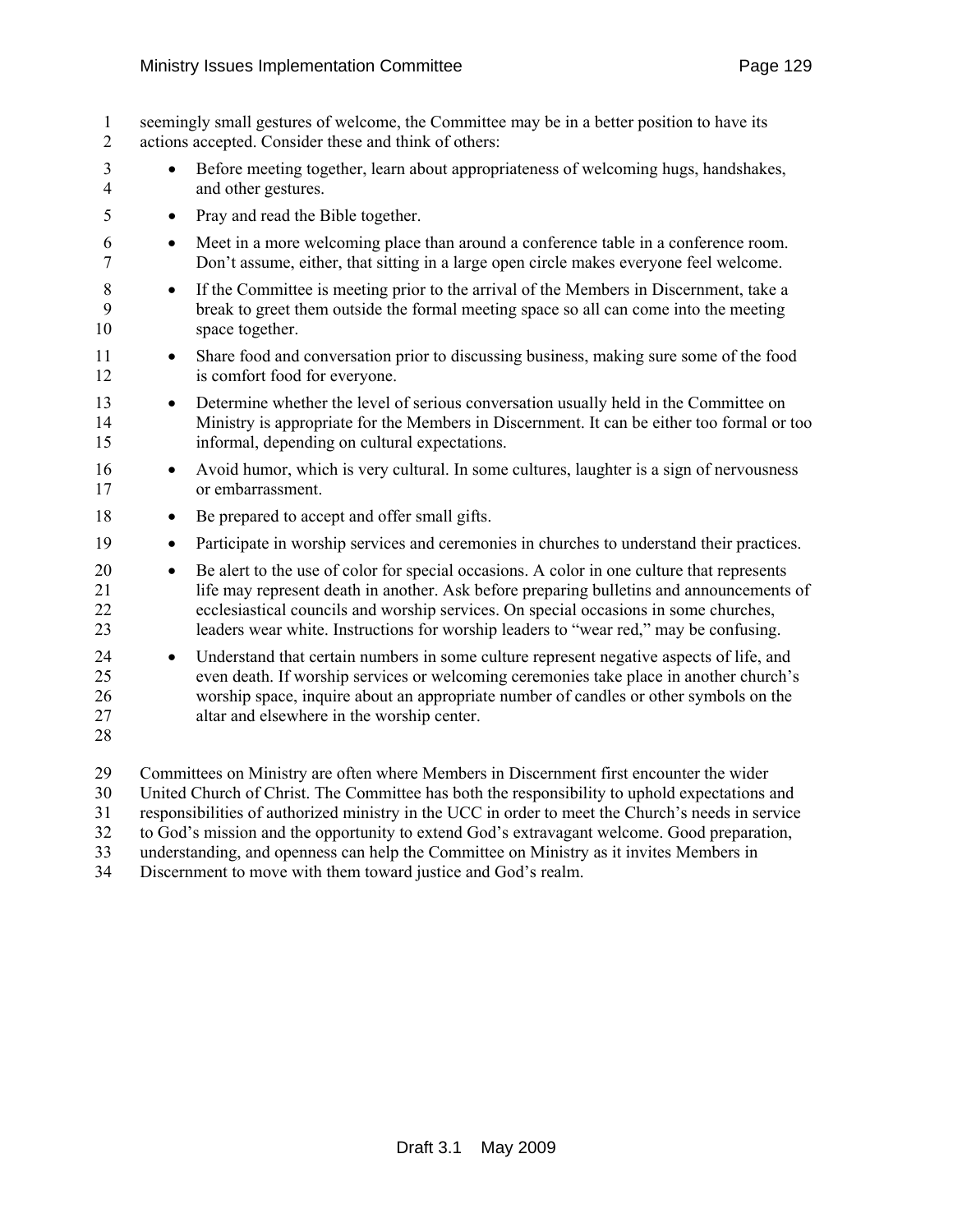seemingly small gestures of welcome, the Committee may be in a better position to have its actions accepted. Consider these and think of others:

- Before meeting together, learn about appropriateness of welcoming hugs, handshakes, and other gestures.
- Pray and read the Bible together.
- Meet in a more welcoming place than around a conference table in a conference room. Don't assume, either, that sitting in a large open circle makes everyone feel welcome.
- If the Committee is meeting prior to the arrival of the Members in Discernment, take a break to greet them outside the formal meeting space so all can come into the meeting space together.
- Share food and conversation prior to discussing business, making sure some of the food is comfort food for everyone.
- Determine whether the level of serious conversation usually held in the Committee on Ministry is appropriate for the Members in Discernment. It can be either too formal or too informal, depending on cultural expectations.
- Avoid humor, which is very cultural. In some cultures, laughter is a sign of nervousness or embarrassment.
- Be prepared to accept and offer small gifts.
- Participate in worship services and ceremonies in churches to understand their practices.
- Be alert to the use of color for special occasions. A color in one culture that represents life may represent death in another. Ask before preparing bulletins and announcements of ecclesiastical councils and worship services. On special occasions in some churches, leaders wear white. Instructions for worship leaders to "wear red," may be confusing.
- Understand that certain numbers in some culture represent negative aspects of life, and even death. If worship services or welcoming ceremonies take place in another church's worship space, inquire about an appropriate number of candles or other symbols on the altar and elsewhere in the worship center.

Committees on Ministry are often where Members in Discernment first encounter the wider United Church of Christ. The Committee has both the responsibility to uphold expectations and responsibilities of authorized ministry in the UCC in order to meet the Church's needs in service to God's mission and the opportunity to extend God's extravagant welcome. Good preparation, understanding, and openness can help the Committee on Ministry as it invites Members in Discernment to move with them toward justice and God's realm.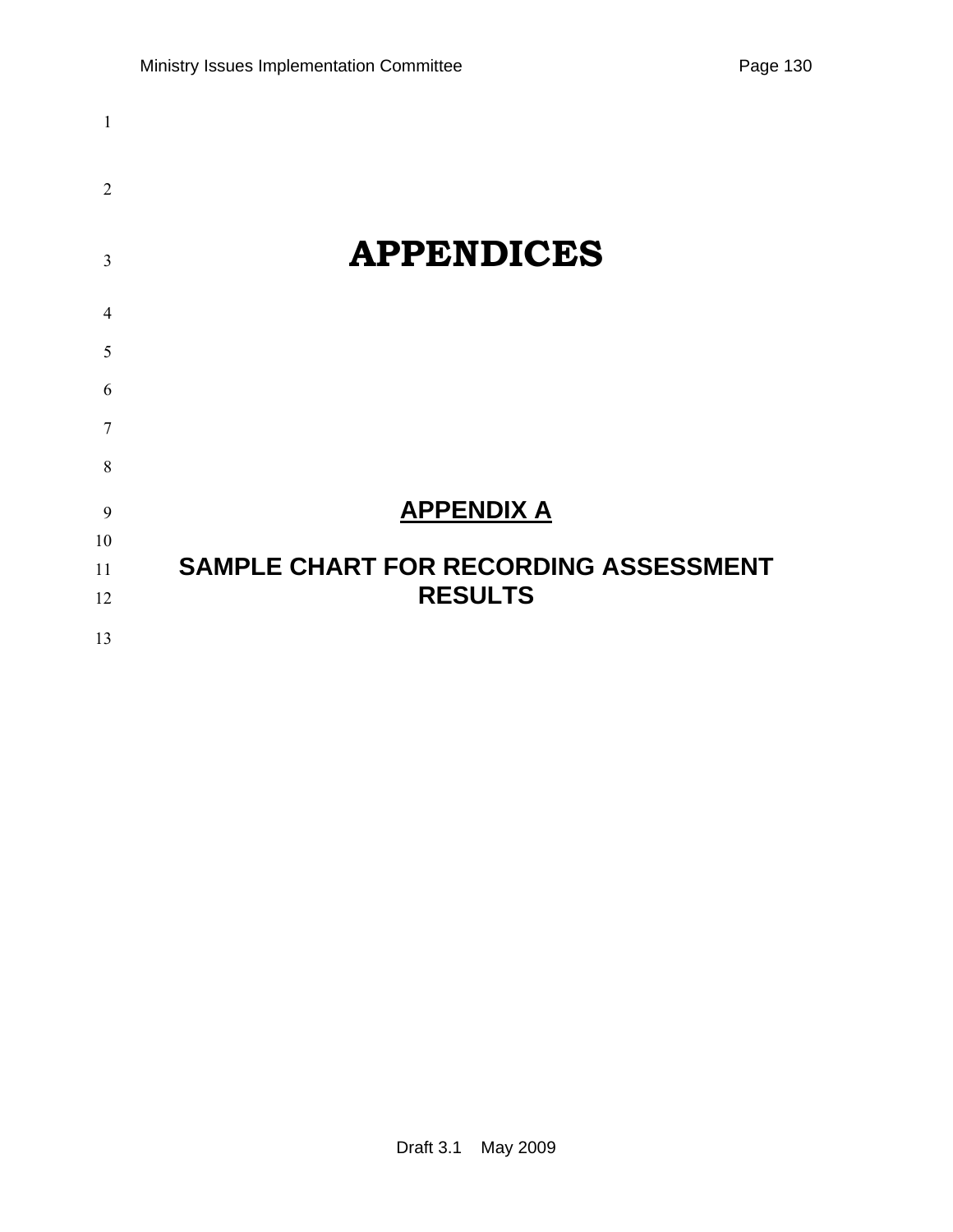# APPENDICES

## APPENDIX A

## SAMPLE CHART FOR RECORDING ASSESSMENT RESULTS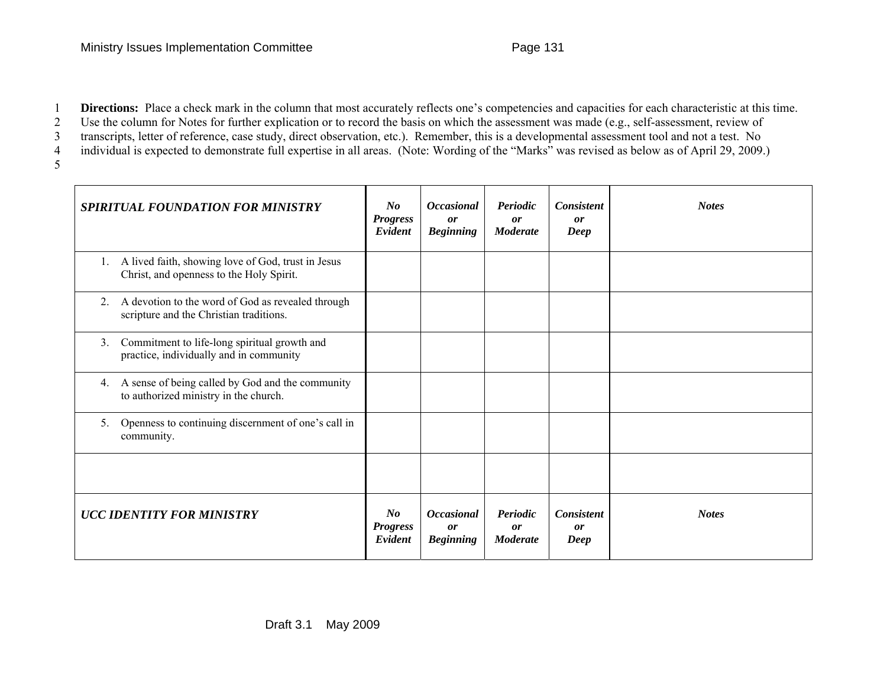**Directions:** Place a check mark in the column that most accurately reflects one's competencies and capacities for each characteristic at this time. Use the column for Notes for further explication or to record the basis on which the assessment was made (e.g., self-assessment, review of transcripts, letter of reference, case study, direct observation, etc.). Remember, this is a developmental assessment tool and not a test. No individual is expected to demonstrate full expertise in all areas. (Note: Wording of the "Marks" was revised as below as of April 29, 2009.)

| ***SPIRITUAL FOUNDATION FOR MINISTRY*** | ***No Progress Evident*** | ***Occasional or Beginning*** | ***Periodic or Moderate*** | ***Consistent or Deep*** | ***Notes*** |
|---|---|---|---|---|---|
| 1. A lived faith, showing love of God, trust in Jesus Christ, and openness to the Holy Spirit. | | | | | |
| 2. A devotion to the word of God as revealed through scripture and the Christian traditions. | | | | | |
| 3. Commitment to life-long spiritual growth and practice, individually and in community | | | | | |
| 4. A sense of being called by God and the community to authorized ministry in the church. | | | | | |
| 5. Openness to continuing discernment of one's call in community. | | | | | |
| | | | | | |
| ***UCC IDENTITY FOR MINISTRY*** | ***No Progress Evident*** | ***Occasional or Beginning*** | ***Periodic or Moderate*** | ***Consistent or Deep*** | ***Notes*** |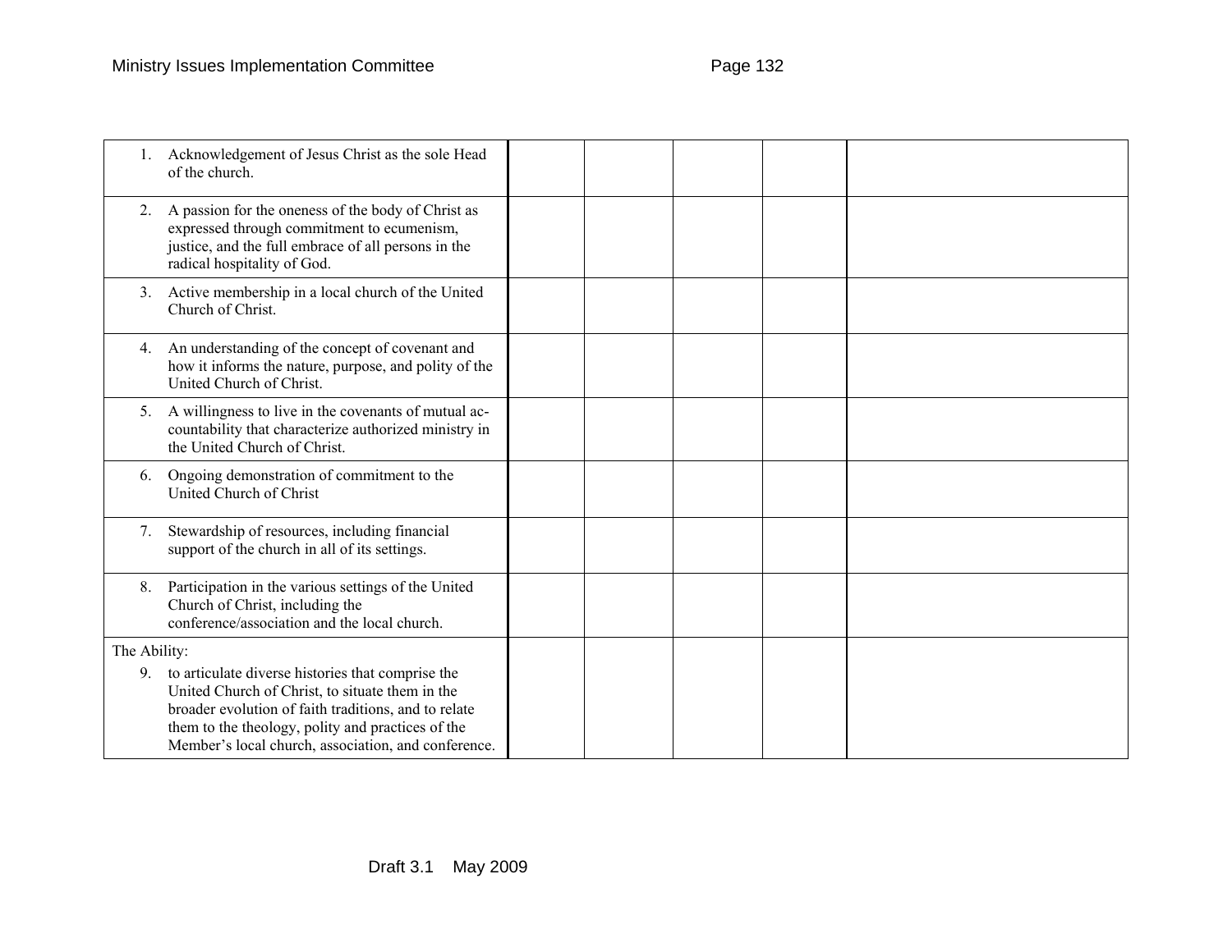|  |  |  |  |  |  |
|---|---|---|---|---|---|
| 1. Acknowledgement of Jesus Christ as the sole Head of the church. |  |  |  |  |  |
| 2. A passion for the oneness of the body of Christ as expressed through commitment to ecumenism, justice, and the full embrace of all persons in the radical hospitality of God. |  |  |  |  |  |
| 3. Active membership in a local church of the United Church of Christ. |  |  |  |  |  |
| 4. An understanding of the concept of covenant and how it informs the nature, purpose, and polity of the United Church of Christ. |  |  |  |  |  |
| 5. A willingness to live in the covenants of mutual accountability that characterize authorized ministry in the United Church of Christ. |  |  |  |  |  |
| 6. Ongoing demonstration of commitment to the United Church of Christ |  |  |  |  |  |
| 7. Stewardship of resources, including financial support of the church in all of its settings. |  |  |  |  |  |
| 8. Participation in the various settings of the United Church of Christ, including the conference/association and the local church. |  |  |  |  |  |
| The Ability: 9. to articulate diverse histories that comprise the United Church of Christ, to situate them in the broader evolution of faith traditions, and to relate them to the theology, polity and practices of the Member's local church, association, and conference. |  |  |  |  |  |

Draft 3.1 May 2009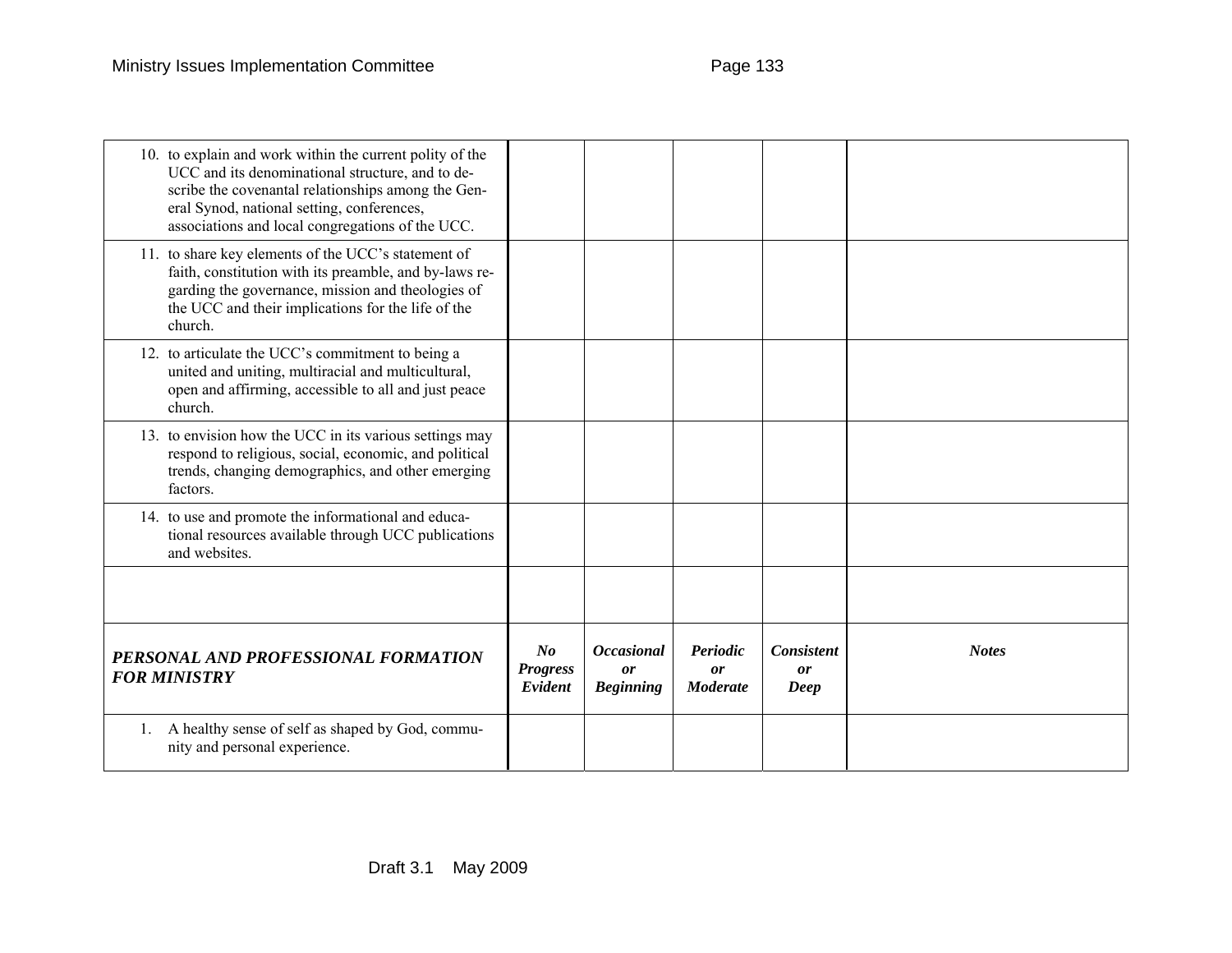| | | | | | |
|---|---|---|---|---|---|
| 10. to explain and work within the current polity of the UCC and its denominational structure, and to describe the covenantal relationships among the General Synod, national setting, conferences, associations and local congregations of the UCC. | | | | | |
| 11. to share key elements of the UCC's statement of faith, constitution with its preamble, and by-laws regarding the governance, mission and theologies of the UCC and their implications for the life of the church. | | | | | |
| 12. to articulate the UCC's commitment to being a united and uniting, multiracial and multicultural, open and affirming, accessible to all and just peace church. | | | | | |
| 13. to envision how the UCC in its various settings may respond to religious, social, economic, and political trends, changing demographics, and other emerging factors. | | | | | |
| 14. to use and promote the informational and educational resources available through UCC publications and websites. | | | | | |
| | | | | | |
| ***PERSONAL AND PROFESSIONAL FORMATION FOR MINISTRY*** | ***No Progress Evident*** | ***Occasional or Beginning*** | ***Periodic or Moderate*** | ***Consistent or Deep*** | ***Notes*** |
| 1. A healthy sense of self as shaped by God, community and personal experience. | | | | | |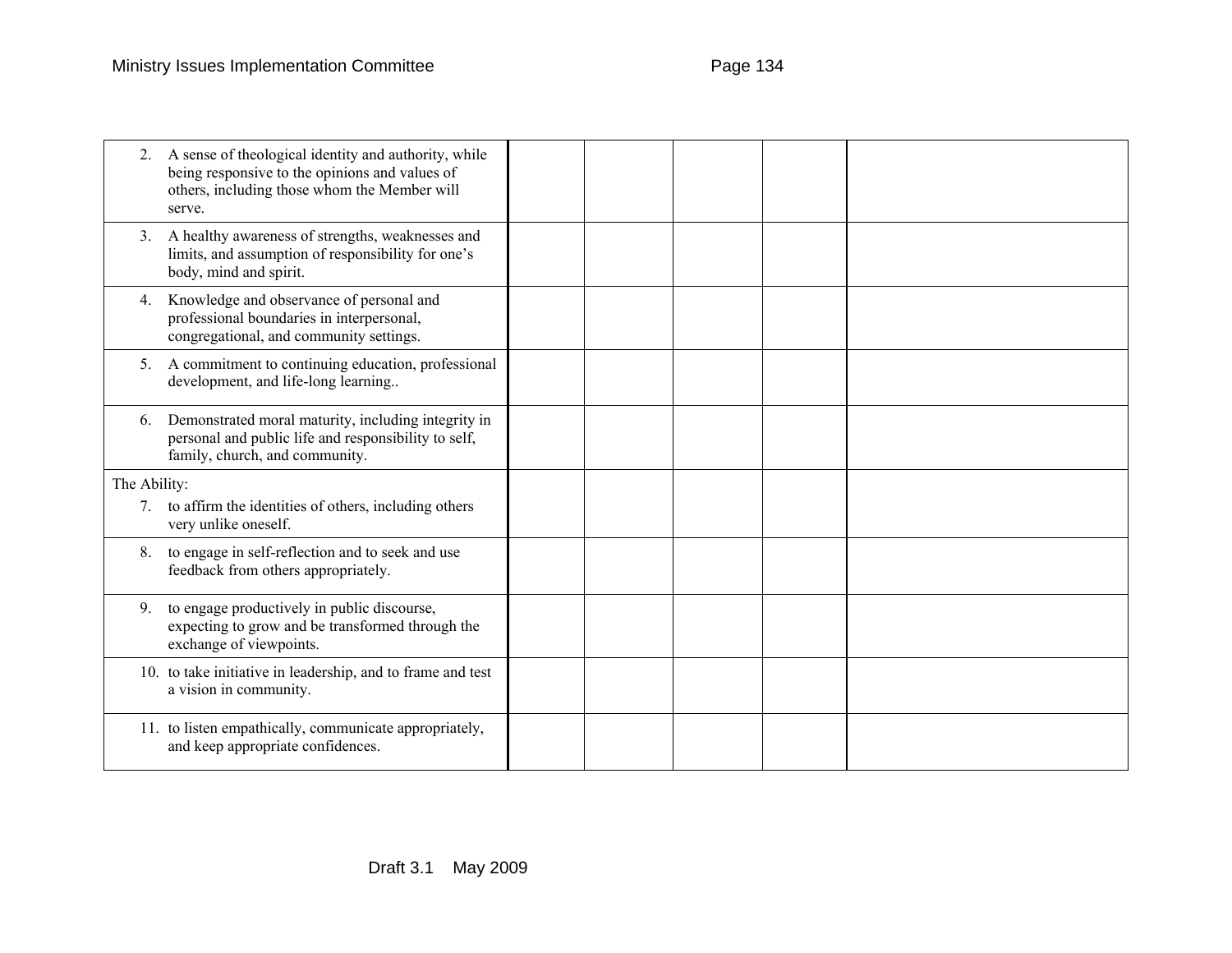| | | | | | |
|---|---|---|---|---|---|
| 2. A sense of theological identity and authority, while being responsive to the opinions and values of others, including those whom the Member will serve. | | | | | |
| 3. A healthy awareness of strengths, weaknesses and limits, and assumption of responsibility for one's body, mind and spirit. | | | | | |
| 4. Knowledge and observance of personal and professional boundaries in interpersonal, congregational, and community settings. | | | | | |
| 5. A commitment to continuing education, professional development, and life-long learning.. | | | | | |
| 6. Demonstrated moral maturity, including integrity in personal and public life and responsibility to self, family, church, and community. | | | | | |
| The Ability:<br>7. to affirm the identities of others, including others very unlike oneself. | | | | | |
| 8. to engage in self-reflection and to seek and use feedback from others appropriately. | | | | | |
| 9. to engage productively in public discourse, expecting to grow and be transformed through the exchange of viewpoints. | | | | | |
| 10. to take initiative in leadership, and to frame and test a vision in community. | | | | | |
| 11. to listen empathically, communicate appropriately, and keep appropriate confidences. | | | | | |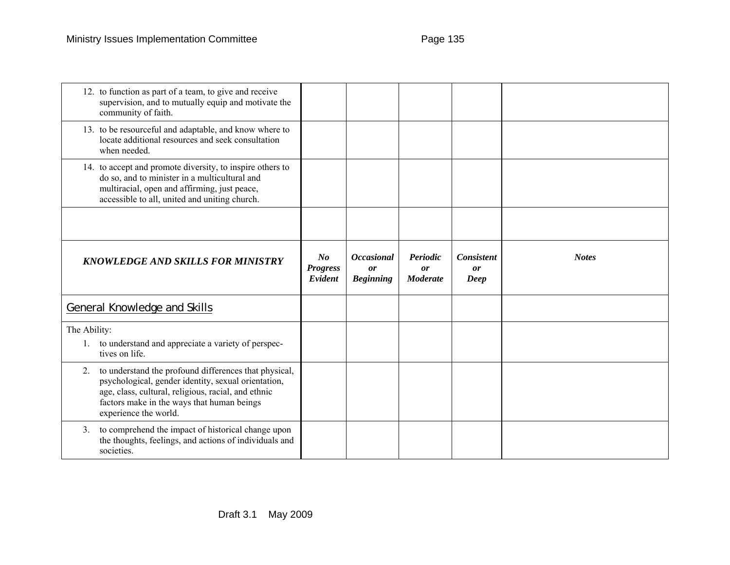| | | | | | |
|---|---|---|---|---|---|
| 12. to function as part of a team, to give and receive supervision, and to mutually equip and motivate the community of faith. | | | | | |
| 13. to be resourceful and adaptable, and know where to locate additional resources and seek consultation when needed. | | | | | |
| 14. to accept and promote diversity, to inspire others to do so, and to minister in a multicultural and multiracial, open and affirming, just peace, accessible to all, united and uniting church. | | | | | |
| | | | | | |

| ***KNOWLEDGE AND SKILLS FOR MINISTRY*** | ***No Progress Evident*** | ***Occasional or Beginning*** | ***Periodic or Moderate*** | ***Consistent or Deep*** | ***Notes*** |
|---|---|---|---|---|---|
| General Knowledge and Skills | | | | | |
| The Ability:<br>1. to understand and appreciate a variety of perspectives on life. | | | | | |
| 2. to understand the profound differences that physical, psychological, gender identity, sexual orientation, age, class, cultural, religious, racial, and ethnic factors make in the ways that human beings experience the world. | | | | | |
| 3. to comprehend the impact of historical change upon the thoughts, feelings, and actions of individuals and societies. | | | | | |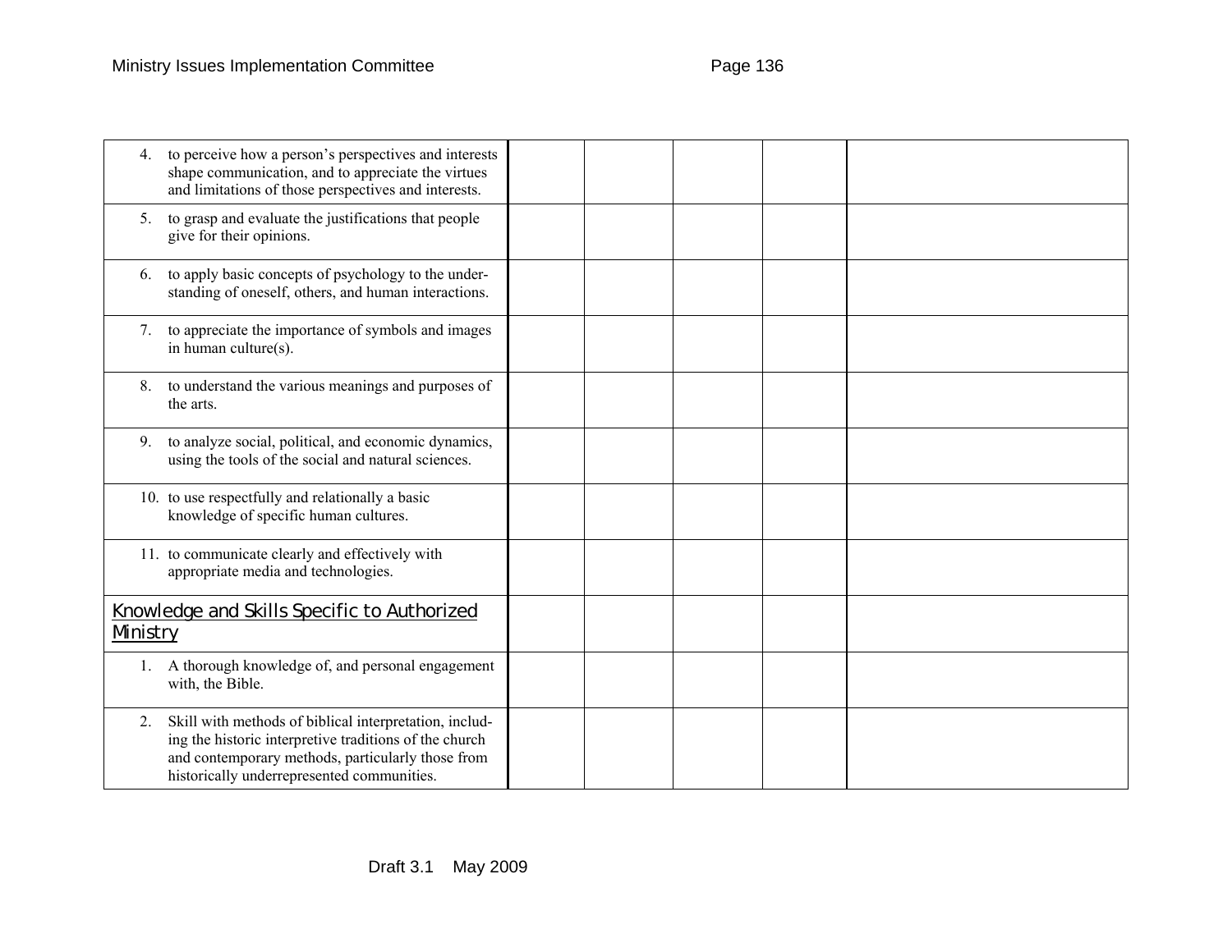| | | | | | |
|---|---|---|---|---|---|
| 4. to perceive how a person's perspectives and interests shape communication, and to appreciate the virtues and limitations of those perspectives and interests. | | | | | |
| 5. to grasp and evaluate the justifications that people give for their opinions. | | | | | |
| 6. to apply basic concepts of psychology to the understanding of oneself, others, and human interactions. | | | | | |
| 7. to appreciate the importance of symbols and images in human culture(s). | | | | | |
| 8. to understand the various meanings and purposes of the arts. | | | | | |
| 9. to analyze social, political, and economic dynamics, using the tools of the social and natural sciences. | | | | | |
| 10. to use respectfully and relationally a basic knowledge of specific human cultures. | | | | | |
| 11. to communicate clearly and effectively with appropriate media and technologies. | | | | | |
| Knowledge and Skills Specific to Authorized Ministry | | | | | |
| 1. A thorough knowledge of, and personal engagement with, the Bible. | | | | | |
| 2. Skill with methods of biblical interpretation, including the historic interpretive traditions of the church and contemporary methods, particularly those from historically underrepresented communities. | | | | | |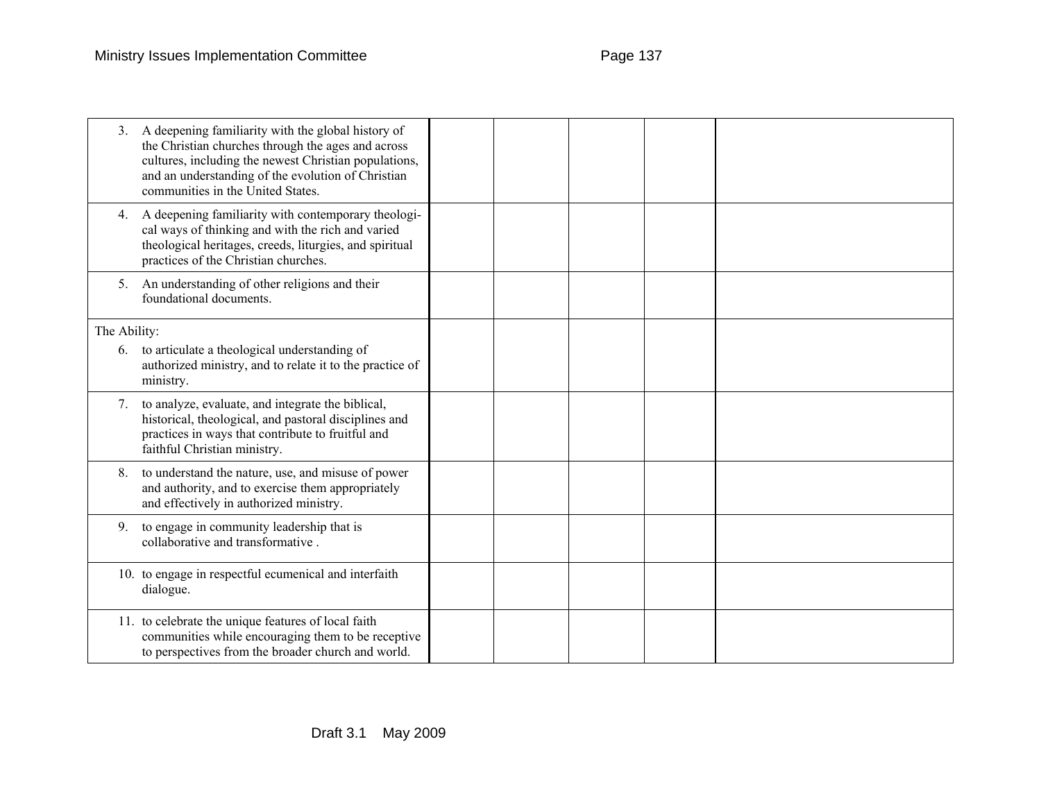| | | | | | |
|---|---|---|---|---|---|
| 3. A deepening familiarity with the global history of the Christian churches through the ages and across cultures, including the newest Christian populations, and an understanding of the evolution of Christian communities in the United States. | | | | | |
| 4. A deepening familiarity with contemporary theological ways of thinking and with the rich and varied theological heritages, creeds, liturgies, and spiritual practices of the Christian churches. | | | | | |
| 5. An understanding of other religions and their foundational documents. | | | | | |
| The Ability:<br>6. to articulate a theological understanding of authorized ministry, and to relate it to the practice of ministry. | | | | | |
| 7. to analyze, evaluate, and integrate the biblical, historical, theological, and pastoral disciplines and practices in ways that contribute to fruitful and faithful Christian ministry. | | | | | |
| 8. to understand the nature, use, and misuse of power and authority, and to exercise them appropriately and effectively in authorized ministry. | | | | | |
| 9. to engage in community leadership that is collaborative and transformative . | | | | | |
| 10. to engage in respectful ecumenical and interfaith dialogue. | | | | | |
| 11. to celebrate the unique features of local faith communities while encouraging them to be receptive to perspectives from the broader church and world. | | | | | |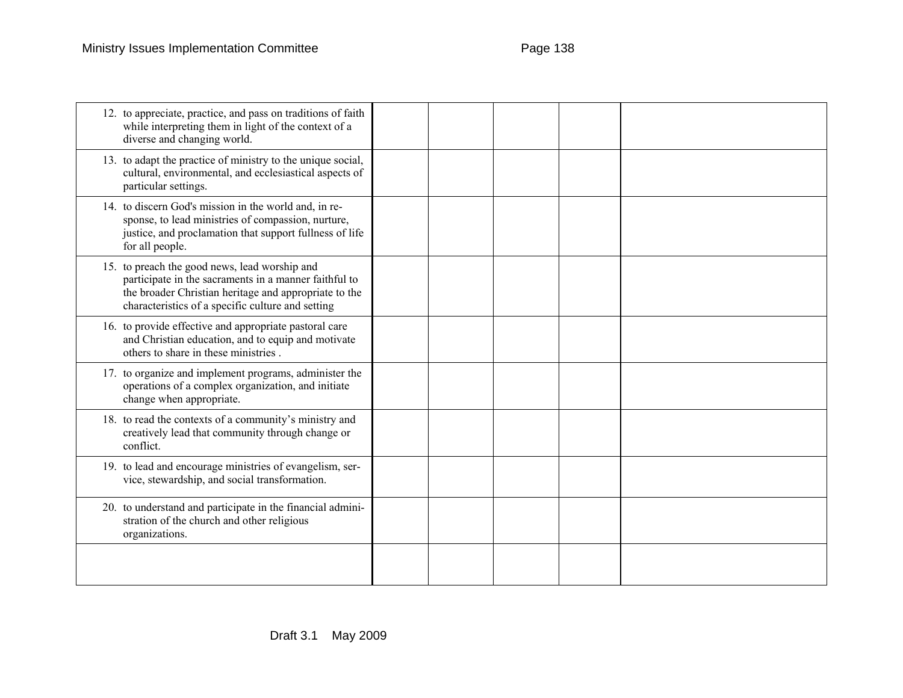| | | | | | |
|---|---|---|---|---|---|
| 12. to appreciate, practice, and pass on traditions of faith while interpreting them in light of the context of a diverse and changing world. | | | | | |
| 13. to adapt the practice of ministry to the unique social, cultural, environmental, and ecclesiastical aspects of particular settings. | | | | | |
| 14. to discern God's mission in the world and, in response, to lead ministries of compassion, nurture, justice, and proclamation that support fullness of life for all people. | | | | | |
| 15. to preach the good news, lead worship and participate in the sacraments in a manner faithful to the broader Christian heritage and appropriate to the characteristics of a specific culture and setting | | | | | |
| 16. to provide effective and appropriate pastoral care and Christian education, and to equip and motivate others to share in these ministries . | | | | | |
| 17. to organize and implement programs, administer the operations of a complex organization, and initiate change when appropriate. | | | | | |
| 18. to read the contexts of a community's ministry and creatively lead that community through change or conflict. | | | | | |
| 19. to lead and encourage ministries of evangelism, service, stewardship, and social transformation. | | | | | |
| 20. to understand and participate in the financial administration of the church and other religious organizations. | | | | | |
| | | | | | |

Draft 3.1 May 2009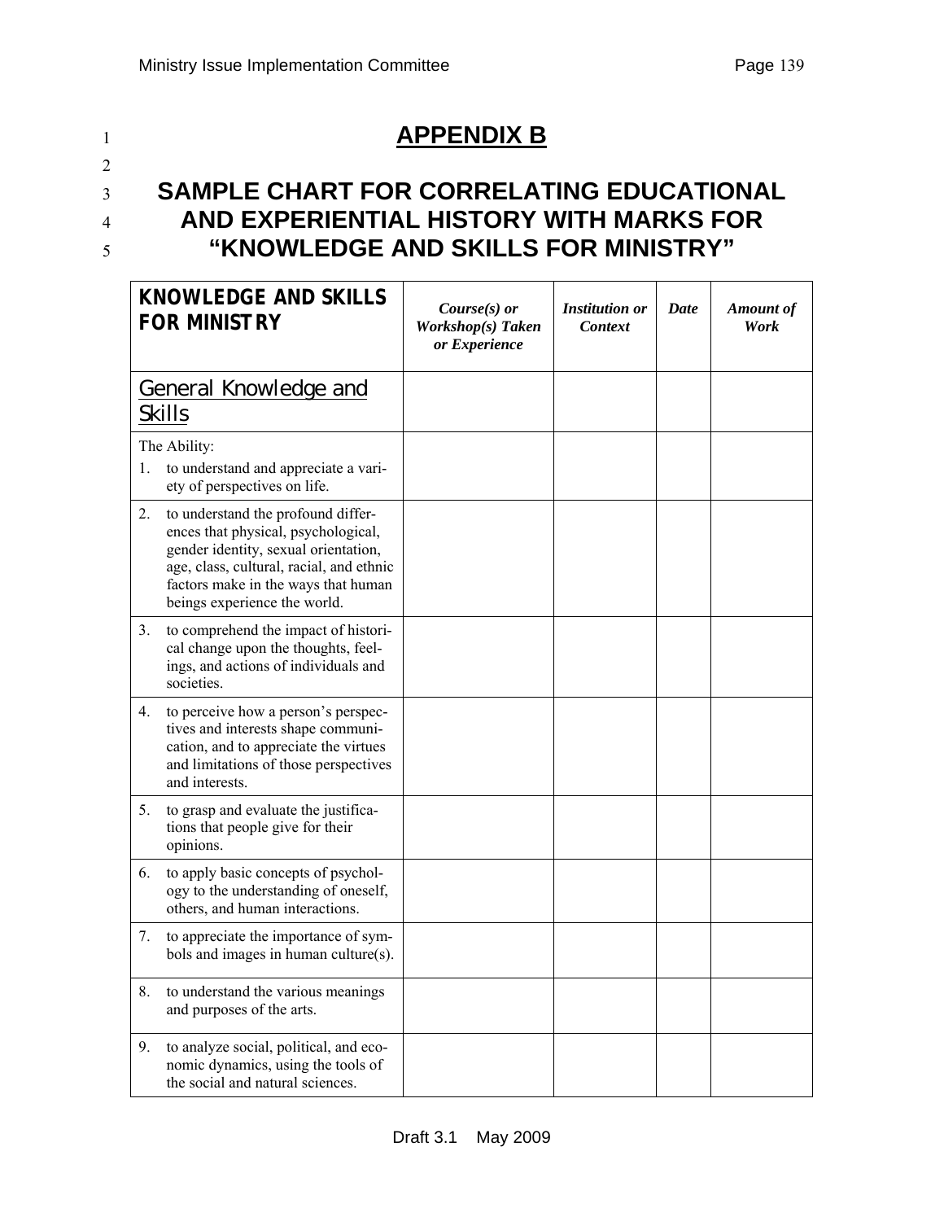# APPENDIX B

## SAMPLE CHART FOR CORRELATING EDUCATIONAL AND EXPERIENTIAL HISTORY WITH MARKS FOR "KNOWLEDGE AND SKILLS FOR MINISTRY"

| KNOWLEDGE AND SKILLS FOR MINISTRY | *Course(s) or Workshop(s) Taken or Experience* | *Institution or Context* | *Date* | *Amount of Work* |
|---|---|---|---|---|
| General Knowledge and Skills | | | | |
| The Ability:<br>1. to understand and appreciate a variety of perspectives on life. | | | | |
| 2. to understand the profound differences that physical, psychological, gender identity, sexual orientation, age, class, cultural, racial, and ethnic factors make in the ways that human beings experience the world. | | | | |
| 3. to comprehend the impact of historical change upon the thoughts, feelings, and actions of individuals and societies. | | | | |
| 4. to perceive how a person's perspectives and interests shape communication, and to appreciate the virtues and limitations of those perspectives and interests. | | | | |
| 5. to grasp and evaluate the justifications that people give for their opinions. | | | | |
| 6. to apply basic concepts of psychology to the understanding of oneself, others, and human interactions. | | | | |
| 7. to appreciate the importance of symbols and images in human culture(s). | | | | |
| 8. to understand the various meanings and purposes of the arts. | | | | |
| 9. to analyze social, political, and economic dynamics, using the tools of the social and natural sciences. | | | | |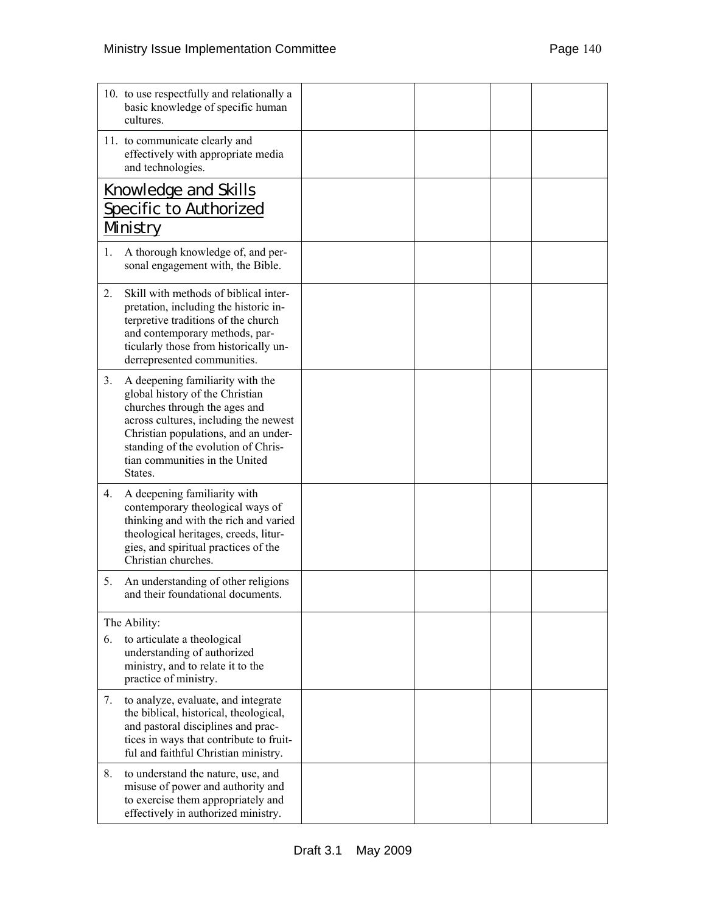| | | | | |
|---|---|---|---|---|
| 10. to use respectfully and relationally a basic knowledge of specific human cultures. | | | | |
| 11. to communicate clearly and effectively with appropriate media and technologies. | | | | |
| **Knowledge and Skills Specific to Authorized Ministry** | | | | |
| 1. A thorough knowledge of, and personal engagement with, the Bible. | | | | |
| 2. Skill with methods of biblical interpretation, including the historic interpretive traditions of the church and contemporary methods, particularly those from historically underrepresented communities. | | | | |
| 3. A deepening familiarity with the global history of the Christian churches through the ages and across cultures, including the newest Christian populations, and an understanding of the evolution of Christian communities in the United States. | | | | |
| 4. A deepening familiarity with contemporary theological ways of thinking and with the rich and varied theological heritages, creeds, liturgies, and spiritual practices of the Christian churches. | | | | |
| 5. An understanding of other religions and their foundational documents. | | | | |
| The Ability:<br>6. to articulate a theological understanding of authorized ministry, and to relate it to the practice of ministry. | | | | |
| 7. to analyze, evaluate, and integrate the biblical, historical, theological, and pastoral disciplines and practices in ways that contribute to fruitful and faithful Christian ministry. | | | | |
| 8. to understand the nature, use, and misuse of power and authority and to exercise them appropriately and effectively in authorized ministry. | | | | |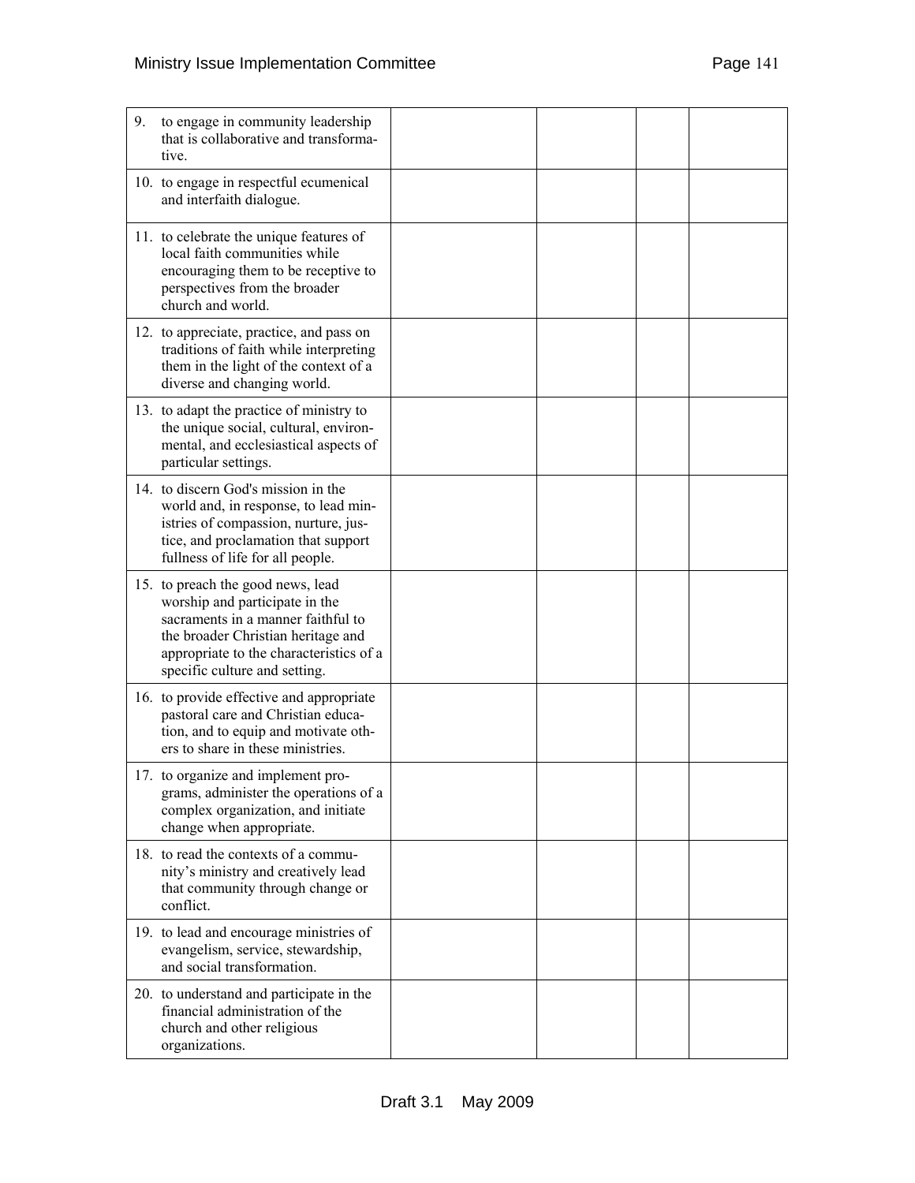| | | | | |
|---|---|---|---|---|
| 9. to engage in community leadership that is collaborative and transformative. | | | | |
| 10. to engage in respectful ecumenical and interfaith dialogue. | | | | |
| 11. to celebrate the unique features of local faith communities while encouraging them to be receptive to perspectives from the broader church and world. | | | | |
| 12. to appreciate, practice, and pass on traditions of faith while interpreting them in the light of the context of a diverse and changing world. | | | | |
| 13. to adapt the practice of ministry to the unique social, cultural, environmental, and ecclesiastical aspects of particular settings. | | | | |
| 14. to discern God's mission in the world and, in response, to lead ministries of compassion, nurture, justice, and proclamation that support fullness of life for all people. | | | | |
| 15. to preach the good news, lead worship and participate in the sacraments in a manner faithful to the broader Christian heritage and appropriate to the characteristics of a specific culture and setting. | | | | |
| 16. to provide effective and appropriate pastoral care and Christian education, and to equip and motivate others to share in these ministries. | | | | |
| 17. to organize and implement programs, administer the operations of a complex organization, and initiate change when appropriate. | | | | |
| 18. to read the contexts of a community's ministry and creatively lead that community through change or conflict. | | | | |
| 19. to lead and encourage ministries of evangelism, service, stewardship, and social transformation. | | | | |
| 20. to understand and participate in the financial administration of the church and other religious organizations. | | | | |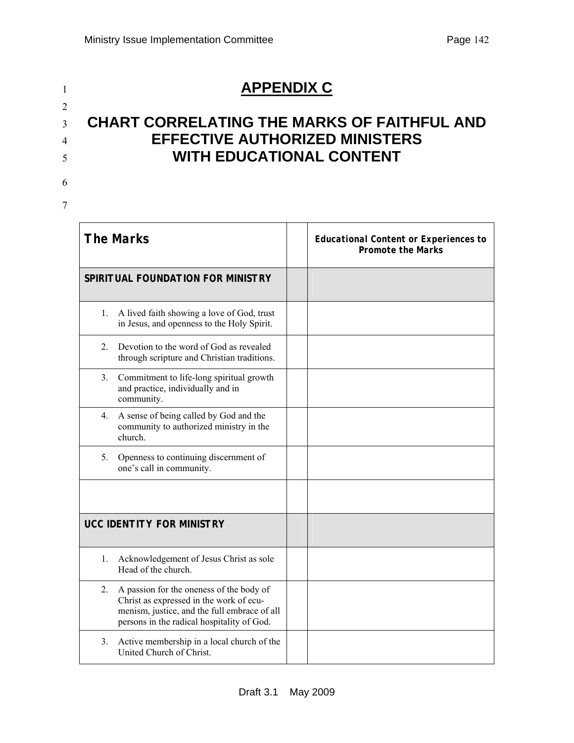# APPENDIX C

# CHART CORRELATING THE MARKS OF FAITHFUL AND EFFECTIVE AUTHORIZED MINISTERS WITH EDUCATIONAL CONTENT

| The Marks | | Educational Content or Experiences to Promote the Marks |
|---|---|---|
| **SPIRITUAL FOUNDATION FOR MINISTRY** | | |
| 1. A lived faith showing a love of God, trust in Jesus, and openness to the Holy Spirit. | | |
| 2. Devotion to the word of God as revealed through scripture and Christian traditions. | | |
| 3. Commitment to life-long spiritual growth and practice, individually and in community. | | |
| 4. A sense of being called by God and the community to authorized ministry in the church. | | |
| 5. Openness to continuing discernment of one's call in community. | | |
| | | |
| **UCC IDENTITY FOR MINISTRY** | | |
| 1. Acknowledgement of Jesus Christ as sole Head of the church. | | |
| 2. A passion for the oneness of the body of Christ as expressed in the work of ecu-menism, justice, and the full embrace of all persons in the radical hospitality of God. | | |
| 3. Active membership in a local church of the United Church of Christ. | | |

Draft 3.1 May 2009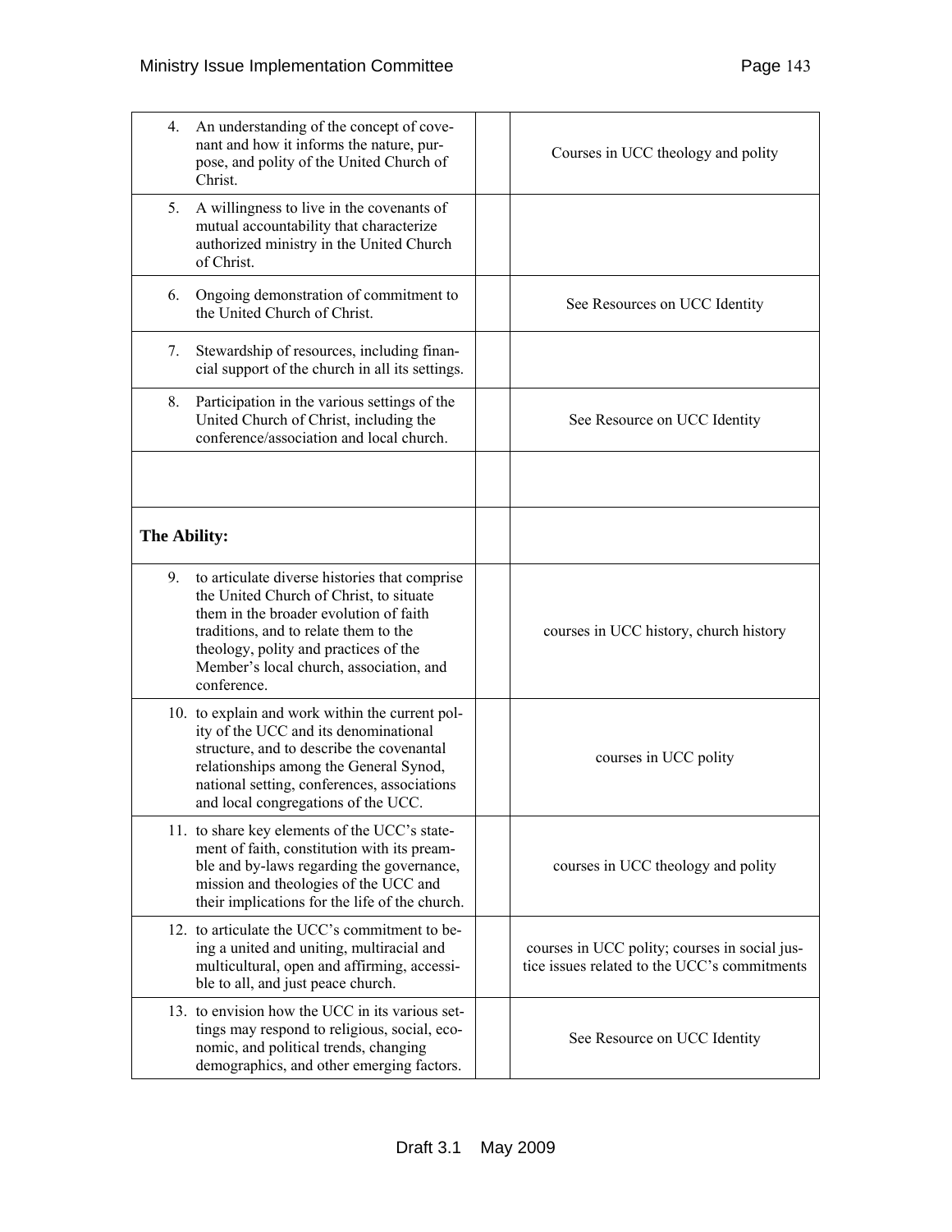| | | |
|---|---|---|
| 4. An understanding of the concept of covenant and how it informs the nature, purpose, and polity of the United Church of Christ. | | Courses in UCC theology and polity |
| 5. A willingness to live in the covenants of mutual accountability that characterize authorized ministry in the United Church of Christ. | | |
| 6. Ongoing demonstration of commitment to the United Church of Christ. | | See Resources on UCC Identity |
| 7. Stewardship of resources, including financial support of the church in all its settings. | | |
| 8. Participation in the various settings of the United Church of Christ, including the conference/association and local church. | | See Resource on UCC Identity |
| | | |
| **The Ability:** | | |
| 9. to articulate diverse histories that comprise the United Church of Christ, to situate them in the broader evolution of faith traditions, and to relate them to the theology, polity and practices of the Member's local church, association, and conference. | | courses in UCC history, church history |
| 10. to explain and work within the current polity of the UCC and its denominational structure, and to describe the covenantal relationships among the General Synod, national setting, conferences, associations and local congregations of the UCC. | | courses in UCC polity |
| 11. to share key elements of the UCC's statement of faith, constitution with its preamble and by-laws regarding the governance, mission and theologies of the UCC and their implications for the life of the church. | | courses in UCC theology and polity |
| 12. to articulate the UCC's commitment to being a united and uniting, multiracial and multicultural, open and affirming, accessible to all, and just peace church. | | courses in UCC polity; courses in social justice issues related to the UCC's commitments |
| 13. to envision how the UCC in its various settings may respond to religious, social, economic, and political trends, changing demographics, and other emerging factors. | | See Resource on UCC Identity |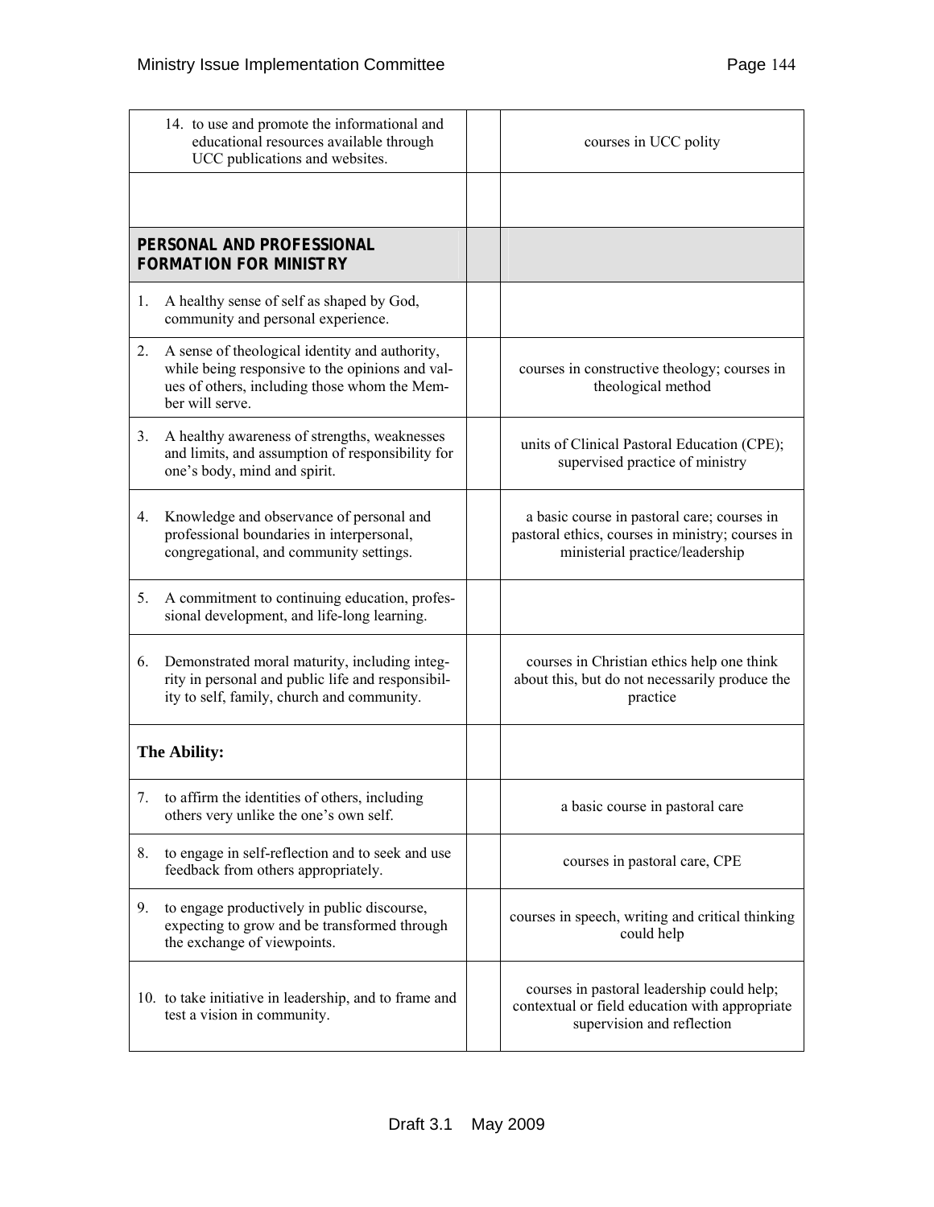| | | |
|---|---|---|
| 14. to use and promote the informational and educational resources available through UCC publications and websites. | | courses in UCC polity |
| | | |
| **PERSONAL AND PROFESSIONAL FORMATION FOR MINISTRY** | | |
| 1. A healthy sense of self as shaped by God, community and personal experience. | | |
| 2. A sense of theological identity and authority, while being responsive to the opinions and values of others, including those whom the Member will serve. | | courses in constructive theology; courses in theological method |
| 3. A healthy awareness of strengths, weaknesses and limits, and assumption of responsibility for one's body, mind and spirit. | | units of Clinical Pastoral Education (CPE); supervised practice of ministry |
| 4. Knowledge and observance of personal and professional boundaries in interpersonal, congregational, and community settings. | | a basic course in pastoral care; courses in pastoral ethics, courses in ministry; courses in ministerial practice/leadership |
| 5. A commitment to continuing education, professional development, and life-long learning. | | |
| 6. Demonstrated moral maturity, including integrity in personal and public life and responsibility to self, family, church and community. | | courses in Christian ethics help one think about this, but do not necessarily produce the practice |
| **The Ability:** | | |
| 7. to affirm the identities of others, including others very unlike the one's own self. | | a basic course in pastoral care |
| 8. to engage in self-reflection and to seek and use feedback from others appropriately. | | courses in pastoral care, CPE |
| 9. to engage productively in public discourse, expecting to grow and be transformed through the exchange of viewpoints. | | courses in speech, writing and critical thinking could help |
| 10. to take initiative in leadership, and to frame and test a vision in community. | | courses in pastoral leadership could help; contextual or field education with appropriate supervision and reflection |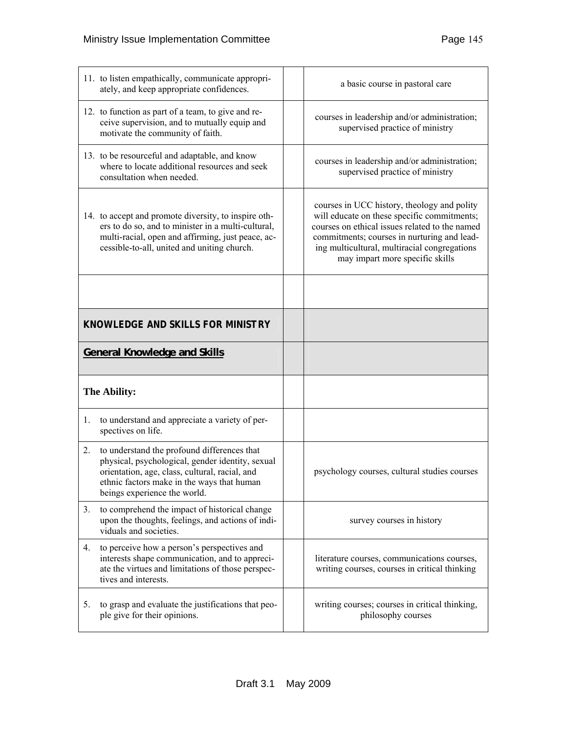| | | |
|---|---|---|
| 11. to listen empathically, communicate appropriately, and keep appropriate confidences. | | a basic course in pastoral care |
| 12. to function as part of a team, to give and receive supervision, and to mutually equip and motivate the community of faith. | | courses in leadership and/or administration; supervised practice of ministry |
| 13. to be resourceful and adaptable, and know where to locate additional resources and seek consultation when needed. | | courses in leadership and/or administration; supervised practice of ministry |
| 14. to accept and promote diversity, to inspire others to do so, and to minister in a multi-cultural, multi-racial, open and affirming, just peace, accessible-to-all, united and uniting church. | | courses in UCC history, theology and polity will educate on these specific commitments; courses on ethical issues related to the named commitments; courses in nurturing and leading multicultural, multiracial congregations may impart more specific skills |
| | | |
| **KNOWLEDGE AND SKILLS FOR MINISTRY** | | |
| **General Knowledge and Skills** | | |
| **The Ability:** | | |
| 1. to understand and appreciate a variety of perspectives on life. | | |
| 2. to understand the profound differences that physical, psychological, gender identity, sexual orientation, age, class, cultural, racial, and ethnic factors make in the ways that human beings experience the world. | | psychology courses, cultural studies courses |
| 3. to comprehend the impact of historical change upon the thoughts, feelings, and actions of individuals and societies. | | survey courses in history |
| 4. to perceive how a person's perspectives and interests shape communication, and to appreciate the virtues and limitations of those perspectives and interests. | | literature courses, communications courses, writing courses, courses in critical thinking |
| 5. to grasp and evaluate the justifications that people give for their opinions. | | writing courses; courses in critical thinking, philosophy courses |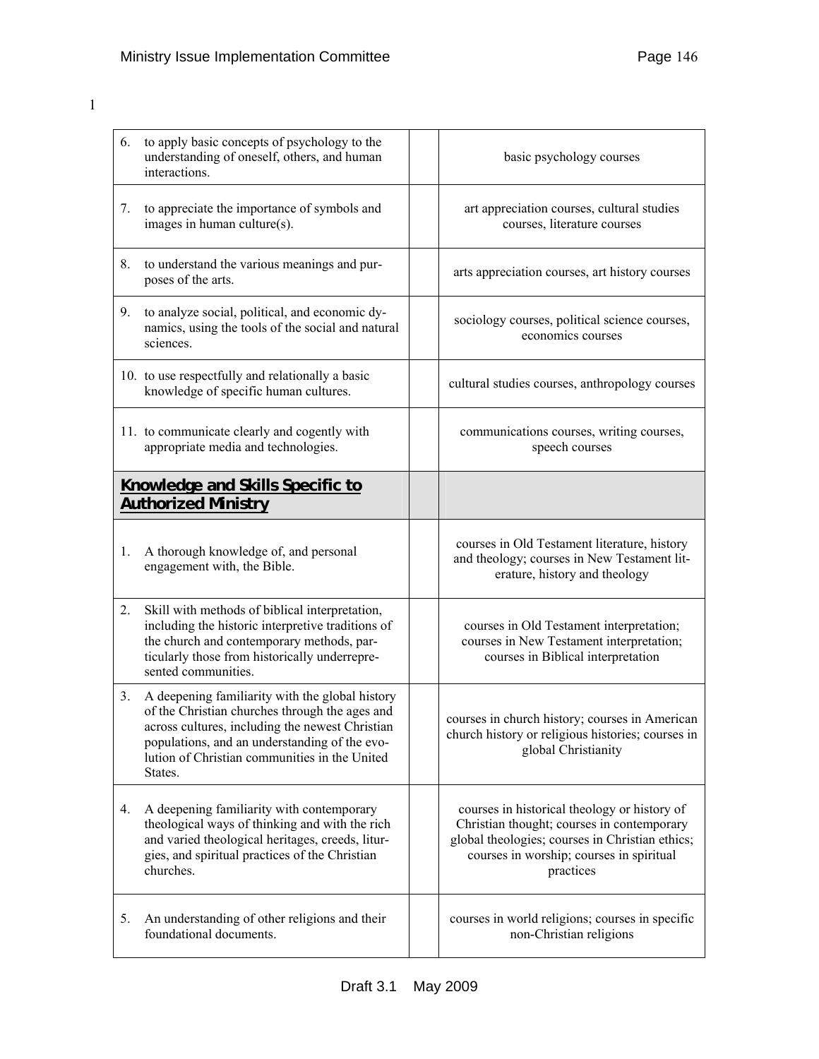| | | |
|---|---|---|
| 6. to apply basic concepts of psychology to the understanding of oneself, others, and human interactions. | | basic psychology courses |
| 7. to appreciate the importance of symbols and images in human culture(s). | | art appreciation courses, cultural studies courses, literature courses |
| 8. to understand the various meanings and purposes of the arts. | | arts appreciation courses, art history courses |
| 9. to analyze social, political, and economic dynamics, using the tools of the social and natural sciences. | | sociology courses, political science courses, economics courses |
| 10. to use respectfully and relationally a basic knowledge of specific human cultures. | | cultural studies courses, anthropology courses |
| 11. to communicate clearly and cogently with appropriate media and technologies. | | communications courses, writing courses, speech courses |
| **Knowledge and Skills Specific to Authorized Ministry** | | |
| 1. A thorough knowledge of, and personal engagement with, the Bible. | | courses in Old Testament literature, history and theology; courses in New Testament literature, history and theology |
| 2. Skill with methods of biblical interpretation, including the historic interpretive traditions of the church and contemporary methods, particularly those from historically underrepresented communities. | | courses in Old Testament interpretation; courses in New Testament interpretation; courses in Biblical interpretation |
| 3. A deepening familiarity with the global history of the Christian churches through the ages and across cultures, including the newest Christian populations, and an understanding of the evolution of Christian communities in the United States. | | courses in church history; courses in American church history or religious histories; courses in global Christianity |
| 4. A deepening familiarity with contemporary theological ways of thinking and with the rich and varied theological heritages, creeds, liturgies, and spiritual practices of the Christian churches. | | courses in historical theology or history of Christian thought; courses in contemporary global theologies; courses in Christian ethics; courses in worship; courses in spiritual practices |
| 5. An understanding of other religions and their foundational documents. | | courses in world religions; courses in specific non-Christian religions |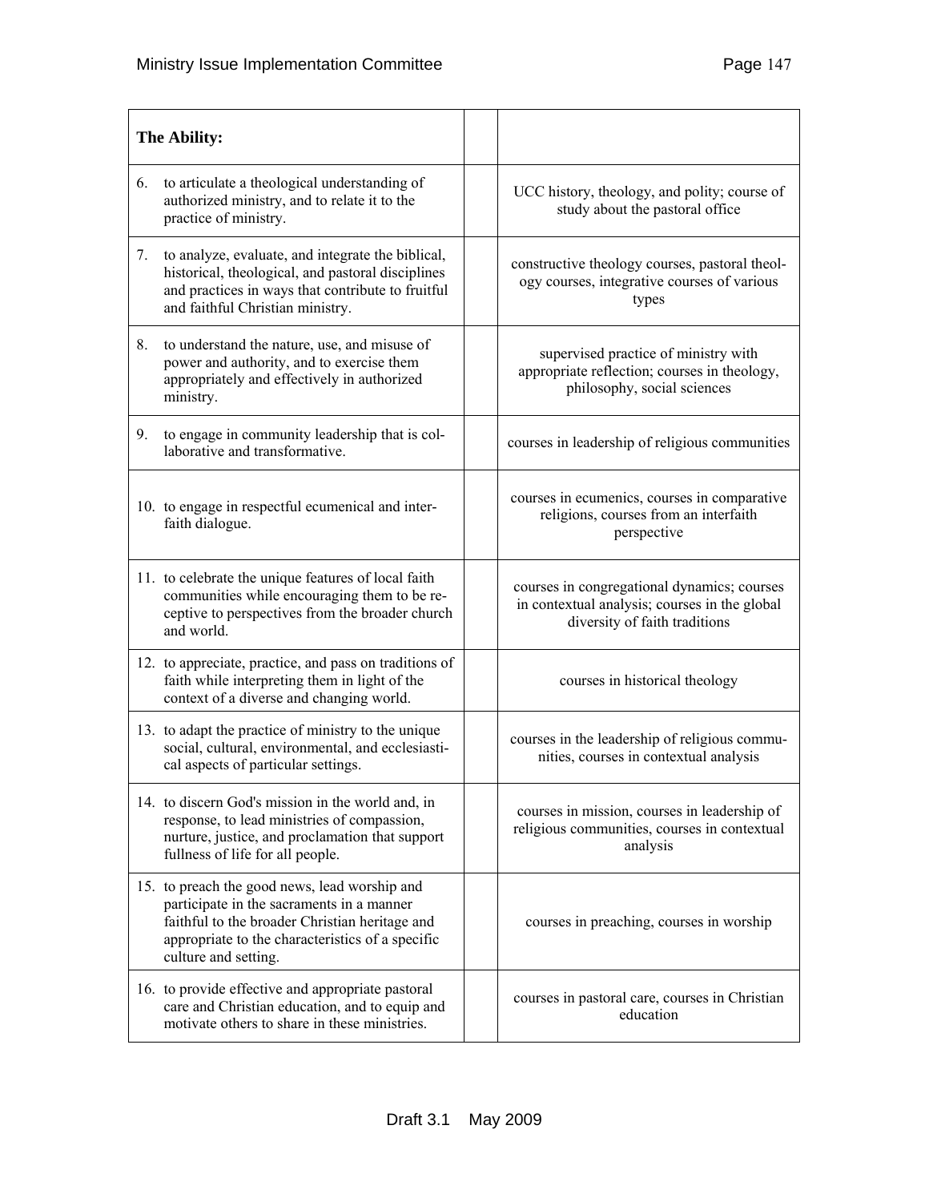| The Ability: | | |
|---|---|---|
| 6. to articulate a theological understanding of authorized ministry, and to relate it to the practice of ministry. | | UCC history, theology, and polity; course of study about the pastoral office |
| 7. to analyze, evaluate, and integrate the biblical, historical, theological, and pastoral disciplines and practices in ways that contribute to fruitful and faithful Christian ministry. | | constructive theology courses, pastoral theology courses, integrative courses of various types |
| 8. to understand the nature, use, and misuse of power and authority, and to exercise them appropriately and effectively in authorized ministry. | | supervised practice of ministry with appropriate reflection; courses in theology, philosophy, social sciences |
| 9. to engage in community leadership that is collaborative and transformative. | | courses in leadership of religious communities |
| 10. to engage in respectful ecumenical and interfaith dialogue. | | courses in ecumenics, courses in comparative religions, courses from an interfaith perspective |
| 11. to celebrate the unique features of local faith communities while encouraging them to be receptive to perspectives from the broader church and world. | | courses in congregational dynamics; courses in contextual analysis; courses in the global diversity of faith traditions |
| 12. to appreciate, practice, and pass on traditions of faith while interpreting them in light of the context of a diverse and changing world. | | courses in historical theology |
| 13. to adapt the practice of ministry to the unique social, cultural, environmental, and ecclesiastical aspects of particular settings. | | courses in the leadership of religious communities, courses in contextual analysis |
| 14. to discern God's mission in the world and, in response, to lead ministries of compassion, nurture, justice, and proclamation that support fullness of life for all people. | | courses in mission, courses in leadership of religious communities, courses in contextual analysis |
| 15. to preach the good news, lead worship and participate in the sacraments in a manner faithful to the broader Christian heritage and appropriate to the characteristics of a specific culture and setting. | | courses in preaching, courses in worship |
| 16. to provide effective and appropriate pastoral care and Christian education, and to equip and motivate others to share in these ministries. | | courses in pastoral care, courses in Christian education |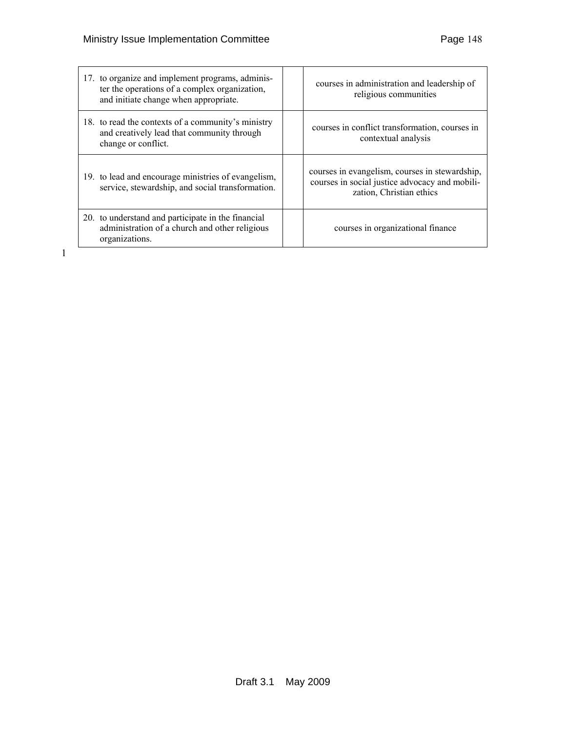| | | |
|---|---|---|
| 17. to organize and implement programs, administer the operations of a complex organization, and initiate change when appropriate. | | courses in administration and leadership of religious communities |
| 18. to read the contexts of a community's ministry and creatively lead that community through change or conflict. | | courses in conflict transformation, courses in contextual analysis |
| 19. to lead and encourage ministries of evangelism, service, stewardship, and social transformation. | | courses in evangelism, courses in stewardship, courses in social justice advocacy and mobilization, Christian ethics |
| 20. to understand and participate in the financial administration of a church and other religious organizations. | | courses in organizational finance |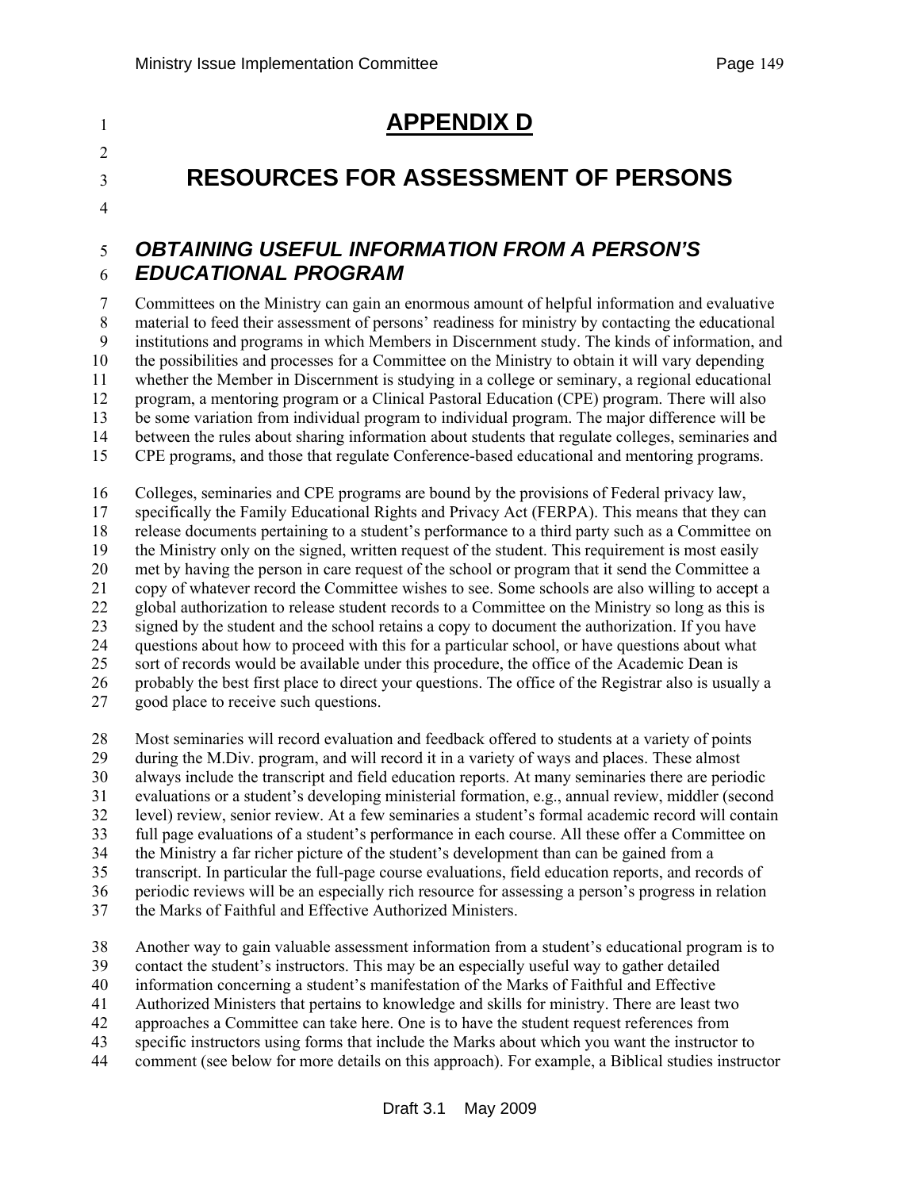# APPENDIX D

# RESOURCES FOR ASSESSMENT OF PERSONS

## *OBTAINING USEFUL INFORMATION FROM A PERSON'S EDUCATIONAL PROGRAM*

Committees on the Ministry can gain an enormous amount of helpful information and evaluative material to feed their assessment of persons' readiness for ministry by contacting the educational institutions and programs in which Members in Discernment study. The kinds of information, and the possibilities and processes for a Committee on the Ministry to obtain it will vary depending whether the Member in Discernment is studying in a college or seminary, a regional educational program, a mentoring program or a Clinical Pastoral Education (CPE) program. There will also be some variation from individual program to individual program. The major difference will be between the rules about sharing information about students that regulate colleges, seminaries and CPE programs, and those that regulate Conference-based educational and mentoring programs.

Colleges, seminaries and CPE programs are bound by the provisions of Federal privacy law, specifically the Family Educational Rights and Privacy Act (FERPA). This means that they can release documents pertaining to a student's performance to a third party such as a Committee on the Ministry only on the signed, written request of the student. This requirement is most easily met by having the person in care request of the school or program that it send the Committee a copy of whatever record the Committee wishes to see. Some schools are also willing to accept a global authorization to release student records to a Committee on the Ministry so long as this is signed by the student and the school retains a copy to document the authorization. If you have questions about how to proceed with this for a particular school, or have questions about what sort of records would be available under this procedure, the office of the Academic Dean is probably the best first place to direct your questions. The office of the Registrar also is usually a good place to receive such questions.

Most seminaries will record evaluation and feedback offered to students at a variety of points during the M.Div. program, and will record it in a variety of ways and places. These almost always include the transcript and field education reports. At many seminaries there are periodic evaluations or a student's developing ministerial formation, e.g., annual review, middler (second level) review, senior review. At a few seminaries a student's formal academic record will contain full page evaluations of a student's performance in each course. All these offer a Committee on the Ministry a far richer picture of the student's development than can be gained from a transcript. In particular the full-page course evaluations, field education reports, and records of periodic reviews will be an especially rich resource for assessing a person's progress in relation the Marks of Faithful and Effective Authorized Ministers.

Another way to gain valuable assessment information from a student's educational program is to contact the student's instructors. This may be an especially useful way to gather detailed information concerning a student's manifestation of the Marks of Faithful and Effective Authorized Ministers that pertains to knowledge and skills for ministry. There are least two approaches a Committee can take here. One is to have the student request references from specific instructors using forms that include the Marks about which you want the instructor to comment (see below for more details on this approach). For example, a Biblical studies instructor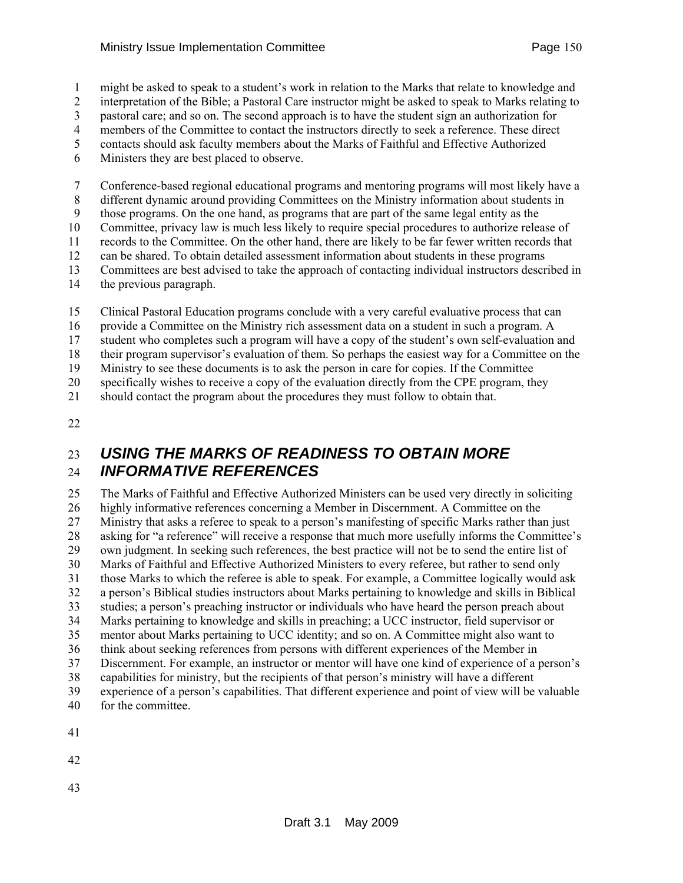might be asked to speak to a student's work in relation to the Marks that relate to knowledge and interpretation of the Bible; a Pastoral Care instructor might be asked to speak to Marks relating to pastoral care; and so on. The second approach is to have the student sign an authorization for members of the Committee to contact the instructors directly to seek a reference. These direct contacts should ask faculty members about the Marks of Faithful and Effective Authorized Ministers they are best placed to observe.

Conference-based regional educational programs and mentoring programs will most likely have a different dynamic around providing Committees on the Ministry information about students in those programs. On the one hand, as programs that are part of the same legal entity as the Committee, privacy law is much less likely to require special procedures to authorize release of records to the Committee. On the other hand, there are likely to be far fewer written records that can be shared. To obtain detailed assessment information about students in these programs Committees are best advised to take the approach of contacting individual instructors described in the previous paragraph.

Clinical Pastoral Education programs conclude with a very careful evaluative process that can provide a Committee on the Ministry rich assessment data on a student in such a program. A student who completes such a program will have a copy of the student's own self-evaluation and their program supervisor's evaluation of them. So perhaps the easiest way for a Committee on the Ministry to see these documents is to ask the person in care for copies. If the Committee specifically wishes to receive a copy of the evaluation directly from the CPE program, they should contact the program about the procedures they must follow to obtain that.

## *USING THE MARKS OF READINESS TO OBTAIN MORE INFORMATIVE REFERENCES*

The Marks of Faithful and Effective Authorized Ministers can be used very directly in soliciting highly informative references concerning a Member in Discernment. A Committee on the Ministry that asks a referee to speak to a person's manifesting of specific Marks rather than just asking for "a reference" will receive a response that much more usefully informs the Committee's own judgment. In seeking such references, the best practice will not be to send the entire list of Marks of Faithful and Effective Authorized Ministers to every referee, but rather to send only those Marks to which the referee is able to speak. For example, a Committee logically would ask a person's Biblical studies instructors about Marks pertaining to knowledge and skills in Biblical studies; a person's preaching instructor or individuals who have heard the person preach about Marks pertaining to knowledge and skills in preaching; a UCC instructor, field supervisor or mentor about Marks pertaining to UCC identity; and so on. A Committee might also want to think about seeking references from persons with different experiences of the Member in Discernment. For example, an instructor or mentor will have one kind of experience of a person's capabilities for ministry, but the recipients of that person's ministry will have a different experience of a person's capabilities. That different experience and point of view will be valuable for the committee.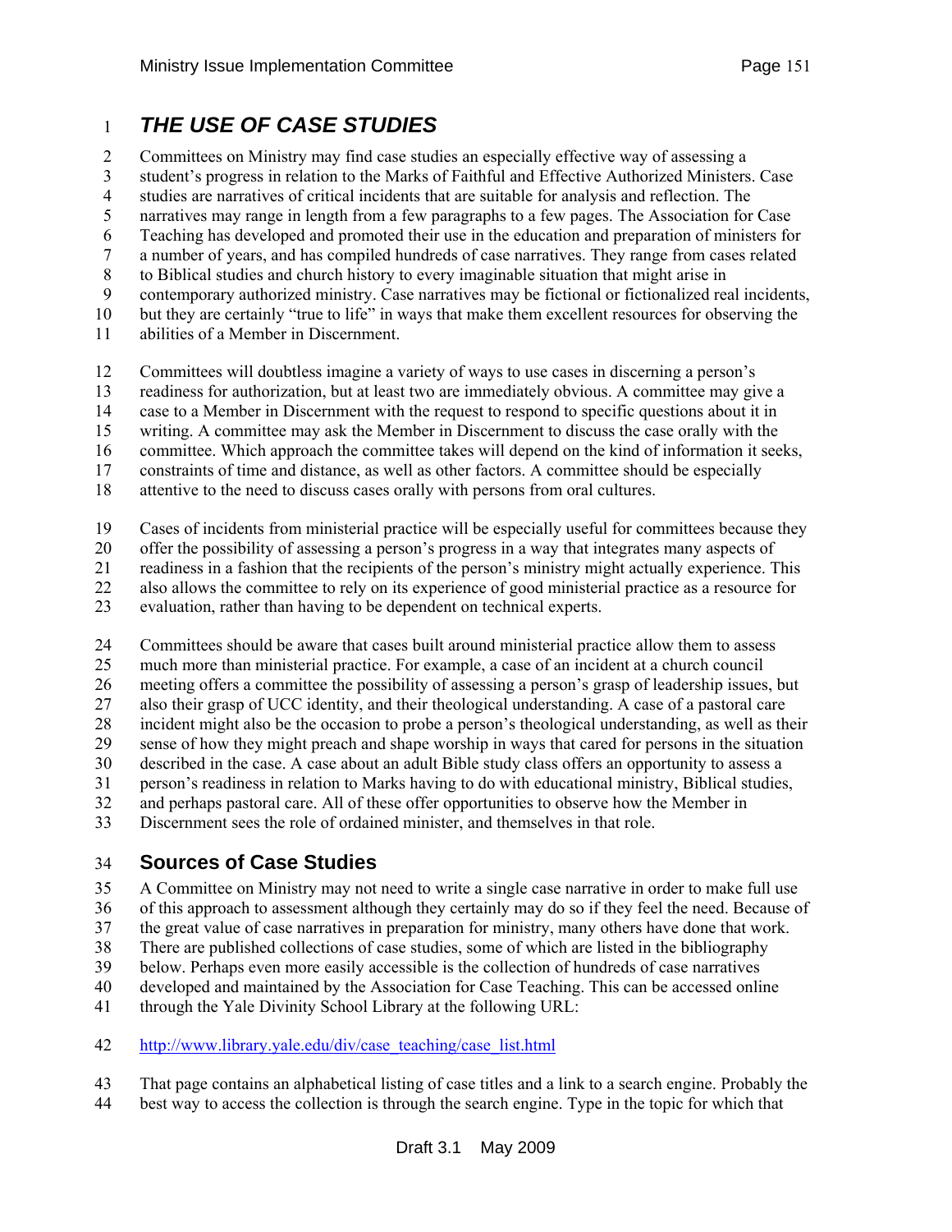# *THE USE OF CASE STUDIES*

Committees on Ministry may find case studies an especially effective way of assessing a student's progress in relation to the Marks of Faithful and Effective Authorized Ministers. Case studies are narratives of critical incidents that are suitable for analysis and reflection. The narratives may range in length from a few paragraphs to a few pages. The Association for Case Teaching has developed and promoted their use in the education and preparation of ministers for a number of years, and has compiled hundreds of case narratives. They range from cases related to Biblical studies and church history to every imaginable situation that might arise in contemporary authorized ministry. Case narratives may be fictional or fictionalized real incidents, but they are certainly "true to life" in ways that make them excellent resources for observing the abilities of a Member in Discernment.

Committees will doubtless imagine a variety of ways to use cases in discerning a person's readiness for authorization, but at least two are immediately obvious. A committee may give a case to a Member in Discernment with the request to respond to specific questions about it in writing. A committee may ask the Member in Discernment to discuss the case orally with the committee. Which approach the committee takes will depend on the kind of information it seeks, constraints of time and distance, as well as other factors. A committee should be especially attentive to the need to discuss cases orally with persons from oral cultures.

Cases of incidents from ministerial practice will be especially useful for committees because they offer the possibility of assessing a person's progress in a way that integrates many aspects of readiness in a fashion that the recipients of the person's ministry might actually experience. This also allows the committee to rely on its experience of good ministerial practice as a resource for evaluation, rather than having to be dependent on technical experts.

Committees should be aware that cases built around ministerial practice allow them to assess much more than ministerial practice. For example, a case of an incident at a church council meeting offers a committee the possibility of assessing a person's grasp of leadership issues, but also their grasp of UCC identity, and their theological understanding. A case of a pastoral care incident might also be the occasion to probe a person's theological understanding, as well as their sense of how they might preach and shape worship in ways that cared for persons in the situation described in the case. A case about an adult Bible study class offers an opportunity to assess a person's readiness in relation to Marks having to do with educational ministry, Biblical studies, and perhaps pastoral care. All of these offer opportunities to observe how the Member in Discernment sees the role of ordained minister, and themselves in that role.

## Sources of Case Studies

A Committee on Ministry may not need to write a single case narrative in order to make full use of this approach to assessment although they certainly may do so if they feel the need. Because of the great value of case narratives in preparation for ministry, many others have done that work. There are published collections of case studies, some of which are listed in the bibliography below. Perhaps even more easily accessible is the collection of hundreds of case narratives developed and maintained by the Association for Case Teaching. This can be accessed online through the Yale Divinity School Library at the following URL:

http://www.library.yale.edu/div/case_teaching/case_list.html

That page contains an alphabetical listing of case titles and a link to a search engine. Probably the best way to access the collection is through the search engine. Type in the topic for which that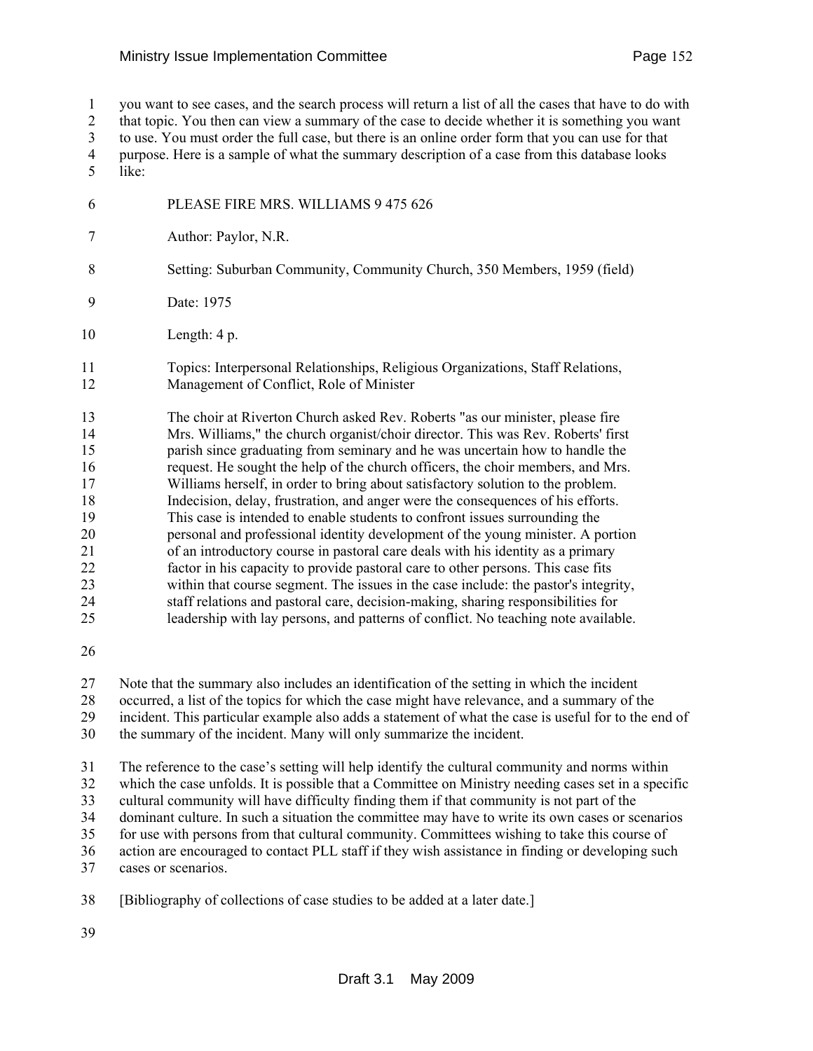you want to see cases, and the search process will return a list of all the cases that have to do with that topic. You then can view a summary of the case to decide whether it is something you want to use. You must order the full case, but there is an online order form that you can use for that purpose. Here is a sample of what the summary description of a case from this database looks like:

> PLEASE FIRE MRS. WILLIAMS 9 475 626
>
> Author: Paylor, N.R.
>
> Setting: Suburban Community, Community Church, 350 Members, 1959 (field)
>
> Date: 1975
>
> Length: 4 p.
>
> Topics: Interpersonal Relationships, Religious Organizations, Staff Relations, Management of Conflict, Role of Minister
>
> The choir at Riverton Church asked Rev. Roberts "as our minister, please fire Mrs. Williams," the church organist/choir director. This was Rev. Roberts' first parish since graduating from seminary and he was uncertain how to handle the request. He sought the help of the church officers, the choir members, and Mrs. Williams herself, in order to bring about satisfactory solution to the problem. Indecision, delay, frustration, and anger were the consequences of his efforts. This case is intended to enable students to confront issues surrounding the personal and professional identity development of the young minister. A portion of an introductory course in pastoral care deals with his identity as a primary factor in his capacity to provide pastoral care to other persons. This case fits within that course segment. The issues in the case include: the pastor's integrity, staff relations and pastoral care, decision-making, sharing responsibilities for leadership with lay persons, and patterns of conflict. No teaching note available.

Note that the summary also includes an identification of the setting in which the incident occurred, a list of the topics for which the case might have relevance, and a summary of the incident. This particular example also adds a statement of what the case is useful for to the end of the summary of the incident. Many will only summarize the incident.

The reference to the case's setting will help identify the cultural community and norms within which the case unfolds. It is possible that a Committee on Ministry needing cases set in a specific cultural community will have difficulty finding them if that community is not part of the dominant culture. In such a situation the committee may have to write its own cases or scenarios for use with persons from that cultural community. Committees wishing to take this course of action are encouraged to contact PLL staff if they wish assistance in finding or developing such cases or scenarios.

[Bibliography of collections of case studies to be added at a later date.]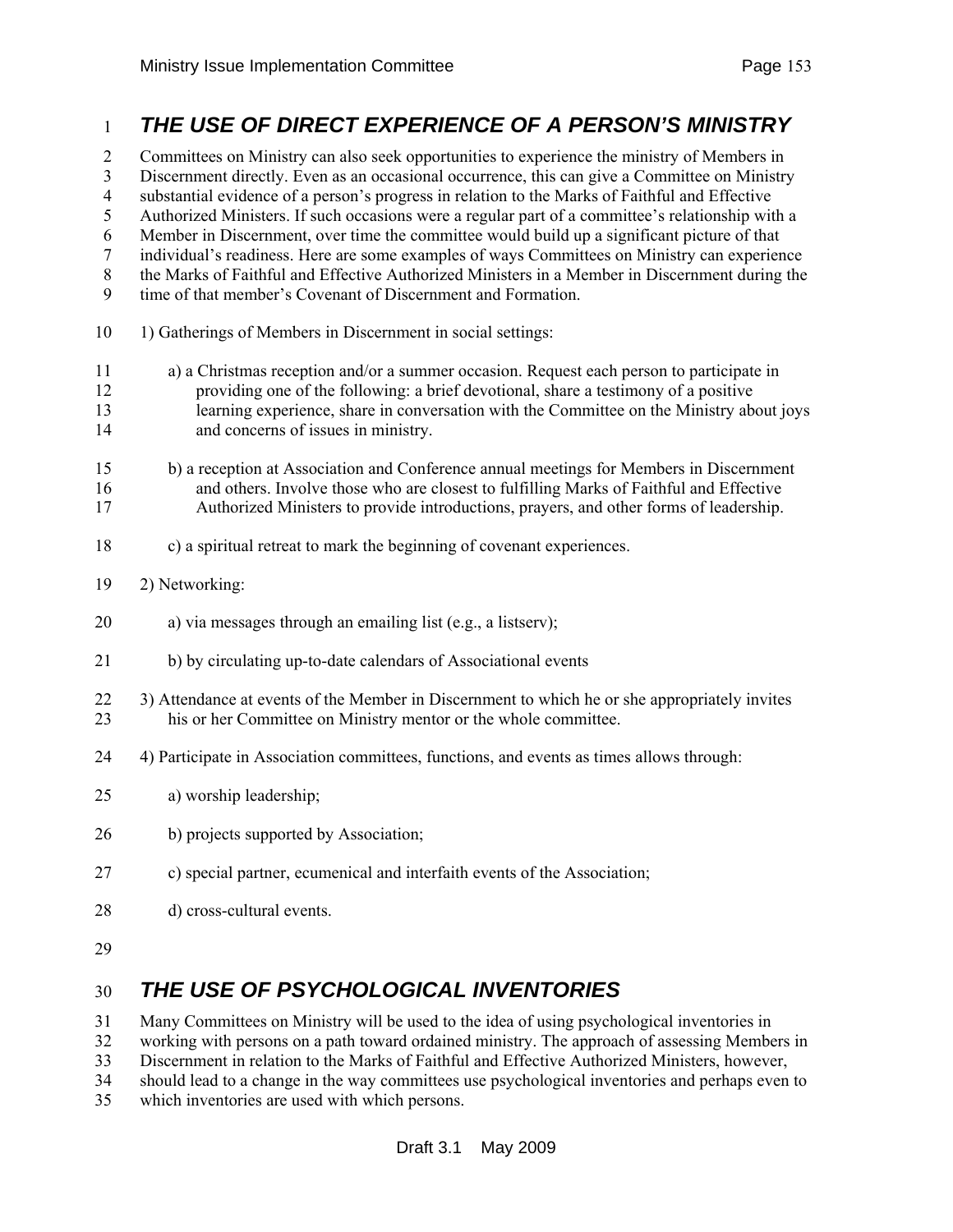## *THE USE OF DIRECT EXPERIENCE OF A PERSON'S MINISTRY*

Committees on Ministry can also seek opportunities to experience the ministry of Members in Discernment directly. Even as an occasional occurrence, this can give a Committee on Ministry substantial evidence of a person's progress in relation to the Marks of Faithful and Effective Authorized Ministers. If such occasions were a regular part of a committee's relationship with a Member in Discernment, over time the committee would build up a significant picture of that individual's readiness. Here are some examples of ways Committees on Ministry can experience the Marks of Faithful and Effective Authorized Ministers in a Member in Discernment during the time of that member's Covenant of Discernment and Formation.

1) Gatherings of Members in Discernment in social settings:

- a) a Christmas reception and/or a summer occasion. Request each person to participate in providing one of the following: a brief devotional, share a testimony of a positive learning experience, share in conversation with the Committee on the Ministry about joys and concerns of issues in ministry.
- b) a reception at Association and Conference annual meetings for Members in Discernment and others. Involve those who are closest to fulfilling Marks of Faithful and Effective Authorized Ministers to provide introductions, prayers, and other forms of leadership.
- c) a spiritual retreat to mark the beginning of covenant experiences.

2) Networking:

- a) via messages through an emailing list (e.g., a listserv);
- b) by circulating up-to-date calendars of Associational events

3) Attendance at events of the Member in Discernment to which he or she appropriately invites his or her Committee on Ministry mentor or the whole committee.

4) Participate in Association committees, functions, and events as times allows through:

- a) worship leadership;
- b) projects supported by Association;
- c) special partner, ecumenical and interfaith events of the Association;
- d) cross-cultural events.

## *THE USE OF PSYCHOLOGICAL INVENTORIES*

Many Committees on Ministry will be used to the idea of using psychological inventories in working with persons on a path toward ordained ministry. The approach of assessing Members in Discernment in relation to the Marks of Faithful and Effective Authorized Ministers, however, should lead to a change in the way committees use psychological inventories and perhaps even to which inventories are used with which persons.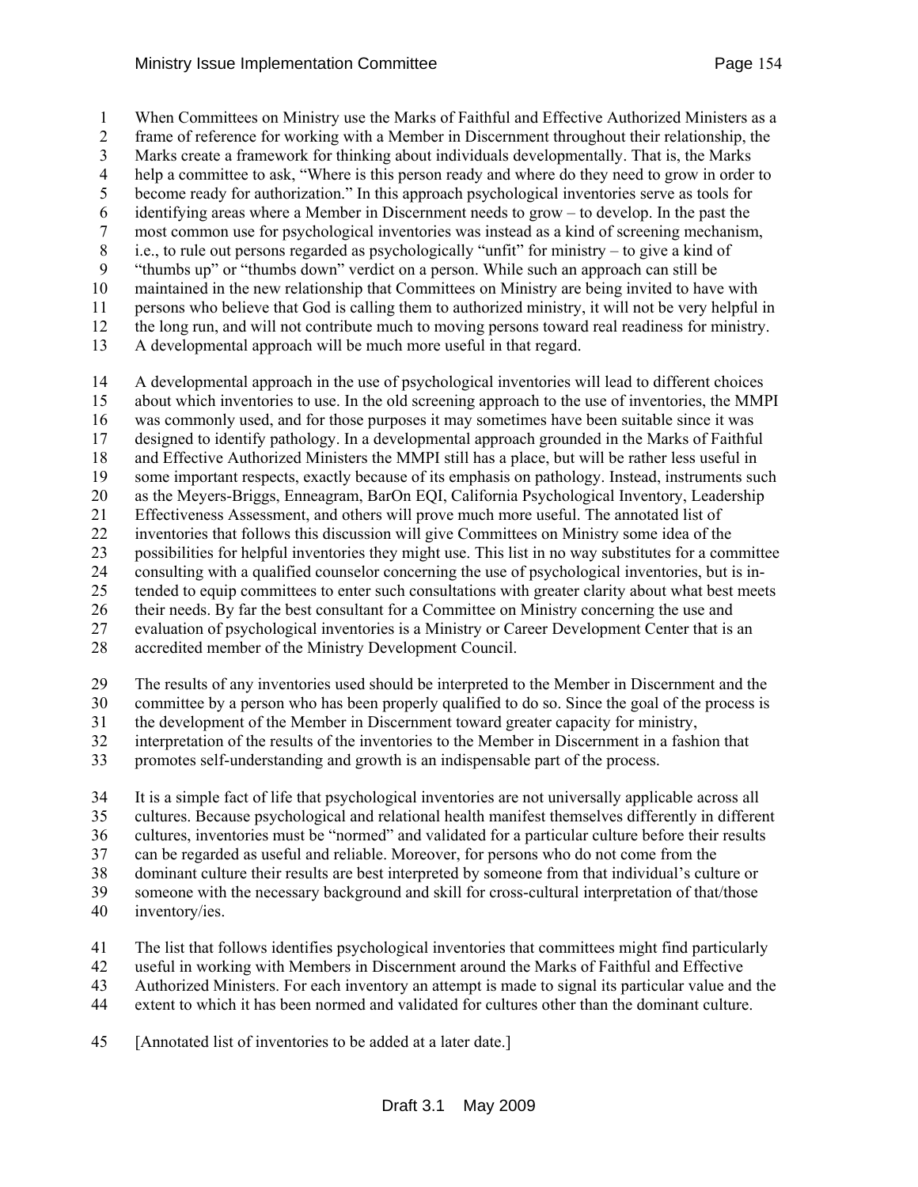When Committees on Ministry use the Marks of Faithful and Effective Authorized Ministers as a frame of reference for working with a Member in Discernment throughout their relationship, the Marks create a framework for thinking about individuals developmentally. That is, the Marks help a committee to ask, "Where is this person ready and where do they need to grow in order to become ready for authorization." In this approach psychological inventories serve as tools for identifying areas where a Member in Discernment needs to grow – to develop. In the past the most common use for psychological inventories was instead as a kind of screening mechanism, i.e., to rule out persons regarded as psychologically "unfit" for ministry – to give a kind of "thumbs up" or "thumbs down" verdict on a person. While such an approach can still be maintained in the new relationship that Committees on Ministry are being invited to have with persons who believe that God is calling them to authorized ministry, it will not be very helpful in the long run, and will not contribute much to moving persons toward real readiness for ministry. A developmental approach will be much more useful in that regard.

A developmental approach in the use of psychological inventories will lead to different choices about which inventories to use. In the old screening approach to the use of inventories, the MMPI was commonly used, and for those purposes it may sometimes have been suitable since it was designed to identify pathology. In a developmental approach grounded in the Marks of Faithful and Effective Authorized Ministers the MMPI still has a place, but will be rather less useful in some important respects, exactly because of its emphasis on pathology. Instead, instruments such as the Meyers-Briggs, Enneagram, BarOn EQI, California Psychological Inventory, Leadership Effectiveness Assessment, and others will prove much more useful. The annotated list of inventories that follows this discussion will give Committees on Ministry some idea of the possibilities for helpful inventories they might use. This list in no way substitutes for a committee consulting with a qualified counselor concerning the use of psychological inventories, but is intended to equip committees to enter such consultations with greater clarity about what best meets their needs. By far the best consultant for a Committee on Ministry concerning the use and evaluation of psychological inventories is a Ministry or Career Development Center that is an accredited member of the Ministry Development Council.

The results of any inventories used should be interpreted to the Member in Discernment and the committee by a person who has been properly qualified to do so. Since the goal of the process is the development of the Member in Discernment toward greater capacity for ministry, interpretation of the results of the inventories to the Member in Discernment in a fashion that promotes self-understanding and growth is an indispensable part of the process.

It is a simple fact of life that psychological inventories are not universally applicable across all cultures. Because psychological and relational health manifest themselves differently in different cultures, inventories must be "normed" and validated for a particular culture before their results can be regarded as useful and reliable. Moreover, for persons who do not come from the dominant culture their results are best interpreted by someone from that individual's culture or someone with the necessary background and skill for cross-cultural interpretation of that/those inventory/ies.

The list that follows identifies psychological inventories that committees might find particularly useful in working with Members in Discernment around the Marks of Faithful and Effective Authorized Ministers. For each inventory an attempt is made to signal its particular value and the extent to which it has been normed and validated for cultures other than the dominant culture.

[Annotated list of inventories to be added at a later date.]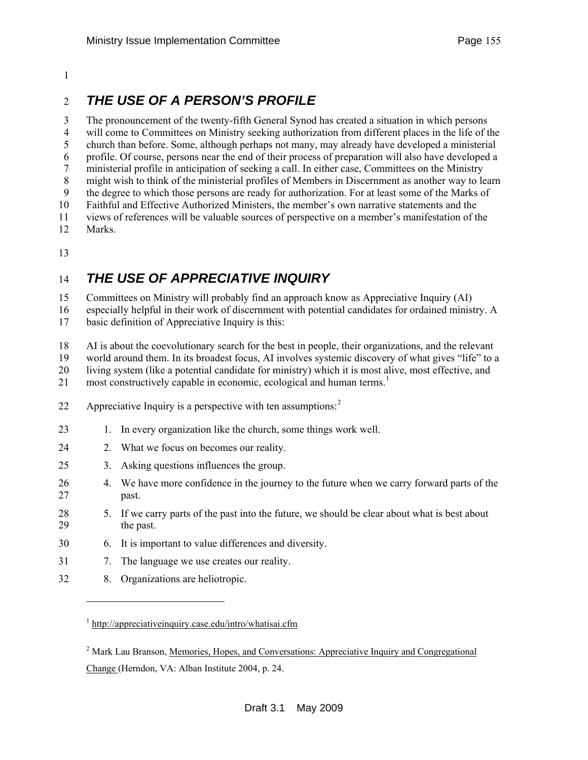## *THE USE OF A PERSON'S PROFILE*

The pronouncement of the twenty-fifth General Synod has created a situation in which persons will come to Committees on Ministry seeking authorization from different places in the life of the church than before. Some, although perhaps not many, may already have developed a ministerial profile. Of course, persons near the end of their process of preparation will also have developed a ministerial profile in anticipation of seeking a call. In either case, Committees on the Ministry might wish to think of the ministerial profiles of Members in Discernment as another way to learn the degree to which those persons are ready for authorization. For at least some of the Marks of Faithful and Effective Authorized Ministers, the member's own narrative statements and the views of references will be valuable sources of perspective on a member's manifestation of the Marks.

## *THE USE OF APPRECIATIVE INQUIRY*

Committees on Ministry will probably find an approach know as Appreciative Inquiry (AI) especially helpful in their work of discernment with potential candidates for ordained ministry. A basic definition of Appreciative Inquiry is this:

AI is about the coevolutionary search for the best in people, their organizations, and the relevant world around them. In its broadest focus, AI involves systemic discovery of what gives "life" to a living system (like a potential candidate for ministry) which it is most alive, most effective, and most constructively capable in economic, ecological and human terms.[1]

Appreciative Inquiry is a perspective with ten assumptions:[2]

1. In every organization like the church, some things work well.
2. What we focus on becomes our reality.
3. Asking questions influences the group.
4. We have more confidence in the journey to the future when we carry forward parts of the past.
5. If we carry parts of the past into the future, we should be clear about what is best about the past.
6. It is important to value differences and diversity.
7. The language we use creates our reality.
8. Organizations are heliotropic.

---

[1] http://appreciativeinquiry.case.edu/intro/whatisai.cfm

[2] Mark Lau Branson, Memories, Hopes, and Conversations: Appreciative Inquiry and Congregational Change (Herndon, VA: Alban Institute 2004, p. 24.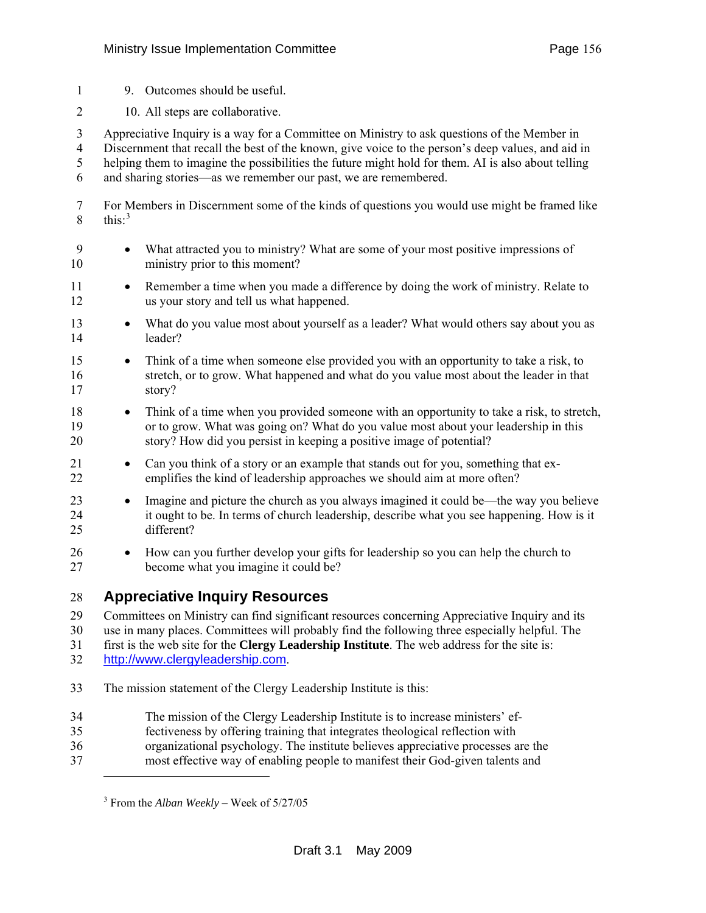9. Outcomes should be useful.
10. All steps are collaborative.

Appreciative Inquiry is a way for a Committee on Ministry to ask questions of the Member in Discernment that recall the best of the known, give voice to the person's deep values, and aid in helping them to imagine the possibilities the future might hold for them. AI is also about telling and sharing stories—as we remember our past, we are remembered.

For Members in Discernment some of the kinds of questions you would use might be framed like this:[3]

- What attracted you to ministry? What are some of your most positive impressions of ministry prior to this moment?
- Remember a time when you made a difference by doing the work of ministry. Relate to us your story and tell us what happened.
- What do you value most about yourself as a leader? What would others say about you as leader?
- Think of a time when someone else provided you with an opportunity to take a risk, to stretch, or to grow. What happened and what do you value most about the leader in that story?
- Think of a time when you provided someone with an opportunity to take a risk, to stretch, or to grow. What was going on? What do you value most about your leadership in this story? How did you persist in keeping a positive image of potential?
- Can you think of a story or an example that stands out for you, something that exemplifies the kind of leadership approaches we should aim at more often?
- Imagine and picture the church as you always imagined it could be—the way you believe it ought to be. In terms of church leadership, describe what you see happening. How is it different?
- How can you further develop your gifts for leadership so you can help the church to become what you imagine it could be?

## Appreciative Inquiry Resources

Committees on Ministry can find significant resources concerning Appreciative Inquiry and its use in many places. Committees will probably find the following three especially helpful. The first is the web site for the **Clergy Leadership Institute**. The web address for the site is: http://www.clergyleadership.com.

The mission statement of the Clergy Leadership Institute is this:

> The mission of the Clergy Leadership Institute is to increase ministers' effectiveness by offering training that integrates theological reflection with organizational psychology. The institute believes appreciative processes are the most effective way of enabling people to manifest their God-given talents and

---

[3] From the *Alban Weekly* – Week of 5/27/05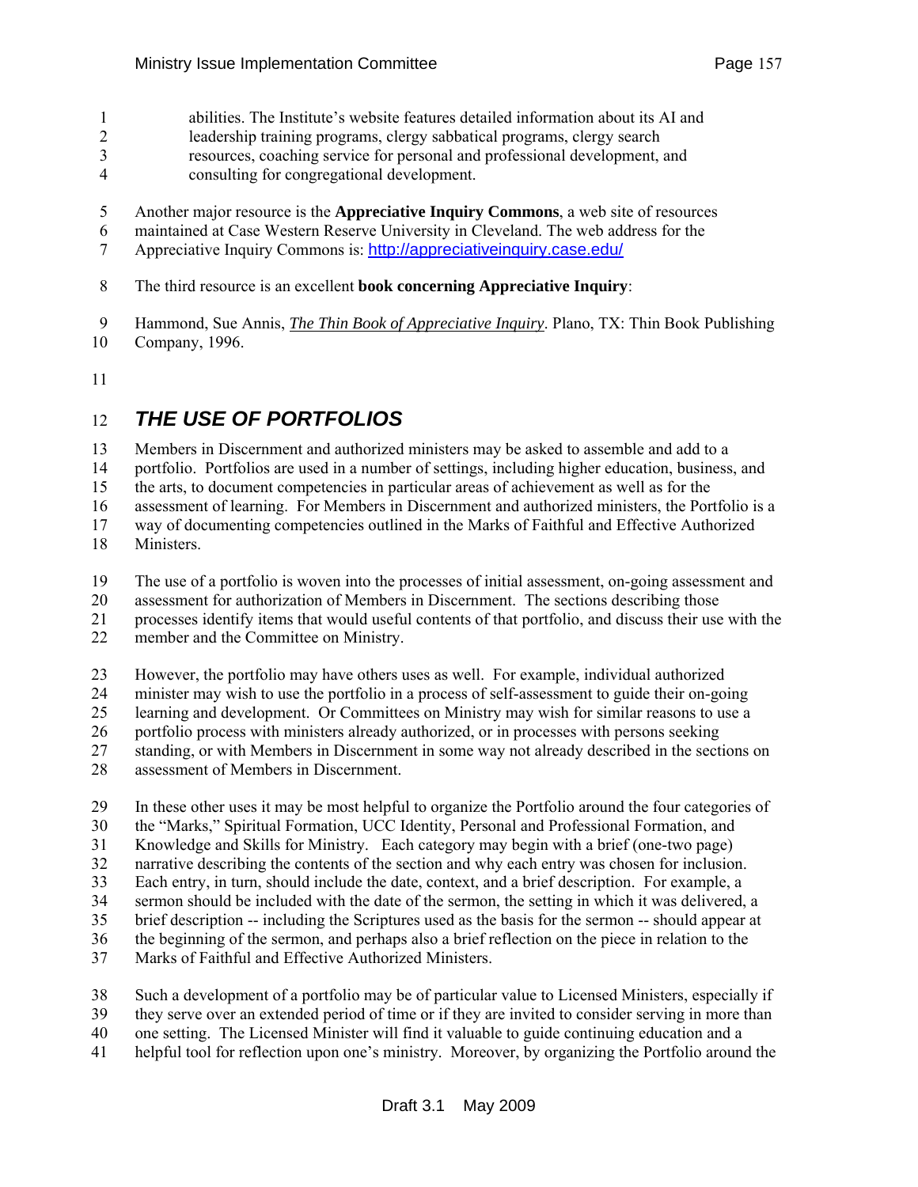abilities. The Institute's website features detailed information about its AI and leadership training programs, clergy sabbatical programs, clergy search resources, coaching service for personal and professional development, and consulting for congregational development.

Another major resource is the **Appreciative Inquiry Commons**, a web site of resources maintained at Case Western Reserve University in Cleveland. The web address for the Appreciative Inquiry Commons is: http://appreciativeinquiry.case.edu/

The third resource is an excellent **book concerning Appreciative Inquiry**:

Hammond, Sue Annis, *The Thin Book of Appreciative Inquiry*. Plano, TX: Thin Book Publishing Company, 1996.

## THE USE OF PORTFOLIOS

Members in Discernment and authorized ministers may be asked to assemble and add to a portfolio. Portfolios are used in a number of settings, including higher education, business, and the arts, to document competencies in particular areas of achievement as well as for the assessment of learning. For Members in Discernment and authorized ministers, the Portfolio is a way of documenting competencies outlined in the Marks of Faithful and Effective Authorized Ministers.

The use of a portfolio is woven into the processes of initial assessment, on-going assessment and assessment for authorization of Members in Discernment. The sections describing those processes identify items that would useful contents of that portfolio, and discuss their use with the member and the Committee on Ministry.

However, the portfolio may have others uses as well. For example, individual authorized minister may wish to use the portfolio in a process of self-assessment to guide their on-going learning and development. Or Committees on Ministry may wish for similar reasons to use a portfolio process with ministers already authorized, or in processes with persons seeking standing, or with Members in Discernment in some way not already described in the sections on assessment of Members in Discernment.

In these other uses it may be most helpful to organize the Portfolio around the four categories of the "Marks," Spiritual Formation, UCC Identity, Personal and Professional Formation, and Knowledge and Skills for Ministry. Each category may begin with a brief (one-two page) narrative describing the contents of the section and why each entry was chosen for inclusion. Each entry, in turn, should include the date, context, and a brief description. For example, a sermon should be included with the date of the sermon, the setting in which it was delivered, a brief description -- including the Scriptures used as the basis for the sermon -- should appear at the beginning of the sermon, and perhaps also a brief reflection on the piece in relation to the Marks of Faithful and Effective Authorized Ministers.

Such a development of a portfolio may be of particular value to Licensed Ministers, especially if they serve over an extended period of time or if they are invited to consider serving in more than one setting. The Licensed Minister will find it valuable to guide continuing education and a helpful tool for reflection upon one's ministry. Moreover, by organizing the Portfolio around the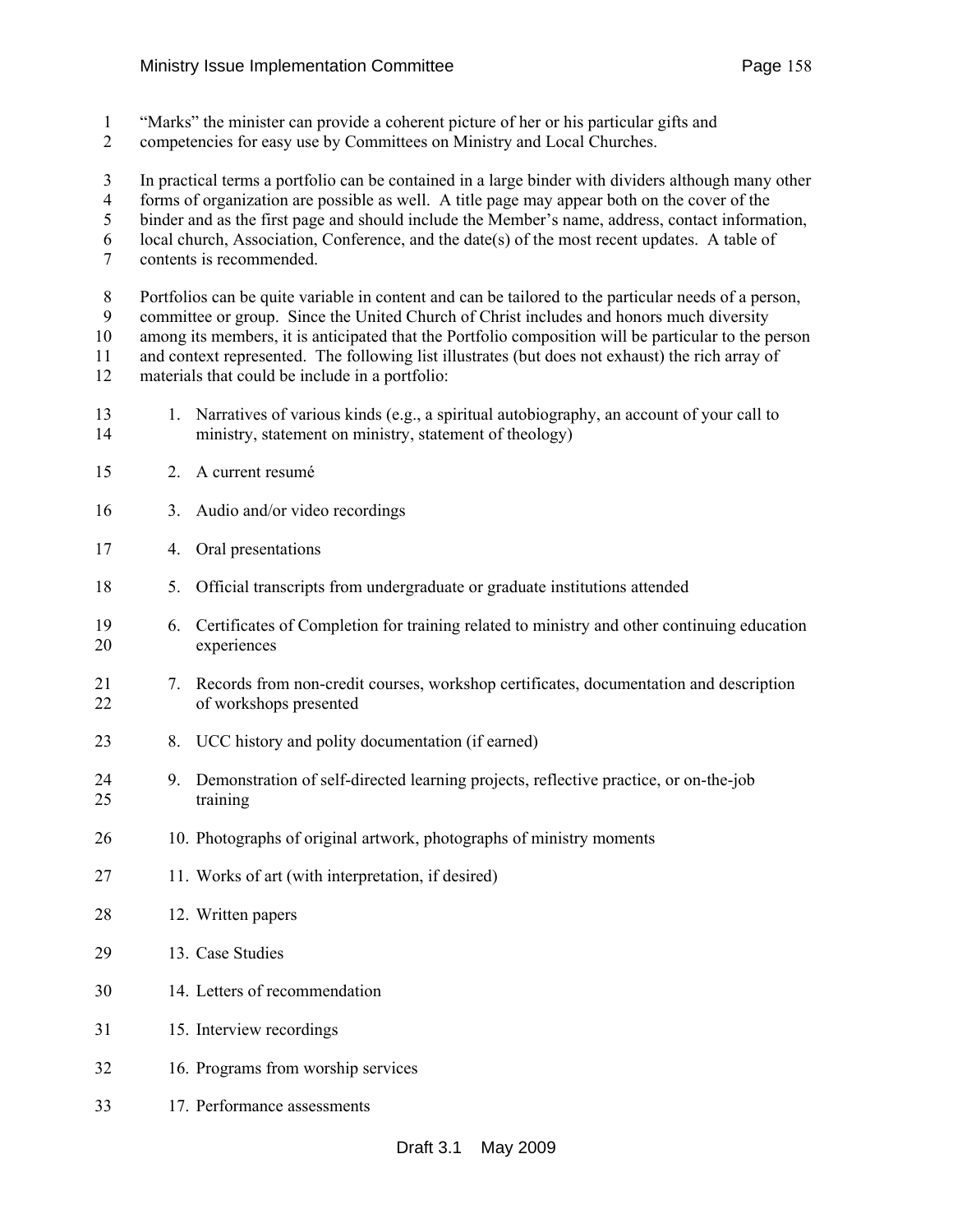"Marks" the minister can provide a coherent picture of her or his particular gifts and competencies for easy use by Committees on Ministry and Local Churches.

In practical terms a portfolio can be contained in a large binder with dividers although many other forms of organization are possible as well. A title page may appear both on the cover of the binder and as the first page and should include the Member's name, address, contact information, local church, Association, Conference, and the date(s) of the most recent updates. A table of contents is recommended.

Portfolios can be quite variable in content and can be tailored to the particular needs of a person, committee or group. Since the United Church of Christ includes and honors much diversity among its members, it is anticipated that the Portfolio composition will be particular to the person and context represented. The following list illustrates (but does not exhaust) the rich array of materials that could be include in a portfolio:

1. Narratives of various kinds (e.g., a spiritual autobiography, an account of your call to ministry, statement on ministry, statement of theology)
2. A current resumé
3. Audio and/or video recordings
4. Oral presentations
5. Official transcripts from undergraduate or graduate institutions attended
6. Certificates of Completion for training related to ministry and other continuing education experiences
7. Records from non-credit courses, workshop certificates, documentation and description of workshops presented
8. UCC history and polity documentation (if earned)
9. Demonstration of self-directed learning projects, reflective practice, or on-the-job training
10. Photographs of original artwork, photographs of ministry moments
11. Works of art (with interpretation, if desired)
12. Written papers
13. Case Studies
14. Letters of recommendation
15. Interview recordings
16. Programs from worship services
17. Performance assessments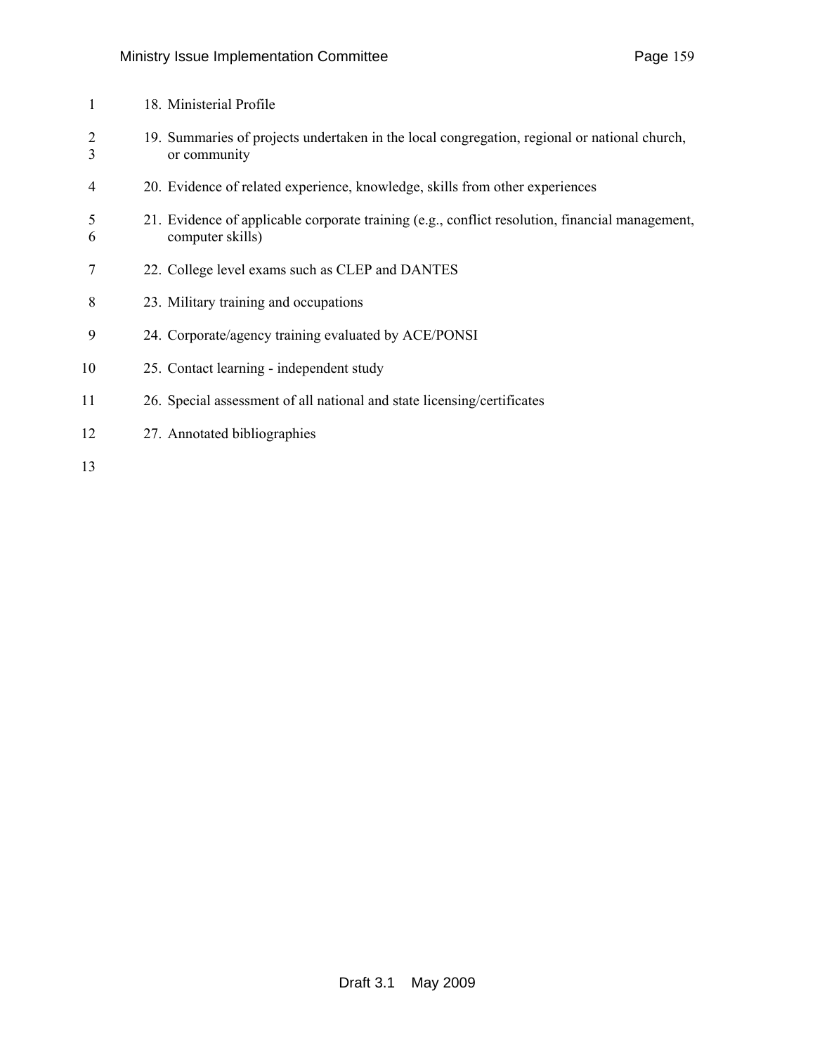18. Ministerial Profile
19. Summaries of projects undertaken in the local congregation, regional or national church, or community
20. Evidence of related experience, knowledge, skills from other experiences
21. Evidence of applicable corporate training (e.g., conflict resolution, financial management, computer skills)
22. College level exams such as CLEP and DANTES
23. Military training and occupations
24. Corporate/agency training evaluated by ACE/PONSI
25. Contact learning - independent study
26. Special assessment of all national and state licensing/certificates
27. Annotated bibliographies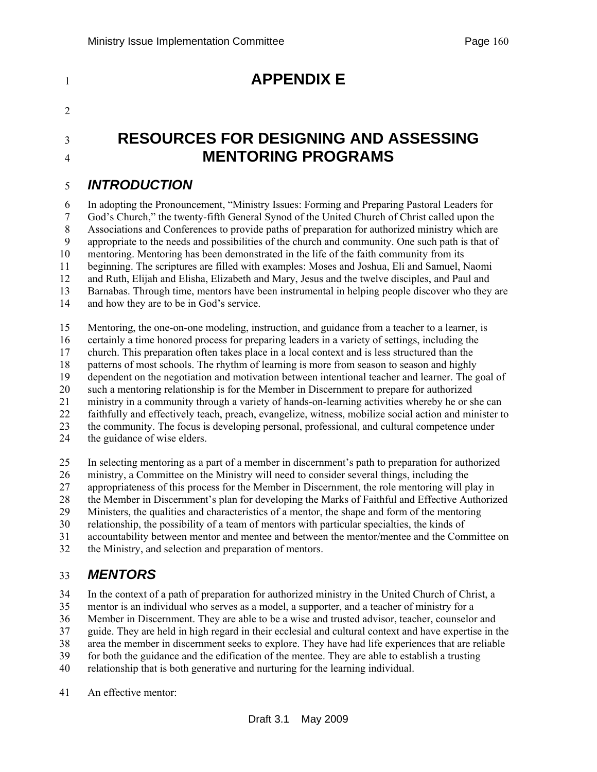# APPENDIX E

# RESOURCES FOR DESIGNING AND ASSESSING MENTORING PROGRAMS

## *INTRODUCTION*

In adopting the Pronouncement, "Ministry Issues: Forming and Preparing Pastoral Leaders for God's Church," the twenty-fifth General Synod of the United Church of Christ called upon the Associations and Conferences to provide paths of preparation for authorized ministry which are appropriate to the needs and possibilities of the church and community. One such path is that of mentoring. Mentoring has been demonstrated in the life of the faith community from its beginning. The scriptures are filled with examples: Moses and Joshua, Eli and Samuel, Naomi and Ruth, Elijah and Elisha, Elizabeth and Mary, Jesus and the twelve disciples, and Paul and Barnabas. Through time, mentors have been instrumental in helping people discover who they are and how they are to be in God's service.

Mentoring, the one-on-one modeling, instruction, and guidance from a teacher to a learner, is certainly a time honored process for preparing leaders in a variety of settings, including the church. This preparation often takes place in a local context and is less structured than the patterns of most schools. The rhythm of learning is more from season to season and highly dependent on the negotiation and motivation between intentional teacher and learner. The goal of such a mentoring relationship is for the Member in Discernment to prepare for authorized ministry in a community through a variety of hands-on-learning activities whereby he or she can faithfully and effectively teach, preach, evangelize, witness, mobilize social action and minister to the community. The focus is developing personal, professional, and cultural competence under the guidance of wise elders.

In selecting mentoring as a part of a member in discernment's path to preparation for authorized ministry, a Committee on the Ministry will need to consider several things, including the appropriateness of this process for the Member in Discernment, the role mentoring will play in the Member in Discernment's plan for developing the Marks of Faithful and Effective Authorized Ministers, the qualities and characteristics of a mentor, the shape and form of the mentoring relationship, the possibility of a team of mentors with particular specialties, the kinds of accountability between mentor and mentee and between the mentor/mentee and the Committee on the Ministry, and selection and preparation of mentors.

## *MENTORS*

In the context of a path of preparation for authorized ministry in the United Church of Christ, a mentor is an individual who serves as a model, a supporter, and a teacher of ministry for a Member in Discernment. They are able to be a wise and trusted advisor, teacher, counselor and guide. They are held in high regard in their ecclesial and cultural context and have expertise in the area the member in discernment seeks to explore. They have had life experiences that are reliable for both the guidance and the edification of the mentee. They are able to establish a trusting relationship that is both generative and nurturing for the learning individual.

An effective mentor: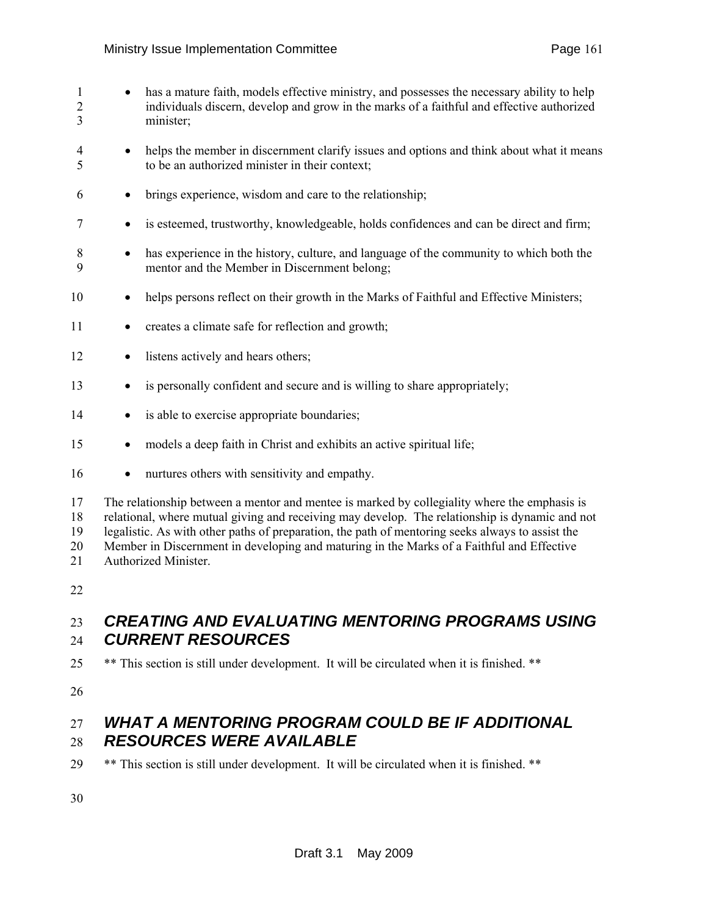- has a mature faith, models effective ministry, and possesses the necessary ability to help individuals discern, develop and grow in the marks of a faithful and effective authorized minister;
- helps the member in discernment clarify issues and options and think about what it means to be an authorized minister in their context;
- brings experience, wisdom and care to the relationship;
- is esteemed, trustworthy, knowledgeable, holds confidences and can be direct and firm;
- has experience in the history, culture, and language of the community to which both the mentor and the Member in Discernment belong;
- helps persons reflect on their growth in the Marks of Faithful and Effective Ministers;
- creates a climate safe for reflection and growth;
- listens actively and hears others;
- is personally confident and secure and is willing to share appropriately;
- is able to exercise appropriate boundaries;
- models a deep faith in Christ and exhibits an active spiritual life;
- nurtures others with sensitivity and empathy.

The relationship between a mentor and mentee is marked by collegiality where the emphasis is relational, where mutual giving and receiving may develop. The relationship is dynamic and not legalistic. As with other paths of preparation, the path of mentoring seeks always to assist the Member in Discernment in developing and maturing in the Marks of a Faithful and Effective Authorized Minister.

## *CREATING AND EVALUATING MENTORING PROGRAMS USING CURRENT RESOURCES*

** This section is still under development. It will be circulated when it is finished. **

## *WHAT A MENTORING PROGRAM COULD BE IF ADDITIONAL RESOURCES WERE AVAILABLE*

** This section is still under development. It will be circulated when it is finished. **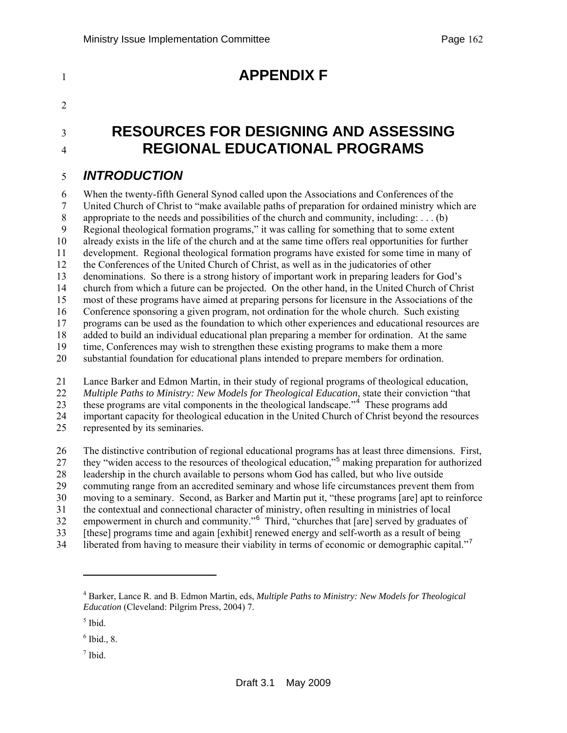# APPENDIX F

# RESOURCES FOR DESIGNING AND ASSESSING REGIONAL EDUCATIONAL PROGRAMS

## *INTRODUCTION*

When the twenty-fifth General Synod called upon the Associations and Conferences of the United Church of Christ to "make available paths of preparation for ordained ministry which are appropriate to the needs and possibilities of the church and community, including: . . . (b) Regional theological formation programs," it was calling for something that to some extent already exists in the life of the church and at the same time offers real opportunities for further development. Regional theological formation programs have existed for some time in many of the Conferences of the United Church of Christ, as well as in the judicatories of other denominations. So there is a strong history of important work in preparing leaders for God's church from which a future can be projected. On the other hand, in the United Church of Christ most of these programs have aimed at preparing persons for licensure in the Associations of the Conference sponsoring a given program, not ordination for the whole church. Such existing programs can be used as the foundation to which other experiences and educational resources are added to build an individual educational plan preparing a member for ordination. At the same time, Conferences may wish to strengthen these existing programs to make them a more substantial foundation for educational plans intended to prepare members for ordination.

Lance Barker and Edmon Martin, in their study of regional programs of theological education, *Multiple Paths to Ministry: New Models for Theological Education*, state their conviction "that these programs are vital components in the theological landscape."[4] These programs add important capacity for theological education in the United Church of Christ beyond the resources represented by its seminaries.

The distinctive contribution of regional educational programs has at least three dimensions. First, they "widen access to the resources of theological education,"[5] making preparation for authorized leadership in the church available to persons whom God has called, but who live outside commuting range from an accredited seminary and whose life circumstances prevent them from moving to a seminary. Second, as Barker and Martin put it, "these programs [are] apt to reinforce the contextual and connectional character of ministry, often resulting in ministries of local empowerment in church and community."[6] Third, "churches that [are] served by graduates of [these] programs time and again [exhibit] renewed energy and self-worth as a result of being liberated from having to measure their viability in terms of economic or demographic capital."[7]

---

[4] Barker, Lance R. and B. Edmon Martin, eds, *Multiple Paths to Ministry: New Models for Theological Education* (Cleveland: Pilgrim Press, 2004) 7.

[5] Ibid.

[6] Ibid., 8.

[7] Ibid.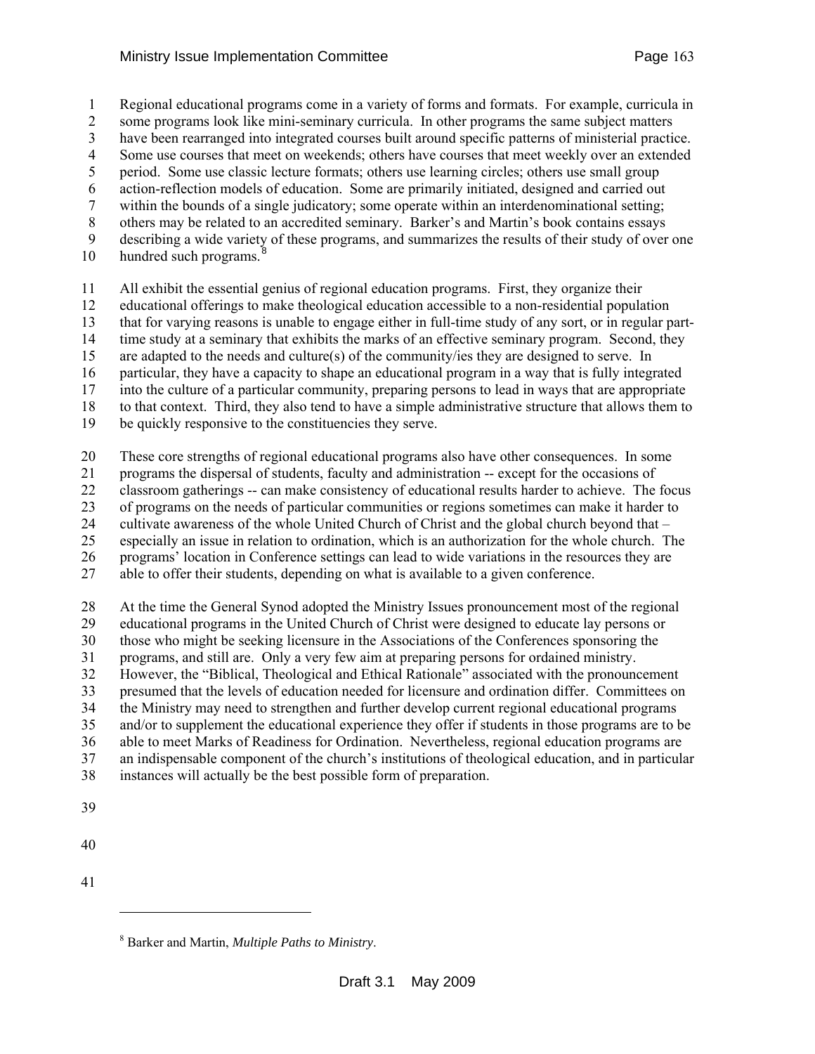Regional educational programs come in a variety of forms and formats. For example, curricula in some programs look like mini-seminary curricula. In other programs the same subject matters have been rearranged into integrated courses built around specific patterns of ministerial practice. Some use courses that meet on weekends; others have courses that meet weekly over an extended period. Some use classic lecture formats; others use learning circles; others use small group action-reflection models of education. Some are primarily initiated, designed and carried out within the bounds of a single judicatory; some operate within an interdenominational setting; others may be related to an accredited seminary. Barker's and Martin's book contains essays describing a wide variety of these programs, and summarizes the results of their study of over one hundred such programs.[8]

All exhibit the essential genius of regional education programs. First, they organize their educational offerings to make theological education accessible to a non-residential population that for varying reasons is unable to engage either in full-time study of any sort, or in regular part-time study at a seminary that exhibits the marks of an effective seminary program. Second, they are adapted to the needs and culture(s) of the community/ies they are designed to serve. In particular, they have a capacity to shape an educational program in a way that is fully integrated into the culture of a particular community, preparing persons to lead in ways that are appropriate to that context. Third, they also tend to have a simple administrative structure that allows them to be quickly responsive to the constituencies they serve.

These core strengths of regional educational programs also have other consequences. In some programs the dispersal of students, faculty and administration -- except for the occasions of classroom gatherings -- can make consistency of educational results harder to achieve. The focus of programs on the needs of particular communities or regions sometimes can make it harder to cultivate awareness of the whole United Church of Christ and the global church beyond that – especially an issue in relation to ordination, which is an authorization for the whole church. The programs' location in Conference settings can lead to wide variations in the resources they are able to offer their students, depending on what is available to a given conference.

At the time the General Synod adopted the Ministry Issues pronouncement most of the regional educational programs in the United Church of Christ were designed to educate lay persons or those who might be seeking licensure in the Associations of the Conferences sponsoring the programs, and still are. Only a very few aim at preparing persons for ordained ministry. However, the "Biblical, Theological and Ethical Rationale" associated with the pronouncement presumed that the levels of education needed for licensure and ordination differ. Committees on the Ministry may need to strengthen and further develop current regional educational programs and/or to supplement the educational experience they offer if students in those programs are to be able to meet Marks of Readiness for Ordination. Nevertheless, regional education programs are an indispensable component of the church's institutions of theological education, and in particular instances will actually be the best possible form of preparation.

---

[8] Barker and Martin, *Multiple Paths to Ministry*.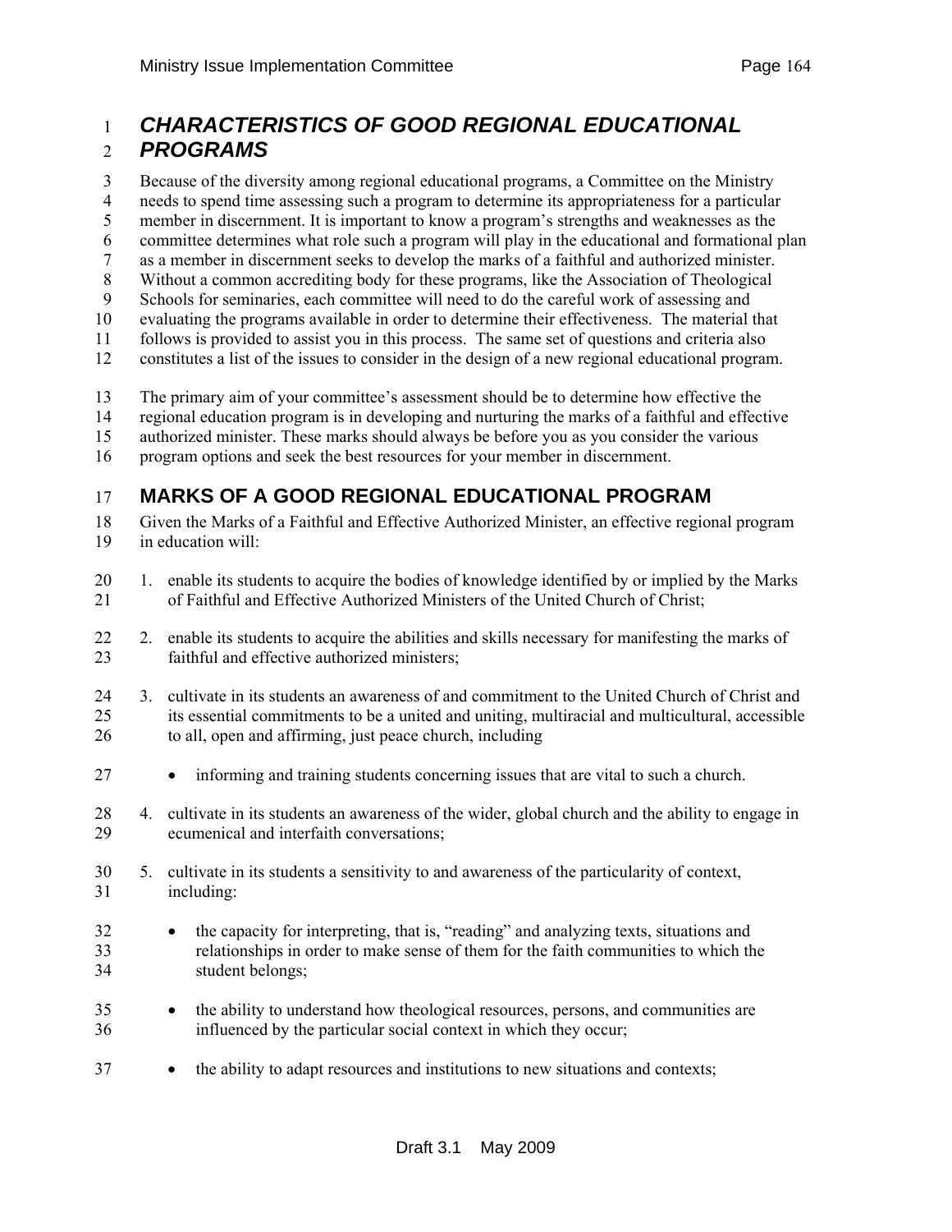# *CHARACTERISTICS OF GOOD REGIONAL EDUCATIONAL PROGRAMS*

Because of the diversity among regional educational programs, a Committee on the Ministry needs to spend time assessing such a program to determine its appropriateness for a particular member in discernment. It is important to know a program's strengths and weaknesses as the committee determines what role such a program will play in the educational and formational plan as a member in discernment seeks to develop the marks of a faithful and authorized minister. Without a common accrediting body for these programs, like the Association of Theological Schools for seminaries, each committee will need to do the careful work of assessing and evaluating the programs available in order to determine their effectiveness. The material that follows is provided to assist you in this process. The same set of questions and criteria also constitutes a list of the issues to consider in the design of a new regional educational program.

The primary aim of your committee's assessment should be to determine how effective the regional education program is in developing and nurturing the marks of a faithful and effective authorized minister. These marks should always be before you as you consider the various program options and seek the best resources for your member in discernment.

## MARKS OF A GOOD REGIONAL EDUCATIONAL PROGRAM

Given the Marks of a Faithful and Effective Authorized Minister, an effective regional program in education will:

1. enable its students to acquire the bodies of knowledge identified by or implied by the Marks of Faithful and Effective Authorized Ministers of the United Church of Christ;
2. enable its students to acquire the abilities and skills necessary for manifesting the marks of faithful and effective authorized ministers;
3. cultivate in its students an awareness of and commitment to the United Church of Christ and its essential commitments to be a united and uniting, multiracial and multicultural, accessible to all, open and affirming, just peace church, including
   - informing and training students concerning issues that are vital to such a church.
4. cultivate in its students an awareness of the wider, global church and the ability to engage in ecumenical and interfaith conversations;
5. cultivate in its students a sensitivity to and awareness of the particularity of context, including:
   - the capacity for interpreting, that is, "reading" and analyzing texts, situations and relationships in order to make sense of them for the faith communities to which the student belongs;
   - the ability to understand how theological resources, persons, and communities are influenced by the particular social context in which they occur;
   - the ability to adapt resources and institutions to new situations and contexts;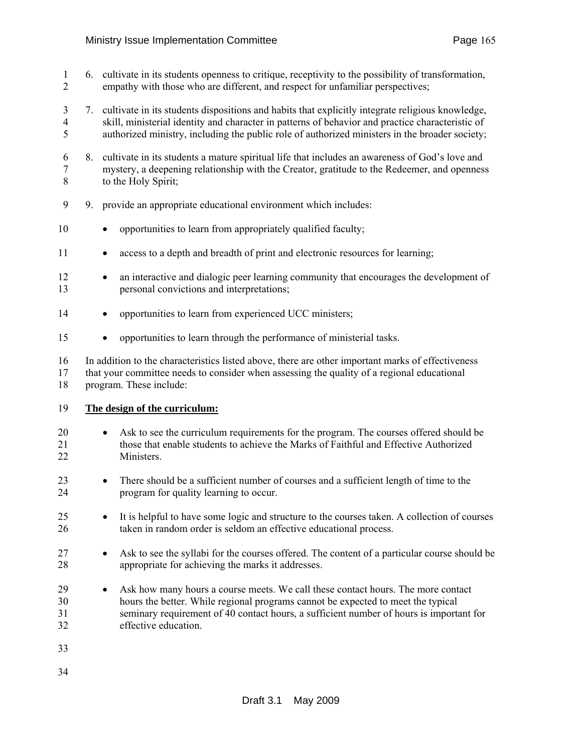6. cultivate in its students openness to critique, receptivity to the possibility of transformation, empathy with those who are different, and respect for unfamiliar perspectives;
7. cultivate in its students dispositions and habits that explicitly integrate religious knowledge, skill, ministerial identity and character in patterns of behavior and practice characteristic of authorized ministry, including the public role of authorized ministers in the broader society;
8. cultivate in its students a mature spiritual life that includes an awareness of God's love and mystery, a deepening relationship with the Creator, gratitude to the Redeemer, and openness to the Holy Spirit;
9. provide an appropriate educational environment which includes:
    - opportunities to learn from appropriately qualified faculty;
    - access to a depth and breadth of print and electronic resources for learning;
    - an interactive and dialogic peer learning community that encourages the development of personal convictions and interpretations;
    - opportunities to learn from experienced UCC ministers;
    - opportunities to learn through the performance of ministerial tasks.

In addition to the characteristics listed above, there are other important marks of effectiveness that your committee needs to consider when assessing the quality of a regional educational program. These include:

**The design of the curriculum:**

- Ask to see the curriculum requirements for the program. The courses offered should be those that enable students to achieve the Marks of Faithful and Effective Authorized Ministers.
- There should be a sufficient number of courses and a sufficient length of time to the program for quality learning to occur.
- It is helpful to have some logic and structure to the courses taken. A collection of courses taken in random order is seldom an effective educational process.
- Ask to see the syllabi for the courses offered. The content of a particular course should be appropriate for achieving the marks it addresses.
- Ask how many hours a course meets. We call these contact hours. The more contact hours the better. While regional programs cannot be expected to meet the typical seminary requirement of 40 contact hours, a sufficient number of hours is important for effective education.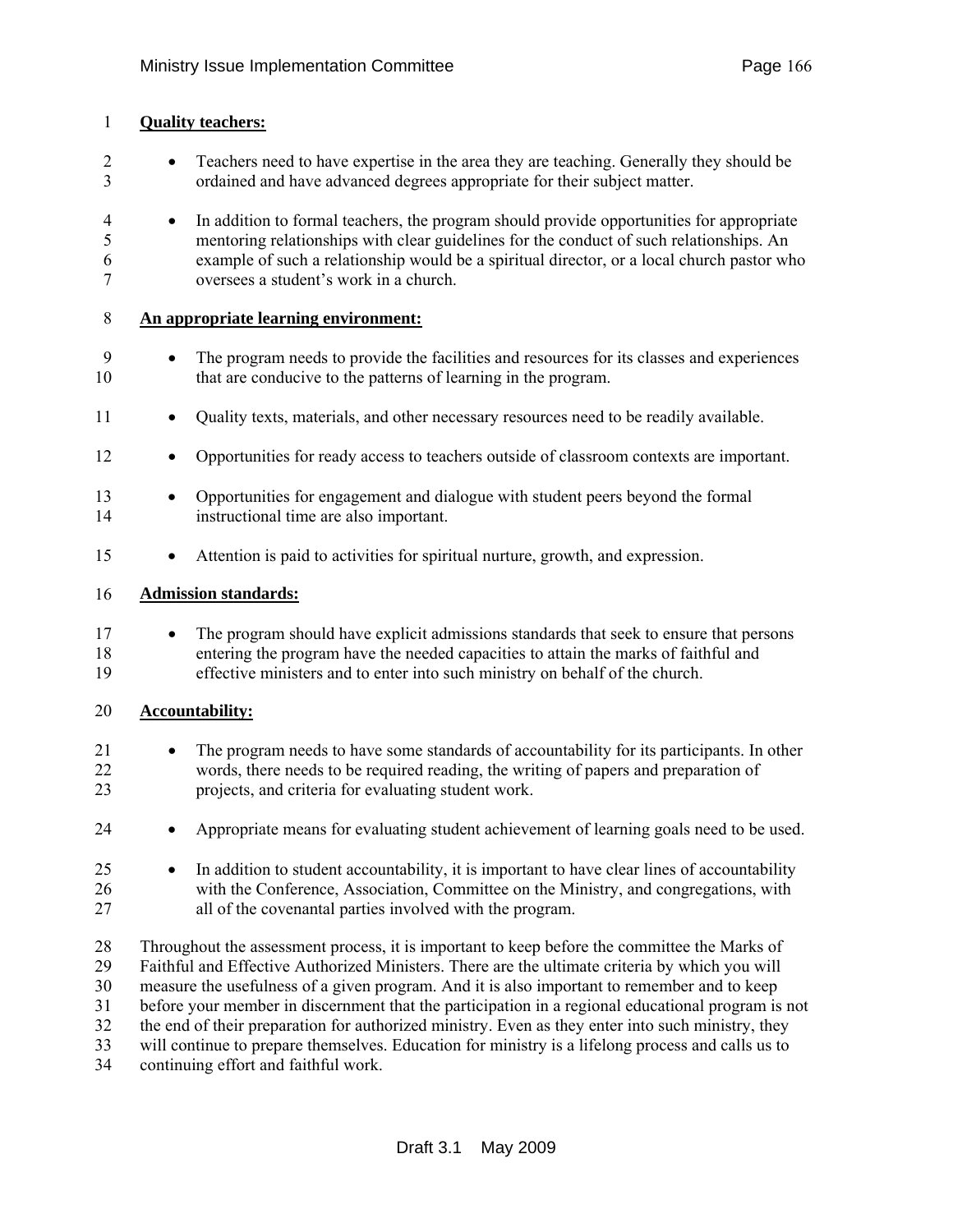**Quality teachers:**

- Teachers need to have expertise in the area they are teaching. Generally they should be ordained and have advanced degrees appropriate for their subject matter.
- In addition to formal teachers, the program should provide opportunities for appropriate mentoring relationships with clear guidelines for the conduct of such relationships. An example of such a relationship would be a spiritual director, or a local church pastor who oversees a student's work in a church.

**An appropriate learning environment:**

- The program needs to provide the facilities and resources for its classes and experiences that are conducive to the patterns of learning in the program.
- Quality texts, materials, and other necessary resources need to be readily available.
- Opportunities for ready access to teachers outside of classroom contexts are important.
- Opportunities for engagement and dialogue with student peers beyond the formal instructional time are also important.
- Attention is paid to activities for spiritual nurture, growth, and expression.

**Admission standards:**

- The program should have explicit admissions standards that seek to ensure that persons entering the program have the needed capacities to attain the marks of faithful and effective ministers and to enter into such ministry on behalf of the church.

**Accountability:**

- The program needs to have some standards of accountability for its participants. In other words, there needs to be required reading, the writing of papers and preparation of projects, and criteria for evaluating student work.
- Appropriate means for evaluating student achievement of learning goals need to be used.
- In addition to student accountability, it is important to have clear lines of accountability with the Conference, Association, Committee on the Ministry, and congregations, with all of the covenantal parties involved with the program.

Throughout the assessment process, it is important to keep before the committee the Marks of Faithful and Effective Authorized Ministers. There are the ultimate criteria by which you will measure the usefulness of a given program. And it is also important to remember and to keep before your member in discernment that the participation in a regional educational program is not the end of their preparation for authorized ministry. Even as they enter into such ministry, they will continue to prepare themselves. Education for ministry is a lifelong process and calls us to continuing effort and faithful work.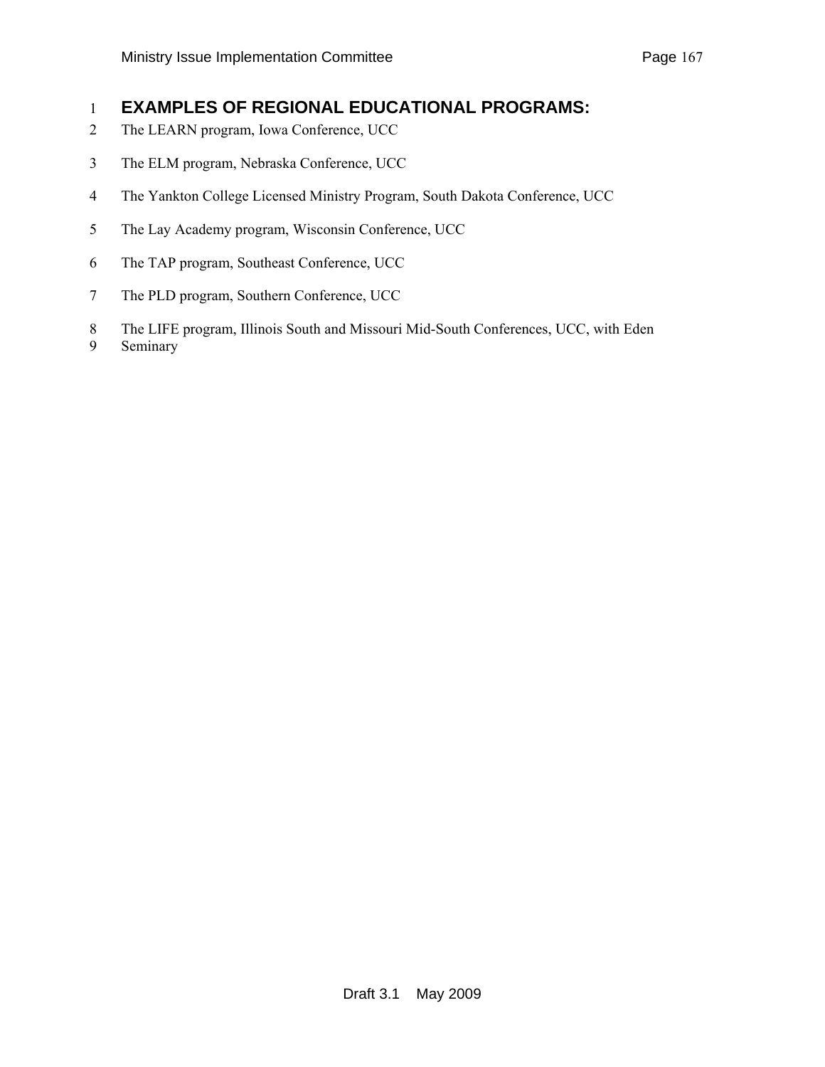## EXAMPLES OF REGIONAL EDUCATIONAL PROGRAMS:

The LEARN program, Iowa Conference, UCC

The ELM program, Nebraska Conference, UCC

The Yankton College Licensed Ministry Program, South Dakota Conference, UCC

The Lay Academy program, Wisconsin Conference, UCC

The TAP program, Southeast Conference, UCC

The PLD program, Southern Conference, UCC

The LIFE program, Illinois South and Missouri Mid-South Conferences, UCC, with Eden Seminary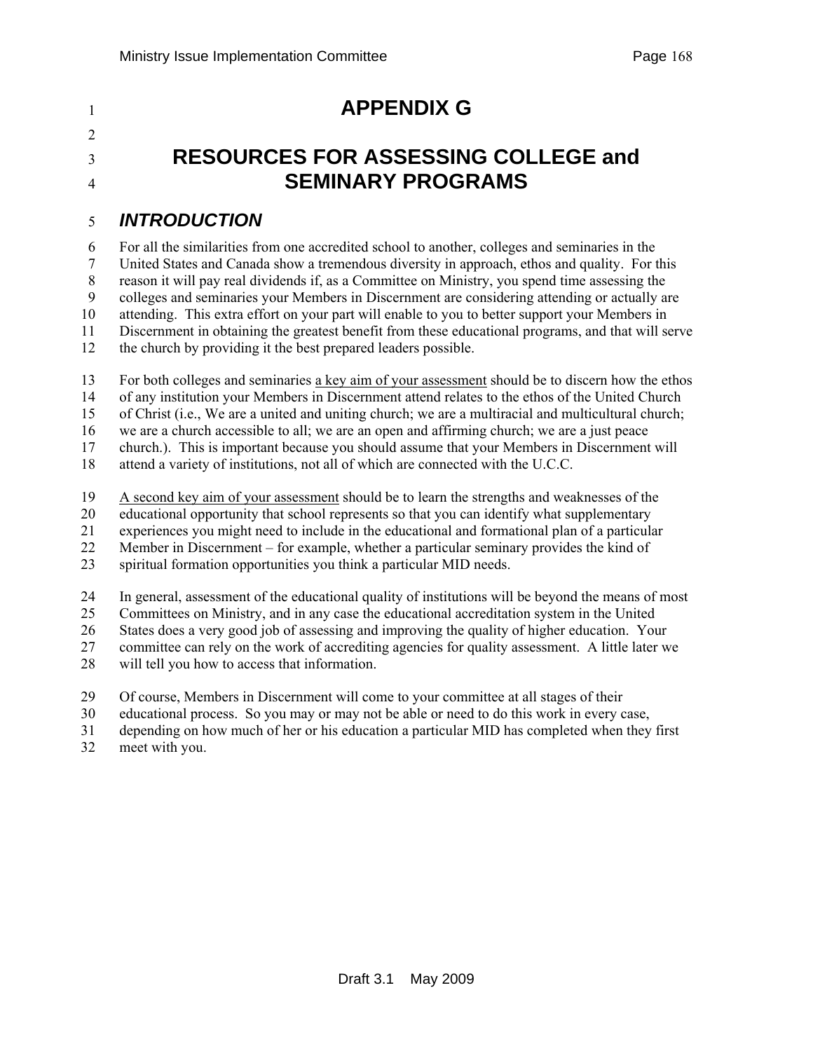# APPENDIX G

# RESOURCES FOR ASSESSING COLLEGE and SEMINARY PROGRAMS

## *INTRODUCTION*

For all the similarities from one accredited school to another, colleges and seminaries in the United States and Canada show a tremendous diversity in approach, ethos and quality. For this reason it will pay real dividends if, as a Committee on Ministry, you spend time assessing the colleges and seminaries your Members in Discernment are considering attending or actually are attending. This extra effort on your part will enable to you to better support your Members in Discernment in obtaining the greatest benefit from these educational programs, and that will serve the church by providing it the best prepared leaders possible.

For both colleges and seminaries <u>a key aim of your assessment</u> should be to discern how the ethos of any institution your Members in Discernment attend relates to the ethos of the United Church of Christ (i.e., We are a united and uniting church; we are a multiracial and multicultural church; we are a church accessible to all; we are an open and affirming church; we are a just peace church.). This is important because you should assume that your Members in Discernment will attend a variety of institutions, not all of which are connected with the U.C.C.

<u>A second key aim of your assessment</u> should be to learn the strengths and weaknesses of the educational opportunity that school represents so that you can identify what supplementary experiences you might need to include in the educational and formational plan of a particular Member in Discernment – for example, whether a particular seminary provides the kind of spiritual formation opportunities you think a particular MID needs.

In general, assessment of the educational quality of institutions will be beyond the means of most Committees on Ministry, and in any case the educational accreditation system in the United States does a very good job of assessing and improving the quality of higher education. Your committee can rely on the work of accrediting agencies for quality assessment. A little later we will tell you how to access that information.

Of course, Members in Discernment will come to your committee at all stages of their educational process. So you may or may not be able or need to do this work in every case, depending on how much of her or his education a particular MID has completed when they first meet with you.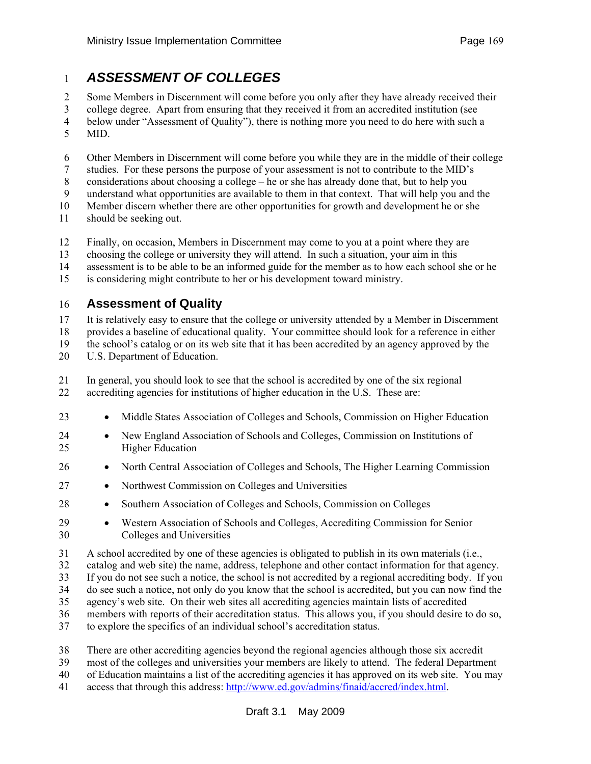# *ASSESSMENT OF COLLEGES*

Some Members in Discernment will come before you only after they have already received their college degree. Apart from ensuring that they received it from an accredited institution (see below under "Assessment of Quality"), there is nothing more you need to do here with such a MID.

Other Members in Discernment will come before you while they are in the middle of their college studies. For these persons the purpose of your assessment is not to contribute to the MID's considerations about choosing a college – he or she has already done that, but to help you understand what opportunities are available to them in that context. That will help you and the Member discern whether there are other opportunities for growth and development he or she should be seeking out.

Finally, on occasion, Members in Discernment may come to you at a point where they are choosing the college or university they will attend. In such a situation, your aim in this assessment is to be able to be an informed guide for the member as to how each school she or he is considering might contribute to her or his development toward ministry.

## Assessment of Quality

It is relatively easy to ensure that the college or university attended by a Member in Discernment provides a baseline of educational quality. Your committee should look for a reference in either the school's catalog or on its web site that it has been accredited by an agency approved by the U.S. Department of Education.

In general, you should look to see that the school is accredited by one of the six regional accrediting agencies for institutions of higher education in the U.S. These are:

- Middle States Association of Colleges and Schools, Commission on Higher Education
- New England Association of Schools and Colleges, Commission on Institutions of Higher Education
- North Central Association of Colleges and Schools, The Higher Learning Commission
- Northwest Commission on Colleges and Universities
- Southern Association of Colleges and Schools, Commission on Colleges
- Western Association of Schools and Colleges, Accrediting Commission for Senior Colleges and Universities

A school accredited by one of these agencies is obligated to publish in its own materials (i.e., catalog and web site) the name, address, telephone and other contact information for that agency. If you do not see such a notice, the school is not accredited by a regional accrediting body. If you do see such a notice, not only do you know that the school is accredited, but you can now find the agency's web site. On their web sites all accrediting agencies maintain lists of accredited members with reports of their accreditation status. This allows you, if you should desire to do so, to explore the specifics of an individual school's accreditation status.

There are other accrediting agencies beyond the regional agencies although those six accredit most of the colleges and universities your members are likely to attend. The federal Department of Education maintains a list of the accrediting agencies it has approved on its web site. You may access that through this address: http://www.ed.gov/admins/finaid/accred/index.html.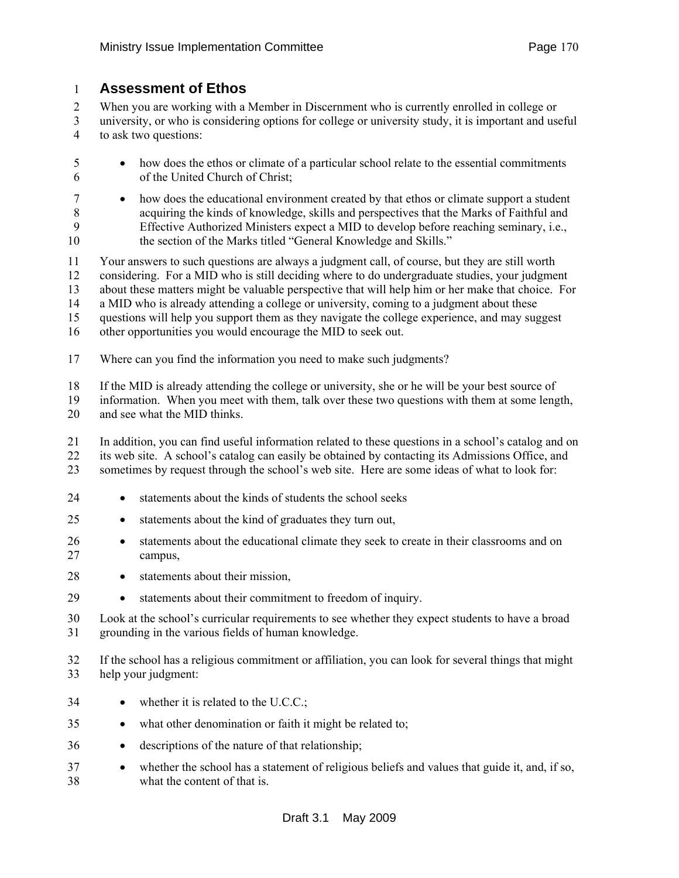## Assessment of Ethos

When you are working with a Member in Discernment who is currently enrolled in college or university, or who is considering options for college or university study, it is important and useful to ask two questions:

- how does the ethos or climate of a particular school relate to the essential commitments of the United Church of Christ;
- how does the educational environment created by that ethos or climate support a student acquiring the kinds of knowledge, skills and perspectives that the Marks of Faithful and Effective Authorized Ministers expect a MID to develop before reaching seminary, i.e., the section of the Marks titled "General Knowledge and Skills."

Your answers to such questions are always a judgment call, of course, but they are still worth considering. For a MID who is still deciding where to do undergraduate studies, your judgment about these matters might be valuable perspective that will help him or her make that choice. For a MID who is already attending a college or university, coming to a judgment about these questions will help you support them as they navigate the college experience, and may suggest other opportunities you would encourage the MID to seek out.

Where can you find the information you need to make such judgments?

If the MID is already attending the college or university, she or he will be your best source of information. When you meet with them, talk over these two questions with them at some length, and see what the MID thinks.

In addition, you can find useful information related to these questions in a school's catalog and on its web site. A school's catalog can easily be obtained by contacting its Admissions Office, and sometimes by request through the school's web site. Here are some ideas of what to look for:

- statements about the kinds of students the school seeks
- statements about the kind of graduates they turn out,
- statements about the educational climate they seek to create in their classrooms and on campus,
- statements about their mission,
- statements about their commitment to freedom of inquiry.

Look at the school's curricular requirements to see whether they expect students to have a broad grounding in the various fields of human knowledge.

If the school has a religious commitment or affiliation, you can look for several things that might help your judgment:

- whether it is related to the U.C.C.;
- what other denomination or faith it might be related to;
- descriptions of the nature of that relationship;
- whether the school has a statement of religious beliefs and values that guide it, and, if so, what the content of that is.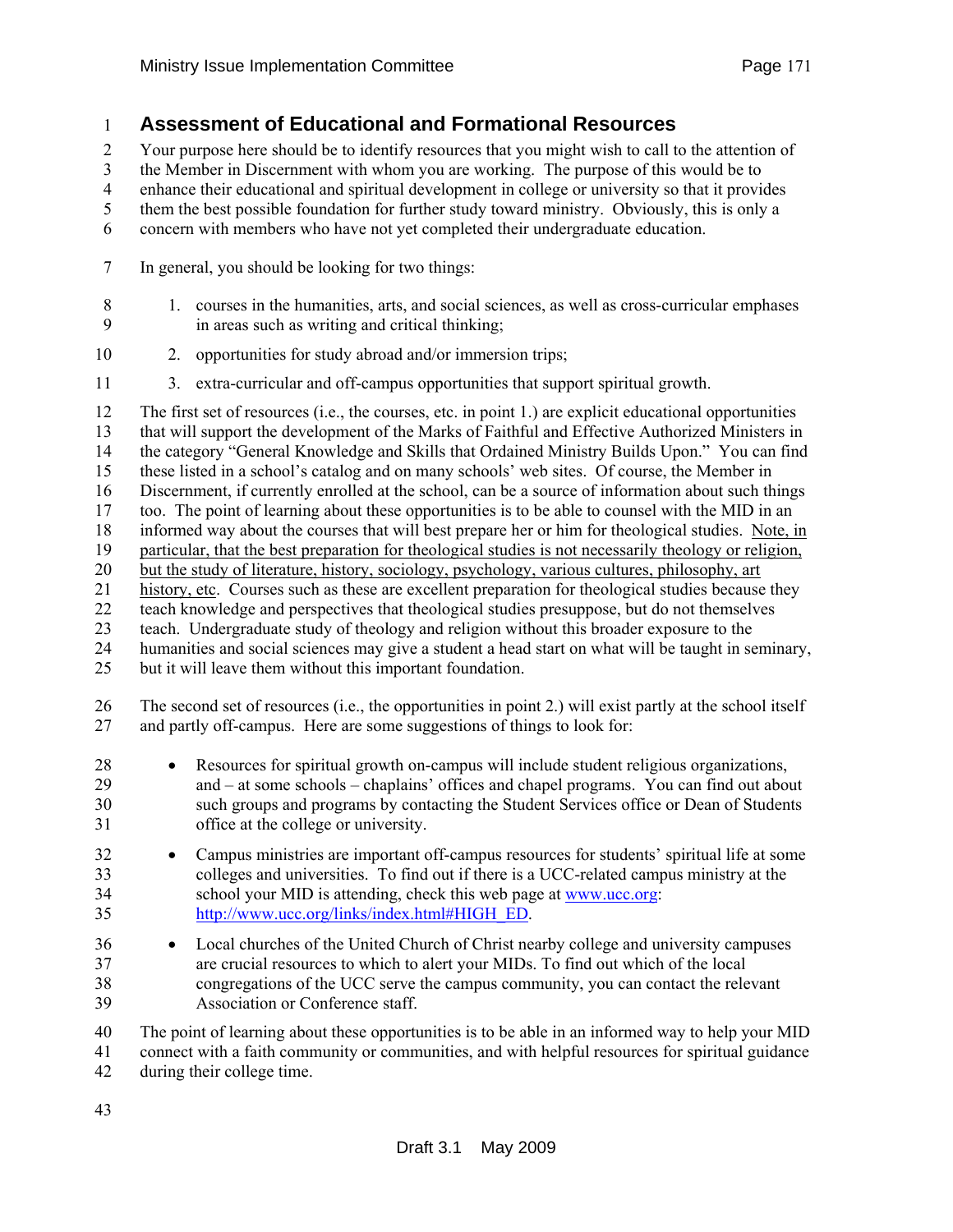## Assessment of Educational and Formational Resources

Your purpose here should be to identify resources that you might wish to call to the attention of the Member in Discernment with whom you are working. The purpose of this would be to enhance their educational and spiritual development in college or university so that it provides them the best possible foundation for further study toward ministry. Obviously, this is only a concern with members who have not yet completed their undergraduate education.

In general, you should be looking for two things:

1. courses in the humanities, arts, and social sciences, as well as cross-curricular emphases in areas such as writing and critical thinking;
2. opportunities for study abroad and/or immersion trips;
3. extra-curricular and off-campus opportunities that support spiritual growth.

The first set of resources (i.e., the courses, etc. in point 1.) are explicit educational opportunities that will support the development of the Marks of Faithful and Effective Authorized Ministers in the category "General Knowledge and Skills that Ordained Ministry Builds Upon." You can find these listed in a school's catalog and on many schools' web sites. Of course, the Member in Discernment, if currently enrolled at the school, can be a source of information about such things too. The point of learning about these opportunities is to be able to counsel with the MID in an informed way about the courses that will best prepare her or him for theological studies. <u>Note, in particular, that the best preparation for theological studies is not necessarily theology or religion, but the study of literature, history, sociology, psychology, various cultures, philosophy, art history, etc</u>. Courses such as these are excellent preparation for theological studies because they teach knowledge and perspectives that theological studies presuppose, but do not themselves teach. Undergraduate study of theology and religion without this broader exposure to the humanities and social sciences may give a student a head start on what will be taught in seminary, but it will leave them without this important foundation.

The second set of resources (i.e., the opportunities in point 2.) will exist partly at the school itself and partly off-campus. Here are some suggestions of things to look for:

- Resources for spiritual growth on-campus will include student religious organizations, and – at some schools – chaplains' offices and chapel programs. You can find out about such groups and programs by contacting the Student Services office or Dean of Students office at the college or university.
- Campus ministries are important off-campus resources for students' spiritual life at some colleges and universities. To find out if there is a UCC-related campus ministry at the school your MID is attending, check this web page at www.ucc.org: http://www.ucc.org/links/index.html#HIGH_ED.
- Local churches of the United Church of Christ nearby college and university campuses are crucial resources to which to alert your MIDs. To find out which of the local congregations of the UCC serve the campus community, you can contact the relevant Association or Conference staff.

The point of learning about these opportunities is to be able in an informed way to help your MID connect with a faith community or communities, and with helpful resources for spiritual guidance during their college time.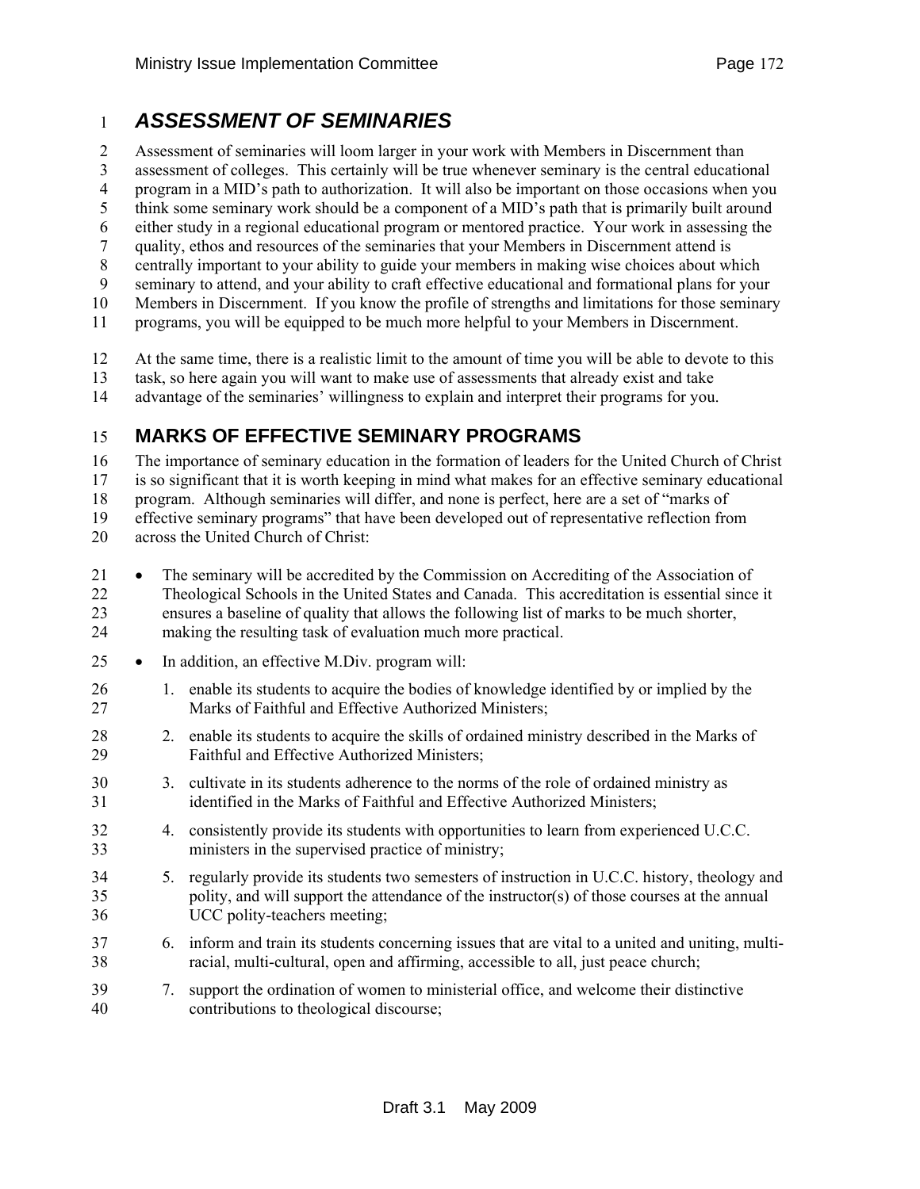# *ASSESSMENT OF SEMINARIES*

Assessment of seminaries will loom larger in your work with Members in Discernment than assessment of colleges. This certainly will be true whenever seminary is the central educational program in a MID's path to authorization. It will also be important on those occasions when you think some seminary work should be a component of a MID's path that is primarily built around either study in a regional educational program or mentored practice. Your work in assessing the quality, ethos and resources of the seminaries that your Members in Discernment attend is centrally important to your ability to guide your members in making wise choices about which seminary to attend, and your ability to craft effective educational and formational plans for your Members in Discernment. If you know the profile of strengths and limitations for those seminary programs, you will be equipped to be much more helpful to your Members in Discernment.

At the same time, there is a realistic limit to the amount of time you will be able to devote to this task, so here again you will want to make use of assessments that already exist and take advantage of the seminaries' willingness to explain and interpret their programs for you.

## MARKS OF EFFECTIVE SEMINARY PROGRAMS

The importance of seminary education in the formation of leaders for the United Church of Christ is so significant that it is worth keeping in mind what makes for an effective seminary educational program. Although seminaries will differ, and none is perfect, here are a set of "marks of effective seminary programs" that have been developed out of representative reflection from across the United Church of Christ:

- The seminary will be accredited by the Commission on Accrediting of the Association of Theological Schools in the United States and Canada. This accreditation is essential since it ensures a baseline of quality that allows the following list of marks to be much shorter, making the resulting task of evaluation much more practical.
- In addition, an effective M.Div. program will:
  1. enable its students to acquire the bodies of knowledge identified by or implied by the Marks of Faithful and Effective Authorized Ministers;
  2. enable its students to acquire the skills of ordained ministry described in the Marks of Faithful and Effective Authorized Ministers;
  3. cultivate in its students adherence to the norms of the role of ordained ministry as identified in the Marks of Faithful and Effective Authorized Ministers;
  4. consistently provide its students with opportunities to learn from experienced U.C.C. ministers in the supervised practice of ministry;
  5. regularly provide its students two semesters of instruction in U.C.C. history, theology and polity, and will support the attendance of the instructor(s) of those courses at the annual UCC polity-teachers meeting;
  6. inform and train its students concerning issues that are vital to a united and uniting, multi-racial, multi-cultural, open and affirming, accessible to all, just peace church;
  7. support the ordination of women to ministerial office, and welcome their distinctive contributions to theological discourse;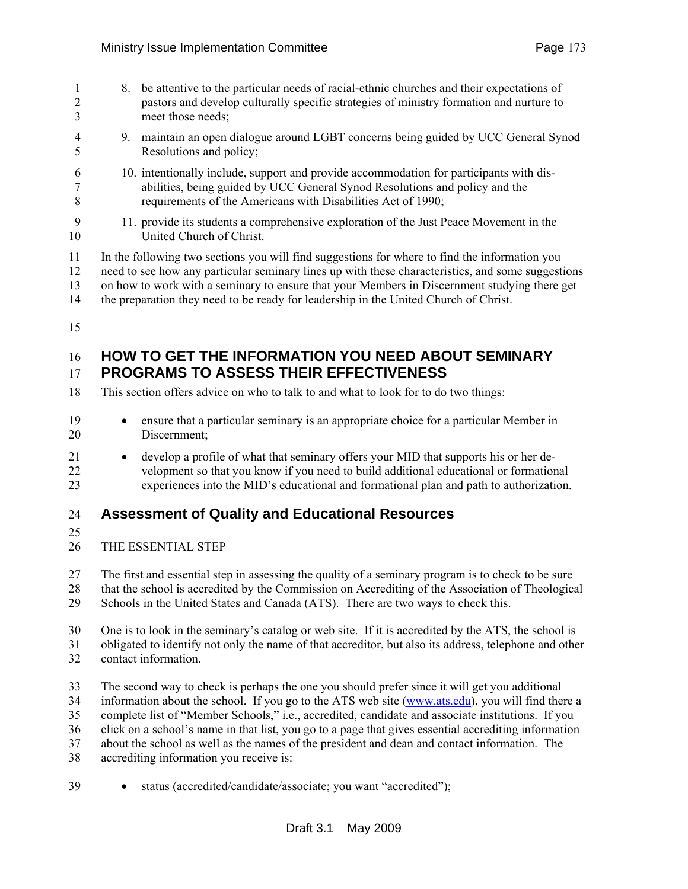8. be attentive to the particular needs of racial-ethnic churches and their expectations of pastors and develop culturally specific strategies of ministry formation and nurture to meet those needs;
9. maintain an open dialogue around LGBT concerns being guided by UCC General Synod Resolutions and policy;
10. intentionally include, support and provide accommodation for participants with dis-abilities, being guided by UCC General Synod Resolutions and policy and the requirements of the Americans with Disabilities Act of 1990;
11. provide its students a comprehensive exploration of the Just Peace Movement in the United Church of Christ.

In the following two sections you will find suggestions for where to find the information you need to see how any particular seminary lines up with these characteristics, and some suggestions on how to work with a seminary to ensure that your Members in Discernment studying there get the preparation they need to be ready for leadership in the United Church of Christ.

## HOW TO GET THE INFORMATION YOU NEED ABOUT SEMINARY PROGRAMS TO ASSESS THEIR EFFECTIVENESS

This section offers advice on who to talk to and what to look for to do two things:

- ensure that a particular seminary is an appropriate choice for a particular Member in Discernment;
- develop a profile of what that seminary offers your MID that supports his or her de-velopment so that you know if you need to build additional educational or formational experiences into the MID's educational and formational plan and path to authorization.

### Assessment of Quality and Educational Resources

THE ESSENTIAL STEP

The first and essential step in assessing the quality of a seminary program is to check to be sure that the school is accredited by the Commission on Accrediting of the Association of Theological Schools in the United States and Canada (ATS). There are two ways to check this.

One is to look in the seminary's catalog or web site. If it is accredited by the ATS, the school is obligated to identify not only the name of that accreditor, but also its address, telephone and other contact information.

The second way to check is perhaps the one you should prefer since it will get you additional information about the school. If you go to the ATS web site (www.ats.edu), you will find there a complete list of "Member Schools," i.e., accredited, candidate and associate institutions. If you click on a school's name in that list, you go to a page that gives essential accrediting information about the school as well as the names of the president and dean and contact information. The accrediting information you receive is:

- status (accredited/candidate/associate; you want "accredited");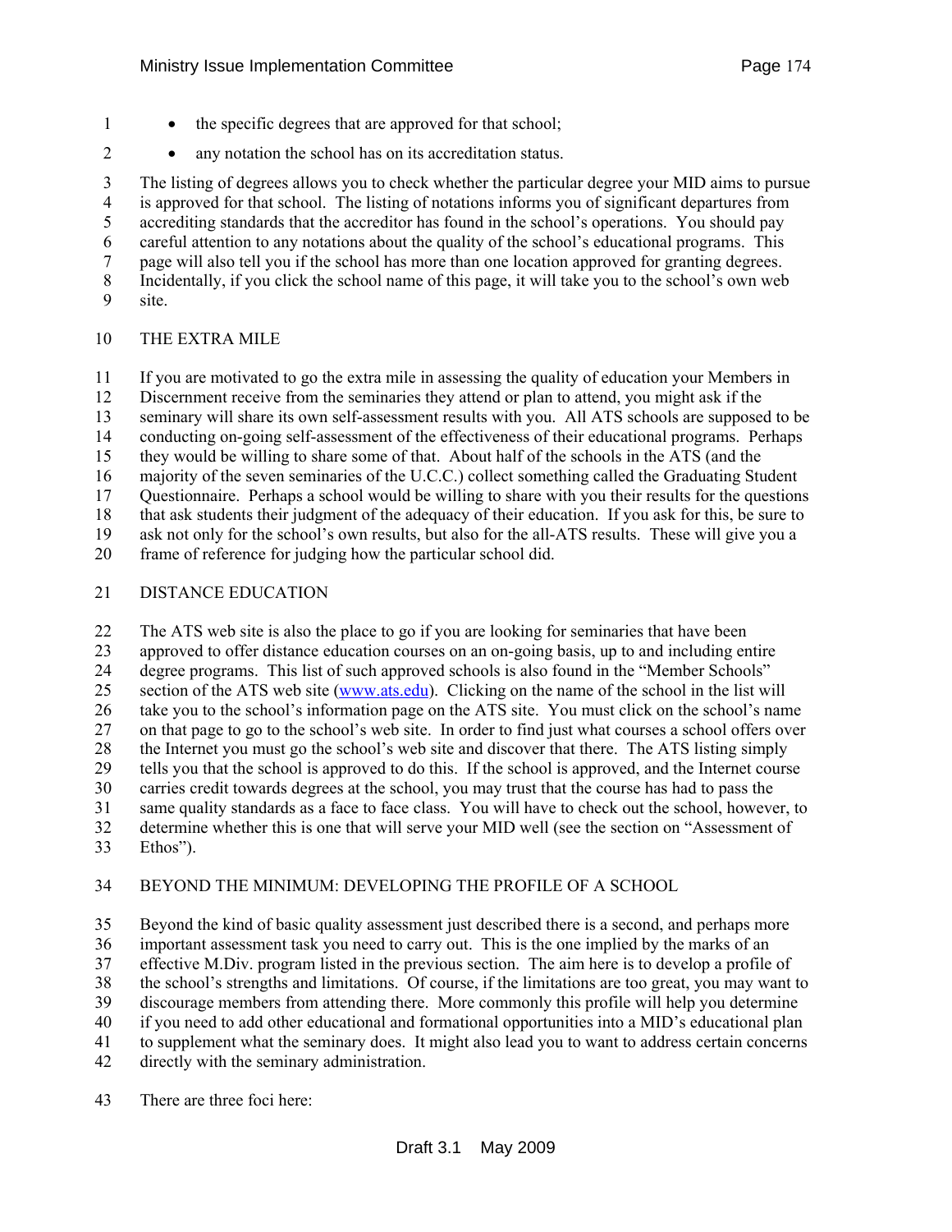- the specific degrees that are approved for that school;
- any notation the school has on its accreditation status.

The listing of degrees allows you to check whether the particular degree your MID aims to pursue is approved for that school. The listing of notations informs you of significant departures from accrediting standards that the accreditor has found in the school's operations. You should pay careful attention to any notations about the quality of the school's educational programs. This page will also tell you if the school has more than one location approved for granting degrees. Incidentally, if you click the school name of this page, it will take you to the school's own web site.

## THE EXTRA MILE

If you are motivated to go the extra mile in assessing the quality of education your Members in Discernment receive from the seminaries they attend or plan to attend, you might ask if the seminary will share its own self-assessment results with you. All ATS schools are supposed to be conducting on-going self-assessment of the effectiveness of their educational programs. Perhaps they would be willing to share some of that. About half of the schools in the ATS (and the majority of the seven seminaries of the U.C.C.) collect something called the Graduating Student Questionnaire. Perhaps a school would be willing to share with you their results for the questions that ask students their judgment of the adequacy of their education. If you ask for this, be sure to ask not only for the school's own results, but also for the all-ATS results. These will give you a frame of reference for judging how the particular school did.

## DISTANCE EDUCATION

The ATS web site is also the place to go if you are looking for seminaries that have been approved to offer distance education courses on an on-going basis, up to and including entire degree programs. This list of such approved schools is also found in the "Member Schools" section of the ATS web site (www.ats.edu). Clicking on the name of the school in the list will take you to the school's information page on the ATS site. You must click on the school's name on that page to go to the school's web site. In order to find just what courses a school offers over the Internet you must go the school's web site and discover that there. The ATS listing simply tells you that the school is approved to do this. If the school is approved, and the Internet course carries credit towards degrees at the school, you may trust that the course has had to pass the same quality standards as a face to face class. You will have to check out the school, however, to determine whether this is one that will serve your MID well (see the section on "Assessment of Ethos").

## BEYOND THE MINIMUM: DEVELOPING THE PROFILE OF A SCHOOL

Beyond the kind of basic quality assessment just described there is a second, and perhaps more important assessment task you need to carry out. This is the one implied by the marks of an effective M.Div. program listed in the previous section. The aim here is to develop a profile of the school's strengths and limitations. Of course, if the limitations are too great, you may want to discourage members from attending there. More commonly this profile will help you determine if you need to add other educational and formational opportunities into a MID's educational plan to supplement what the seminary does. It might also lead you to want to address certain concerns directly with the seminary administration.

There are three foci here: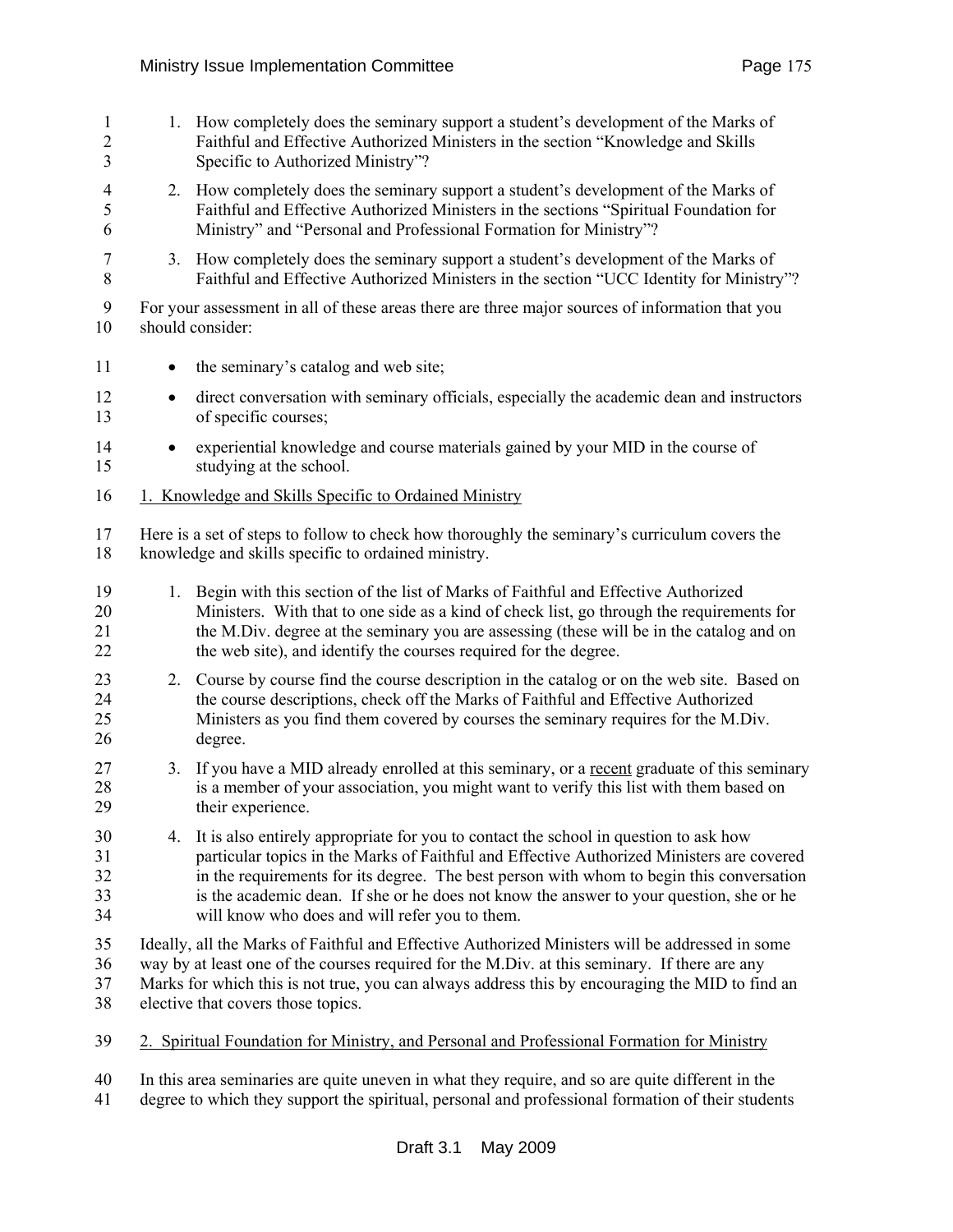1. How completely does the seminary support a student's development of the Marks of Faithful and Effective Authorized Ministers in the section "Knowledge and Skills Specific to Authorized Ministry"?
2. How completely does the seminary support a student's development of the Marks of Faithful and Effective Authorized Ministers in the sections "Spiritual Foundation for Ministry" and "Personal and Professional Formation for Ministry"?
3. How completely does the seminary support a student's development of the Marks of Faithful and Effective Authorized Ministers in the section "UCC Identity for Ministry"?

For your assessment in all of these areas there are three major sources of information that you should consider:

- the seminary's catalog and web site;
- direct conversation with seminary officials, especially the academic dean and instructors of specific courses;
- experiential knowledge and course materials gained by your MID in the course of studying at the school.

<u>1. Knowledge and Skills Specific to Ordained Ministry</u>

Here is a set of steps to follow to check how thoroughly the seminary's curriculum covers the knowledge and skills specific to ordained ministry.

1. Begin with this section of the list of Marks of Faithful and Effective Authorized Ministers. With that to one side as a kind of check list, go through the requirements for the M.Div. degree at the seminary you are assessing (these will be in the catalog and on the web site), and identify the courses required for the degree.
2. Course by course find the course description in the catalog or on the web site. Based on the course descriptions, check off the Marks of Faithful and Effective Authorized Ministers as you find them covered by courses the seminary requires for the M.Div. degree.
3. If you have a MID already enrolled at this seminary, or a <u>recent</u> graduate of this seminary is a member of your association, you might want to verify this list with them based on their experience.
4. It is also entirely appropriate for you to contact the school in question to ask how particular topics in the Marks of Faithful and Effective Authorized Ministers are covered in the requirements for its degree. The best person with whom to begin this conversation is the academic dean. If she or he does not know the answer to your question, she or he will know who does and will refer you to them.

Ideally, all the Marks of Faithful and Effective Authorized Ministers will be addressed in some way by at least one of the courses required for the M.Div. at this seminary. If there are any Marks for which this is not true, you can always address this by encouraging the MID to find an elective that covers those topics.

<u>2. Spiritual Foundation for Ministry, and Personal and Professional Formation for Ministry</u>

In this area seminaries are quite uneven in what they require, and so are quite different in the degree to which they support the spiritual, personal and professional formation of their students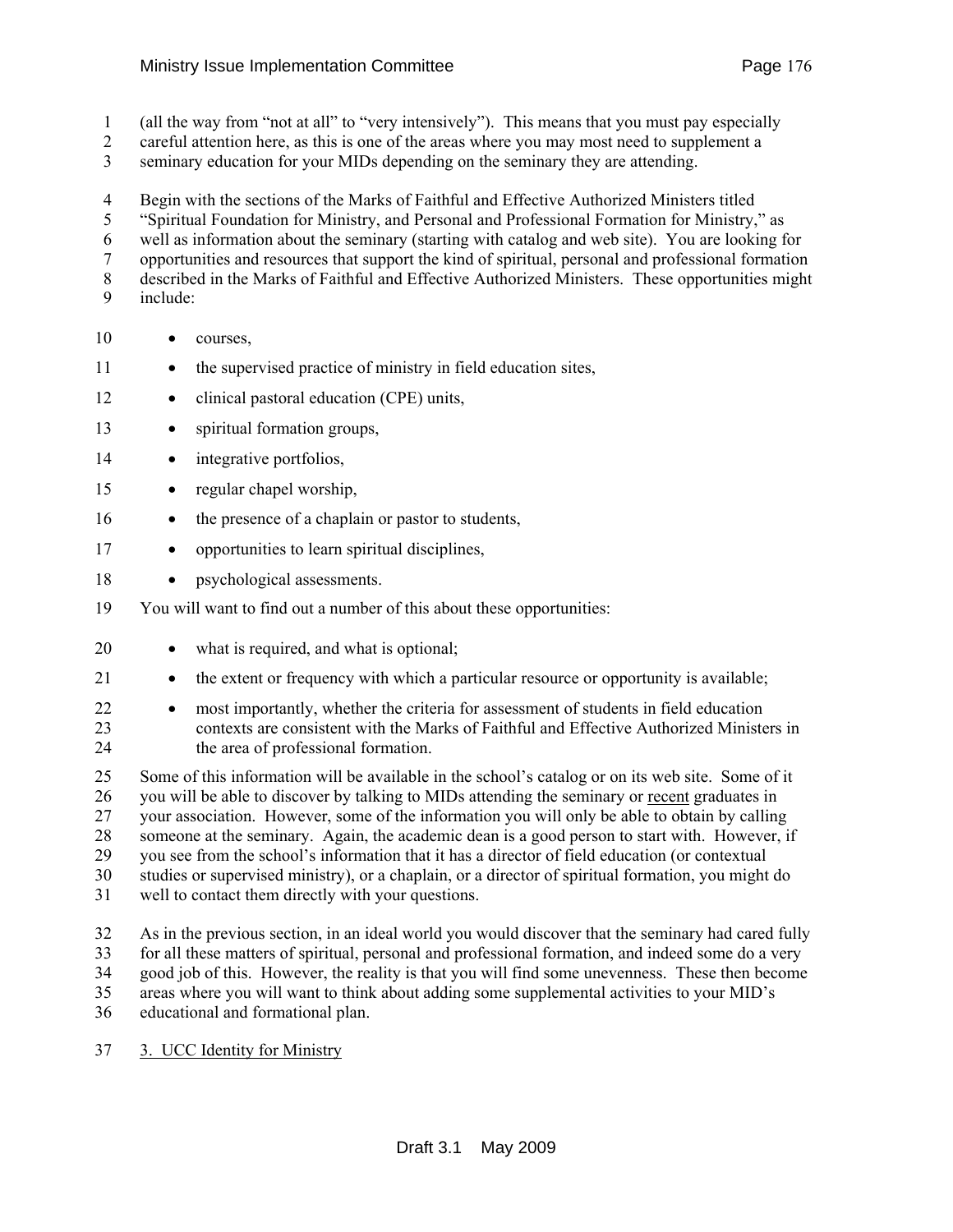(all the way from "not at all" to "very intensively"). This means that you must pay especially careful attention here, as this is one of the areas where you may most need to supplement a seminary education for your MIDs depending on the seminary they are attending.

Begin with the sections of the Marks of Faithful and Effective Authorized Ministers titled "Spiritual Foundation for Ministry, and Personal and Professional Formation for Ministry," as well as information about the seminary (starting with catalog and web site). You are looking for opportunities and resources that support the kind of spiritual, personal and professional formation described in the Marks of Faithful and Effective Authorized Ministers. These opportunities might include:

- courses,
- the supervised practice of ministry in field education sites,
- clinical pastoral education (CPE) units,
- spiritual formation groups,
- integrative portfolios,
- regular chapel worship,
- the presence of a chaplain or pastor to students,
- opportunities to learn spiritual disciplines,
- psychological assessments.

You will want to find out a number of this about these opportunities:

- what is required, and what is optional;
- the extent or frequency with which a particular resource or opportunity is available;
- most importantly, whether the criteria for assessment of students in field education contexts are consistent with the Marks of Faithful and Effective Authorized Ministers in the area of professional formation.

Some of this information will be available in the school's catalog or on its web site. Some of it you will be able to discover by talking to MIDs attending the seminary or <u>recent</u> graduates in your association. However, some of the information you will only be able to obtain by calling someone at the seminary. Again, the academic dean is a good person to start with. However, if you see from the school's information that it has a director of field education (or contextual studies or supervised ministry), or a chaplain, or a director of spiritual formation, you might do well to contact them directly with your questions.

As in the previous section, in an ideal world you would discover that the seminary had cared fully for all these matters of spiritual, personal and professional formation, and indeed some do a very good job of this. However, the reality is that you will find some unevenness. These then become areas where you will want to think about adding some supplemental activities to your MID's educational and formational plan.

<u>3. UCC Identity for Ministry</u>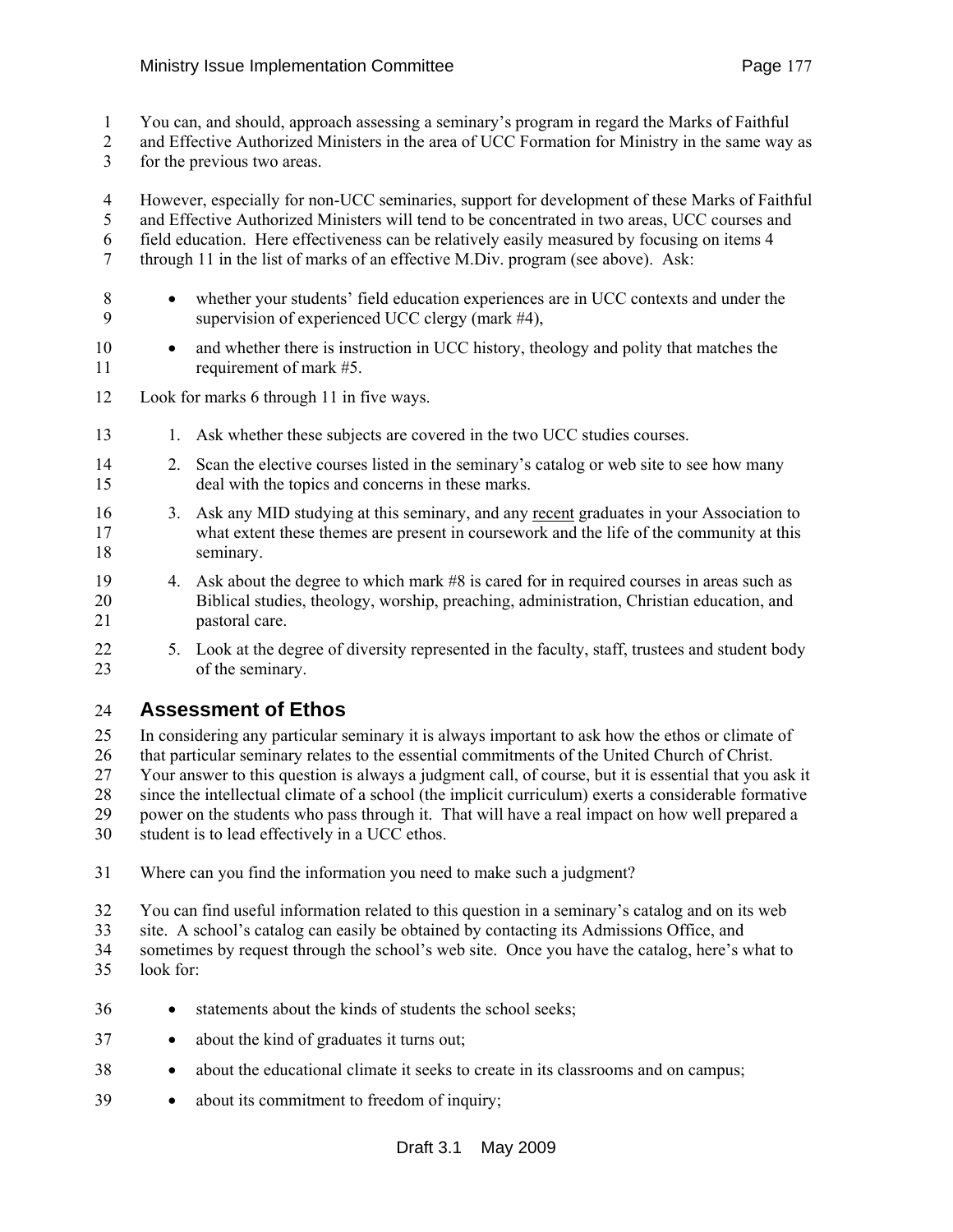You can, and should, approach assessing a seminary's program in regard the Marks of Faithful and Effective Authorized Ministers in the area of UCC Formation for Ministry in the same way as for the previous two areas.

However, especially for non-UCC seminaries, support for development of these Marks of Faithful and Effective Authorized Ministers will tend to be concentrated in two areas, UCC courses and field education. Here effectiveness can be relatively easily measured by focusing on items 4 through 11 in the list of marks of an effective M.Div. program (see above). Ask:

- whether your students' field education experiences are in UCC contexts and under the supervision of experienced UCC clergy (mark #4),
- and whether there is instruction in UCC history, theology and polity that matches the requirement of mark #5.

Look for marks 6 through 11 in five ways.

1. Ask whether these subjects are covered in the two UCC studies courses.
2. Scan the elective courses listed in the seminary's catalog or web site to see how many deal with the topics and concerns in these marks.
3. Ask any MID studying at this seminary, and any recent graduates in your Association to what extent these themes are present in coursework and the life of the community at this seminary.
4. Ask about the degree to which mark #8 is cared for in required courses in areas such as Biblical studies, theology, worship, preaching, administration, Christian education, and pastoral care.
5. Look at the degree of diversity represented in the faculty, staff, trustees and student body of the seminary.

## Assessment of Ethos

In considering any particular seminary it is always important to ask how the ethos or climate of that particular seminary relates to the essential commitments of the United Church of Christ. Your answer to this question is always a judgment call, of course, but it is essential that you ask it since the intellectual climate of a school (the implicit curriculum) exerts a considerable formative power on the students who pass through it. That will have a real impact on how well prepared a student is to lead effectively in a UCC ethos.

Where can you find the information you need to make such a judgment?

You can find useful information related to this question in a seminary's catalog and on its web site. A school's catalog can easily be obtained by contacting its Admissions Office, and sometimes by request through the school's web site. Once you have the catalog, here's what to look for:

- statements about the kinds of students the school seeks;
- about the kind of graduates it turns out;
- about the educational climate it seeks to create in its classrooms and on campus;
- about its commitment to freedom of inquiry;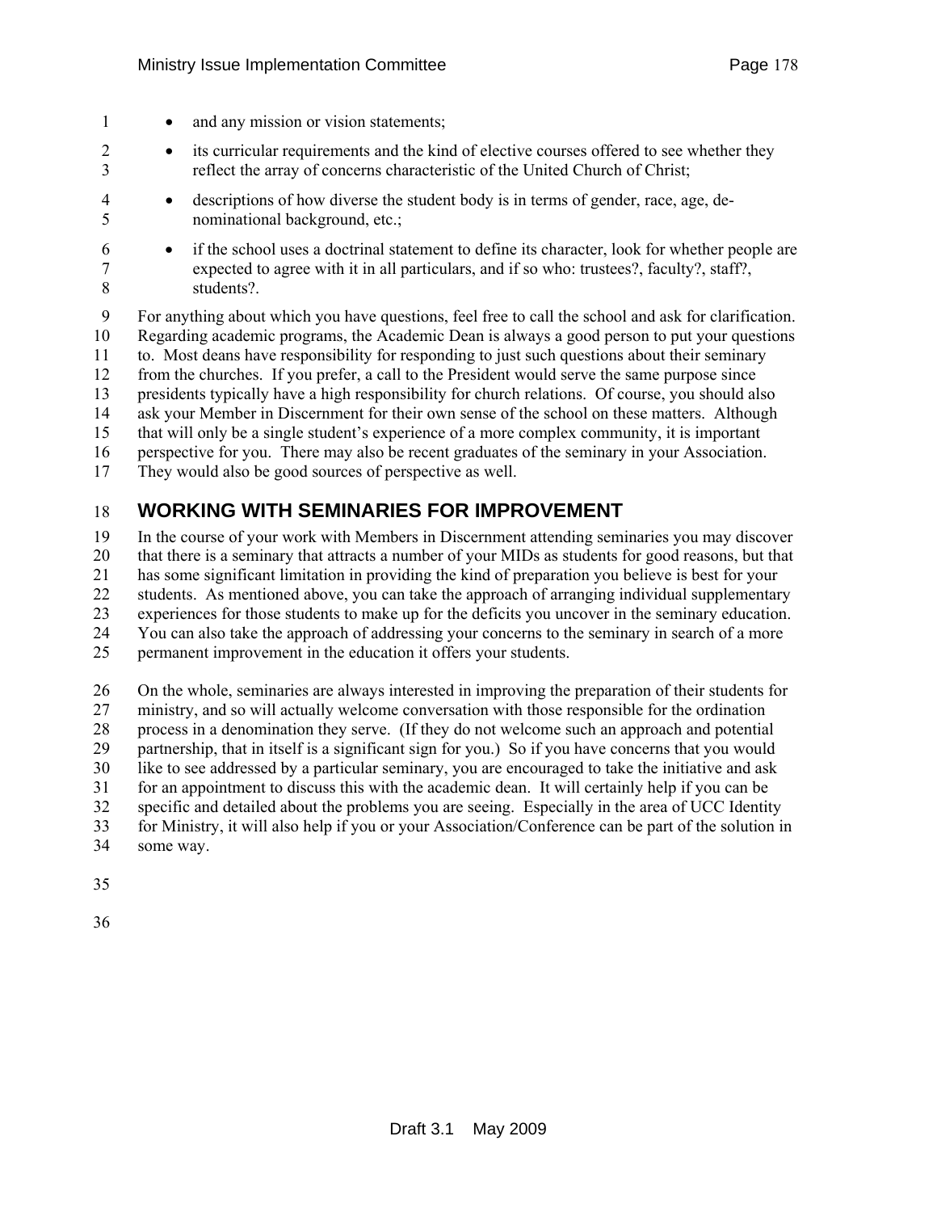- and any mission or vision statements;
- its curricular requirements and the kind of elective courses offered to see whether they reflect the array of concerns characteristic of the United Church of Christ;
- descriptions of how diverse the student body is in terms of gender, race, age, denominational background, etc.;
- if the school uses a doctrinal statement to define its character, look for whether people are expected to agree with it in all particulars, and if so who: trustees?, faculty?, staff?, students?.

For anything about which you have questions, feel free to call the school and ask for clarification. Regarding academic programs, the Academic Dean is always a good person to put your questions to. Most deans have responsibility for responding to just such questions about their seminary from the churches. If you prefer, a call to the President would serve the same purpose since presidents typically have a high responsibility for church relations. Of course, you should also ask your Member in Discernment for their own sense of the school on these matters. Although that will only be a single student's experience of a more complex community, it is important perspective for you. There may also be recent graduates of the seminary in your Association. They would also be good sources of perspective as well.

## WORKING WITH SEMINARIES FOR IMPROVEMENT

In the course of your work with Members in Discernment attending seminaries you may discover that there is a seminary that attracts a number of your MIDs as students for good reasons, but that has some significant limitation in providing the kind of preparation you believe is best for your students. As mentioned above, you can take the approach of arranging individual supplementary experiences for those students to make up for the deficits you uncover in the seminary education. You can also take the approach of addressing your concerns to the seminary in search of a more permanent improvement in the education it offers your students.

On the whole, seminaries are always interested in improving the preparation of their students for ministry, and so will actually welcome conversation with those responsible for the ordination process in a denomination they serve. (If they do not welcome such an approach and potential partnership, that in itself is a significant sign for you.) So if you have concerns that you would like to see addressed by a particular seminary, you are encouraged to take the initiative and ask for an appointment to discuss this with the academic dean. It will certainly help if you can be specific and detailed about the problems you are seeing. Especially in the area of UCC Identity for Ministry, it will also help if you or your Association/Conference can be part of the solution in some way.